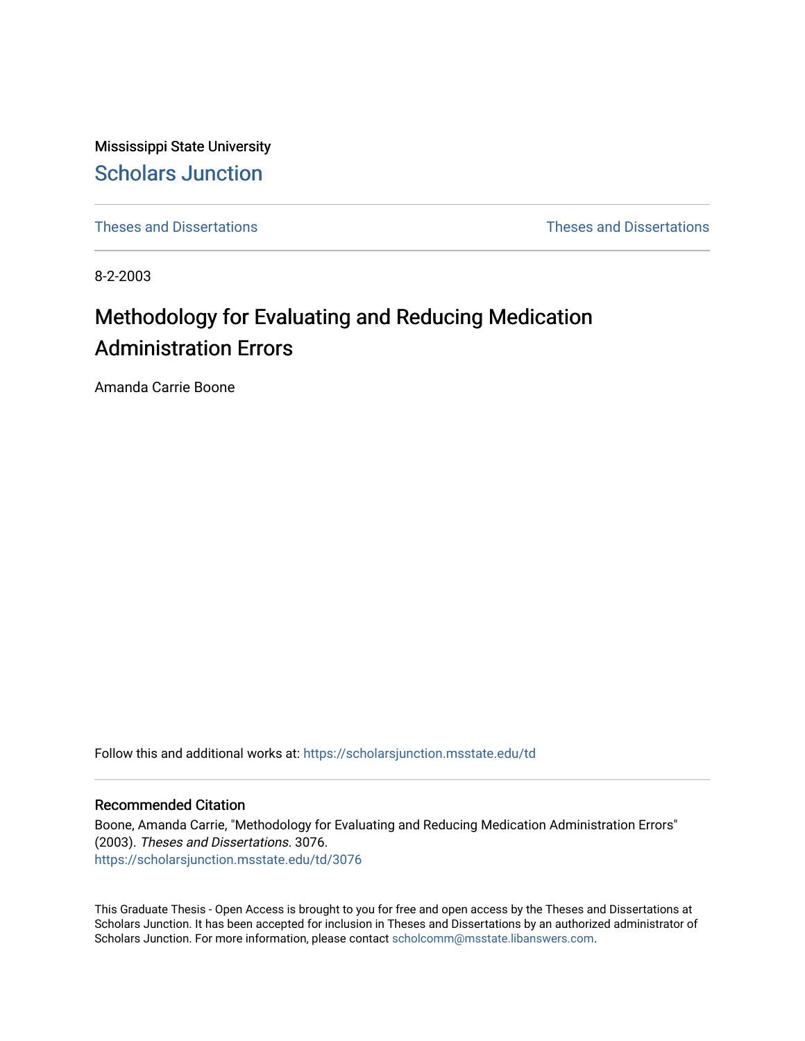Mississippi State University

## Scholars Junction

Theses and Dissertations | Theses and Dissertations

8-2-2003

# Methodology for Evaluating and Reducing Medication Administration Errors

Amanda Carrie Boone

Follow this and additional works at: https://scholarsjunction.msstate.edu/td

### Recommended Citation

Boone, Amanda Carrie, "Methodology for Evaluating and Reducing Medication Administration Errors" (2003). *Theses and Dissertations*. 3076.
https://scholarsjunction.msstate.edu/td/3076

This Graduate Thesis - Open Access is brought to you for free and open access by the Theses and Dissertations at Scholars Junction. It has been accepted for inclusion in Theses and Dissertations by an authorized administrator of Scholars Junction. For more information, please contact scholcomm@msstate.libanswers.com.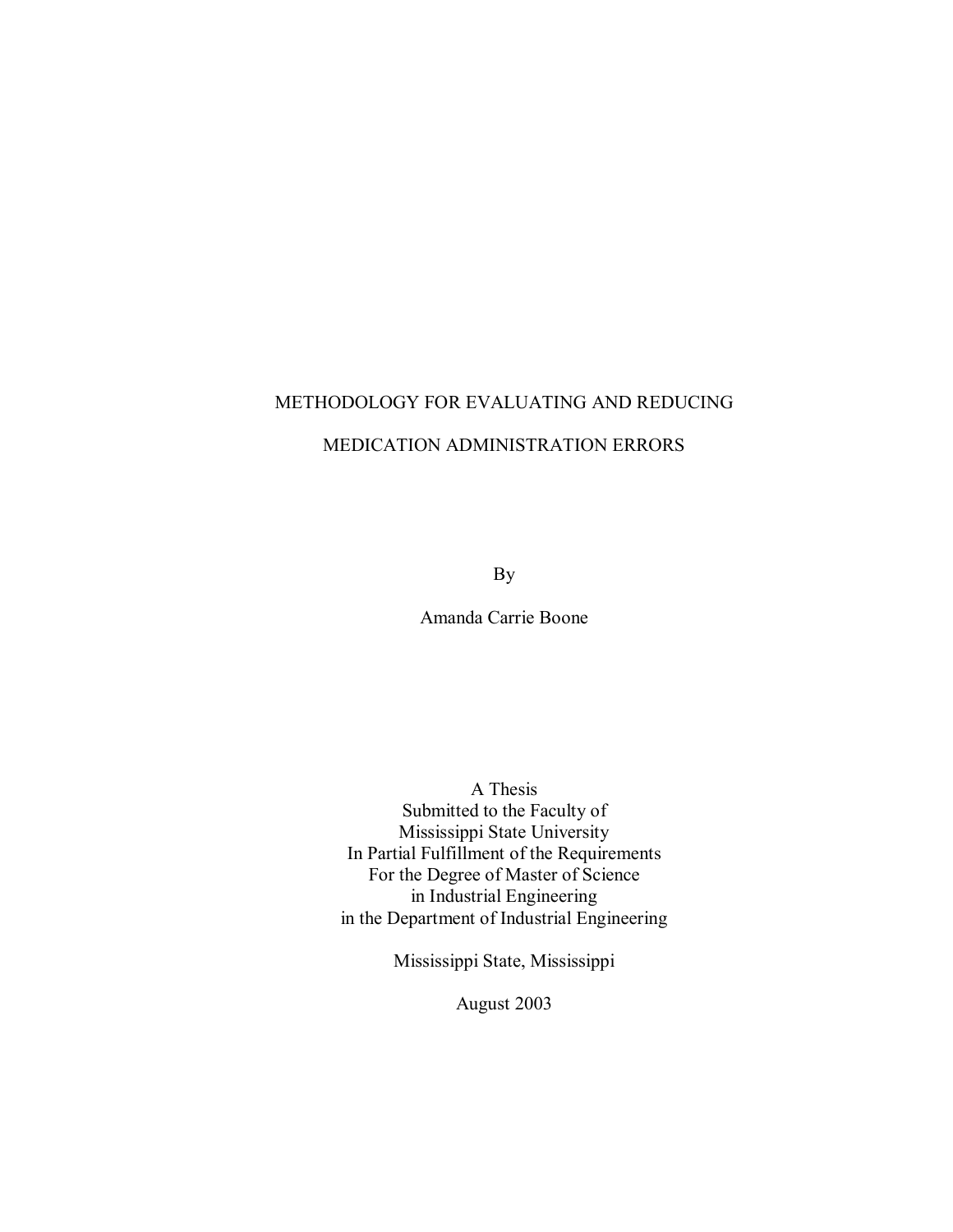# METHODOLOGY FOR EVALUATING AND REDUCING MEDICATION ADMINISTRATION ERRORS

By

Amanda Carrie Boone

A Thesis
Submitted to the Faculty of
Mississippi State University
In Partial Fulfillment of the Requirements
For the Degree of Master of Science
in Industrial Engineering
in the Department of Industrial Engineering

Mississippi State, Mississippi

August 2003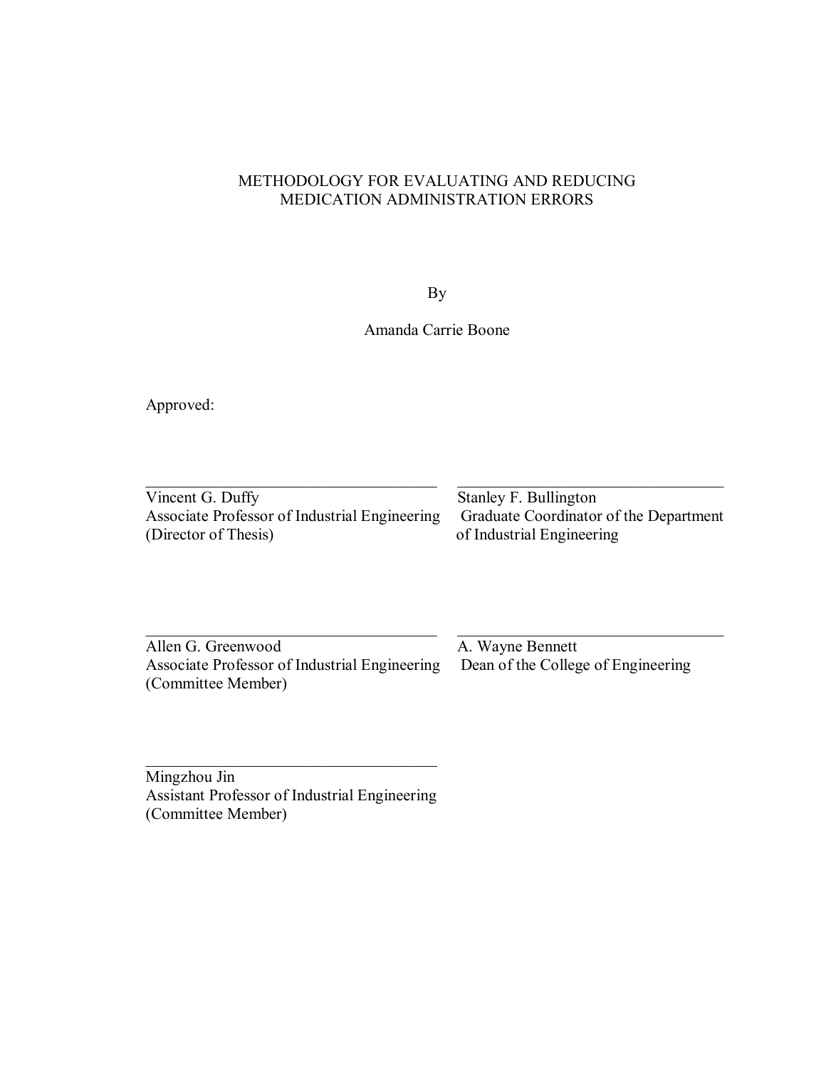METHODOLOGY FOR EVALUATING AND REDUCING MEDICATION ADMINISTRATION ERRORS

By

Amanda Carrie Boone

Approved:

\_\_\_\_\_\_\_\_\_\_\_\_\_\_\_\_\_\_\_\_\_\_\_\_\_\_\_\_\_\_\_\_\_\_\_
Vincent G. Duffy
Associate Professor of Industrial Engineering
(Director of Thesis)

\_\_\_\_\_\_\_\_\_\_\_\_\_\_\_\_\_\_\_\_\_\_\_\_\_\_\_\_\_\_\_\_\_\_\_
Stanley F. Bullington
Graduate Coordinator of the Department of Industrial Engineering

\_\_\_\_\_\_\_\_\_\_\_\_\_\_\_\_\_\_\_\_\_\_\_\_\_\_\_\_\_\_\_\_\_\_\_
Allen G. Greenwood
Associate Professor of Industrial Engineering
(Committee Member)

\_\_\_\_\_\_\_\_\_\_\_\_\_\_\_\_\_\_\_\_\_\_\_\_\_\_\_\_\_\_\_\_\_\_\_
A. Wayne Bennett
Dean of the College of Engineering

\_\_\_\_\_\_\_\_\_\_\_\_\_\_\_\_\_\_\_\_\_\_\_\_\_\_\_\_\_\_\_\_\_\_\_
Mingzhou Jin
Assistant Professor of Industrial Engineering
(Committee Member)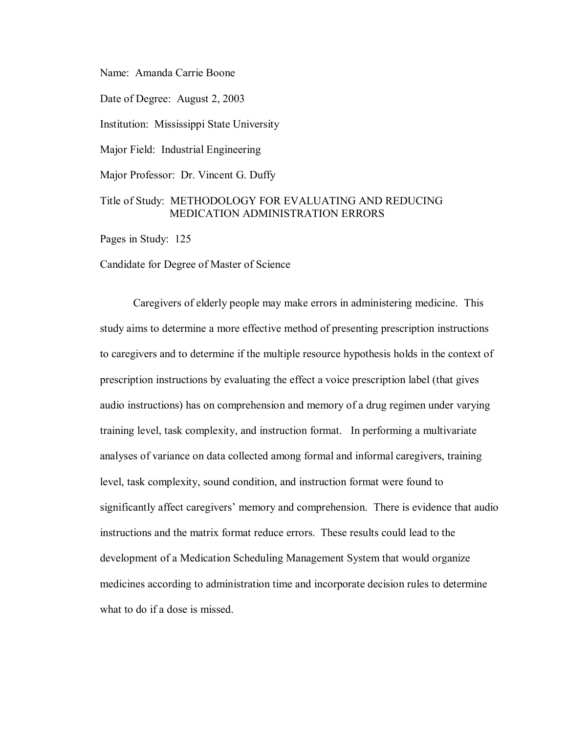Name: Amanda Carrie Boone

Date of Degree: August 2, 2003

Institution: Mississippi State University

Major Field: Industrial Engineering

Major Professor: Dr. Vincent G. Duffy

Title of Study: METHODOLOGY FOR EVALUATING AND REDUCING MEDICATION ADMINISTRATION ERRORS

Pages in Study: 125

Candidate for Degree of Master of Science

Caregivers of elderly people may make errors in administering medicine. This study aims to determine a more effective method of presenting prescription instructions to caregivers and to determine if the multiple resource hypothesis holds in the context of prescription instructions by evaluating the effect a voice prescription label (that gives audio instructions) has on comprehension and memory of a drug regimen under varying training level, task complexity, and instruction format. In performing a multivariate analyses of variance on data collected among formal and informal caregivers, training level, task complexity, sound condition, and instruction format were found to significantly affect caregivers' memory and comprehension. There is evidence that audio instructions and the matrix format reduce errors. These results could lead to the development of a Medication Scheduling Management System that would organize medicines according to administration time and incorporate decision rules to determine what to do if a dose is missed.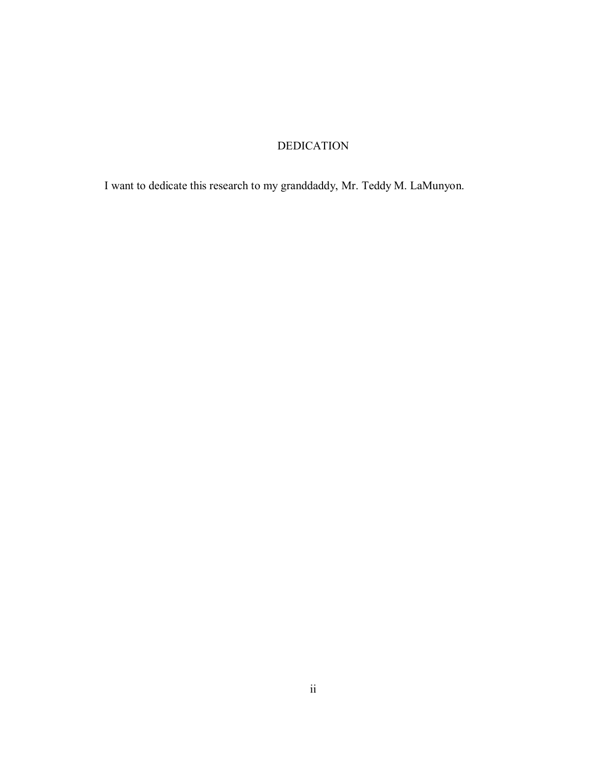# DEDICATION

I want to dedicate this research to my granddaddy, Mr. Teddy M. LaMunyon.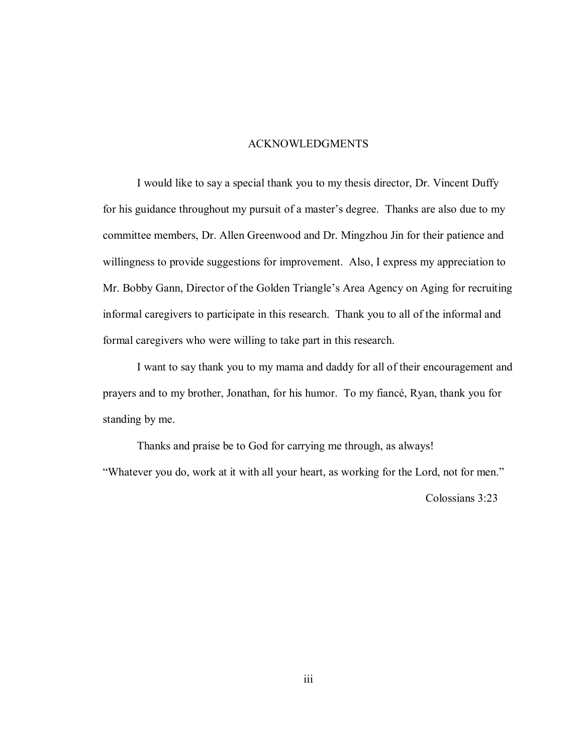# ACKNOWLEDGMENTS

I would like to say a special thank you to my thesis director, Dr. Vincent Duffy for his guidance throughout my pursuit of a master's degree. Thanks are also due to my committee members, Dr. Allen Greenwood and Dr. Mingzhou Jin for their patience and willingness to provide suggestions for improvement. Also, I express my appreciation to Mr. Bobby Gann, Director of the Golden Triangle's Area Agency on Aging for recruiting informal caregivers to participate in this research. Thank you to all of the informal and formal caregivers who were willing to take part in this research.

I want to say thank you to my mama and daddy for all of their encouragement and prayers and to my brother, Jonathan, for his humor. To my fiancé, Ryan, thank you for standing by me.

Thanks and praise be to God for carrying me through, as always!

"Whatever you do, work at it with all your heart, as working for the Lord, not for men."

Colossians 3:23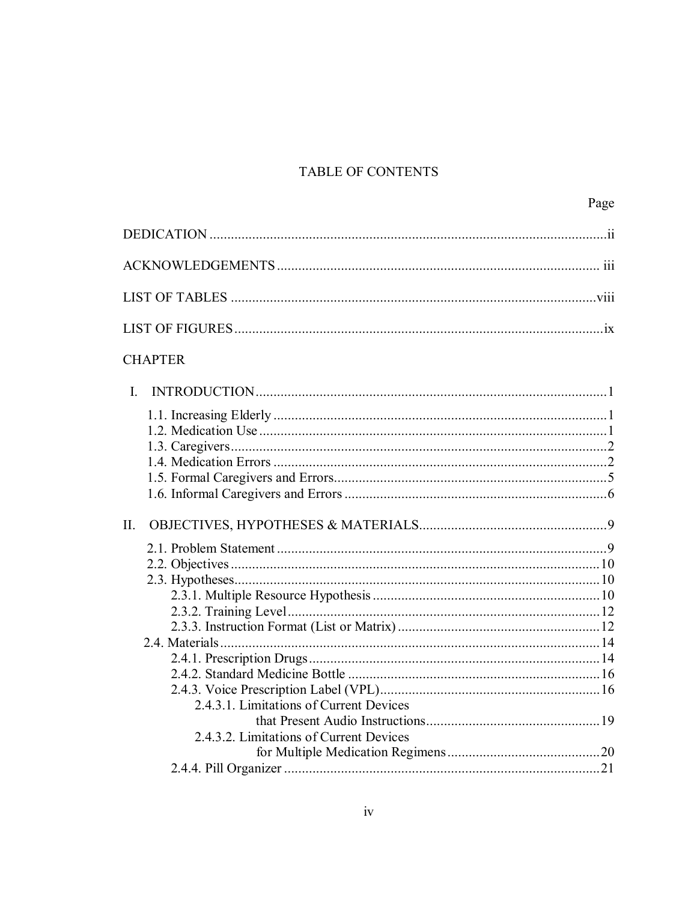# TABLE OF CONTENTS

Page

DEDICATION ..................................................................................................ii

ACKNOWLEDGEMENTS .............................................................................. iii

LIST OF TABLES .........................................................................................viii

LIST OF FIGURES .........................................................................................ix

CHAPTER

I. INTRODUCTION ........................................................................................1

- 1.1. Increasing Elderly ..................................................................................1
- 1.2. Medication Use ......................................................................................1
- 1.3. Caregivers ..............................................................................................2
- 1.4. Medication Errors ..................................................................................2
- 1.5. Formal Caregivers and Errors ................................................................5
- 1.6. Informal Caregivers and Errors .............................................................6

II. OBJECTIVES, HYPOTHESES & MATERIALS .........................................9

- 2.1. Problem Statement .................................................................................9
- 2.2. Objectives ............................................................................................10
- 2.3. Hypotheses ..........................................................................................10
  - 2.3.1. Multiple Resource Hypothesis .....................................................10
  - 2.3.2. Training Level .............................................................................12
  - 2.3.3. Instruction Format (List or Matrix) .............................................12
- 2.4. Materials ..............................................................................................14
  - 2.4.1. Prescription Drugs .......................................................................14
  - 2.4.2. Standard Medicine Bottle ............................................................16
  - 2.4.3. Voice Prescription Label (VPL) ..................................................16
    - 2.4.3.1. Limitations of Current Devices that Present Audio Instructions ..........................................19
    - 2.4.3.2. Limitations of Current Devices for Multiple Medication Regimens ..................................20
  - 2.4.4. Pill Organizer ..............................................................................21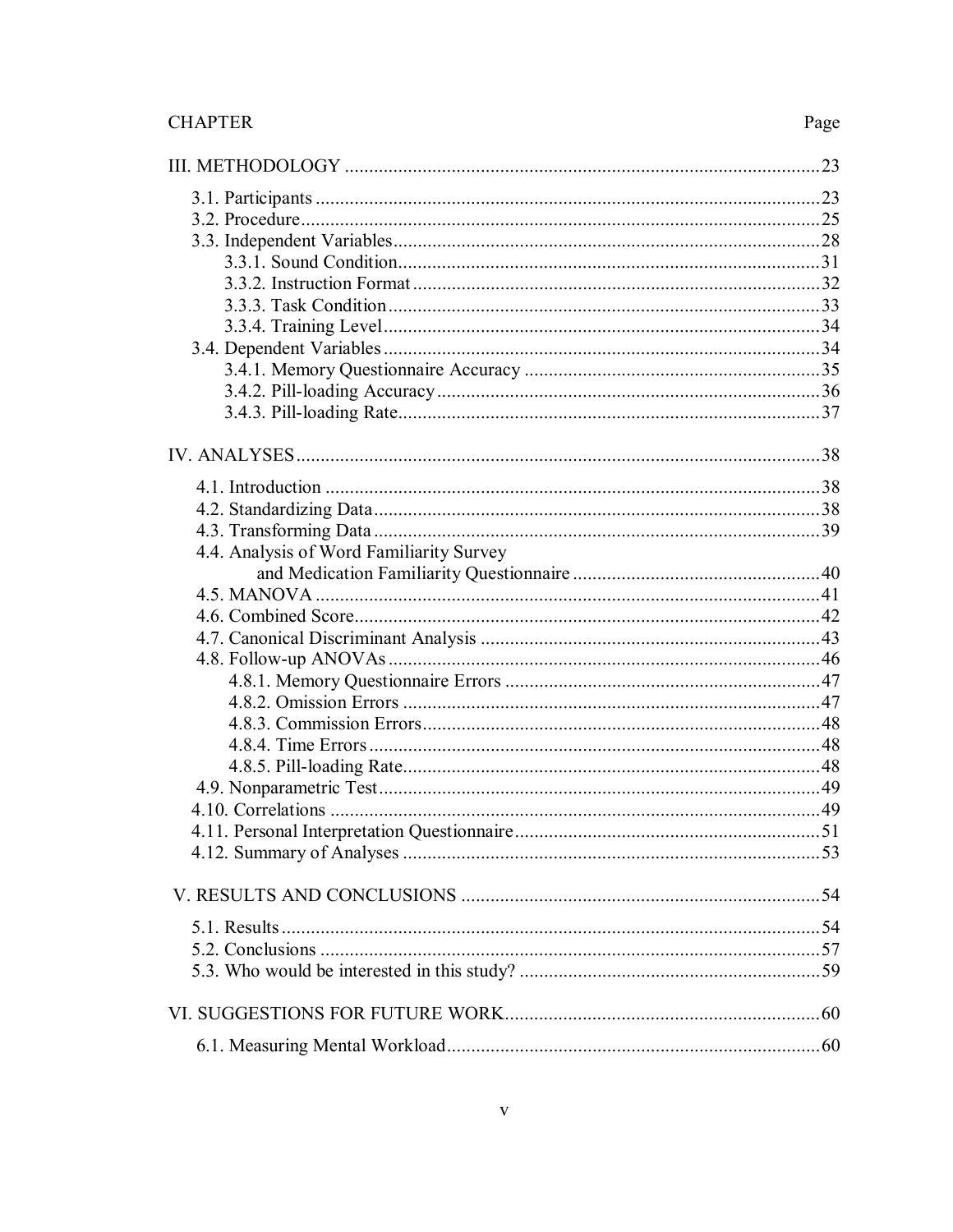| CHAPTER | Page |
|---|---|
| III. METHODOLOGY | 23 |
| 3.1. Participants | 23 |
| 3.2. Procedure | 25 |
| 3.3. Independent Variables | 28 |
| 3.3.1. Sound Condition | 31 |
| 3.3.2. Instruction Format | 32 |
| 3.3.3. Task Condition | 33 |
| 3.3.4. Training Level | 34 |
| 3.4. Dependent Variables | 34 |
| 3.4.1. Memory Questionnaire Accuracy | 35 |
| 3.4.2. Pill-loading Accuracy | 36 |
| 3.4.3. Pill-loading Rate | 37 |
| IV. ANALYSES | 38 |
| 4.1. Introduction | 38 |
| 4.2. Standardizing Data | 38 |
| 4.3. Transforming Data | 39 |
| 4.4. Analysis of Word Familiarity Survey and Medication Familiarity Questionnaire | 40 |
| 4.5. MANOVA | 41 |
| 4.6. Combined Score | 42 |
| 4.7. Canonical Discriminant Analysis | 43 |
| 4.8. Follow-up ANOVAs | 46 |
| 4.8.1. Memory Questionnaire Errors | 47 |
| 4.8.2. Omission Errors | 47 |
| 4.8.3. Commission Errors | 48 |
| 4.8.4. Time Errors | 48 |
| 4.8.5. Pill-loading Rate | 48 |
| 4.9. Nonparametric Test | 49 |
| 4.10. Correlations | 49 |
| 4.11. Personal Interpretation Questionnaire | 51 |
| 4.12. Summary of Analyses | 53 |
| V. RESULTS AND CONCLUSIONS | 54 |
| 5.1. Results | 54 |
| 5.2. Conclusions | 57 |
| 5.3. Who would be interested in this study? | 59 |
| VI. SUGGESTIONS FOR FUTURE WORK | 60 |
| 6.1. Measuring Mental Workload | 60 |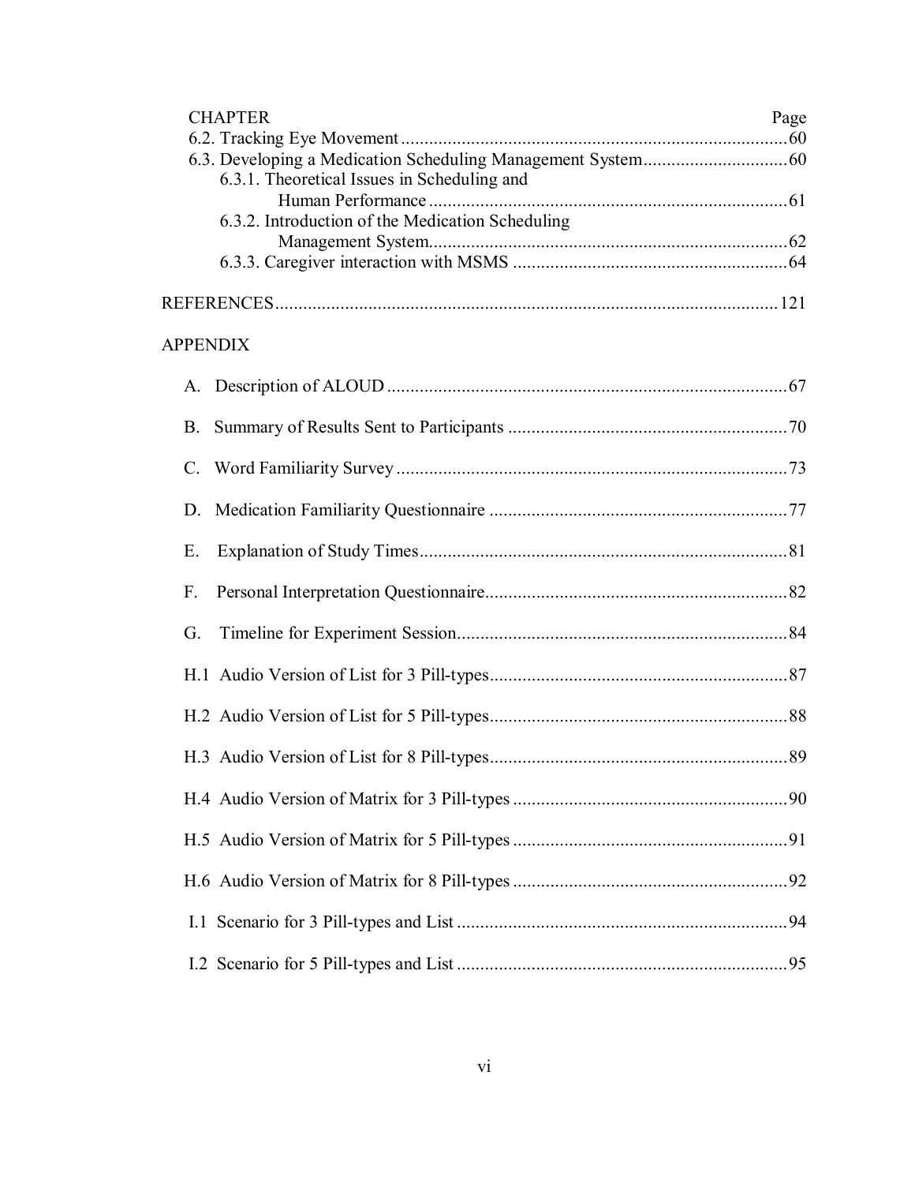| CHAPTER | Page |
| --- | --- |
| 6.2. Tracking Eye Movement | 60 |
| 6.3. Developing a Medication Scheduling Management System | 60 |
| 6.3.1. Theoretical Issues in Scheduling and Human Performance | 61 |
| 6.3.2. Introduction of the Medication Scheduling Management System | 62 |
| 6.3.3. Caregiver interaction with MSMS | 64 |
| REFERENCES | 121 |
| APPENDIX | |
| A. Description of ALOUD | 67 |
| B. Summary of Results Sent to Participants | 70 |
| C. Word Familiarity Survey | 73 |
| D. Medication Familiarity Questionnaire | 77 |
| E. Explanation of Study Times | 81 |
| F. Personal Interpretation Questionnaire | 82 |
| G. Timeline for Experiment Session | 84 |
| H.1 Audio Version of List for 3 Pill-types | 87 |
| H.2 Audio Version of List for 5 Pill-types | 88 |
| H.3 Audio Version of List for 8 Pill-types | 89 |
| H.4 Audio Version of Matrix for 3 Pill-types | 90 |
| H.5 Audio Version of Matrix for 5 Pill-types | 91 |
| H.6 Audio Version of Matrix for 8 Pill-types | 92 |
| I.1 Scenario for 3 Pill-types and List | 94 |
| I.2 Scenario for 5 Pill-types and List | 95 |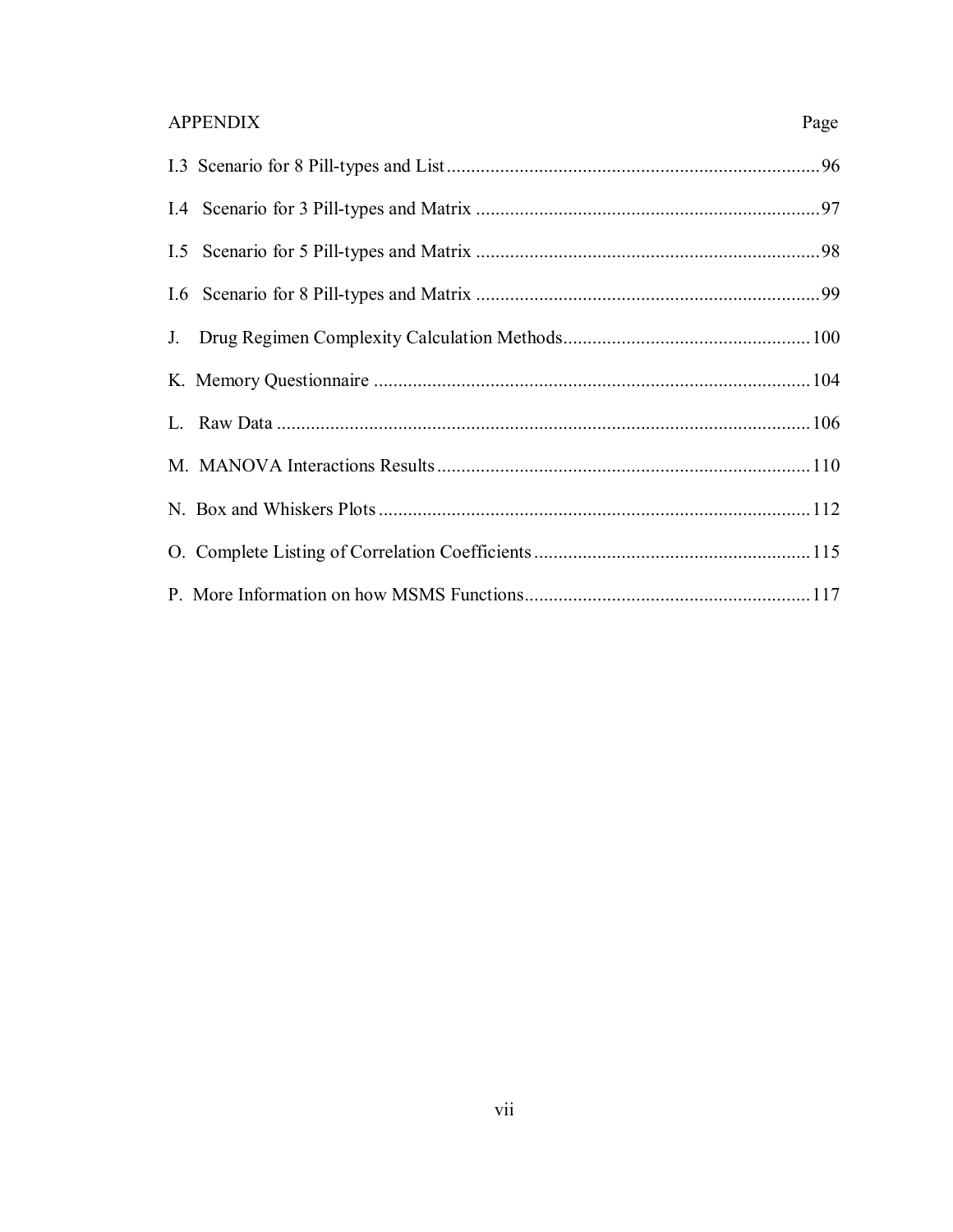| APPENDIX | Page |
| --- | --- |
| I.3 Scenario for 8 Pill-types and List | 96 |
| I.4 Scenario for 3 Pill-types and Matrix | 97 |
| I.5 Scenario for 5 Pill-types and Matrix | 98 |
| I.6 Scenario for 8 Pill-types and Matrix | 99 |
| J. Drug Regimen Complexity Calculation Methods | 100 |
| K. Memory Questionnaire | 104 |
| L. Raw Data | 106 |
| M. MANOVA Interactions Results | 110 |
| N. Box and Whiskers Plots | 112 |
| O. Complete Listing of Correlation Coefficients | 115 |
| P. More Information on how MSMS Functions | 117 |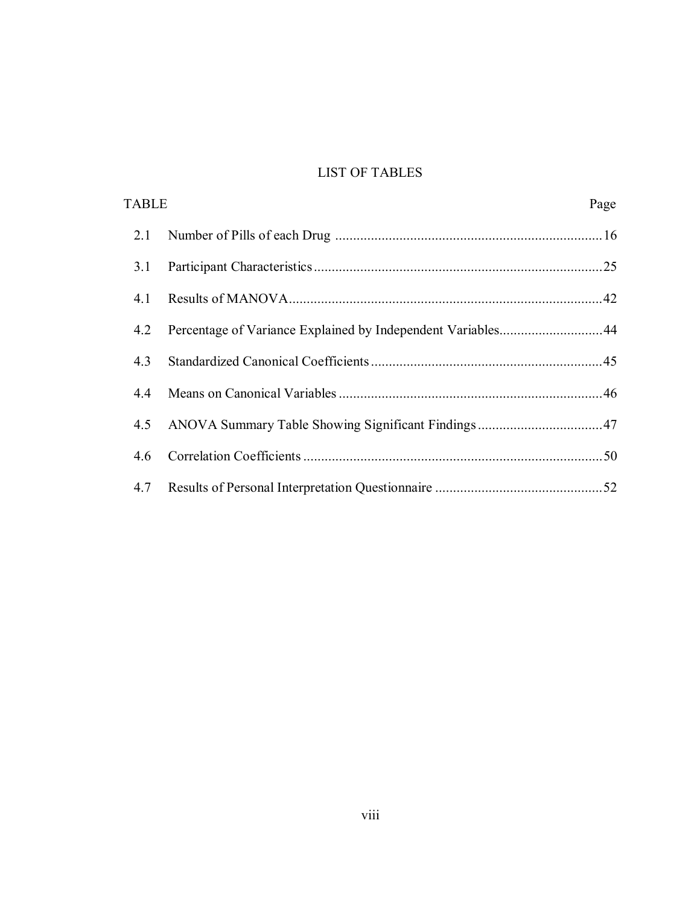# LIST OF TABLES

| TABLE | | Page |
|---|---|---|
| 2.1 | Number of Pills of each Drug | 16 |
| 3.1 | Participant Characteristics | 25 |
| 4.1 | Results of MANOVA | 42 |
| 4.2 | Percentage of Variance Explained by Independent Variables | 44 |
| 4.3 | Standardized Canonical Coefficients | 45 |
| 4.4 | Means on Canonical Variables | 46 |
| 4.5 | ANOVA Summary Table Showing Significant Findings | 47 |
| 4.6 | Correlation Coefficients | 50 |
| 4.7 | Results of Personal Interpretation Questionnaire | 52 |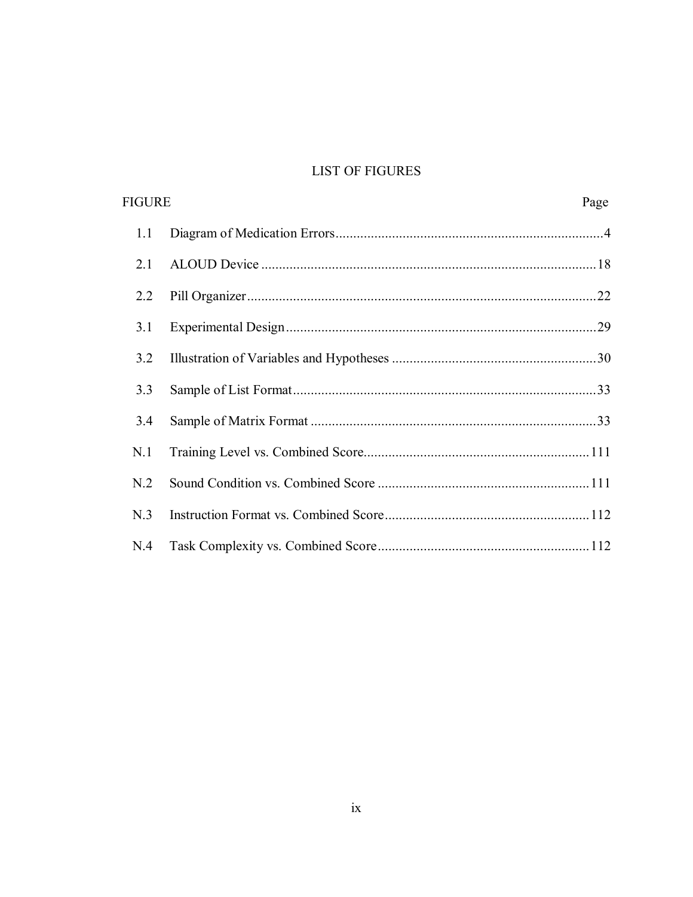# LIST OF FIGURES

| FIGURE | | Page |
|---|---|---|
| 1.1 | Diagram of Medication Errors | 4 |
| 2.1 | ALOUD Device | 18 |
| 2.2 | Pill Organizer | 22 |
| 3.1 | Experimental Design | 29 |
| 3.2 | Illustration of Variables and Hypotheses | 30 |
| 3.3 | Sample of List Format | 33 |
| 3.4 | Sample of Matrix Format | 33 |
| N.1 | Training Level vs. Combined Score | 111 |
| N.2 | Sound Condition vs. Combined Score | 111 |
| N.3 | Instruction Format vs. Combined Score | 112 |
| N.4 | Task Complexity vs. Combined Score | 112 |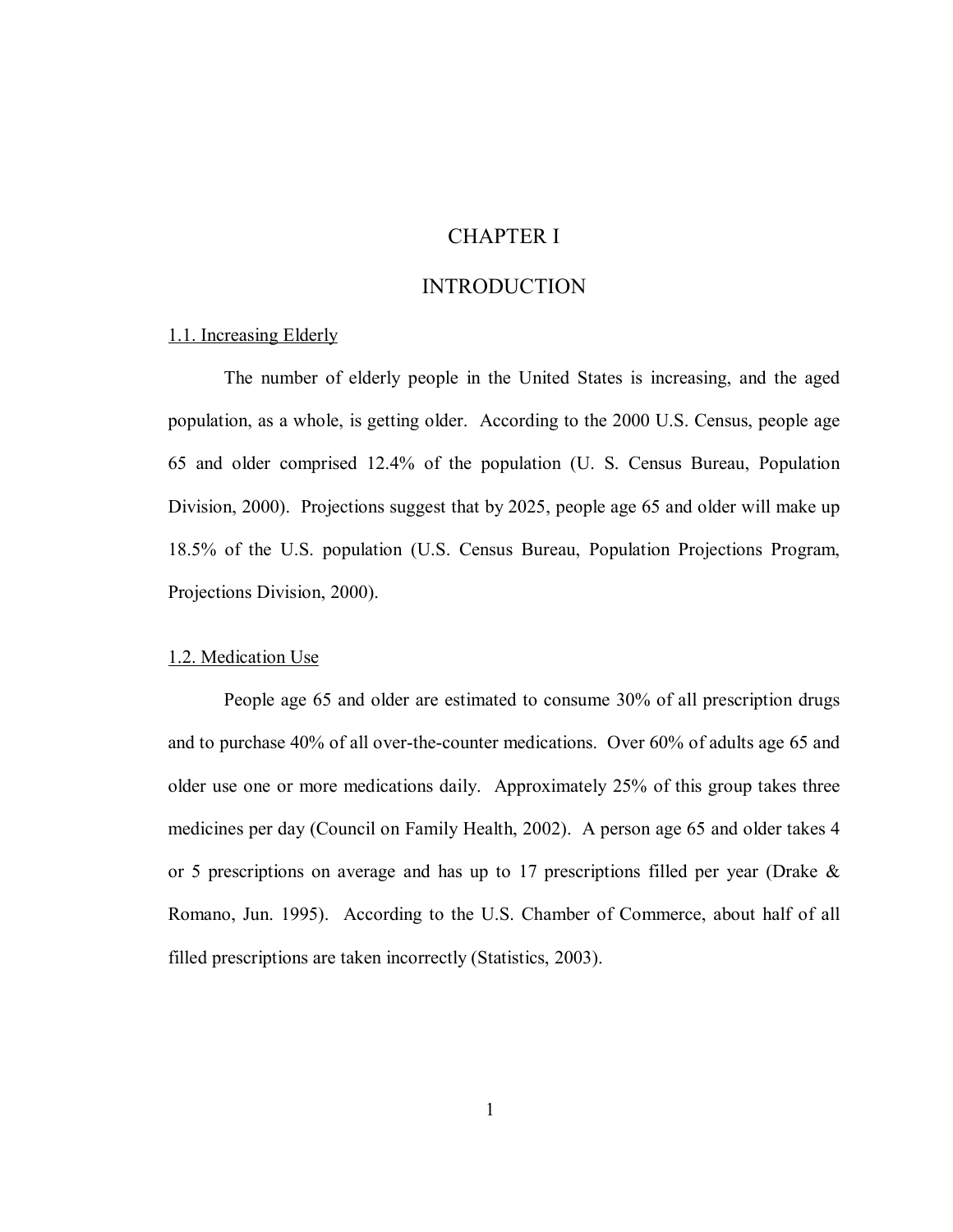# CHAPTER I

# INTRODUCTION

## 1.1. Increasing Elderly

The number of elderly people in the United States is increasing, and the aged population, as a whole, is getting older. According to the 2000 U.S. Census, people age 65 and older comprised 12.4% of the population (U. S. Census Bureau, Population Division, 2000). Projections suggest that by 2025, people age 65 and older will make up 18.5% of the U.S. population (U.S. Census Bureau, Population Projections Program, Projections Division, 2000).

## 1.2. Medication Use

People age 65 and older are estimated to consume 30% of all prescription drugs and to purchase 40% of all over-the-counter medications. Over 60% of adults age 65 and older use one or more medications daily. Approximately 25% of this group takes three medicines per day (Council on Family Health, 2002). A person age 65 and older takes 4 or 5 prescriptions on average and has up to 17 prescriptions filled per year (Drake & Romano, Jun. 1995). According to the U.S. Chamber of Commerce, about half of all filled prescriptions are taken incorrectly (Statistics, 2003).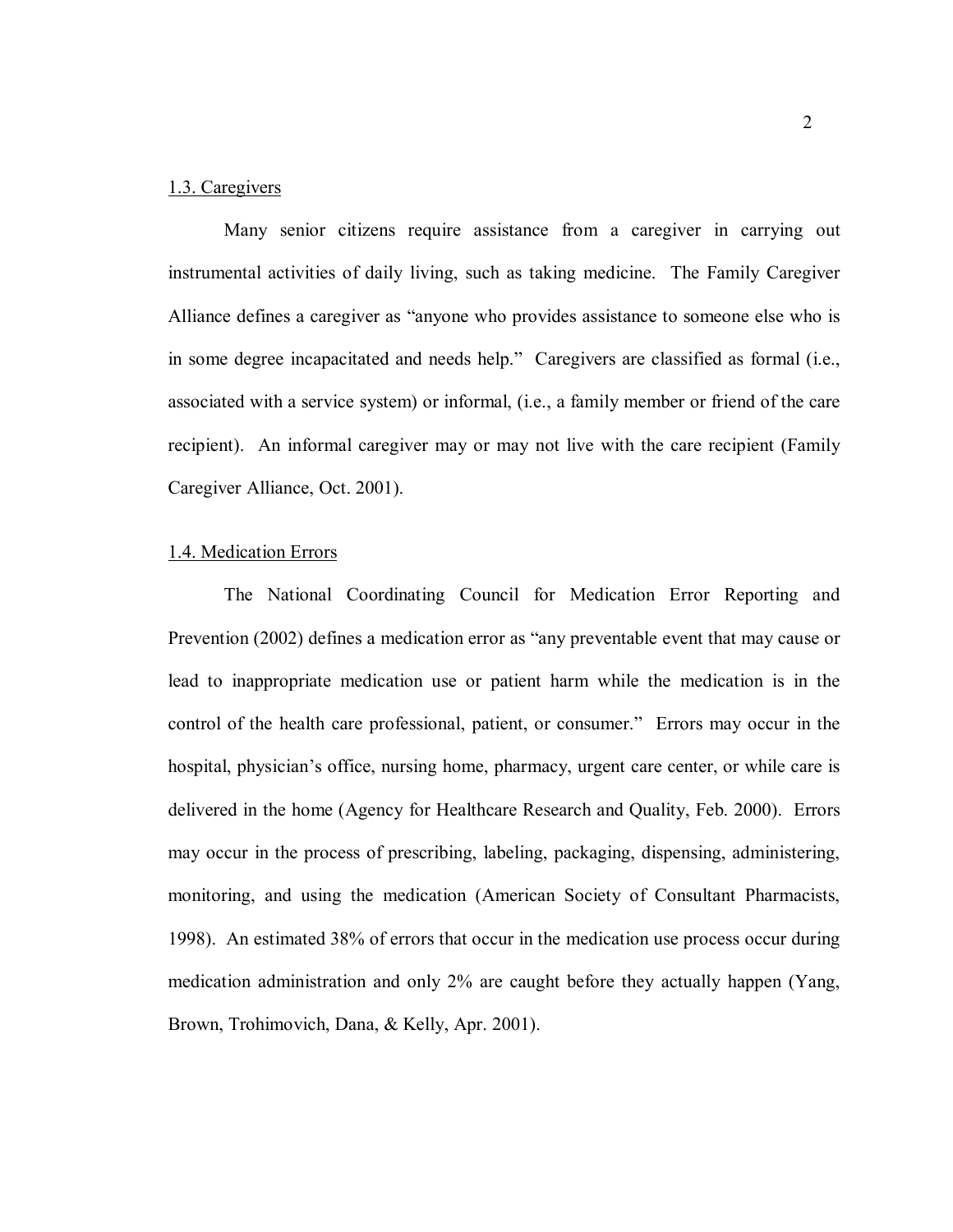## 1.3. Caregivers

Many senior citizens require assistance from a caregiver in carrying out instrumental activities of daily living, such as taking medicine. The Family Caregiver Alliance defines a caregiver as "anyone who provides assistance to someone else who is in some degree incapacitated and needs help." Caregivers are classified as formal (i.e., associated with a service system) or informal, (i.e., a family member or friend of the care recipient). An informal caregiver may or may not live with the care recipient (Family Caregiver Alliance, Oct. 2001).

## 1.4. Medication Errors

The National Coordinating Council for Medication Error Reporting and Prevention (2002) defines a medication error as "any preventable event that may cause or lead to inappropriate medication use or patient harm while the medication is in the control of the health care professional, patient, or consumer." Errors may occur in the hospital, physician's office, nursing home, pharmacy, urgent care center, or while care is delivered in the home (Agency for Healthcare Research and Quality, Feb. 2000). Errors may occur in the process of prescribing, labeling, packaging, dispensing, administering, monitoring, and using the medication (American Society of Consultant Pharmacists, 1998). An estimated 38% of errors that occur in the medication use process occur during medication administration and only 2% are caught before they actually happen (Yang, Brown, Trohimovich, Dana, & Kelly, Apr. 2001).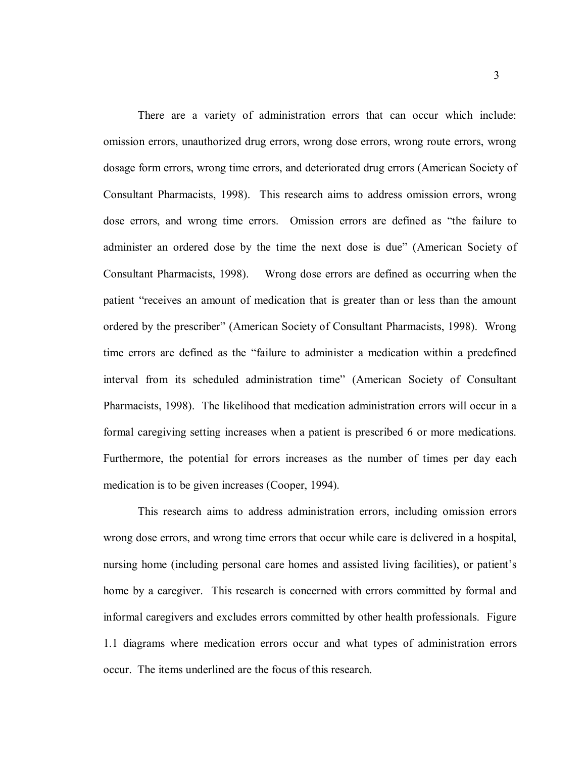There are a variety of administration errors that can occur which include: omission errors, unauthorized drug errors, wrong dose errors, wrong route errors, wrong dosage form errors, wrong time errors, and deteriorated drug errors (American Society of Consultant Pharmacists, 1998). This research aims to address omission errors, wrong dose errors, and wrong time errors. Omission errors are defined as "the failure to administer an ordered dose by the time the next dose is due" (American Society of Consultant Pharmacists, 1998). Wrong dose errors are defined as occurring when the patient "receives an amount of medication that is greater than or less than the amount ordered by the prescriber" (American Society of Consultant Pharmacists, 1998). Wrong time errors are defined as the "failure to administer a medication within a predefined interval from its scheduled administration time" (American Society of Consultant Pharmacists, 1998). The likelihood that medication administration errors will occur in a formal caregiving setting increases when a patient is prescribed 6 or more medications. Furthermore, the potential for errors increases as the number of times per day each medication is to be given increases (Cooper, 1994).

This research aims to address administration errors, including omission errors wrong dose errors, and wrong time errors that occur while care is delivered in a hospital, nursing home (including personal care homes and assisted living facilities), or patient's home by a caregiver. This research is concerned with errors committed by formal and informal caregivers and excludes errors committed by other health professionals. Figure 1.1 diagrams where medication errors occur and what types of administration errors occur. The items underlined are the focus of this research.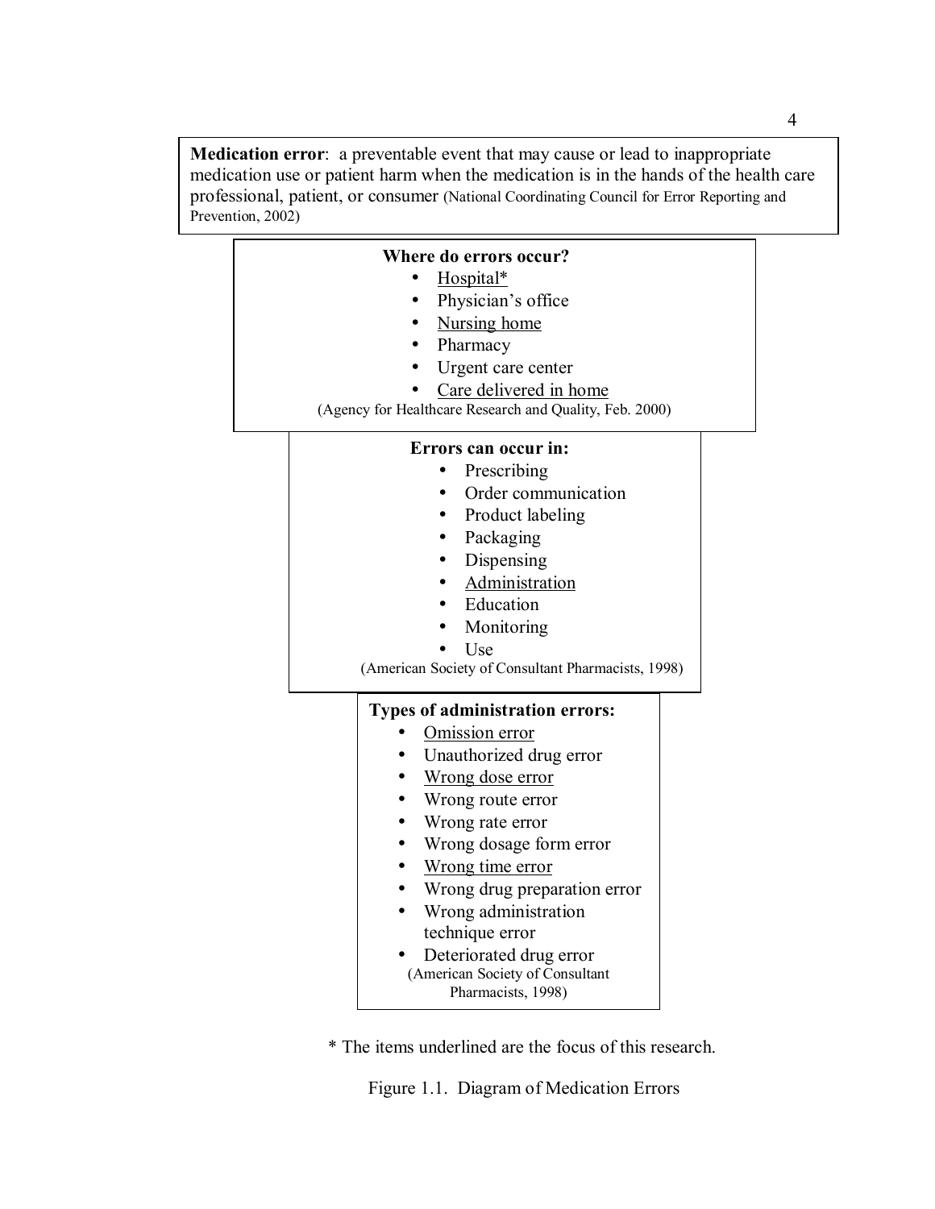**Medication error**: a preventable event that may cause or lead to inappropriate medication use or patient harm when the medication is in the hands of the health care professional, patient, or consumer (National Coordinating Council for Error Reporting and Prevention, 2002)

**Where do errors occur?**

- <u>Hospital*</u>
- Physician's office
- <u>Nursing home</u>
- Pharmacy
- Urgent care center
- <u>Care delivered in home</u>

(Agency for Healthcare Research and Quality, Feb. 2000)

**Errors can occur in:**

- Prescribing
- Order communication
- Product labeling
- Packaging
- Dispensing
- <u>Administration</u>
- Education
- Monitoring
- Use

(American Society of Consultant Pharmacists, 1998)

**Types of administration errors:**

- <u>Omission error</u>
- Unauthorized drug error
- <u>Wrong dose error</u>
- Wrong route error
- Wrong rate error
- Wrong dosage form error
- <u>Wrong time error</u>
- Wrong drug preparation error
- Wrong administration technique error
- Deteriorated drug error

(American Society of Consultant Pharmacists, 1998)

* The items underlined are the focus of this research.

Figure 1.1. Diagram of Medication Errors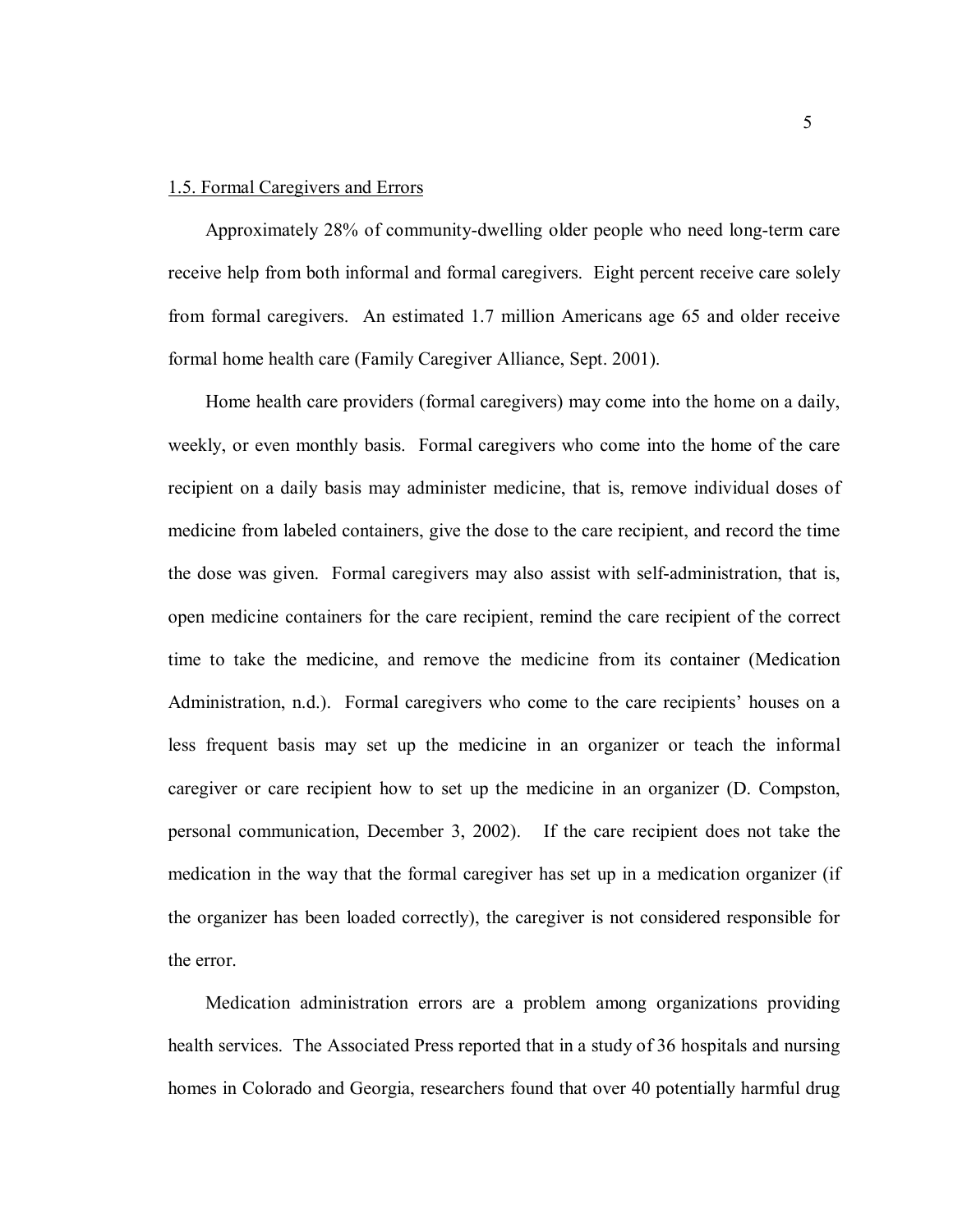### 1.5. Formal Caregivers and Errors

Approximately 28% of community-dwelling older people who need long-term care receive help from both informal and formal caregivers. Eight percent receive care solely from formal caregivers. An estimated 1.7 million Americans age 65 and older receive formal home health care (Family Caregiver Alliance, Sept. 2001).

Home health care providers (formal caregivers) may come into the home on a daily, weekly, or even monthly basis. Formal caregivers who come into the home of the care recipient on a daily basis may administer medicine, that is, remove individual doses of medicine from labeled containers, give the dose to the care recipient, and record the time the dose was given. Formal caregivers may also assist with self-administration, that is, open medicine containers for the care recipient, remind the care recipient of the correct time to take the medicine, and remove the medicine from its container (Medication Administration, n.d.). Formal caregivers who come to the care recipients' houses on a less frequent basis may set up the medicine in an organizer or teach the informal caregiver or care recipient how to set up the medicine in an organizer (D. Compston, personal communication, December 3, 2002). If the care recipient does not take the medication in the way that the formal caregiver has set up in a medication organizer (if the organizer has been loaded correctly), the caregiver is not considered responsible for the error.

Medication administration errors are a problem among organizations providing health services. The Associated Press reported that in a study of 36 hospitals and nursing homes in Colorado and Georgia, researchers found that over 40 potentially harmful drug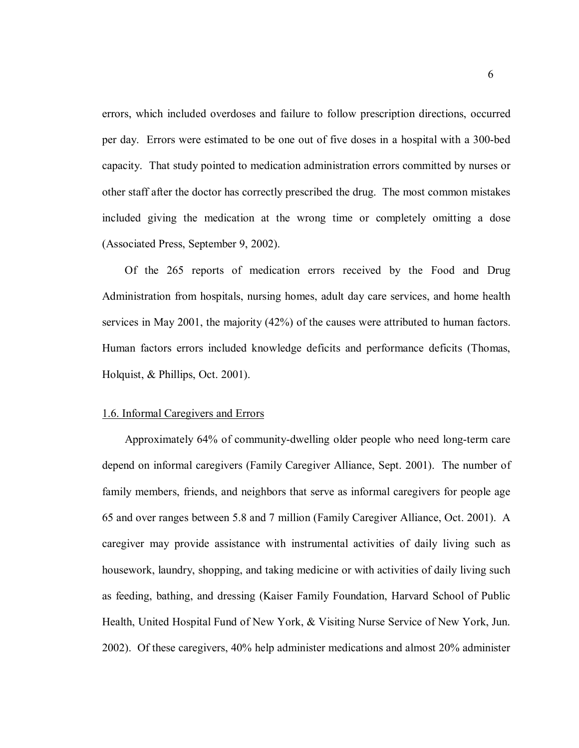errors, which included overdoses and failure to follow prescription directions, occurred per day. Errors were estimated to be one out of five doses in a hospital with a 300-bed capacity. That study pointed to medication administration errors committed by nurses or other staff after the doctor has correctly prescribed the drug. The most common mistakes included giving the medication at the wrong time or completely omitting a dose (Associated Press, September 9, 2002).

Of the 265 reports of medication errors received by the Food and Drug Administration from hospitals, nursing homes, adult day care services, and home health services in May 2001, the majority (42%) of the causes were attributed to human factors. Human factors errors included knowledge deficits and performance deficits (Thomas, Holquist, & Phillips, Oct. 2001).

## 1.6. Informal Caregivers and Errors

Approximately 64% of community-dwelling older people who need long-term care depend on informal caregivers (Family Caregiver Alliance, Sept. 2001). The number of family members, friends, and neighbors that serve as informal caregivers for people age 65 and over ranges between 5.8 and 7 million (Family Caregiver Alliance, Oct. 2001). A caregiver may provide assistance with instrumental activities of daily living such as housework, laundry, shopping, and taking medicine or with activities of daily living such as feeding, bathing, and dressing (Kaiser Family Foundation, Harvard School of Public Health, United Hospital Fund of New York, & Visiting Nurse Service of New York, Jun. 2002). Of these caregivers, 40% help administer medications and almost 20% administer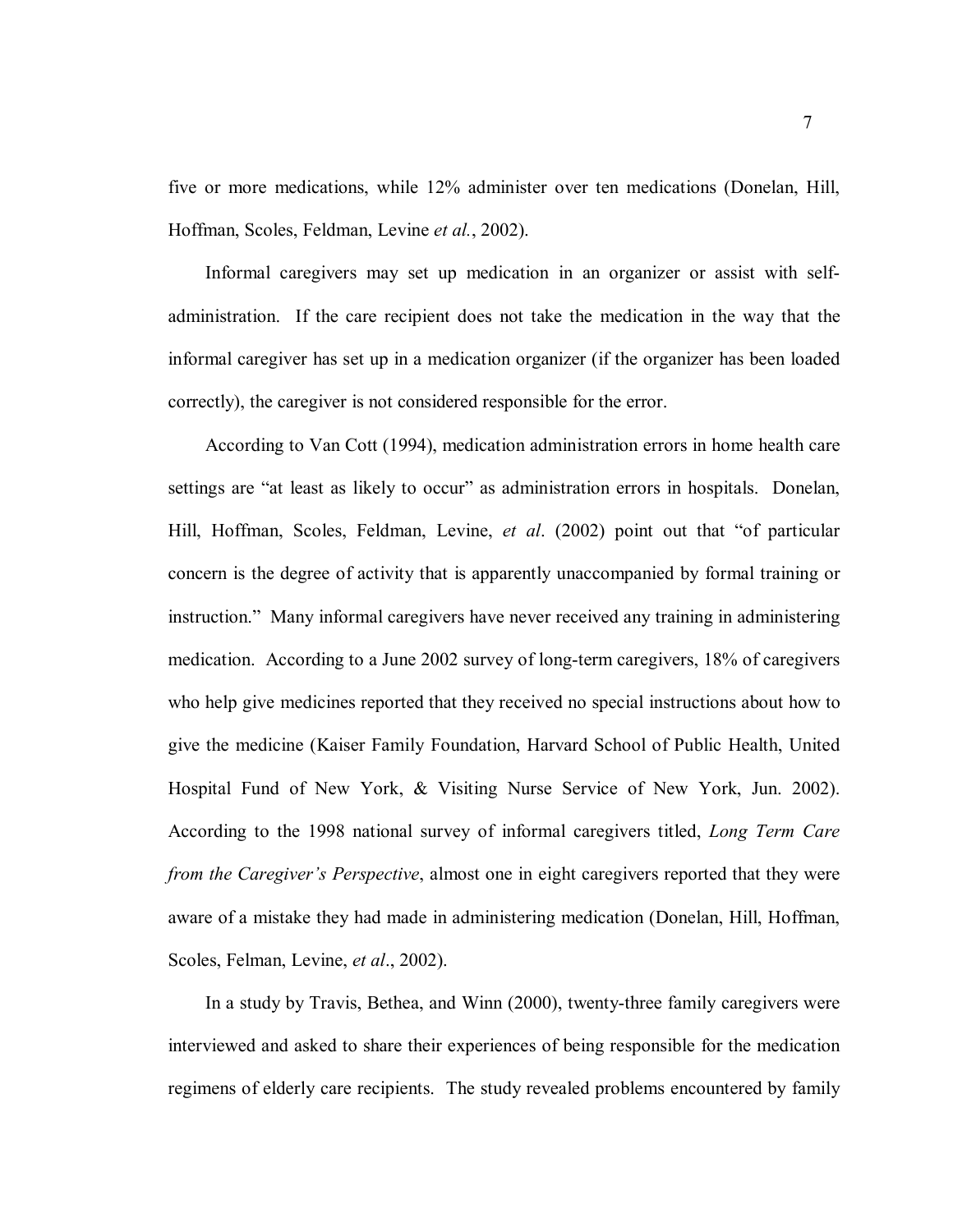five or more medications, while 12% administer over ten medications (Donelan, Hill, Hoffman, Scoles, Feldman, Levine *et al.*, 2002).

Informal caregivers may set up medication in an organizer or assist with self-administration. If the care recipient does not take the medication in the way that the informal caregiver has set up in a medication organizer (if the organizer has been loaded correctly), the caregiver is not considered responsible for the error.

According to Van Cott (1994), medication administration errors in home health care settings are "at least as likely to occur" as administration errors in hospitals. Donelan, Hill, Hoffman, Scoles, Feldman, Levine, *et al*. (2002) point out that "of particular concern is the degree of activity that is apparently unaccompanied by formal training or instruction." Many informal caregivers have never received any training in administering medication. According to a June 2002 survey of long-term caregivers, 18% of caregivers who help give medicines reported that they received no special instructions about how to give the medicine (Kaiser Family Foundation, Harvard School of Public Health, United Hospital Fund of New York, & Visiting Nurse Service of New York, Jun. 2002). According to the 1998 national survey of informal caregivers titled, *Long Term Care from the Caregiver's Perspective*, almost one in eight caregivers reported that they were aware of a mistake they had made in administering medication (Donelan, Hill, Hoffman, Scoles, Felman, Levine, *et al*., 2002).

In a study by Travis, Bethea, and Winn (2000), twenty-three family caregivers were interviewed and asked to share their experiences of being responsible for the medication regimens of elderly care recipients. The study revealed problems encountered by family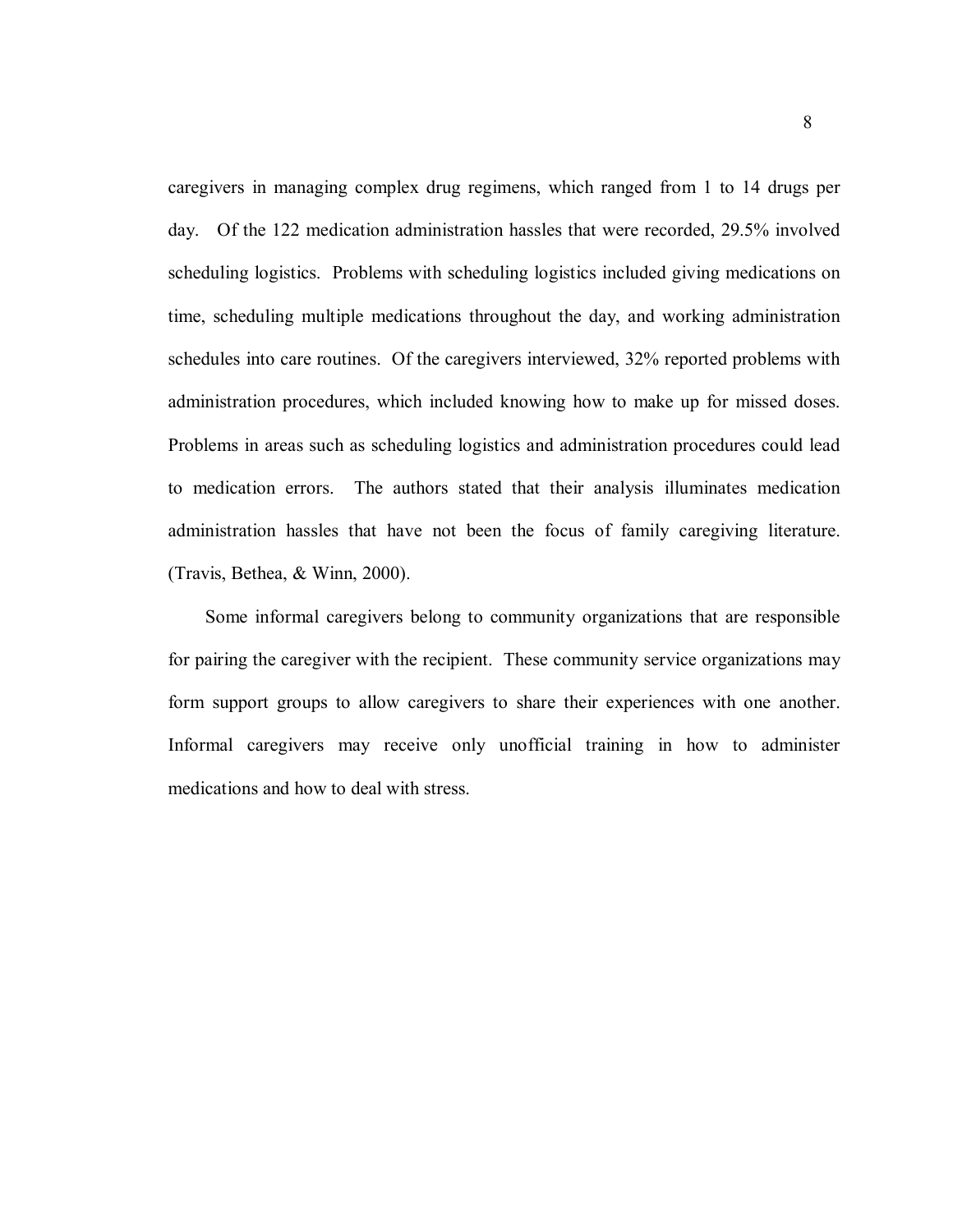caregivers in managing complex drug regimens, which ranged from 1 to 14 drugs per day. Of the 122 medication administration hassles that were recorded, 29.5% involved scheduling logistics. Problems with scheduling logistics included giving medications on time, scheduling multiple medications throughout the day, and working administration schedules into care routines. Of the caregivers interviewed, 32% reported problems with administration procedures, which included knowing how to make up for missed doses. Problems in areas such as scheduling logistics and administration procedures could lead to medication errors. The authors stated that their analysis illuminates medication administration hassles that have not been the focus of family caregiving literature. (Travis, Bethea, & Winn, 2000).

Some informal caregivers belong to community organizations that are responsible for pairing the caregiver with the recipient. These community service organizations may form support groups to allow caregivers to share their experiences with one another. Informal caregivers may receive only unofficial training in how to administer medications and how to deal with stress.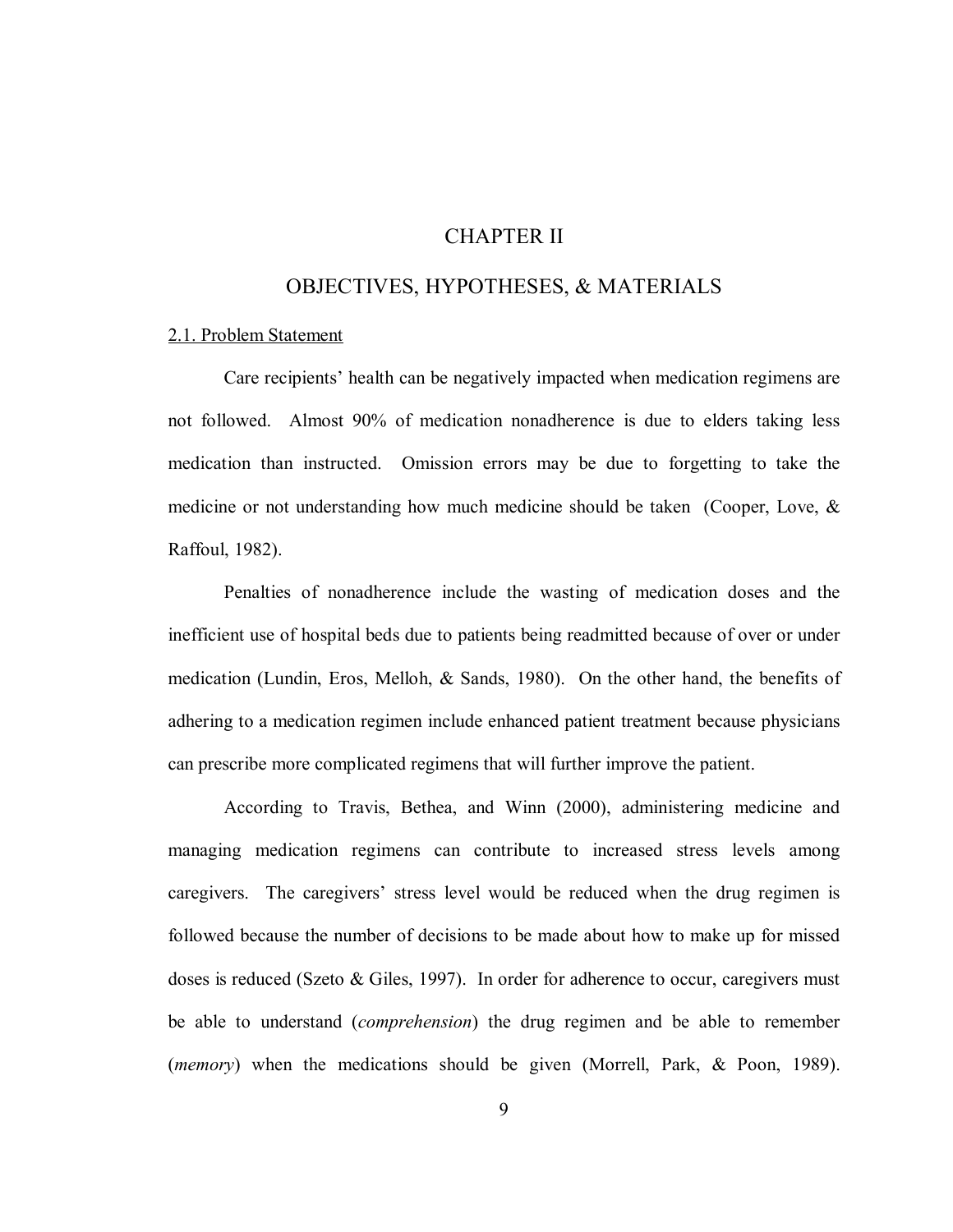# CHAPTER II

# OBJECTIVES, HYPOTHESES, & MATERIALS

## 2.1. Problem Statement

Care recipients' health can be negatively impacted when medication regimens are not followed. Almost 90% of medication nonadherence is due to elders taking less medication than instructed. Omission errors may be due to forgetting to take the medicine or not understanding how much medicine should be taken (Cooper, Love, & Raffoul, 1982).

Penalties of nonadherence include the wasting of medication doses and the inefficient use of hospital beds due to patients being readmitted because of over or under medication (Lundin, Eros, Melloh, & Sands, 1980). On the other hand, the benefits of adhering to a medication regimen include enhanced patient treatment because physicians can prescribe more complicated regimens that will further improve the patient.

According to Travis, Bethea, and Winn (2000), administering medicine and managing medication regimens can contribute to increased stress levels among caregivers. The caregivers' stress level would be reduced when the drug regimen is followed because the number of decisions to be made about how to make up for missed doses is reduced (Szeto & Giles, 1997). In order for adherence to occur, caregivers must be able to understand (*comprehension*) the drug regimen and be able to remember (*memory*) when the medications should be given (Morrell, Park, & Poon, 1989).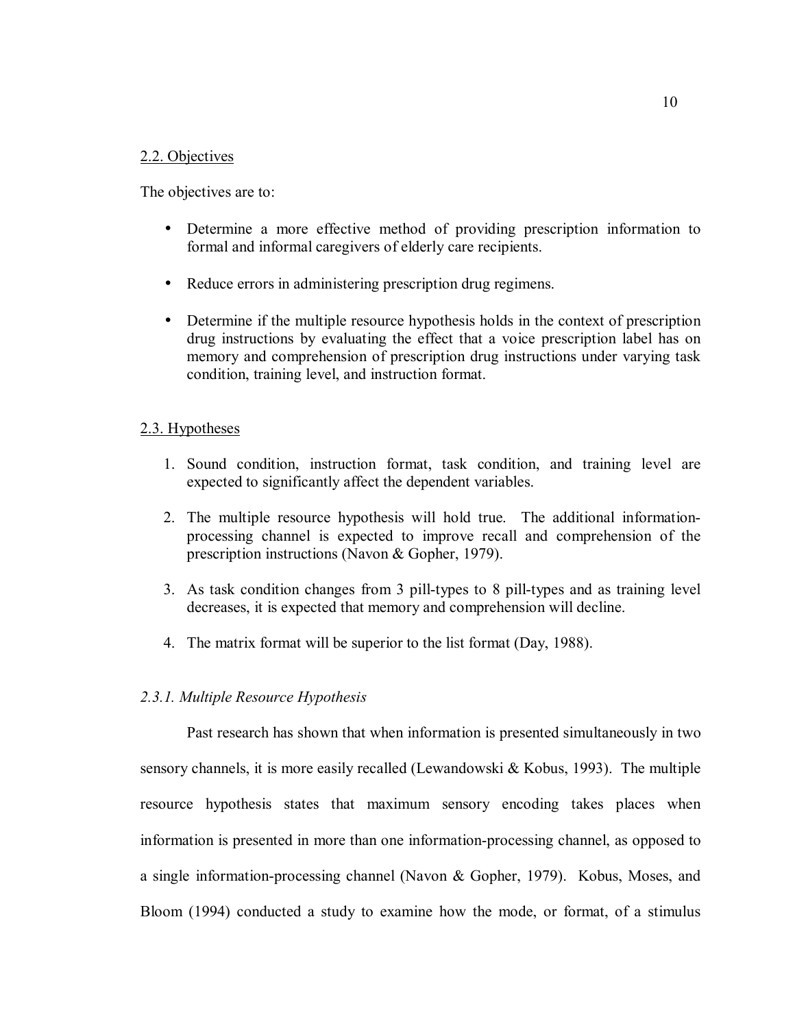## 2.2. Objectives

The objectives are to:

- Determine a more effective method of providing prescription information to formal and informal caregivers of elderly care recipients.
- Reduce errors in administering prescription drug regimens.
- Determine if the multiple resource hypothesis holds in the context of prescription drug instructions by evaluating the effect that a voice prescription label has on memory and comprehension of prescription drug instructions under varying task condition, training level, and instruction format.

## 2.3. Hypotheses

1. Sound condition, instruction format, task condition, and training level are expected to significantly affect the dependent variables.
2. The multiple resource hypothesis will hold true. The additional information-processing channel is expected to improve recall and comprehension of the prescription instructions (Navon & Gopher, 1979).
3. As task condition changes from 3 pill-types to 8 pill-types and as training level decreases, it is expected that memory and comprehension will decline.
4. The matrix format will be superior to the list format (Day, 1988).

### *2.3.1. Multiple Resource Hypothesis*

Past research has shown that when information is presented simultaneously in two sensory channels, it is more easily recalled (Lewandowski & Kobus, 1993). The multiple resource hypothesis states that maximum sensory encoding takes places when information is presented in more than one information-processing channel, as opposed to a single information-processing channel (Navon & Gopher, 1979). Kobus, Moses, and Bloom (1994) conducted a study to examine how the mode, or format, of a stimulus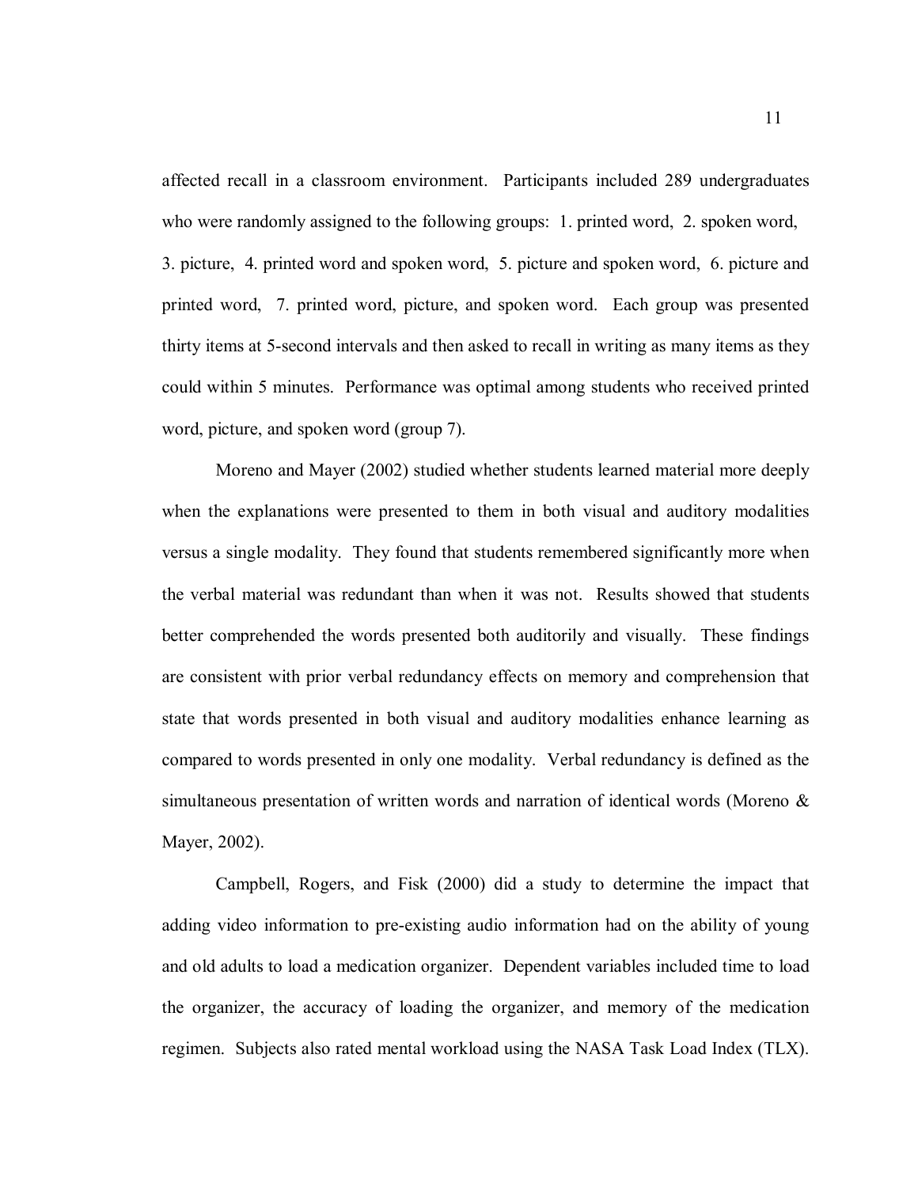affected recall in a classroom environment. Participants included 289 undergraduates who were randomly assigned to the following groups: 1. printed word, 2. spoken word, 3. picture, 4. printed word and spoken word, 5. picture and spoken word, 6. picture and printed word, 7. printed word, picture, and spoken word. Each group was presented thirty items at 5-second intervals and then asked to recall in writing as many items as they could within 5 minutes. Performance was optimal among students who received printed word, picture, and spoken word (group 7).

Moreno and Mayer (2002) studied whether students learned material more deeply when the explanations were presented to them in both visual and auditory modalities versus a single modality. They found that students remembered significantly more when the verbal material was redundant than when it was not. Results showed that students better comprehended the words presented both auditorily and visually. These findings are consistent with prior verbal redundancy effects on memory and comprehension that state that words presented in both visual and auditory modalities enhance learning as compared to words presented in only one modality. Verbal redundancy is defined as the simultaneous presentation of written words and narration of identical words (Moreno & Mayer, 2002).

Campbell, Rogers, and Fisk (2000) did a study to determine the impact that adding video information to pre-existing audio information had on the ability of young and old adults to load a medication organizer. Dependent variables included time to load the organizer, the accuracy of loading the organizer, and memory of the medication regimen. Subjects also rated mental workload using the NASA Task Load Index (TLX).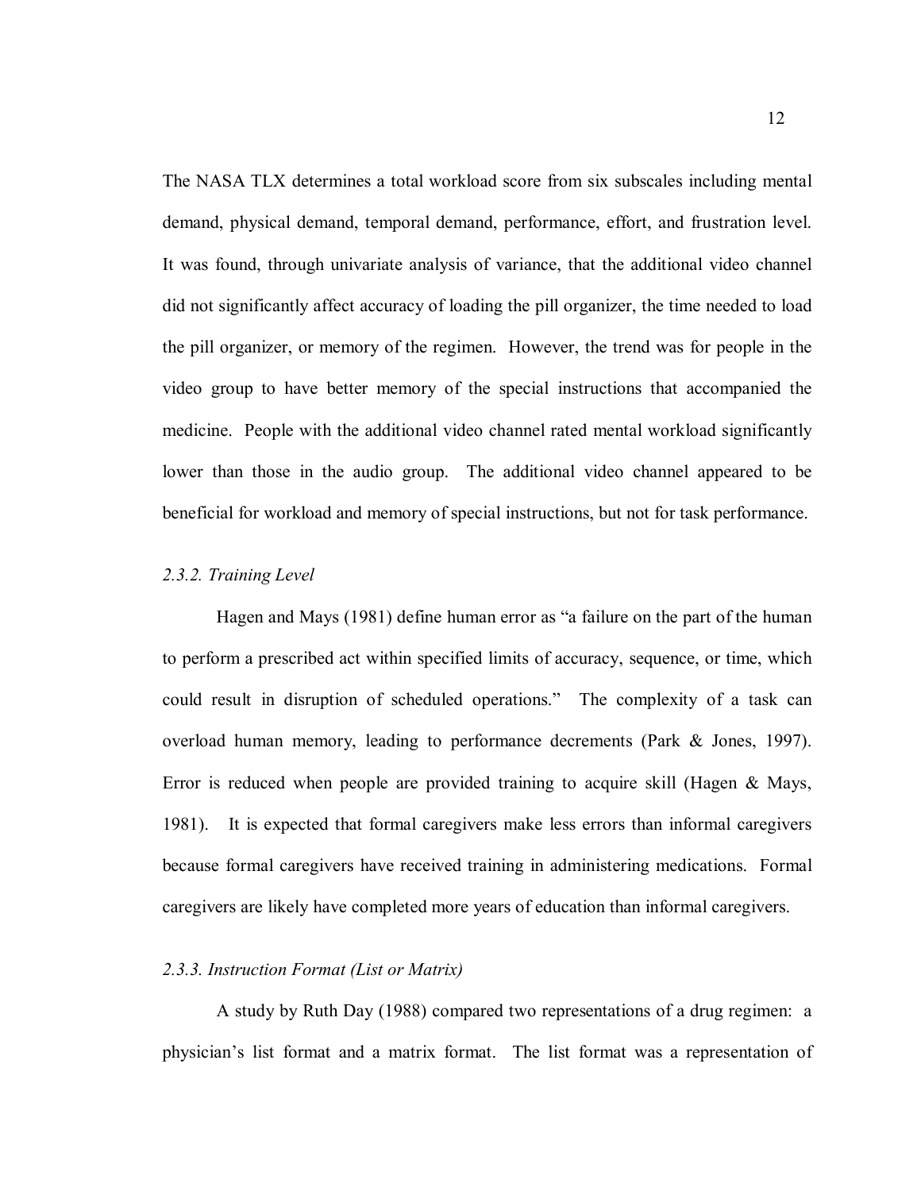The NASA TLX determines a total workload score from six subscales including mental demand, physical demand, temporal demand, performance, effort, and frustration level. It was found, through univariate analysis of variance, that the additional video channel did not significantly affect accuracy of loading the pill organizer, the time needed to load the pill organizer, or memory of the regimen. However, the trend was for people in the video group to have better memory of the special instructions that accompanied the medicine. People with the additional video channel rated mental workload significantly lower than those in the audio group. The additional video channel appeared to be beneficial for workload and memory of special instructions, but not for task performance.

### *2.3.2. Training Level*

Hagen and Mays (1981) define human error as "a failure on the part of the human to perform a prescribed act within specified limits of accuracy, sequence, or time, which could result in disruption of scheduled operations." The complexity of a task can overload human memory, leading to performance decrements (Park & Jones, 1997). Error is reduced when people are provided training to acquire skill (Hagen & Mays, 1981). It is expected that formal caregivers make less errors than informal caregivers because formal caregivers have received training in administering medications. Formal caregivers are likely have completed more years of education than informal caregivers.

### *2.3.3. Instruction Format (List or Matrix)*

A study by Ruth Day (1988) compared two representations of a drug regimen: a physician's list format and a matrix format. The list format was a representation of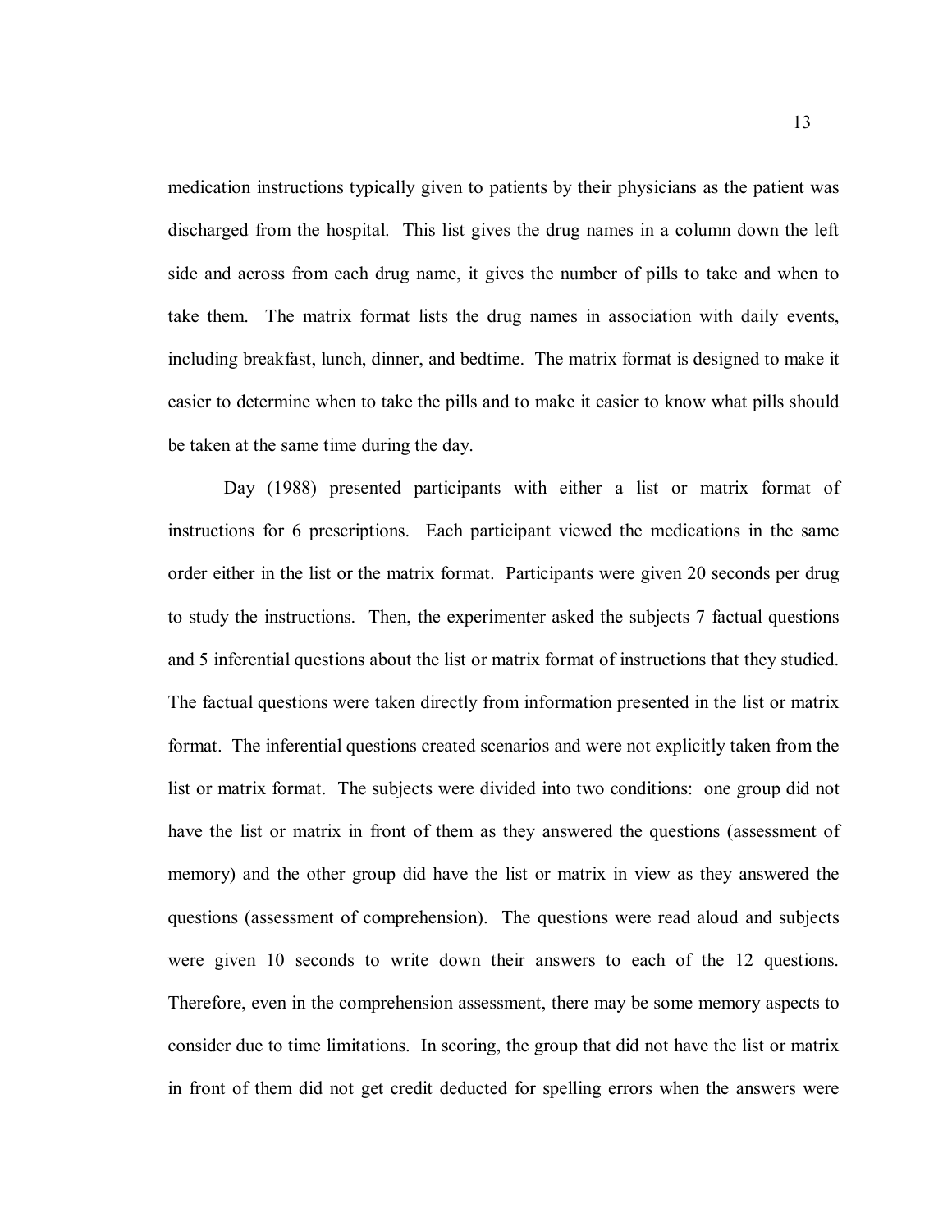medication instructions typically given to patients by their physicians as the patient was discharged from the hospital. This list gives the drug names in a column down the left side and across from each drug name, it gives the number of pills to take and when to take them. The matrix format lists the drug names in association with daily events, including breakfast, lunch, dinner, and bedtime. The matrix format is designed to make it easier to determine when to take the pills and to make it easier to know what pills should be taken at the same time during the day.

Day (1988) presented participants with either a list or matrix format of instructions for 6 prescriptions. Each participant viewed the medications in the same order either in the list or the matrix format. Participants were given 20 seconds per drug to study the instructions. Then, the experimenter asked the subjects 7 factual questions and 5 inferential questions about the list or matrix format of instructions that they studied. The factual questions were taken directly from information presented in the list or matrix format. The inferential questions created scenarios and were not explicitly taken from the list or matrix format. The subjects were divided into two conditions: one group did not have the list or matrix in front of them as they answered the questions (assessment of memory) and the other group did have the list or matrix in view as they answered the questions (assessment of comprehension). The questions were read aloud and subjects were given 10 seconds to write down their answers to each of the 12 questions. Therefore, even in the comprehension assessment, there may be some memory aspects to consider due to time limitations. In scoring, the group that did not have the list or matrix in front of them did not get credit deducted for spelling errors when the answers were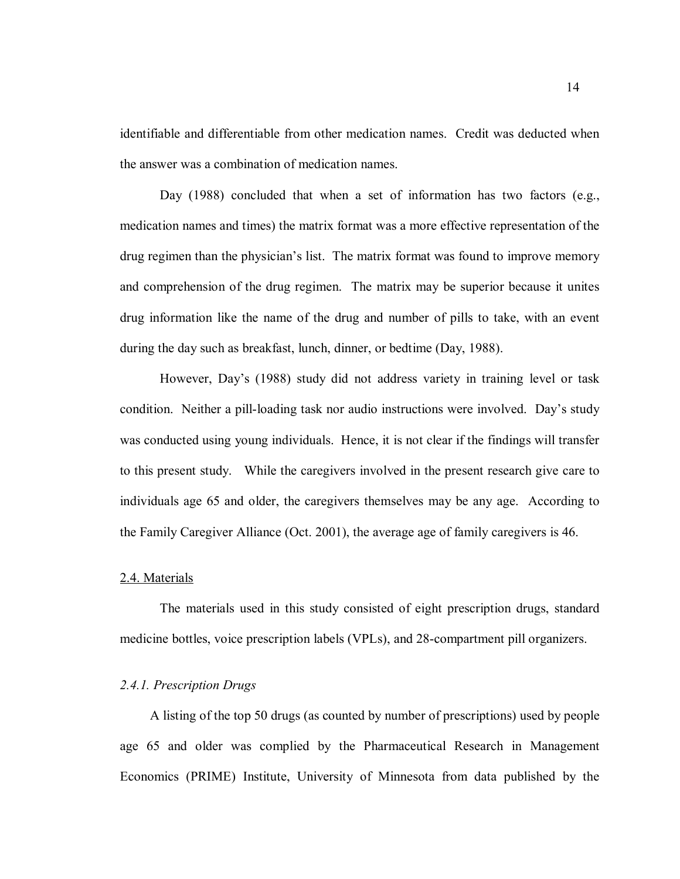identifiable and differentiable from other medication names. Credit was deducted when the answer was a combination of medication names.

Day (1988) concluded that when a set of information has two factors (e.g., medication names and times) the matrix format was a more effective representation of the drug regimen than the physician's list. The matrix format was found to improve memory and comprehension of the drug regimen. The matrix may be superior because it unites drug information like the name of the drug and number of pills to take, with an event during the day such as breakfast, lunch, dinner, or bedtime (Day, 1988).

However, Day's (1988) study did not address variety in training level or task condition. Neither a pill-loading task nor audio instructions were involved. Day's study was conducted using young individuals. Hence, it is not clear if the findings will transfer to this present study. While the caregivers involved in the present research give care to individuals age 65 and older, the caregivers themselves may be any age. According to the Family Caregiver Alliance (Oct. 2001), the average age of family caregivers is 46.

## 2.4. Materials

The materials used in this study consisted of eight prescription drugs, standard medicine bottles, voice prescription labels (VPLs), and 28-compartment pill organizers.

### *2.4.1. Prescription Drugs*

A listing of the top 50 drugs (as counted by number of prescriptions) used by people age 65 and older was complied by the Pharmaceutical Research in Management Economics (PRIME) Institute, University of Minnesota from data published by the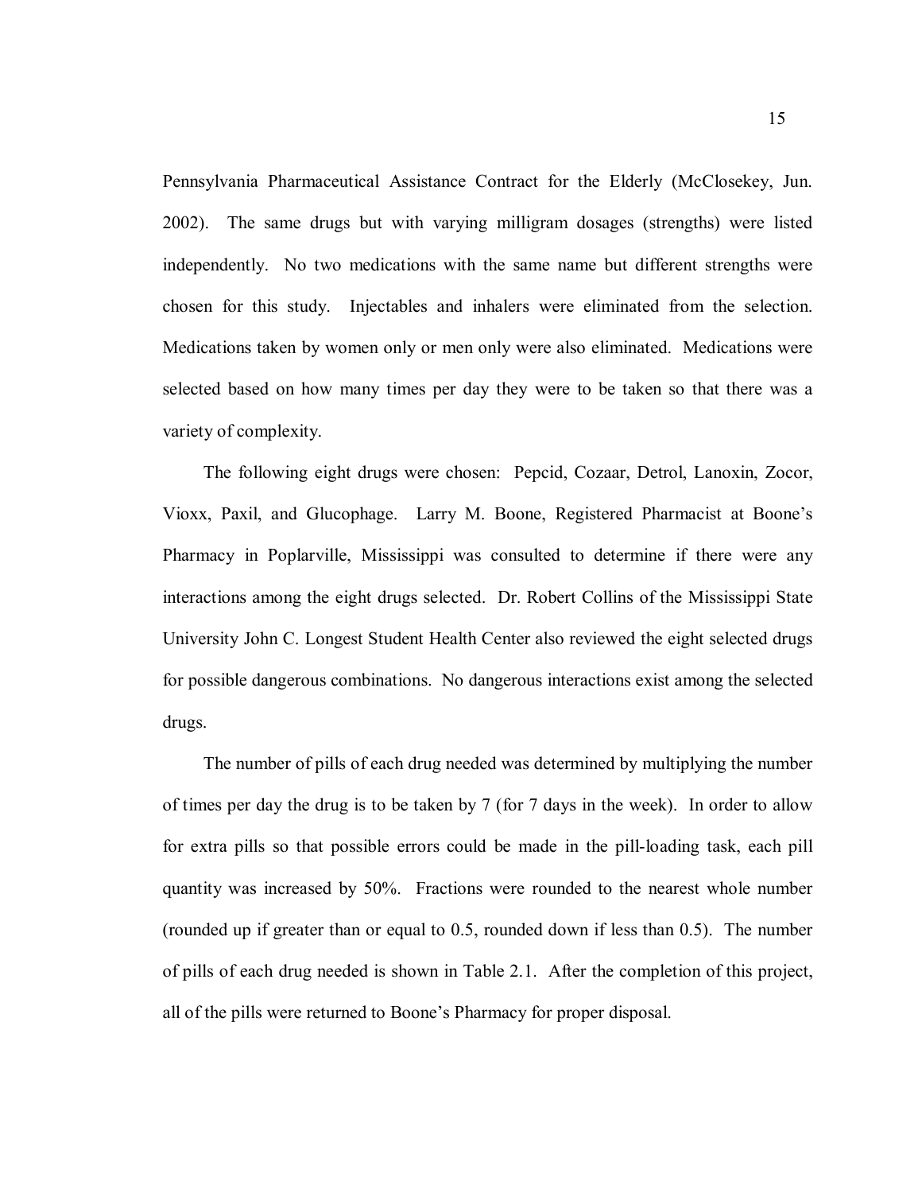Pennsylvania Pharmaceutical Assistance Contract for the Elderly (McClosekey, Jun. 2002). The same drugs but with varying milligram dosages (strengths) were listed independently. No two medications with the same name but different strengths were chosen for this study. Injectables and inhalers were eliminated from the selection. Medications taken by women only or men only were also eliminated. Medications were selected based on how many times per day they were to be taken so that there was a variety of complexity.

The following eight drugs were chosen: Pepcid, Cozaar, Detrol, Lanoxin, Zocor, Vioxx, Paxil, and Glucophage. Larry M. Boone, Registered Pharmacist at Boone's Pharmacy in Poplarville, Mississippi was consulted to determine if there were any interactions among the eight drugs selected. Dr. Robert Collins of the Mississippi State University John C. Longest Student Health Center also reviewed the eight selected drugs for possible dangerous combinations. No dangerous interactions exist among the selected drugs.

The number of pills of each drug needed was determined by multiplying the number of times per day the drug is to be taken by 7 (for 7 days in the week). In order to allow for extra pills so that possible errors could be made in the pill-loading task, each pill quantity was increased by 50%. Fractions were rounded to the nearest whole number (rounded up if greater than or equal to 0.5, rounded down if less than 0.5). The number of pills of each drug needed is shown in Table 2.1. After the completion of this project, all of the pills were returned to Boone's Pharmacy for proper disposal.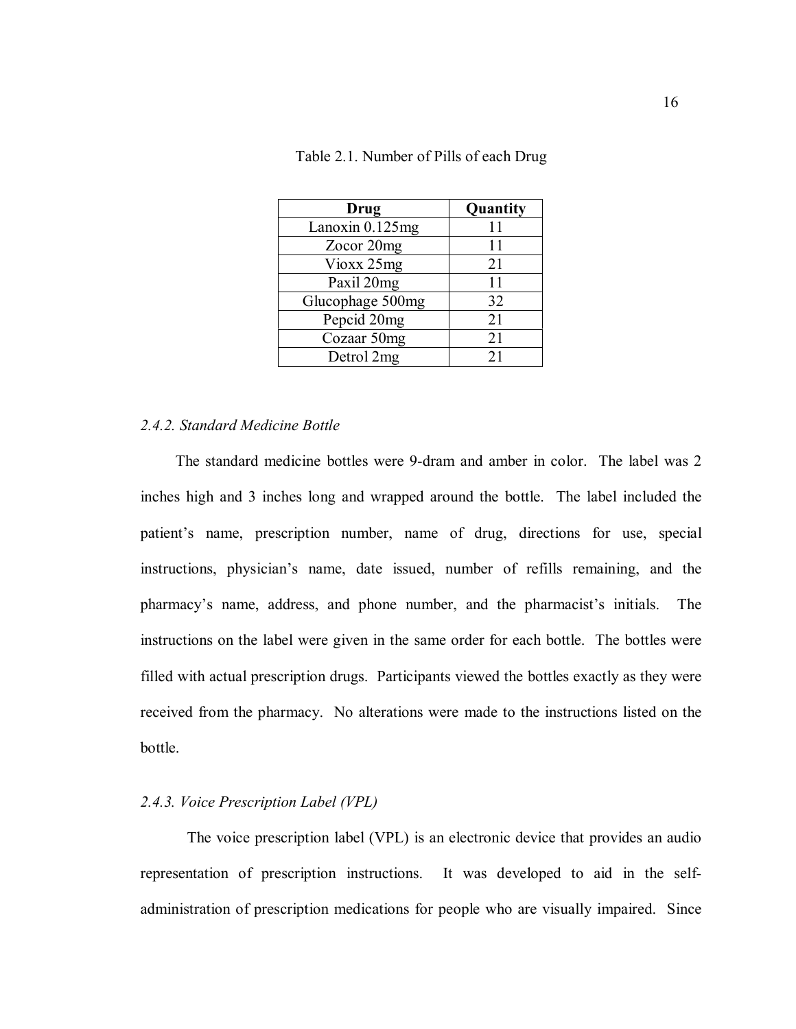Table 2.1. Number of Pills of each Drug

| Drug | Quantity |
| --- | --- |
| Lanoxin 0.125mg | 11 |
| Zocor 20mg | 11 |
| Vioxx 25mg | 21 |
| Paxil 20mg | 11 |
| Glucophage 500mg | 32 |
| Pepcid 20mg | 21 |
| Cozaar 50mg | 21 |
| Detrol 2mg | 21 |

### *2.4.2. Standard Medicine Bottle*

The standard medicine bottles were 9-dram and amber in color. The label was 2 inches high and 3 inches long and wrapped around the bottle. The label included the patient's name, prescription number, name of drug, directions for use, special instructions, physician's name, date issued, number of refills remaining, and the pharmacy's name, address, and phone number, and the pharmacist's initials. The instructions on the label were given in the same order for each bottle. The bottles were filled with actual prescription drugs. Participants viewed the bottles exactly as they were received from the pharmacy. No alterations were made to the instructions listed on the bottle.

### *2.4.3. Voice Prescription Label (VPL)*

The voice prescription label (VPL) is an electronic device that provides an audio representation of prescription instructions. It was developed to aid in the self-administration of prescription medications for people who are visually impaired. Since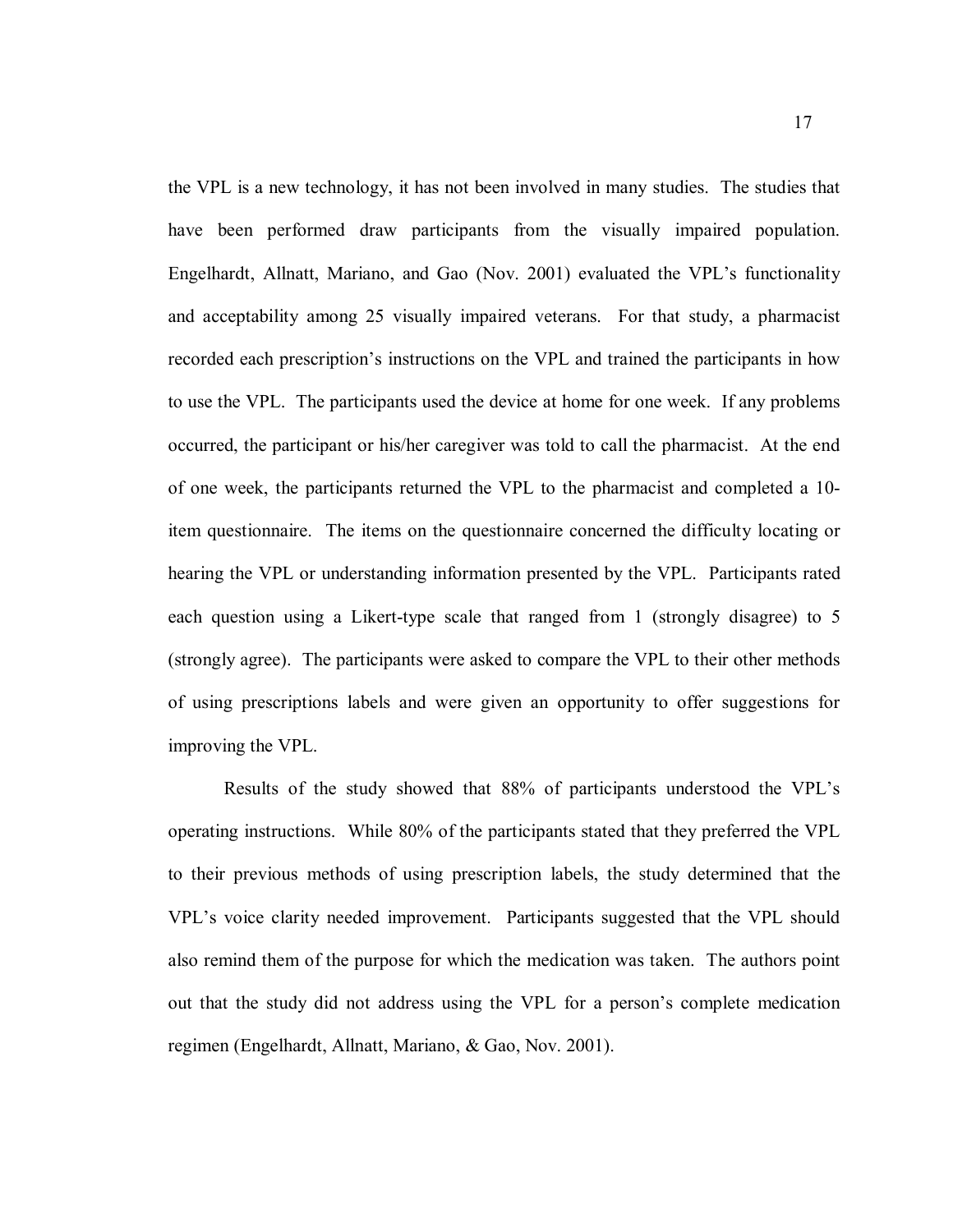the VPL is a new technology, it has not been involved in many studies. The studies that have been performed draw participants from the visually impaired population. Engelhardt, Allnatt, Mariano, and Gao (Nov. 2001) evaluated the VPL's functionality and acceptability among 25 visually impaired veterans. For that study, a pharmacist recorded each prescription's instructions on the VPL and trained the participants in how to use the VPL. The participants used the device at home for one week. If any problems occurred, the participant or his/her caregiver was told to call the pharmacist. At the end of one week, the participants returned the VPL to the pharmacist and completed a 10-item questionnaire. The items on the questionnaire concerned the difficulty locating or hearing the VPL or understanding information presented by the VPL. Participants rated each question using a Likert-type scale that ranged from 1 (strongly disagree) to 5 (strongly agree). The participants were asked to compare the VPL to their other methods of using prescriptions labels and were given an opportunity to offer suggestions for improving the VPL.

Results of the study showed that 88% of participants understood the VPL's operating instructions. While 80% of the participants stated that they preferred the VPL to their previous methods of using prescription labels, the study determined that the VPL's voice clarity needed improvement. Participants suggested that the VPL should also remind them of the purpose for which the medication was taken. The authors point out that the study did not address using the VPL for a person's complete medication regimen (Engelhardt, Allnatt, Mariano, & Gao, Nov. 2001).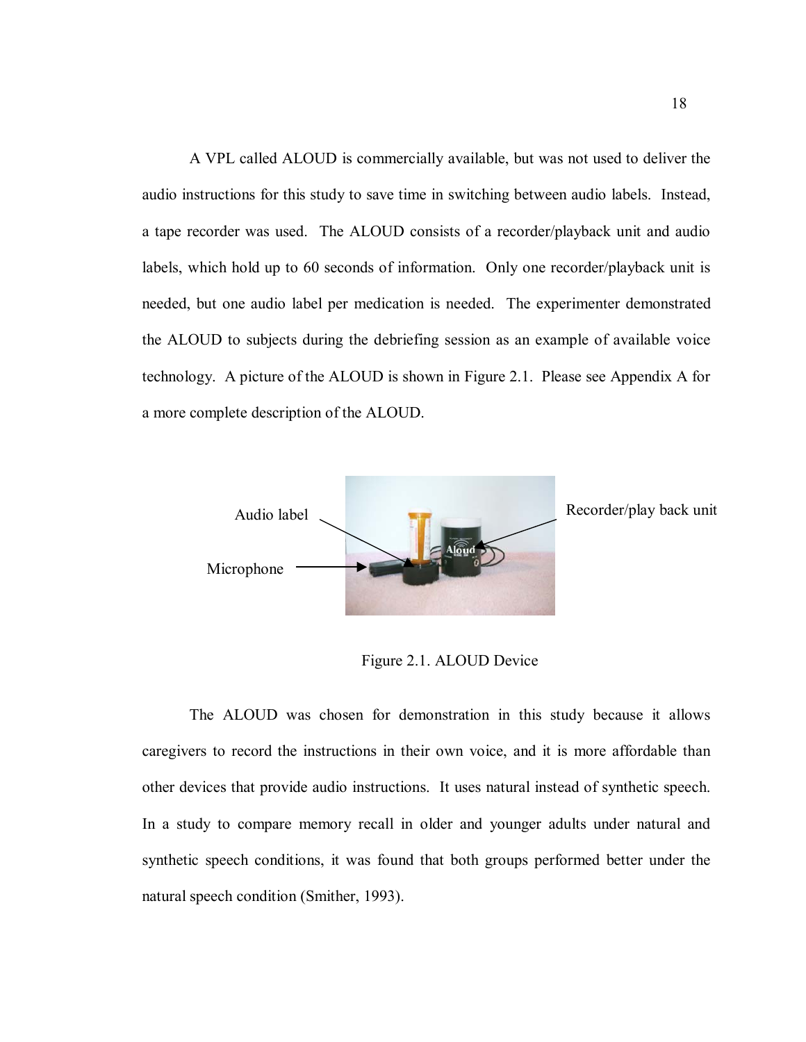A VPL called ALOUD is commercially available, but was not used to deliver the audio instructions for this study to save time in switching between audio labels. Instead, a tape recorder was used. The ALOUD consists of a recorder/playback unit and audio labels, which hold up to 60 seconds of information. Only one recorder/playback unit is needed, but one audio label per medication is needed. The experimenter demonstrated the ALOUD to subjects during the debriefing session as an example of available voice technology. A picture of the ALOUD is shown in Figure 2.1. Please see Appendix A for a more complete description of the ALOUD.

Audio label

Microphone

Recorder/play back unit

Figure 2.1. ALOUD Device

The ALOUD was chosen for demonstration in this study because it allows caregivers to record the instructions in their own voice, and it is more affordable than other devices that provide audio instructions. It uses natural instead of synthetic speech. In a study to compare memory recall in older and younger adults under natural and synthetic speech conditions, it was found that both groups performed better under the natural speech condition (Smither, 1993).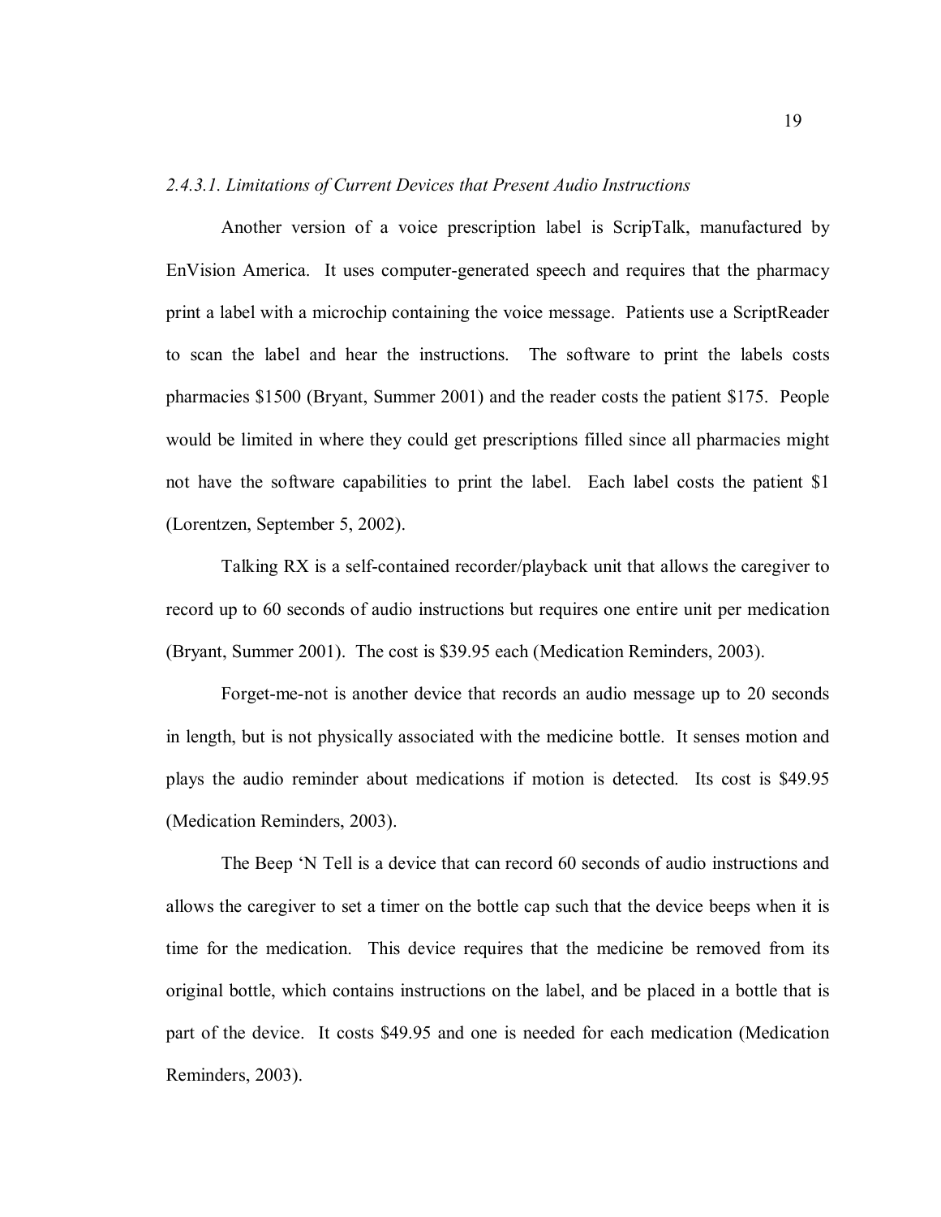*2.4.3.1. Limitations of Current Devices that Present Audio Instructions*

Another version of a voice prescription label is ScripTalk, manufactured by EnVision America. It uses computer-generated speech and requires that the pharmacy print a label with a microchip containing the voice message. Patients use a ScriptReader to scan the label and hear the instructions. The software to print the labels costs pharmacies $1500 (Bryant, Summer 2001) and the reader costs the patient $175. People would be limited in where they could get prescriptions filled since all pharmacies might not have the software capabilities to print the label. Each label costs the patient $1 (Lorentzen, September 5, 2002).

Talking RX is a self-contained recorder/playback unit that allows the caregiver to record up to 60 seconds of audio instructions but requires one entire unit per medication (Bryant, Summer 2001). The cost is $39.95 each (Medication Reminders, 2003).

Forget-me-not is another device that records an audio message up to 20 seconds in length, but is not physically associated with the medicine bottle. It senses motion and plays the audio reminder about medications if motion is detected. Its cost is $49.95 (Medication Reminders, 2003).

The Beep 'N Tell is a device that can record 60 seconds of audio instructions and allows the caregiver to set a timer on the bottle cap such that the device beeps when it is time for the medication. This device requires that the medicine be removed from its original bottle, which contains instructions on the label, and be placed in a bottle that is part of the device. It costs $49.95 and one is needed for each medication (Medication Reminders, 2003).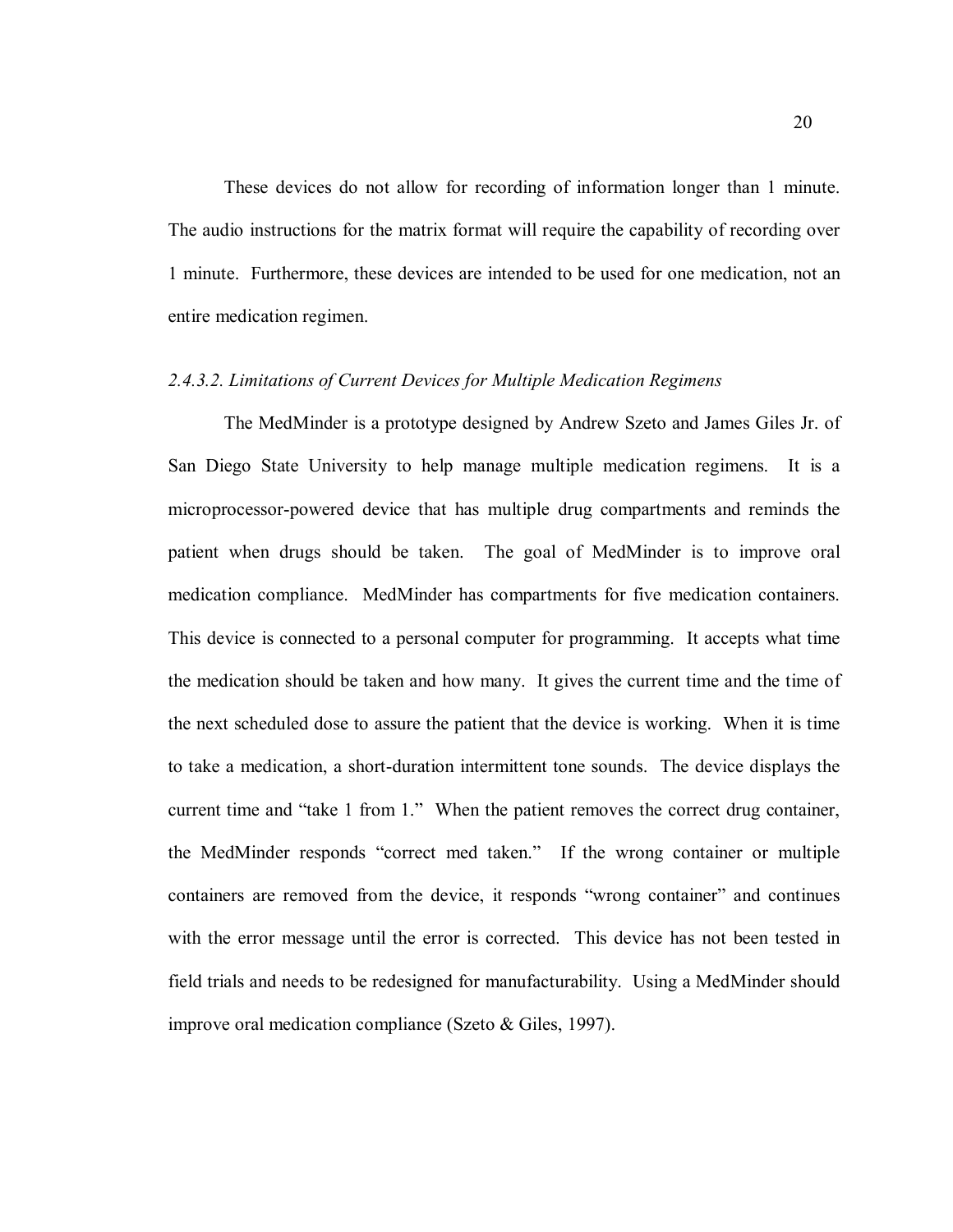These devices do not allow for recording of information longer than 1 minute. The audio instructions for the matrix format will require the capability of recording over 1 minute. Furthermore, these devices are intended to be used for one medication, not an entire medication regimen.

#### *2.4.3.2. Limitations of Current Devices for Multiple Medication Regimens*

The MedMinder is a prototype designed by Andrew Szeto and James Giles Jr. of San Diego State University to help manage multiple medication regimens. It is a microprocessor-powered device that has multiple drug compartments and reminds the patient when drugs should be taken. The goal of MedMinder is to improve oral medication compliance. MedMinder has compartments for five medication containers. This device is connected to a personal computer for programming. It accepts what time the medication should be taken and how many. It gives the current time and the time of the next scheduled dose to assure the patient that the device is working. When it is time to take a medication, a short-duration intermittent tone sounds. The device displays the current time and "take 1 from 1." When the patient removes the correct drug container, the MedMinder responds "correct med taken." If the wrong container or multiple containers are removed from the device, it responds "wrong container" and continues with the error message until the error is corrected. This device has not been tested in field trials and needs to be redesigned for manufacturability. Using a MedMinder should improve oral medication compliance (Szeto & Giles, 1997).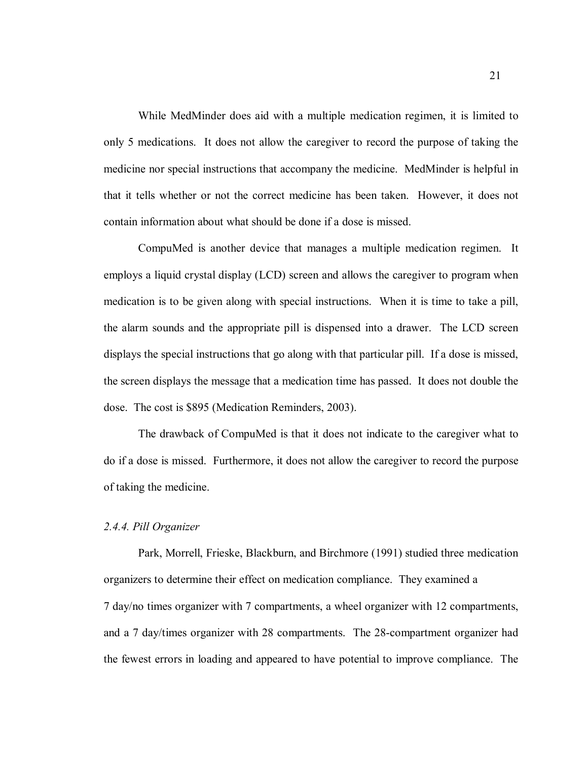While MedMinder does aid with a multiple medication regimen, it is limited to only 5 medications. It does not allow the caregiver to record the purpose of taking the medicine nor special instructions that accompany the medicine. MedMinder is helpful in that it tells whether or not the correct medicine has been taken. However, it does not contain information about what should be done if a dose is missed.

CompuMed is another device that manages a multiple medication regimen. It employs a liquid crystal display (LCD) screen and allows the caregiver to program when medication is to be given along with special instructions. When it is time to take a pill, the alarm sounds and the appropriate pill is dispensed into a drawer. The LCD screen displays the special instructions that go along with that particular pill. If a dose is missed, the screen displays the message that a medication time has passed. It does not double the dose. The cost is $895 (Medication Reminders, 2003).

The drawback of CompuMed is that it does not indicate to the caregiver what to do if a dose is missed. Furthermore, it does not allow the caregiver to record the purpose of taking the medicine.

#### *2.4.4. Pill Organizer*

Park, Morrell, Frieske, Blackburn, and Birchmore (1991) studied three medication organizers to determine their effect on medication compliance. They examined a 7 day/no times organizer with 7 compartments, a wheel organizer with 12 compartments, and a 7 day/times organizer with 28 compartments. The 28-compartment organizer had the fewest errors in loading and appeared to have potential to improve compliance. The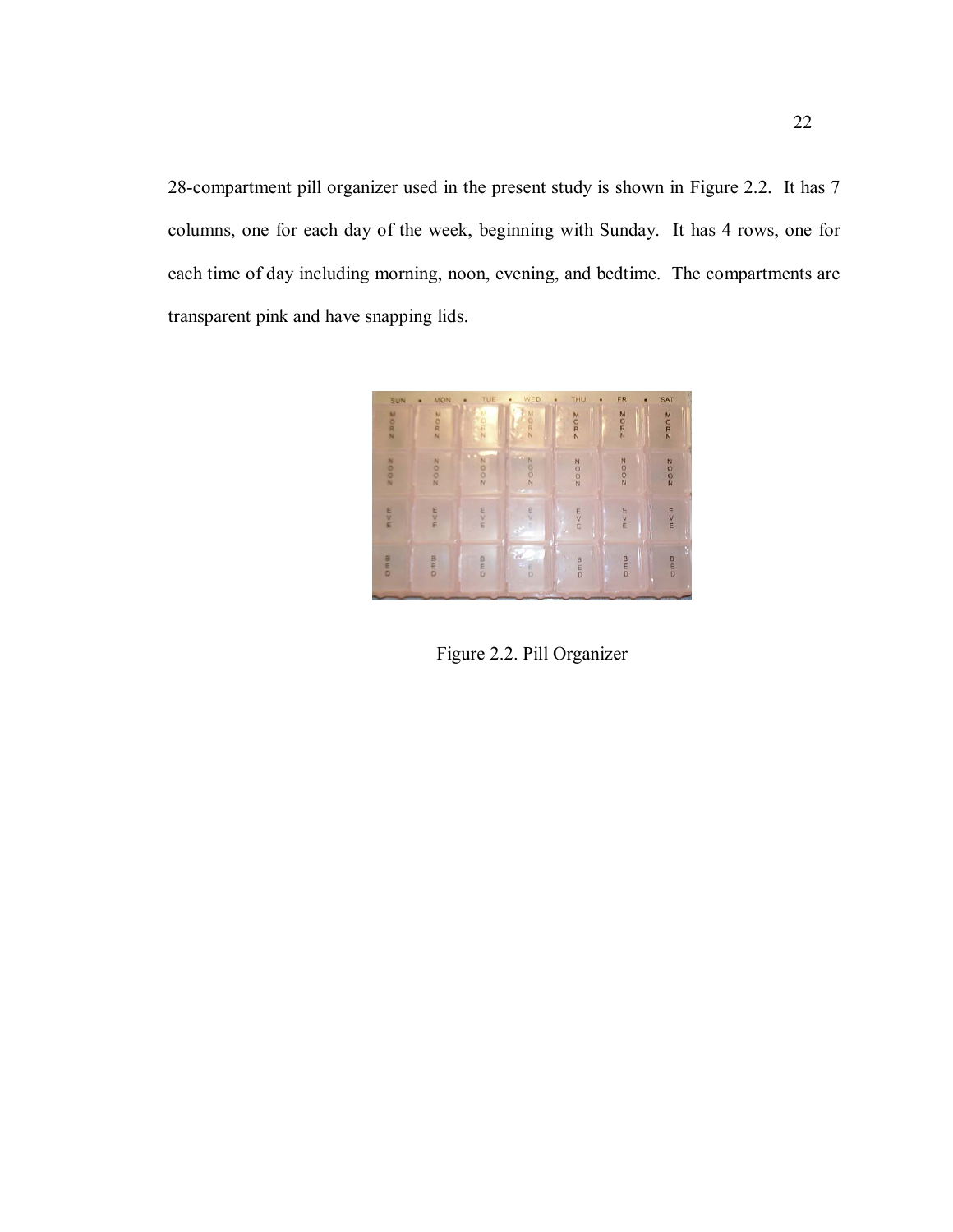28-compartment pill organizer used in the present study is shown in Figure 2.2. It has 7 columns, one for each day of the week, beginning with Sunday. It has 4 rows, one for each time of day including morning, noon, evening, and bedtime. The compartments are transparent pink and have snapping lids.

Figure 2.2. Pill Organizer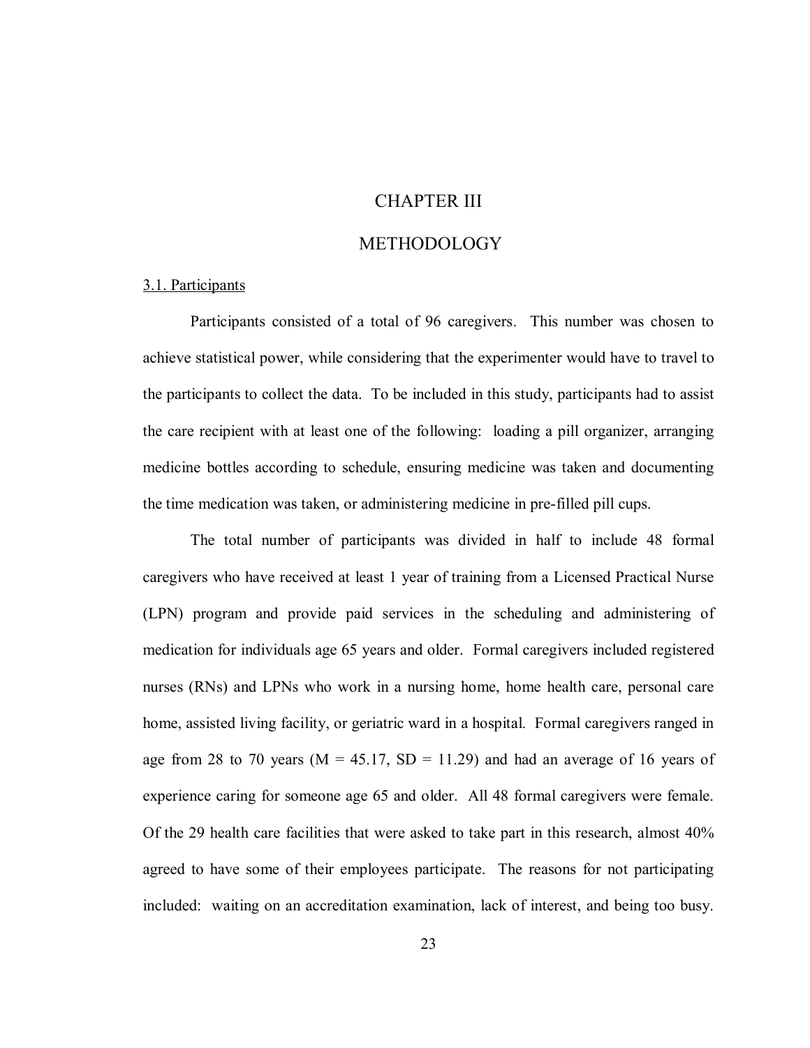# CHAPTER III

# METHODOLOGY

## 3.1. Participants

Participants consisted of a total of 96 caregivers. This number was chosen to achieve statistical power, while considering that the experimenter would have to travel to the participants to collect the data. To be included in this study, participants had to assist the care recipient with at least one of the following: loading a pill organizer, arranging medicine bottles according to schedule, ensuring medicine was taken and documenting the time medication was taken, or administering medicine in pre-filled pill cups.

The total number of participants was divided in half to include 48 formal caregivers who have received at least 1 year of training from a Licensed Practical Nurse (LPN) program and provide paid services in the scheduling and administering of medication for individuals age 65 years and older. Formal caregivers included registered nurses (RNs) and LPNs who work in a nursing home, home health care, personal care home, assisted living facility, or geriatric ward in a hospital. Formal caregivers ranged in age from 28 to 70 years ($M = 45.17$, $SD = 11.29$) and had an average of 16 years of experience caring for someone age 65 and older. All 48 formal caregivers were female. Of the 29 health care facilities that were asked to take part in this research, almost 40% agreed to have some of their employees participate. The reasons for not participating included: waiting on an accreditation examination, lack of interest, and being too busy.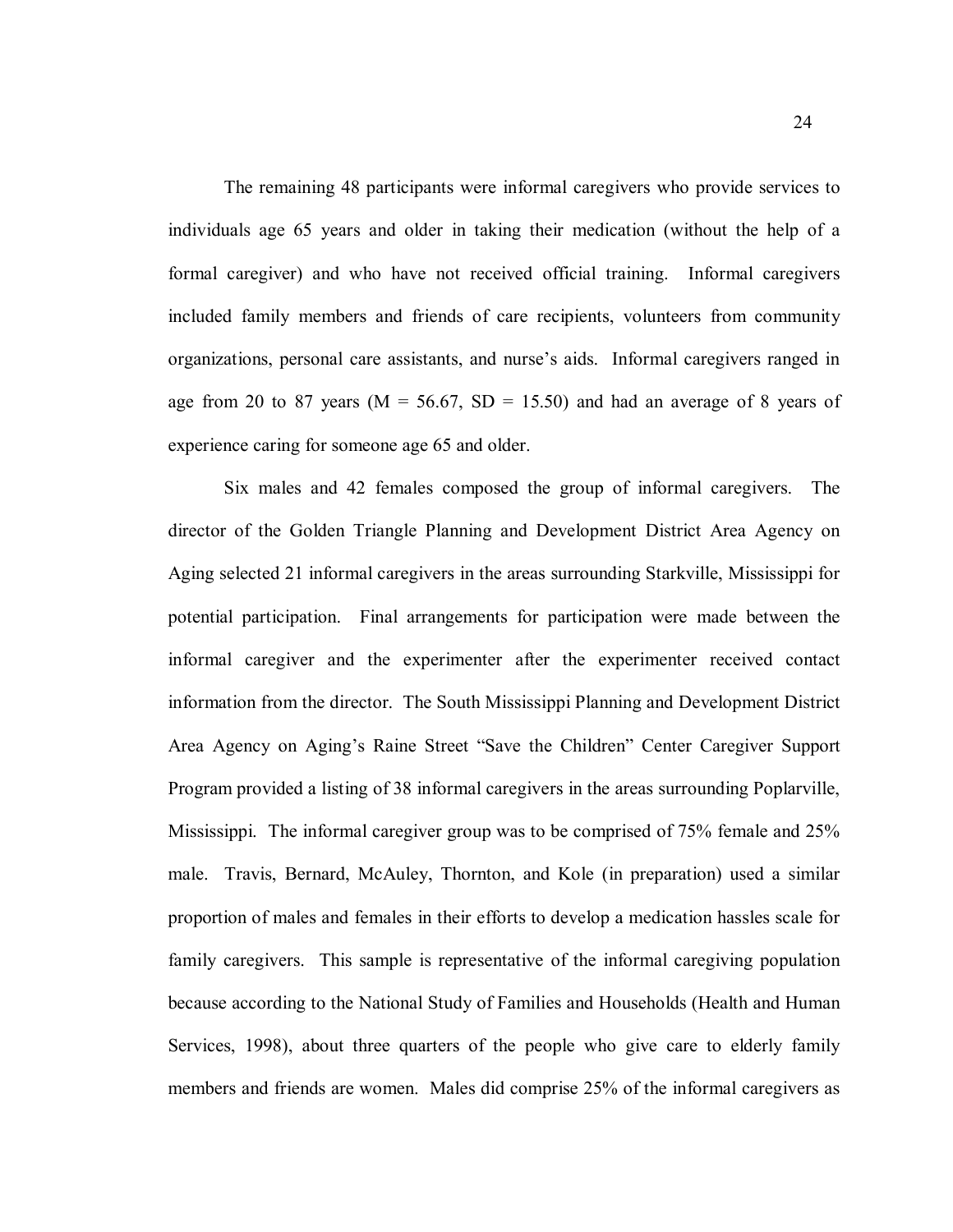The remaining 48 participants were informal caregivers who provide services to individuals age 65 years and older in taking their medication (without the help of a formal caregiver) and who have not received official training. Informal caregivers included family members and friends of care recipients, volunteers from community organizations, personal care assistants, and nurse's aids. Informal caregivers ranged in age from 20 to 87 years ($M = 56.67$, $SD = 15.50$) and had an average of 8 years of experience caring for someone age 65 and older.

Six males and 42 females composed the group of informal caregivers. The director of the Golden Triangle Planning and Development District Area Agency on Aging selected 21 informal caregivers in the areas surrounding Starkville, Mississippi for potential participation. Final arrangements for participation were made between the informal caregiver and the experimenter after the experimenter received contact information from the director. The South Mississippi Planning and Development District Area Agency on Aging's Raine Street "Save the Children" Center Caregiver Support Program provided a listing of 38 informal caregivers in the areas surrounding Poplarville, Mississippi. The informal caregiver group was to be comprised of 75% female and 25% male. Travis, Bernard, McAuley, Thornton, and Kole (in preparation) used a similar proportion of males and females in their efforts to develop a medication hassles scale for family caregivers. This sample is representative of the informal caregiving population because according to the National Study of Families and Households (Health and Human Services, 1998), about three quarters of the people who give care to elderly family members and friends are women. Males did comprise 25% of the informal caregivers as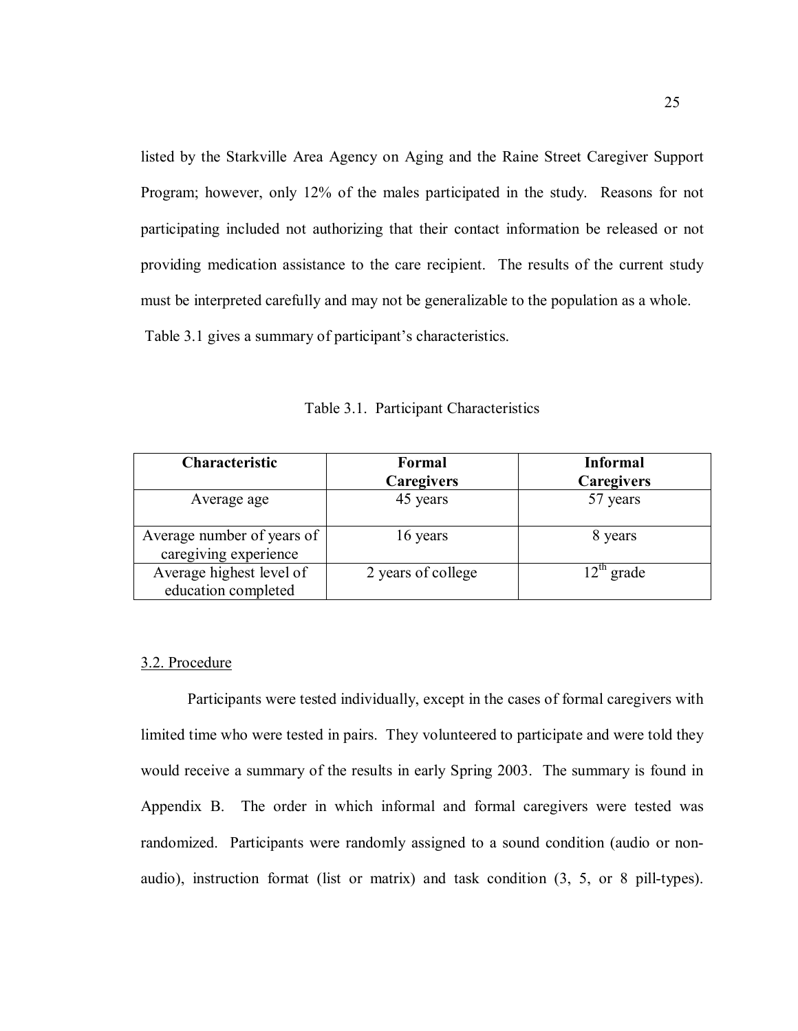listed by the Starkville Area Agency on Aging and the Raine Street Caregiver Support Program; however, only 12% of the males participated in the study. Reasons for not participating included not authorizing that their contact information be released or not providing medication assistance to the care recipient. The results of the current study must be interpreted carefully and may not be generalizable to the population as a whole.

Table 3.1 gives a summary of participant's characteristics.

Table 3.1. Participant Characteristics

| **Characteristic** | **Formal Caregivers** | **Informal Caregivers** |
|---|---|---|
| Average age | 45 years | 57 years |
| Average number of years of caregiving experience | 16 years | 8 years |
| Average highest level of education completed | 2 years of college | $12^{th}$ grade |

3.2. Procedure

Participants were tested individually, except in the cases of formal caregivers with limited time who were tested in pairs. They volunteered to participate and were told they would receive a summary of the results in early Spring 2003. The summary is found in Appendix B. The order in which informal and formal caregivers were tested was randomized. Participants were randomly assigned to a sound condition (audio or non-audio), instruction format (list or matrix) and task condition (3, 5, or 8 pill-types).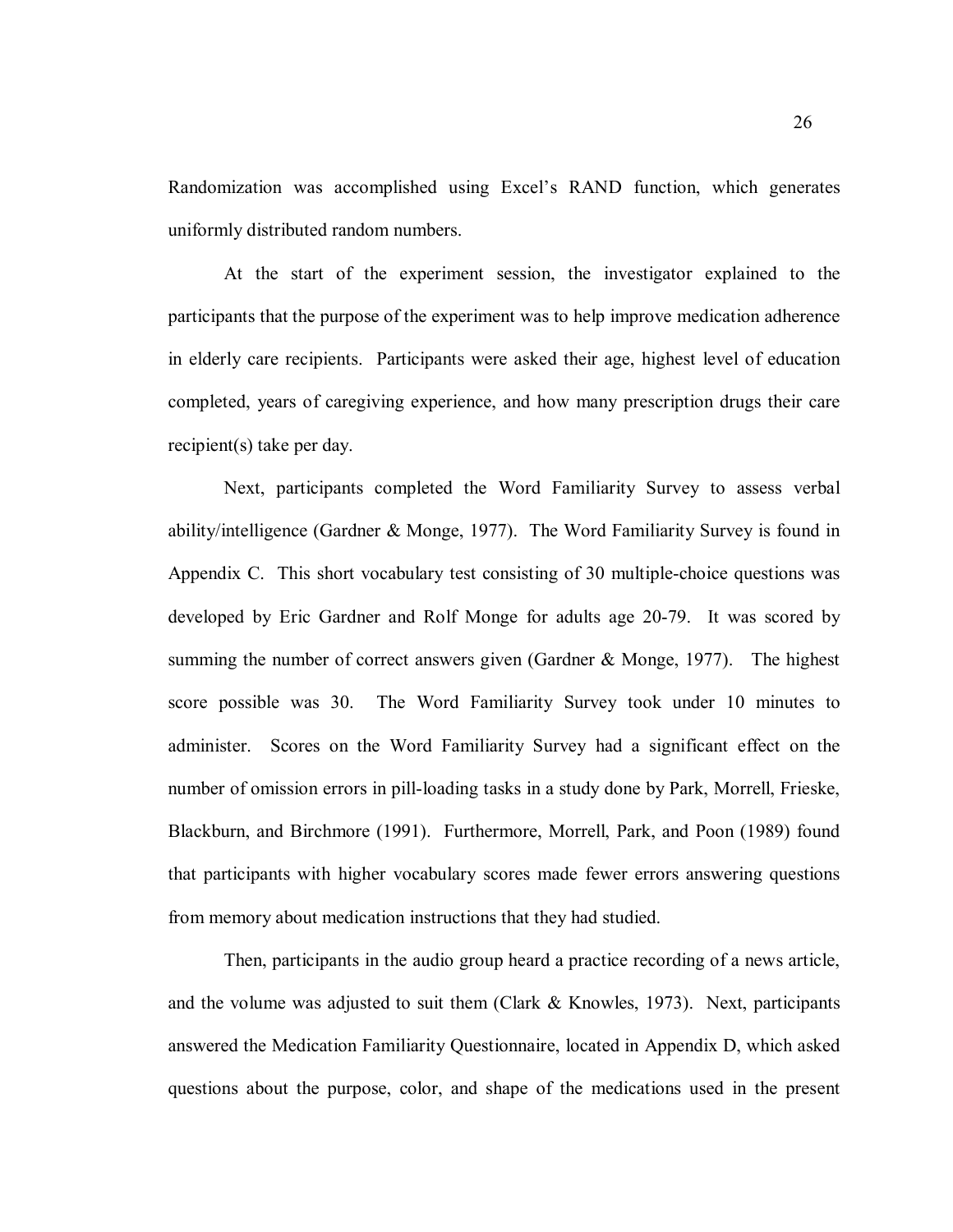Randomization was accomplished using Excel's RAND function, which generates uniformly distributed random numbers.

At the start of the experiment session, the investigator explained to the participants that the purpose of the experiment was to help improve medication adherence in elderly care recipients. Participants were asked their age, highest level of education completed, years of caregiving experience, and how many prescription drugs their care recipient(s) take per day.

Next, participants completed the Word Familiarity Survey to assess verbal ability/intelligence (Gardner & Monge, 1977). The Word Familiarity Survey is found in Appendix C. This short vocabulary test consisting of 30 multiple-choice questions was developed by Eric Gardner and Rolf Monge for adults age 20-79. It was scored by summing the number of correct answers given (Gardner & Monge, 1977). The highest score possible was 30. The Word Familiarity Survey took under 10 minutes to administer. Scores on the Word Familiarity Survey had a significant effect on the number of omission errors in pill-loading tasks in a study done by Park, Morrell, Frieske, Blackburn, and Birchmore (1991). Furthermore, Morrell, Park, and Poon (1989) found that participants with higher vocabulary scores made fewer errors answering questions from memory about medication instructions that they had studied.

Then, participants in the audio group heard a practice recording of a news article, and the volume was adjusted to suit them (Clark & Knowles, 1973). Next, participants answered the Medication Familiarity Questionnaire, located in Appendix D, which asked questions about the purpose, color, and shape of the medications used in the present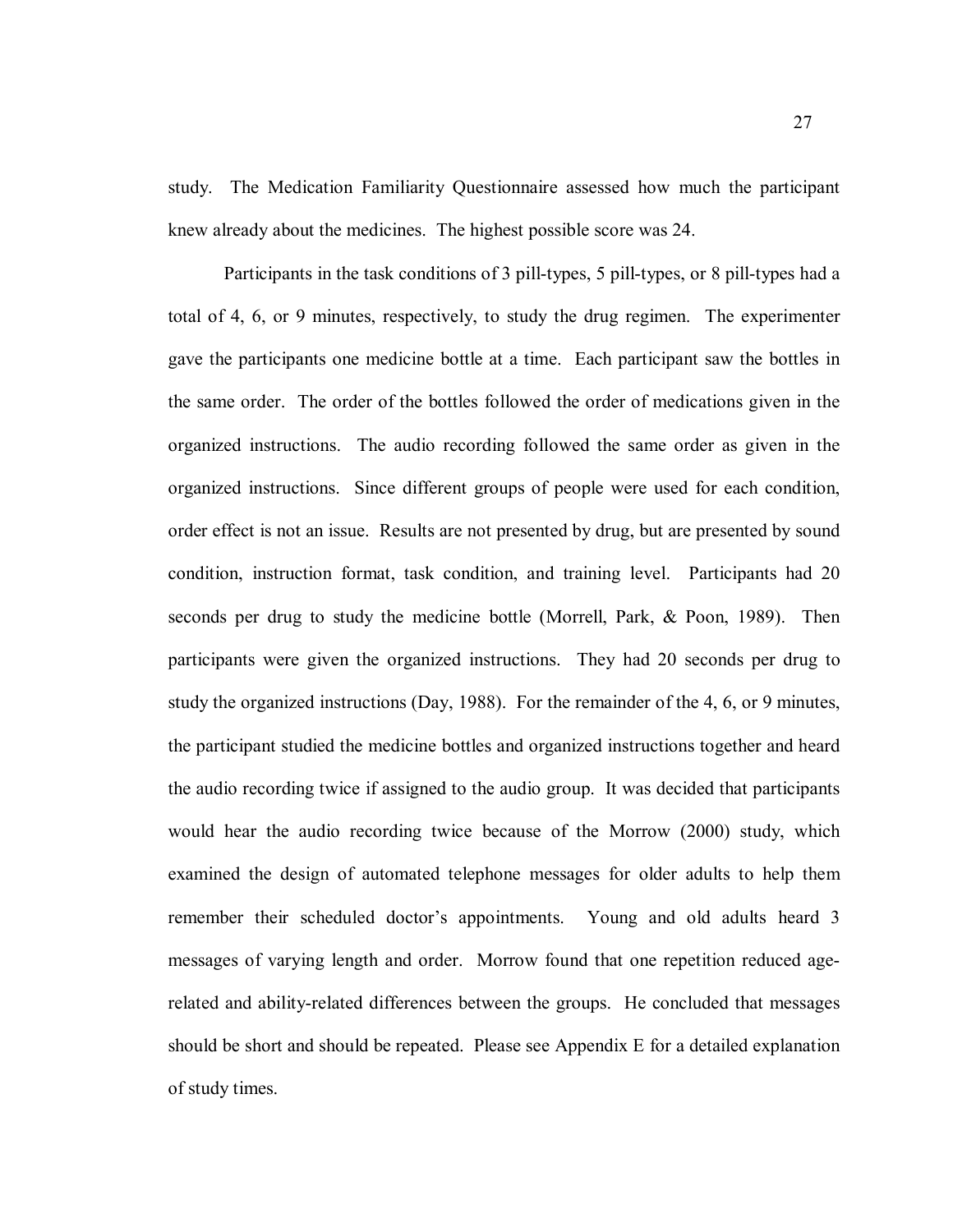study. The Medication Familiarity Questionnaire assessed how much the participant knew already about the medicines. The highest possible score was 24.

Participants in the task conditions of 3 pill-types, 5 pill-types, or 8 pill-types had a total of 4, 6, or 9 minutes, respectively, to study the drug regimen. The experimenter gave the participants one medicine bottle at a time. Each participant saw the bottles in the same order. The order of the bottles followed the order of medications given in the organized instructions. The audio recording followed the same order as given in the organized instructions. Since different groups of people were used for each condition, order effect is not an issue. Results are not presented by drug, but are presented by sound condition, instruction format, task condition, and training level. Participants had 20 seconds per drug to study the medicine bottle (Morrell, Park, & Poon, 1989). Then participants were given the organized instructions. They had 20 seconds per drug to study the organized instructions (Day, 1988). For the remainder of the 4, 6, or 9 minutes, the participant studied the medicine bottles and organized instructions together and heard the audio recording twice if assigned to the audio group. It was decided that participants would hear the audio recording twice because of the Morrow (2000) study, which examined the design of automated telephone messages for older adults to help them remember their scheduled doctor's appointments. Young and old adults heard 3 messages of varying length and order. Morrow found that one repetition reduced age-related and ability-related differences between the groups. He concluded that messages should be short and should be repeated. Please see Appendix E for a detailed explanation of study times.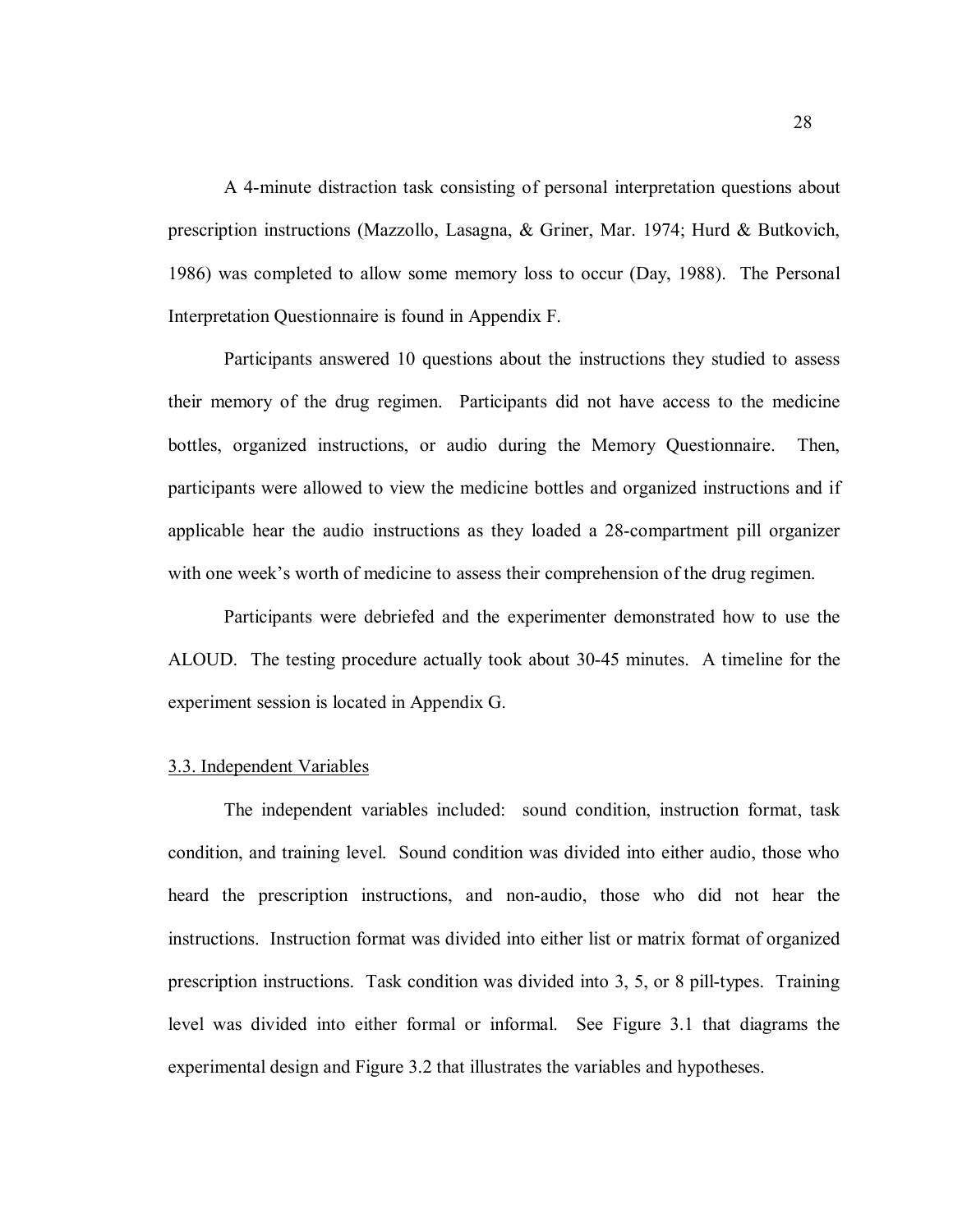A 4-minute distraction task consisting of personal interpretation questions about prescription instructions (Mazzollo, Lasagna, & Griner, Mar. 1974; Hurd & Butkovich, 1986) was completed to allow some memory loss to occur (Day, 1988). The Personal Interpretation Questionnaire is found in Appendix F.

Participants answered 10 questions about the instructions they studied to assess their memory of the drug regimen. Participants did not have access to the medicine bottles, organized instructions, or audio during the Memory Questionnaire. Then, participants were allowed to view the medicine bottles and organized instructions and if applicable hear the audio instructions as they loaded a 28-compartment pill organizer with one week's worth of medicine to assess their comprehension of the drug regimen.

Participants were debriefed and the experimenter demonstrated how to use the ALOUD. The testing procedure actually took about 30-45 minutes. A timeline for the experiment session is located in Appendix G.

### 3.3. Independent Variables

The independent variables included: sound condition, instruction format, task condition, and training level. Sound condition was divided into either audio, those who heard the prescription instructions, and non-audio, those who did not hear the instructions. Instruction format was divided into either list or matrix format of organized prescription instructions. Task condition was divided into 3, 5, or 8 pill-types. Training level was divided into either formal or informal. See Figure 3.1 that diagrams the experimental design and Figure 3.2 that illustrates the variables and hypotheses.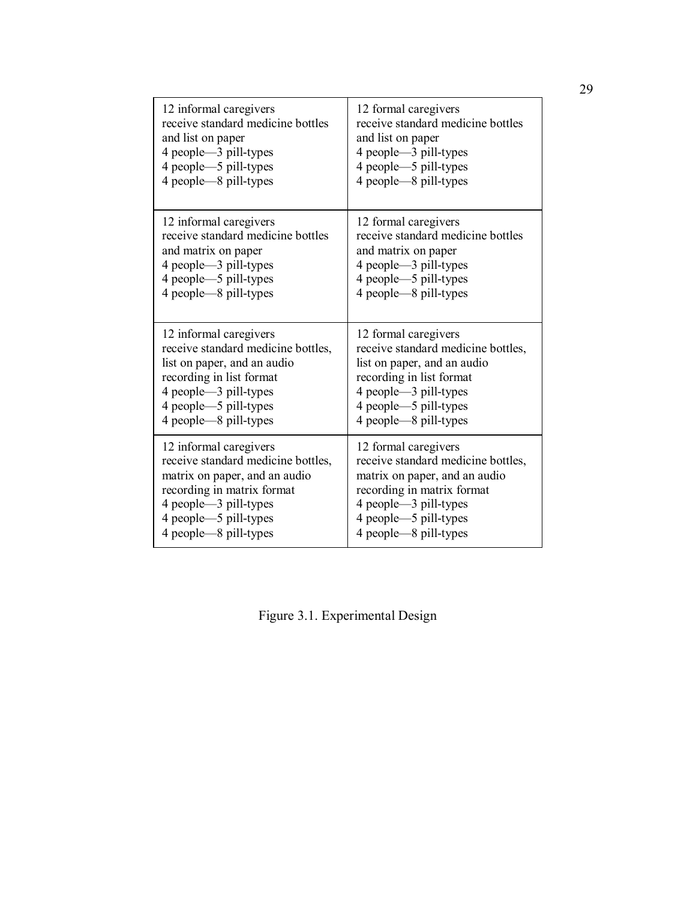| | |
|---|---|
| 12 informal caregivers receive standard medicine bottles and list on paper<br>4 people—3 pill-types<br>4 people—5 pill-types<br>4 people—8 pill-types | 12 formal caregivers receive standard medicine bottles and list on paper<br>4 people—3 pill-types<br>4 people—5 pill-types<br>4 people—8 pill-types |
| 12 informal caregivers receive standard medicine bottles and matrix on paper<br>4 people—3 pill-types<br>4 people—5 pill-types<br>4 people—8 pill-types | 12 formal caregivers receive standard medicine bottles and matrix on paper<br>4 people—3 pill-types<br>4 people—5 pill-types<br>4 people—8 pill-types |
| 12 informal caregivers receive standard medicine bottles, list on paper, and an audio recording in list format<br>4 people—3 pill-types<br>4 people—5 pill-types<br>4 people—8 pill-types | 12 formal caregivers receive standard medicine bottles, list on paper, and an audio recording in list format<br>4 people—3 pill-types<br>4 people—5 pill-types<br>4 people—8 pill-types |
| 12 informal caregivers receive standard medicine bottles, matrix on paper, and an audio recording in matrix format<br>4 people—3 pill-types<br>4 people—5 pill-types<br>4 people—8 pill-types | 12 formal caregivers receive standard medicine bottles, matrix on paper, and an audio recording in matrix format<br>4 people—3 pill-types<br>4 people—5 pill-types<br>4 people—8 pill-types |

Figure 3.1. Experimental Design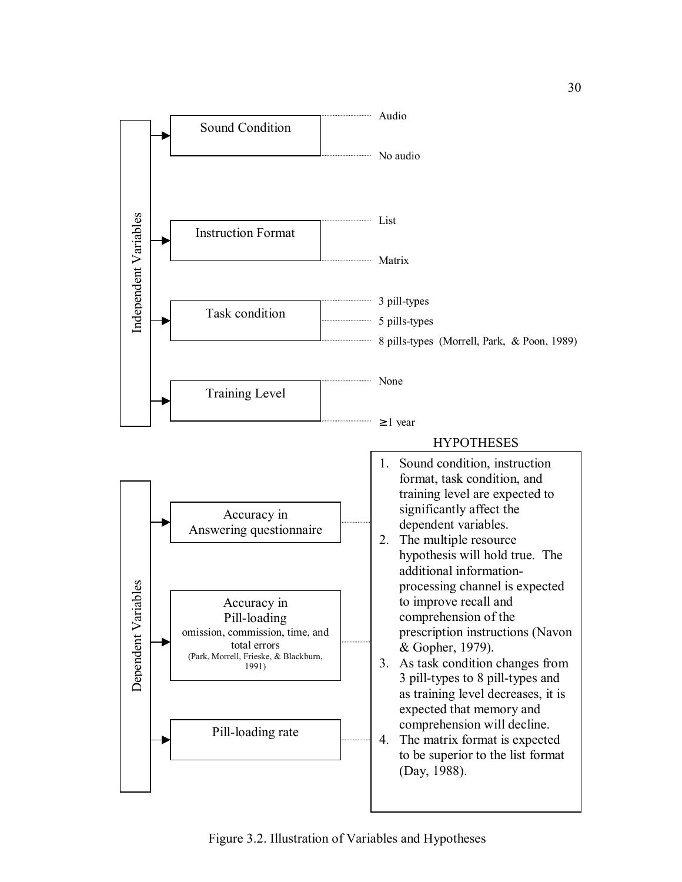**Independent Variables**

- **Sound Condition**
  - Audio
  - No audio
- **Instruction Format**
  - List
  - Matrix
- **Task condition**
  - 3 pill-types
  - 5 pills-types
  - 8 pills-types (Morrell, Park, & Poon, 1989)
- **Training Level**
  - None
  - $\geq$1 year

**Dependent Variables**

- **Accuracy in Answering questionnaire**
- **Accuracy in Pill-loading**
  - omission, commission, time, and total errors (Park, Morrell, Frieske, & Blackburn, 1991)
- **Pill-loading rate**

**HYPOTHESES**

1. Sound condition, instruction format, task condition, and training level are expected to significantly affect the dependent variables.
2. The multiple resource hypothesis will hold true. The additional information-processing channel is expected to improve recall and comprehension of the prescription instructions (Navon & Gopher, 1979).
3. As task condition changes from 3 pill-types to 8 pill-types and as training level decreases, it is expected that memory and comprehension will decline.
4. The matrix format is expected to be superior to the list format (Day, 1988).

Figure 3.2. Illustration of Variables and Hypotheses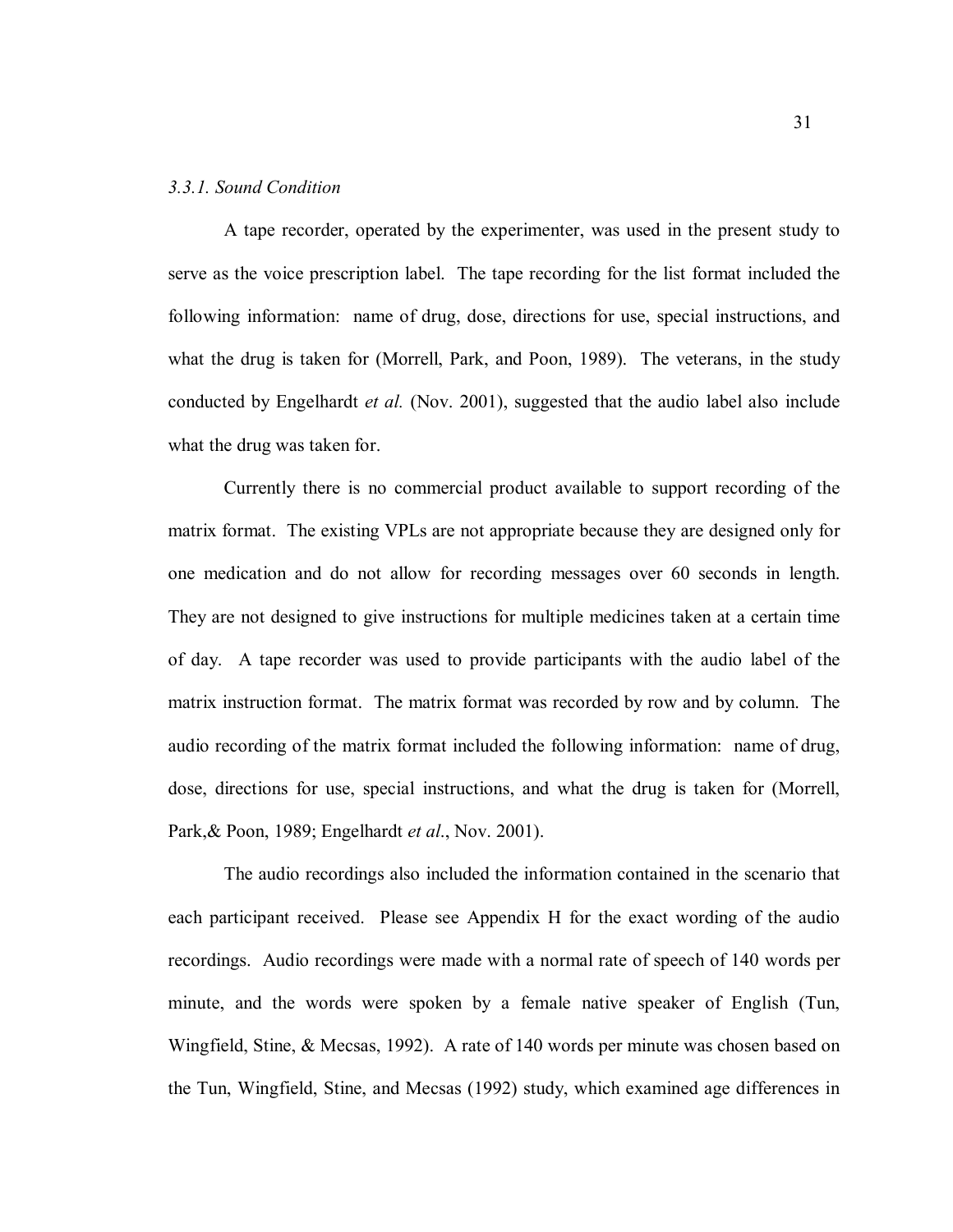### *3.3.1. Sound Condition*

A tape recorder, operated by the experimenter, was used in the present study to serve as the voice prescription label. The tape recording for the list format included the following information: name of drug, dose, directions for use, special instructions, and what the drug is taken for (Morrell, Park, and Poon, 1989). The veterans, in the study conducted by Engelhardt *et al.* (Nov. 2001), suggested that the audio label also include what the drug was taken for.

Currently there is no commercial product available to support recording of the matrix format. The existing VPLs are not appropriate because they are designed only for one medication and do not allow for recording messages over 60 seconds in length. They are not designed to give instructions for multiple medicines taken at a certain time of day. A tape recorder was used to provide participants with the audio label of the matrix instruction format. The matrix format was recorded by row and by column. The audio recording of the matrix format included the following information: name of drug, dose, directions for use, special instructions, and what the drug is taken for (Morrell, Park,& Poon, 1989; Engelhardt *et al*., Nov. 2001).

The audio recordings also included the information contained in the scenario that each participant received. Please see Appendix H for the exact wording of the audio recordings. Audio recordings were made with a normal rate of speech of 140 words per minute, and the words were spoken by a female native speaker of English (Tun, Wingfield, Stine, & Mecsas, 1992). A rate of 140 words per minute was chosen based on the Tun, Wingfield, Stine, and Mecsas (1992) study, which examined age differences in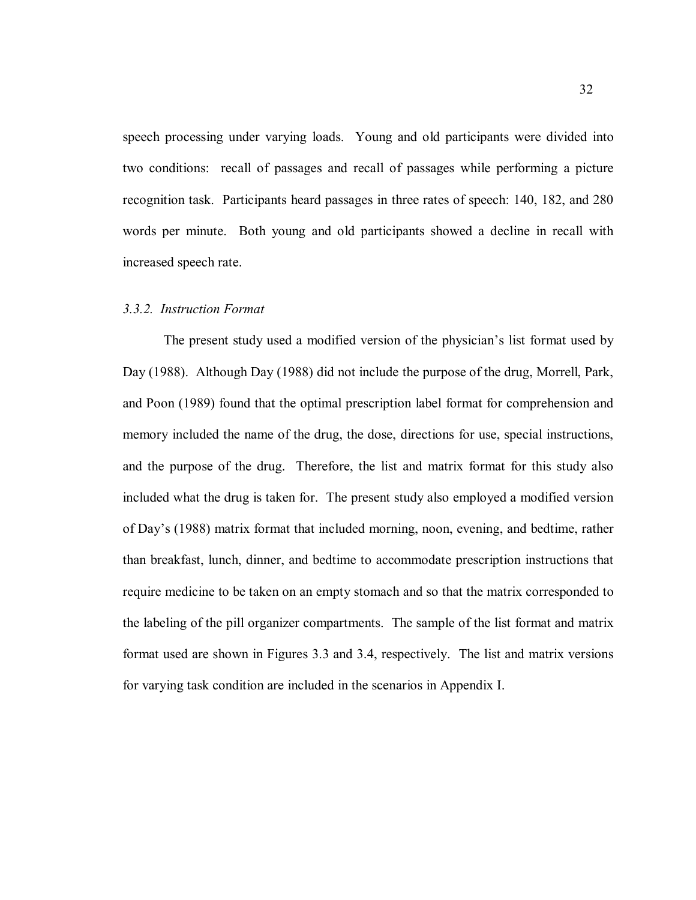speech processing under varying loads. Young and old participants were divided into two conditions: recall of passages and recall of passages while performing a picture recognition task. Participants heard passages in three rates of speech: 140, 182, and 280 words per minute. Both young and old participants showed a decline in recall with increased speech rate.

### *3.3.2. Instruction Format*

The present study used a modified version of the physician's list format used by Day (1988). Although Day (1988) did not include the purpose of the drug, Morrell, Park, and Poon (1989) found that the optimal prescription label format for comprehension and memory included the name of the drug, the dose, directions for use, special instructions, and the purpose of the drug. Therefore, the list and matrix format for this study also included what the drug is taken for. The present study also employed a modified version of Day's (1988) matrix format that included morning, noon, evening, and bedtime, rather than breakfast, lunch, dinner, and bedtime to accommodate prescription instructions that require medicine to be taken on an empty stomach and so that the matrix corresponded to the labeling of the pill organizer compartments. The sample of the list format and matrix format used are shown in Figures 3.3 and 3.4, respectively. The list and matrix versions for varying task condition are included in the scenarios in Appendix I.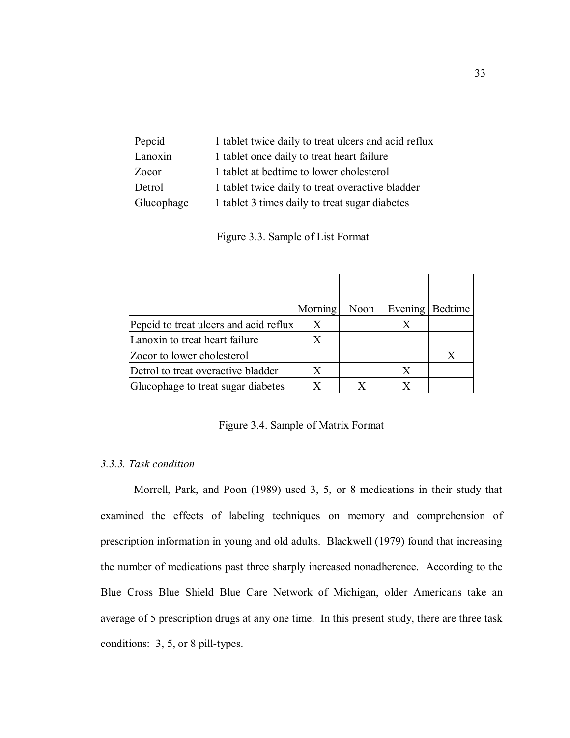| | |
|---|---|
| Pepcid | 1 tablet twice daily to treat ulcers and acid reflux |
| Lanoxin | 1 tablet once daily to treat heart failure |
| Zocor | 1 tablet at bedtime to lower cholesterol |
| Detrol | 1 tablet twice daily to treat overactive bladder |
| Glucophage | 1 tablet 3 times daily to treat sugar diabetes |

Figure 3.3. Sample of List Format

| | Morning | Noon | Evening | Bedtime |
|---|---|---|---|---|
| Pepcid to treat ulcers and acid reflux | X | | X | |
| Lanoxin to treat heart failure | X | | | |
| Zocor to lower cholesterol | | | | X |
| Detrol to treat overactive bladder | X | | X | |
| Glucophage to treat sugar diabetes | X | X | X | |

Figure 3.4. Sample of Matrix Format

### *3.3.3. Task condition*

Morrell, Park, and Poon (1989) used 3, 5, or 8 medications in their study that examined the effects of labeling techniques on memory and comprehension of prescription information in young and old adults. Blackwell (1979) found that increasing the number of medications past three sharply increased nonadherence. According to the Blue Cross Blue Shield Blue Care Network of Michigan, older Americans take an average of 5 prescription drugs at any one time. In this present study, there are three task conditions: 3, 5, or 8 pill-types.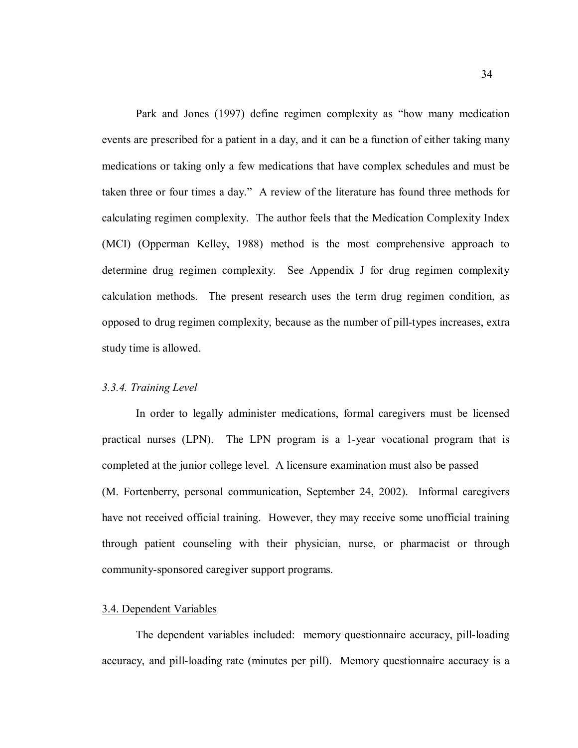Park and Jones (1997) define regimen complexity as "how many medication events are prescribed for a patient in a day, and it can be a function of either taking many medications or taking only a few medications that have complex schedules and must be taken three or four times a day." A review of the literature has found three methods for calculating regimen complexity. The author feels that the Medication Complexity Index (MCI) (Opperman Kelley, 1988) method is the most comprehensive approach to determine drug regimen complexity. See Appendix J for drug regimen complexity calculation methods. The present research uses the term drug regimen condition, as opposed to drug regimen complexity, because as the number of pill-types increases, extra study time is allowed.

### *3.3.4. Training Level*

In order to legally administer medications, formal caregivers must be licensed practical nurses (LPN). The LPN program is a 1-year vocational program that is completed at the junior college level. A licensure examination must also be passed (M. Fortenberry, personal communication, September 24, 2002). Informal caregivers have not received official training. However, they may receive some unofficial training through patient counseling with their physician, nurse, or pharmacist or through community-sponsored caregiver support programs.

## 3.4. Dependent Variables

The dependent variables included: memory questionnaire accuracy, pill-loading accuracy, and pill-loading rate (minutes per pill). Memory questionnaire accuracy is a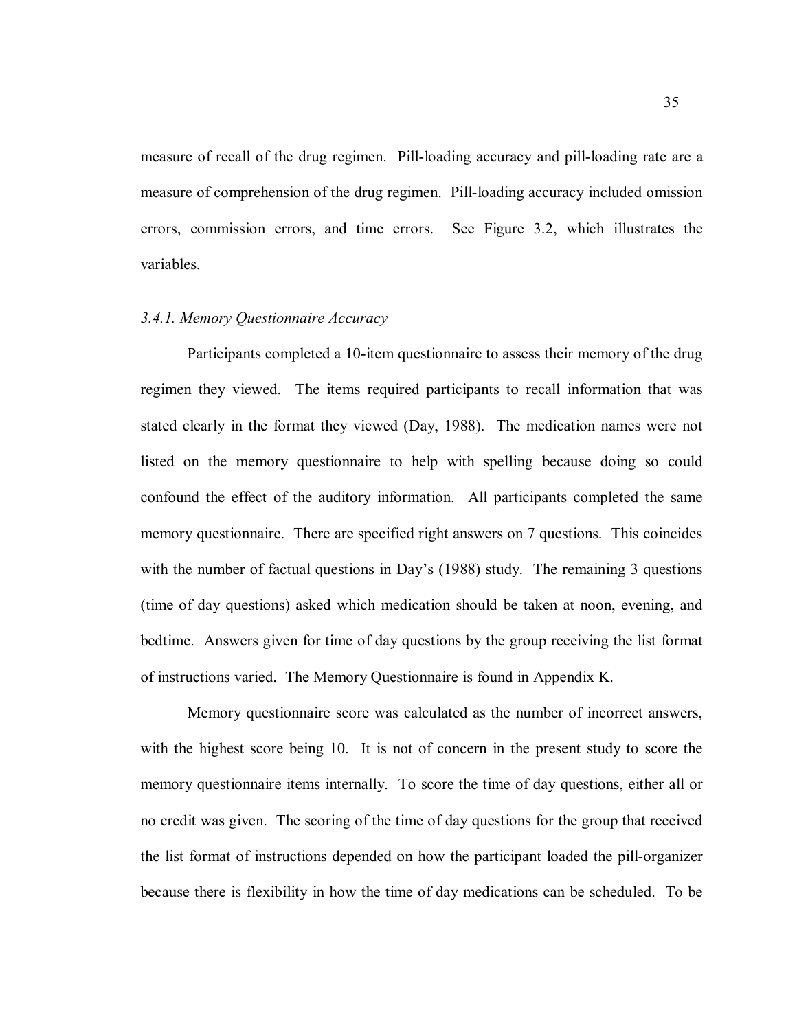measure of recall of the drug regimen. Pill-loading accuracy and pill-loading rate are a measure of comprehension of the drug regimen. Pill-loading accuracy included omission errors, commission errors, and time errors. See Figure 3.2, which illustrates the variables.

### *3.4.1. Memory Questionnaire Accuracy*

Participants completed a 10-item questionnaire to assess their memory of the drug regimen they viewed. The items required participants to recall information that was stated clearly in the format they viewed (Day, 1988). The medication names were not listed on the memory questionnaire to help with spelling because doing so could confound the effect of the auditory information. All participants completed the same memory questionnaire. There are specified right answers on 7 questions. This coincides with the number of factual questions in Day's (1988) study. The remaining 3 questions (time of day questions) asked which medication should be taken at noon, evening, and bedtime. Answers given for time of day questions by the group receiving the list format of instructions varied. The Memory Questionnaire is found in Appendix K.

Memory questionnaire score was calculated as the number of incorrect answers, with the highest score being 10. It is not of concern in the present study to score the memory questionnaire items internally. To score the time of day questions, either all or no credit was given. The scoring of the time of day questions for the group that received the list format of instructions depended on how the participant loaded the pill-organizer because there is flexibility in how the time of day medications can be scheduled. To be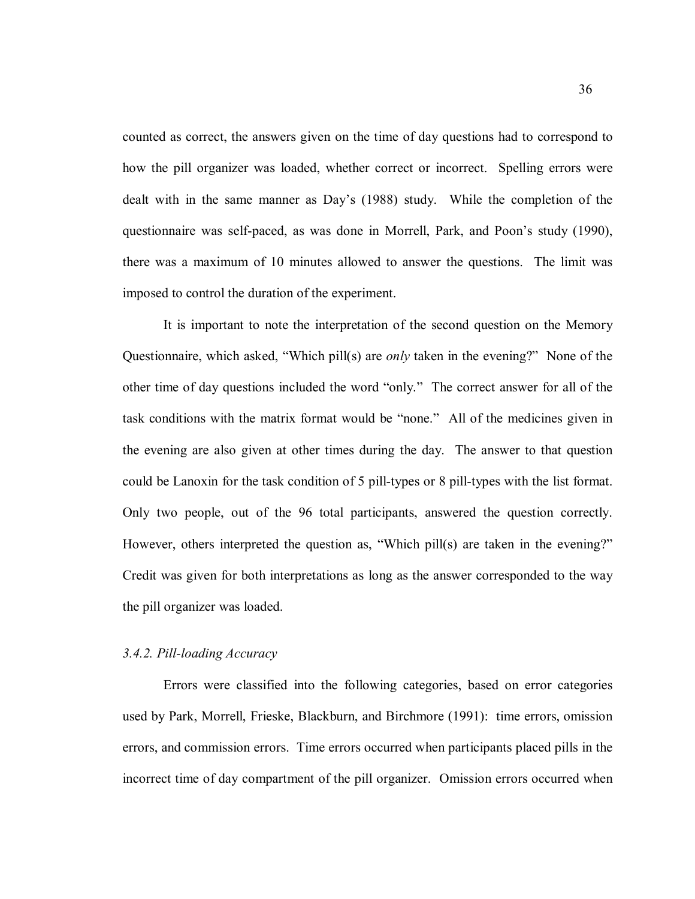counted as correct, the answers given on the time of day questions had to correspond to how the pill organizer was loaded, whether correct or incorrect. Spelling errors were dealt with in the same manner as Day's (1988) study. While the completion of the questionnaire was self-paced, as was done in Morrell, Park, and Poon's study (1990), there was a maximum of 10 minutes allowed to answer the questions. The limit was imposed to control the duration of the experiment.

It is important to note the interpretation of the second question on the Memory Questionnaire, which asked, "Which pill(s) are *only* taken in the evening?" None of the other time of day questions included the word "only." The correct answer for all of the task conditions with the matrix format would be "none." All of the medicines given in the evening are also given at other times during the day. The answer to that question could be Lanoxin for the task condition of 5 pill-types or 8 pill-types with the list format. Only two people, out of the 96 total participants, answered the question correctly. However, others interpreted the question as, "Which pill(s) are taken in the evening?" Credit was given for both interpretations as long as the answer corresponded to the way the pill organizer was loaded.

### *3.4.2. Pill-loading Accuracy*

Errors were classified into the following categories, based on error categories used by Park, Morrell, Frieske, Blackburn, and Birchmore (1991): time errors, omission errors, and commission errors. Time errors occurred when participants placed pills in the incorrect time of day compartment of the pill organizer. Omission errors occurred when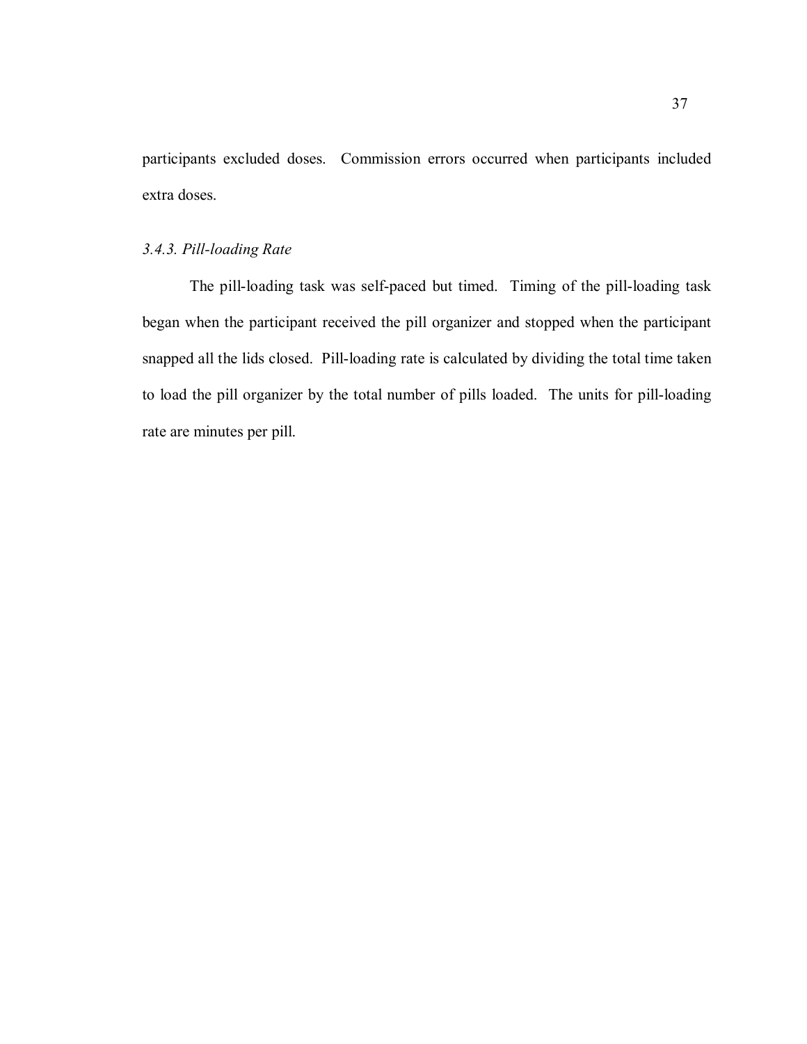participants excluded doses. Commission errors occurred when participants included extra doses.

### *3.4.3. Pill-loading Rate*

The pill-loading task was self-paced but timed. Timing of the pill-loading task began when the participant received the pill organizer and stopped when the participant snapped all the lids closed. Pill-loading rate is calculated by dividing the total time taken to load the pill organizer by the total number of pills loaded. The units for pill-loading rate are minutes per pill.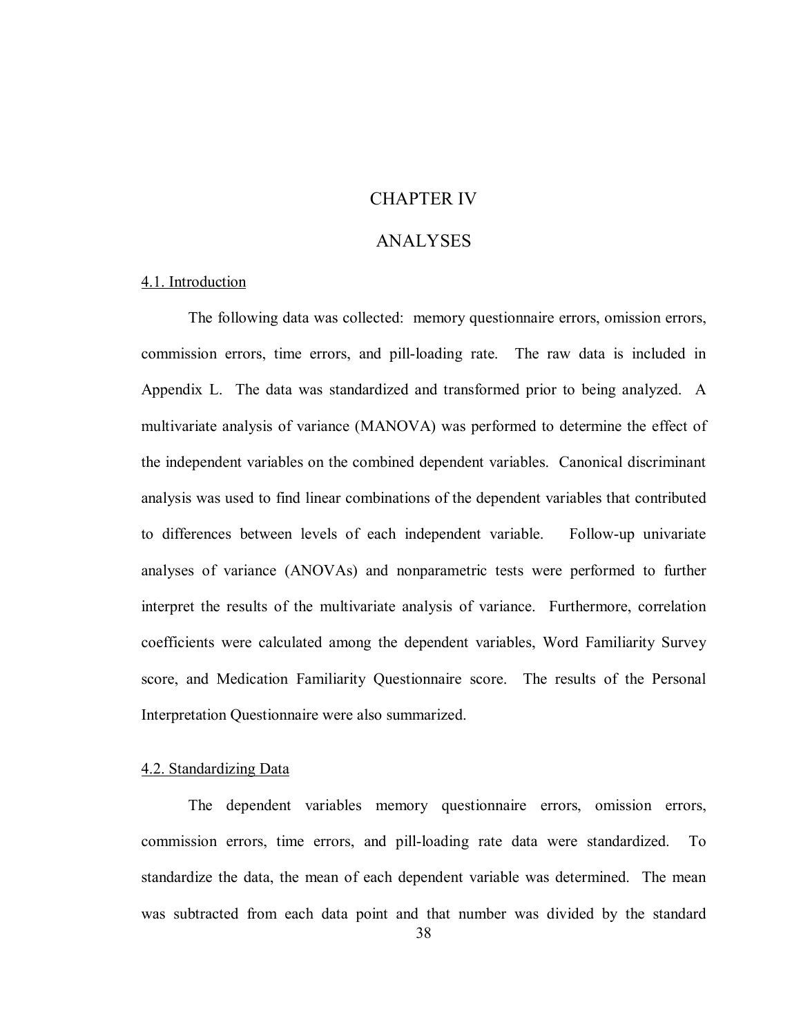# CHAPTER IV

# ANALYSES

## 4.1. Introduction

The following data was collected: memory questionnaire errors, omission errors, commission errors, time errors, and pill-loading rate. The raw data is included in Appendix L. The data was standardized and transformed prior to being analyzed. A multivariate analysis of variance (MANOVA) was performed to determine the effect of the independent variables on the combined dependent variables. Canonical discriminant analysis was used to find linear combinations of the dependent variables that contributed to differences between levels of each independent variable. Follow-up univariate analyses of variance (ANOVAs) and nonparametric tests were performed to further interpret the results of the multivariate analysis of variance. Furthermore, correlation coefficients were calculated among the dependent variables, Word Familiarity Survey score, and Medication Familiarity Questionnaire score. The results of the Personal Interpretation Questionnaire were also summarized.

## 4.2. Standardizing Data

The dependent variables memory questionnaire errors, omission errors, commission errors, time errors, and pill-loading rate data were standardized. To standardize the data, the mean of each dependent variable was determined. The mean was subtracted from each data point and that number was divided by the standard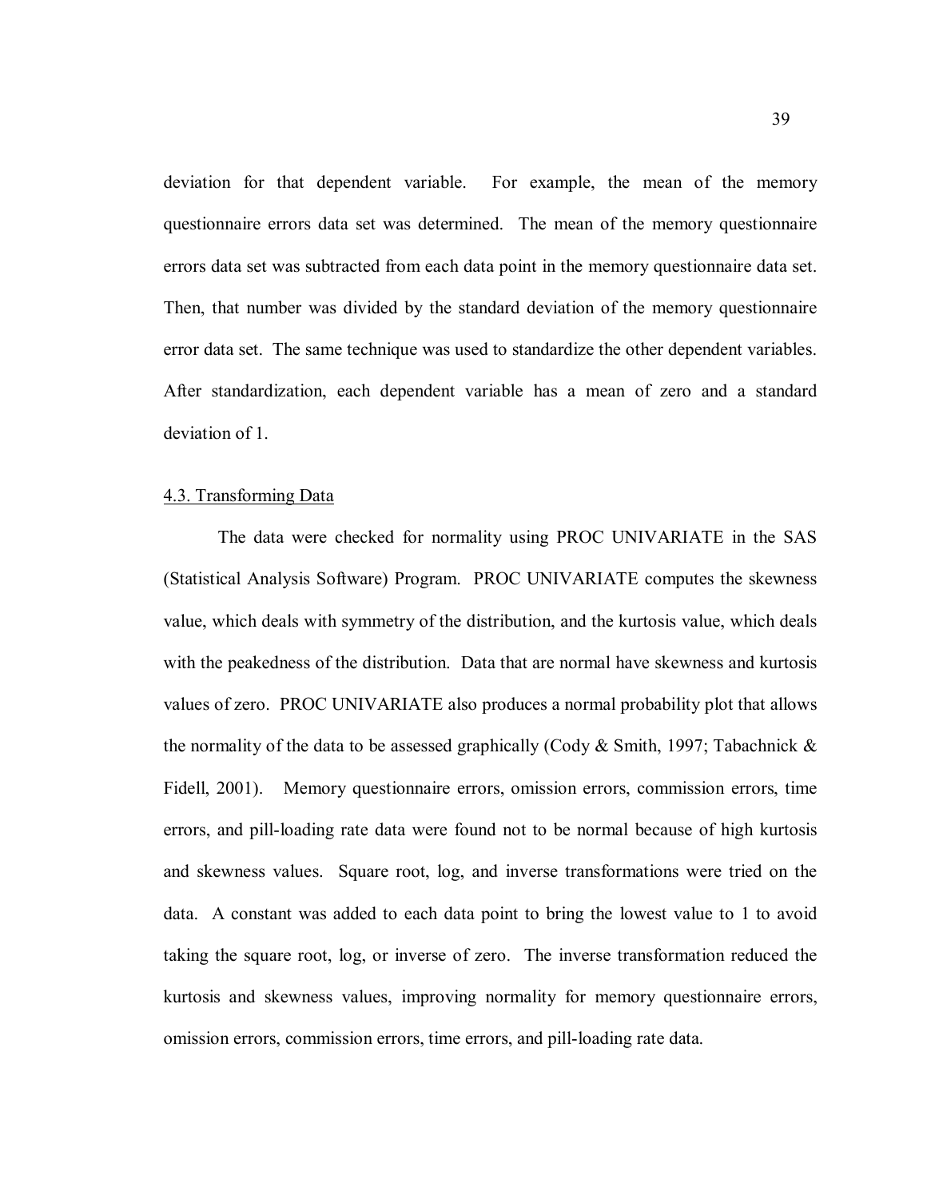deviation for that dependent variable. For example, the mean of the memory questionnaire errors data set was determined. The mean of the memory questionnaire errors data set was subtracted from each data point in the memory questionnaire data set. Then, that number was divided by the standard deviation of the memory questionnaire error data set. The same technique was used to standardize the other dependent variables. After standardization, each dependent variable has a mean of zero and a standard deviation of 1.

### 4.3. Transforming Data

The data were checked for normality using PROC UNIVARIATE in the SAS (Statistical Analysis Software) Program. PROC UNIVARIATE computes the skewness value, which deals with symmetry of the distribution, and the kurtosis value, which deals with the peakedness of the distribution. Data that are normal have skewness and kurtosis values of zero. PROC UNIVARIATE also produces a normal probability plot that allows the normality of the data to be assessed graphically (Cody & Smith, 1997; Tabachnick & Fidell, 2001). Memory questionnaire errors, omission errors, commission errors, time errors, and pill-loading rate data were found not to be normal because of high kurtosis and skewness values. Square root, log, and inverse transformations were tried on the data. A constant was added to each data point to bring the lowest value to 1 to avoid taking the square root, log, or inverse of zero. The inverse transformation reduced the kurtosis and skewness values, improving normality for memory questionnaire errors, omission errors, commission errors, time errors, and pill-loading rate data.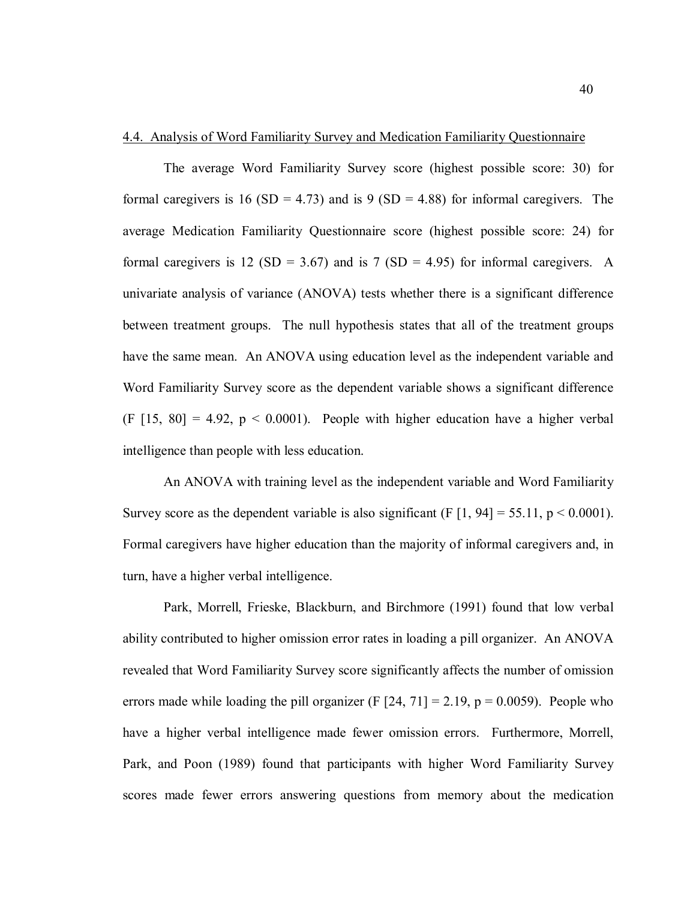### 4.4. Analysis of Word Familiarity Survey and Medication Familiarity Questionnaire

The average Word Familiarity Survey score (highest possible score: 30) for formal caregivers is 16 ($SD = 4.73$) and is 9 ($SD = 4.88$) for informal caregivers. The average Medication Familiarity Questionnaire score (highest possible score: 24) for formal caregivers is 12 ($SD = 3.67$) and is 7 ($SD = 4.95$) for informal caregivers. A univariate analysis of variance (ANOVA) tests whether there is a significant difference between treatment groups. The null hypothesis states that all of the treatment groups have the same mean. An ANOVA using education level as the independent variable and Word Familiarity Survey score as the dependent variable shows a significant difference ($F$ [15, 80] = 4.92, $p < 0.0001$). People with higher education have a higher verbal intelligence than people with less education.

An ANOVA with training level as the independent variable and Word Familiarity Survey score as the dependent variable is also significant ($F$ [1, 94] = 55.11, $p < 0.0001$). Formal caregivers have higher education than the majority of informal caregivers and, in turn, have a higher verbal intelligence.

Park, Morrell, Frieske, Blackburn, and Birchmore (1991) found that low verbal ability contributed to higher omission error rates in loading a pill organizer. An ANOVA revealed that Word Familiarity Survey score significantly affects the number of omission errors made while loading the pill organizer ($F$ [24, 71] = 2.19, $p = 0.0059$). People who have a higher verbal intelligence made fewer omission errors. Furthermore, Morrell, Park, and Poon (1989) found that participants with higher Word Familiarity Survey scores made fewer errors answering questions from memory about the medication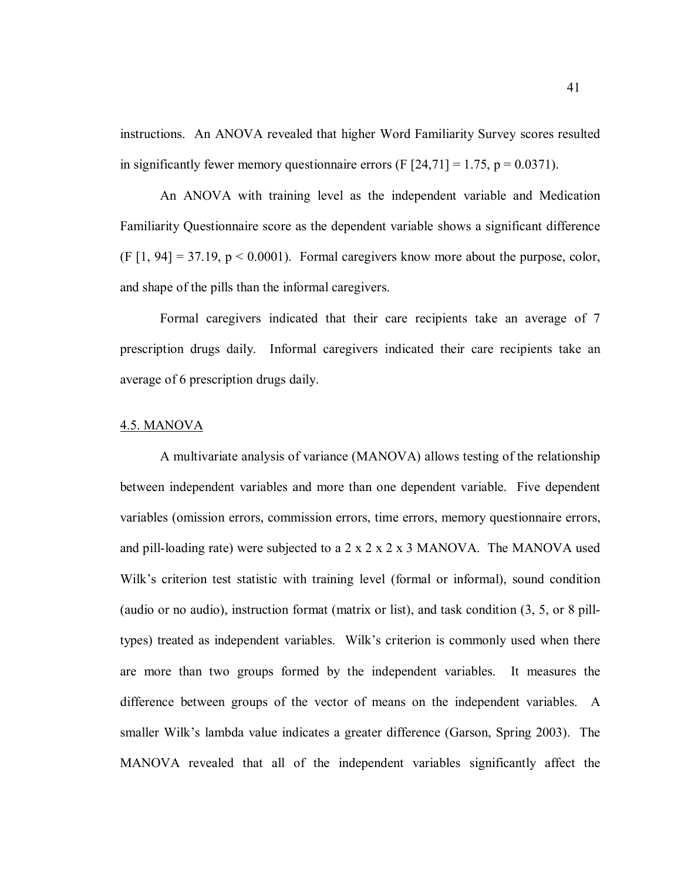instructions. An ANOVA revealed that higher Word Familiarity Survey scores resulted in significantly fewer memory questionnaire errors ($F [24,71] = 1.75$, $p = 0.0371$).

An ANOVA with training level as the independent variable and Medication Familiarity Questionnaire score as the dependent variable shows a significant difference ($F [1, 94] = 37.19$, $p < 0.0001$). Formal caregivers know more about the purpose, color, and shape of the pills than the informal caregivers.

Formal caregivers indicated that their care recipients take an average of 7 prescription drugs daily. Informal caregivers indicated their care recipients take an average of 6 prescription drugs daily.

## 4.5. MANOVA

A multivariate analysis of variance (MANOVA) allows testing of the relationship between independent variables and more than one dependent variable. Five dependent variables (omission errors, commission errors, time errors, memory questionnaire errors, and pill-loading rate) were subjected to a 2 x 2 x 2 x 3 MANOVA. The MANOVA used Wilk's criterion test statistic with training level (formal or informal), sound condition (audio or no audio), instruction format (matrix or list), and task condition (3, 5, or 8 pill-types) treated as independent variables. Wilk's criterion is commonly used when there are more than two groups formed by the independent variables. It measures the difference between groups of the vector of means on the independent variables. A smaller Wilk's lambda value indicates a greater difference (Garson, Spring 2003). The MANOVA revealed that all of the independent variables significantly affect the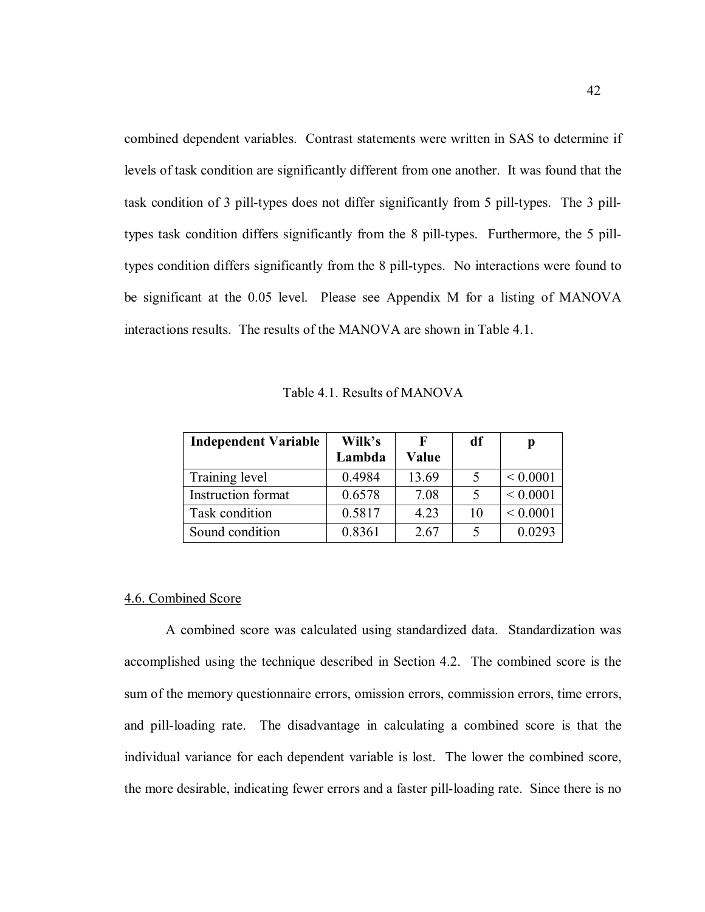combined dependent variables. Contrast statements were written in SAS to determine if levels of task condition are significantly different from one another. It was found that the task condition of 3 pill-types does not differ significantly from 5 pill-types. The 3 pill-types task condition differs significantly from the 8 pill-types. Furthermore, the 5 pill-types condition differs significantly from the 8 pill-types. No interactions were found to be significant at the 0.05 level. Please see Appendix M for a listing of MANOVA interactions results. The results of the MANOVA are shown in Table 4.1.

Table 4.1. Results of MANOVA

| **Independent Variable** | **Wilk's Lambda** | **F Value** | **df** | **p** |
|---|---|---|---|---|
| Training level | 0.4984 | 13.69 | 5 | < 0.0001 |
| Instruction format | 0.6578 | 7.08 | 5 | < 0.0001 |
| Task condition | 0.5817 | 4.23 | 10 | < 0.0001 |
| Sound condition | 0.8361 | 2.67 | 5 | 0.0293 |

## 4.6. Combined Score

A combined score was calculated using standardized data. Standardization was accomplished using the technique described in Section 4.2. The combined score is the sum of the memory questionnaire errors, omission errors, commission errors, time errors, and pill-loading rate. The disadvantage in calculating a combined score is that the individual variance for each dependent variable is lost. The lower the combined score, the more desirable, indicating fewer errors and a faster pill-loading rate. Since there is no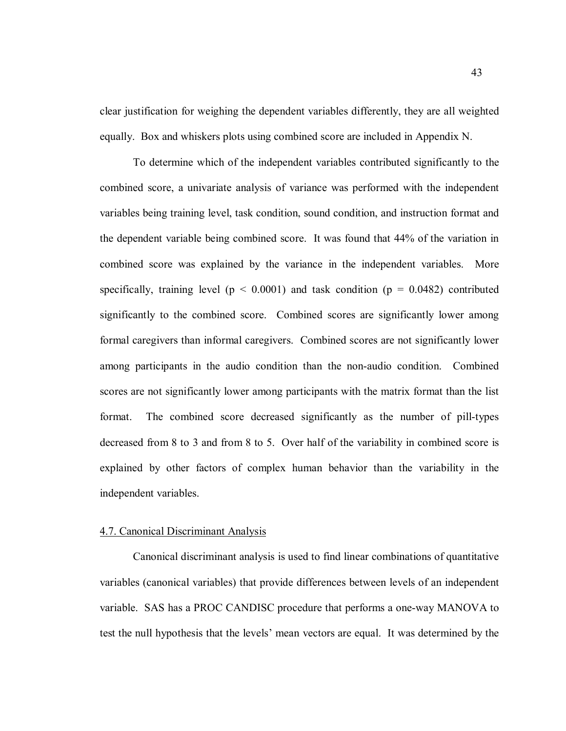clear justification for weighing the dependent variables differently, they are all weighted equally. Box and whiskers plots using combined score are included in Appendix N.

To determine which of the independent variables contributed significantly to the combined score, a univariate analysis of variance was performed with the independent variables being training level, task condition, sound condition, and instruction format and the dependent variable being combined score. It was found that 44% of the variation in combined score was explained by the variance in the independent variables. More specifically, training level ($p < 0.0001$) and task condition ($p = 0.0482$) contributed significantly to the combined score. Combined scores are significantly lower among formal caregivers than informal caregivers. Combined scores are not significantly lower among participants in the audio condition than the non-audio condition. Combined scores are not significantly lower among participants with the matrix format than the list format. The combined score decreased significantly as the number of pill-types decreased from 8 to 3 and from 8 to 5. Over half of the variability in combined score is explained by other factors of complex human behavior than the variability in the independent variables.

## 4.7. Canonical Discriminant Analysis

Canonical discriminant analysis is used to find linear combinations of quantitative variables (canonical variables) that provide differences between levels of an independent variable. SAS has a PROC CANDISC procedure that performs a one-way MANOVA to test the null hypothesis that the levels' mean vectors are equal. It was determined by the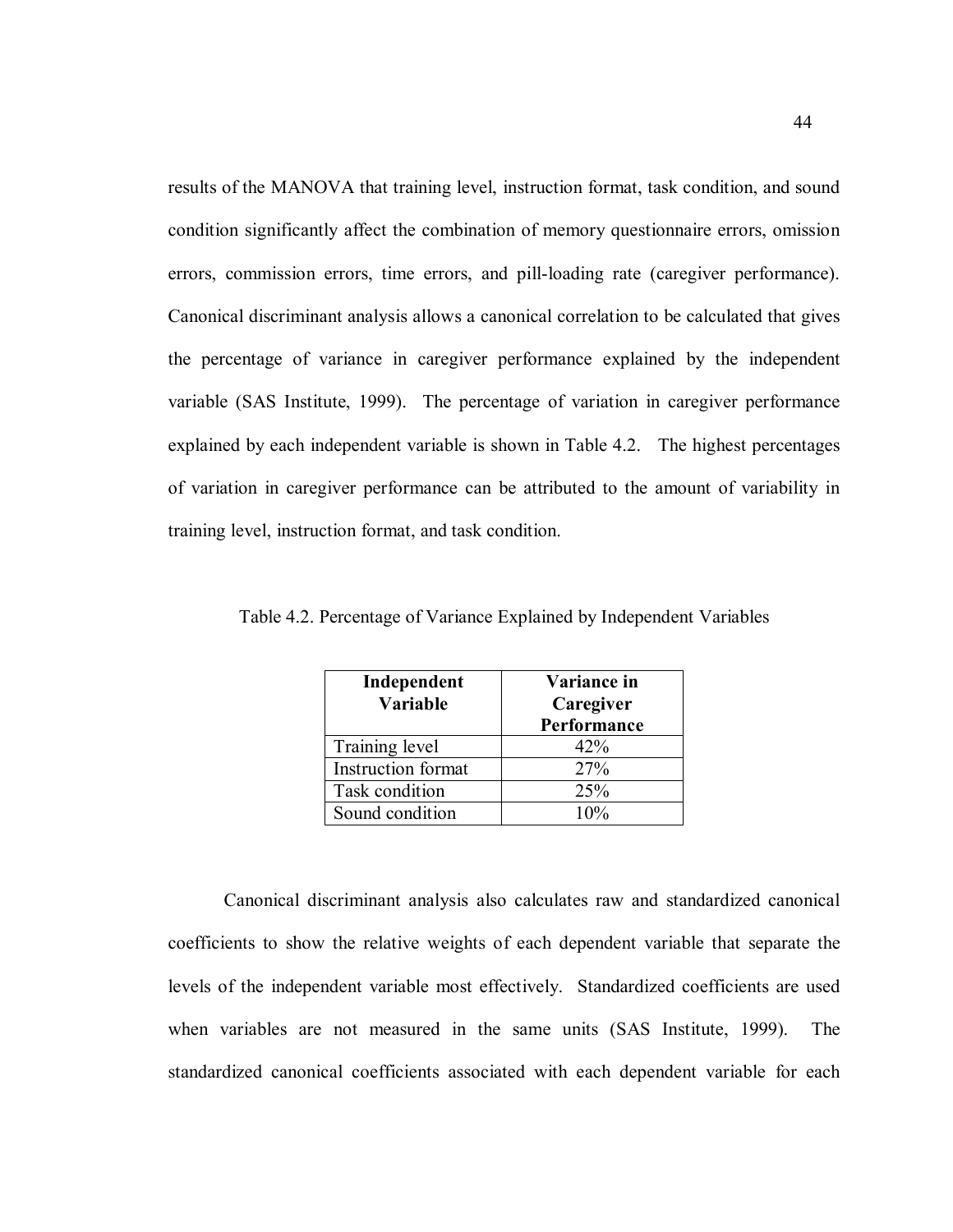results of the MANOVA that training level, instruction format, task condition, and sound condition significantly affect the combination of memory questionnaire errors, omission errors, commission errors, time errors, and pill-loading rate (caregiver performance). Canonical discriminant analysis allows a canonical correlation to be calculated that gives the percentage of variance in caregiver performance explained by the independent variable (SAS Institute, 1999). The percentage of variation in caregiver performance explained by each independent variable is shown in Table 4.2. The highest percentages of variation in caregiver performance can be attributed to the amount of variability in training level, instruction format, and task condition.

Table 4.2. Percentage of Variance Explained by Independent Variables

| **Independent Variable** | **Variance in Caregiver Performance** |
|---|---|
| Training level | 42% |
| Instruction format | 27% |
| Task condition | 25% |
| Sound condition | 10% |

Canonical discriminant analysis also calculates raw and standardized canonical coefficients to show the relative weights of each dependent variable that separate the levels of the independent variable most effectively. Standardized coefficients are used when variables are not measured in the same units (SAS Institute, 1999). The standardized canonical coefficients associated with each dependent variable for each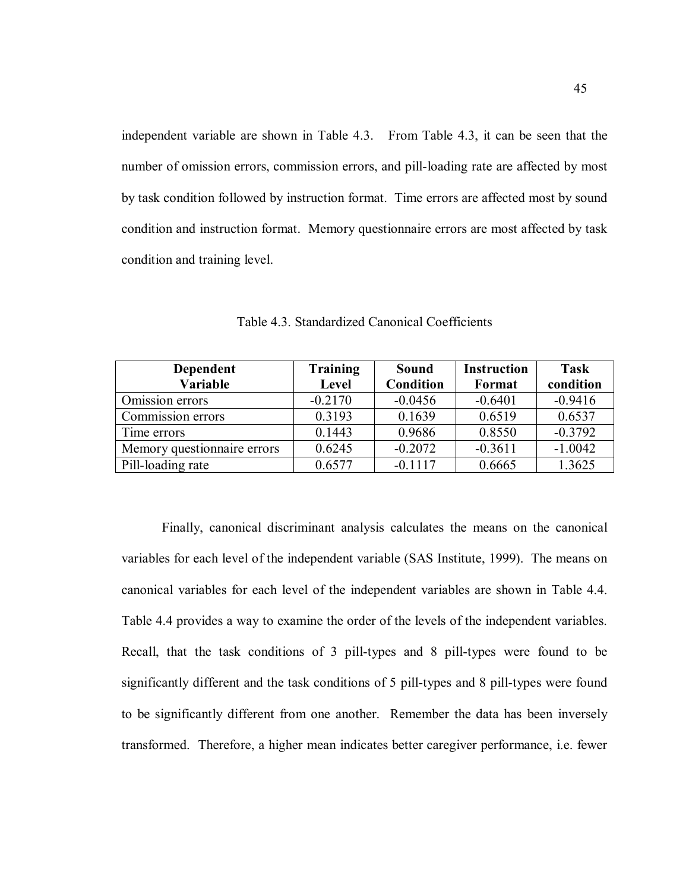independent variable are shown in Table 4.3. From Table 4.3, it can be seen that the number of omission errors, commission errors, and pill-loading rate are affected by most by task condition followed by instruction format. Time errors are affected most by sound condition and instruction format. Memory questionnaire errors are most affected by task condition and training level.

Table 4.3. Standardized Canonical Coefficients

| Dependent Variable | Training Level | Sound Condition | Instruction Format | Task condition |
|---|---|---|---|---|
| Omission errors | -0.2170 | -0.0456 | -0.6401 | -0.9416 |
| Commission errors | 0.3193 | 0.1639 | 0.6519 | 0.6537 |
| Time errors | 0.1443 | 0.9686 | 0.8550 | -0.3792 |
| Memory questionnaire errors | 0.6245 | -0.2072 | -0.3611 | -1.0042 |
| Pill-loading rate | 0.6577 | -0.1117 | 0.6665 | 1.3625 |

Finally, canonical discriminant analysis calculates the means on the canonical variables for each level of the independent variable (SAS Institute, 1999). The means on canonical variables for each level of the independent variables are shown in Table 4.4. Table 4.4 provides a way to examine the order of the levels of the independent variables. Recall, that the task conditions of 3 pill-types and 8 pill-types were found to be significantly different and the task conditions of 5 pill-types and 8 pill-types were found to be significantly different from one another. Remember the data has been inversely transformed. Therefore, a higher mean indicates better caregiver performance, i.e. fewer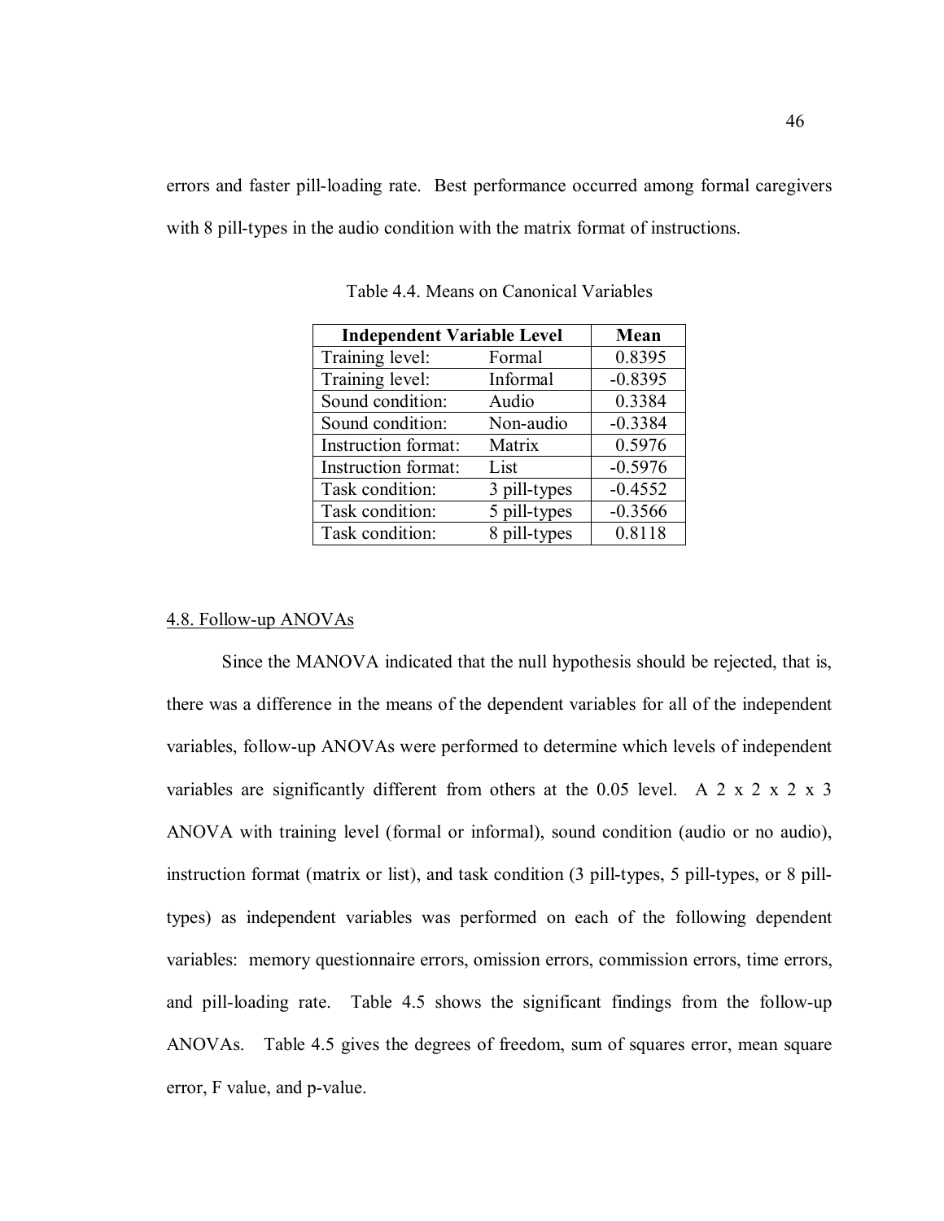errors and faster pill-loading rate. Best performance occurred among formal caregivers with 8 pill-types in the audio condition with the matrix format of instructions.

Table 4.4. Means on Canonical Variables

| Independent Variable Level | | Mean |
|---|---|---|
| Training level: | Formal | 0.8395 |
| Training level: | Informal | -0.8395 |
| Sound condition: | Audio | 0.3384 |
| Sound condition: | Non-audio | -0.3384 |
| Instruction format: | Matrix | 0.5976 |
| Instruction format: | List | -0.5976 |
| Task condition: | 3 pill-types | -0.4552 |
| Task condition: | 5 pill-types | -0.3566 |
| Task condition: | 8 pill-types | 0.8118 |

## 4.8. Follow-up ANOVAs

Since the MANOVA indicated that the null hypothesis should be rejected, that is, there was a difference in the means of the dependent variables for all of the independent variables, follow-up ANOVAs were performed to determine which levels of independent variables are significantly different from others at the 0.05 level. A 2 x 2 x 2 x 3 ANOVA with training level (formal or informal), sound condition (audio or no audio), instruction format (matrix or list), and task condition (3 pill-types, 5 pill-types, or 8 pill-types) as independent variables was performed on each of the following dependent variables: memory questionnaire errors, omission errors, commission errors, time errors, and pill-loading rate. Table 4.5 shows the significant findings from the follow-up ANOVAs. Table 4.5 gives the degrees of freedom, sum of squares error, mean square error, F value, and p-value.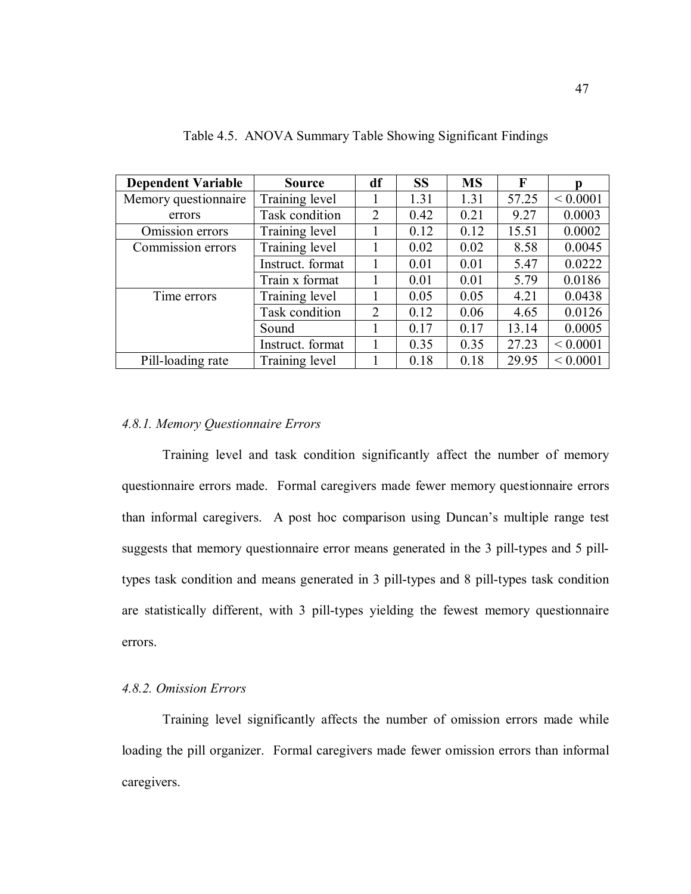Table 4.5. ANOVA Summary Table Showing Significant Findings

| Dependent Variable | Source | df | SS | MS | F | p |
|---|---|---|---|---|---|---|
| Memory questionnaire errors | Training level | 1 | 1.31 | 1.31 | 57.25 | < 0.0001 |
| | Task condition | 2 | 0.42 | 0.21 | 9.27 | 0.0003 |
| Omission errors | Training level | 1 | 0.12 | 0.12 | 15.51 | 0.0002 |
| Commission errors | Training level | 1 | 0.02 | 0.02 | 8.58 | 0.0045 |
| | Instruct. format | 1 | 0.01 | 0.01 | 5.47 | 0.0222 |
| | Train x format | 1 | 0.01 | 0.01 | 5.79 | 0.0186 |
| Time errors | Training level | 1 | 0.05 | 0.05 | 4.21 | 0.0438 |
| | Task condition | 2 | 0.12 | 0.06 | 4.65 | 0.0126 |
| | Sound | 1 | 0.17 | 0.17 | 13.14 | 0.0005 |
| | Instruct. format | 1 | 0.35 | 0.35 | 27.23 | < 0.0001 |
| Pill-loading rate | Training level | 1 | 0.18 | 0.18 | 29.95 | < 0.0001 |

### *4.8.1. Memory Questionnaire Errors*

Training level and task condition significantly affect the number of memory questionnaire errors made. Formal caregivers made fewer memory questionnaire errors than informal caregivers. A post hoc comparison using Duncan's multiple range test suggests that memory questionnaire error means generated in the 3 pill-types and 5 pill-types task condition and means generated in 3 pill-types and 8 pill-types task condition are statistically different, with 3 pill-types yielding the fewest memory questionnaire errors.

### *4.8.2. Omission Errors*

Training level significantly affects the number of omission errors made while loading the pill organizer. Formal caregivers made fewer omission errors than informal caregivers.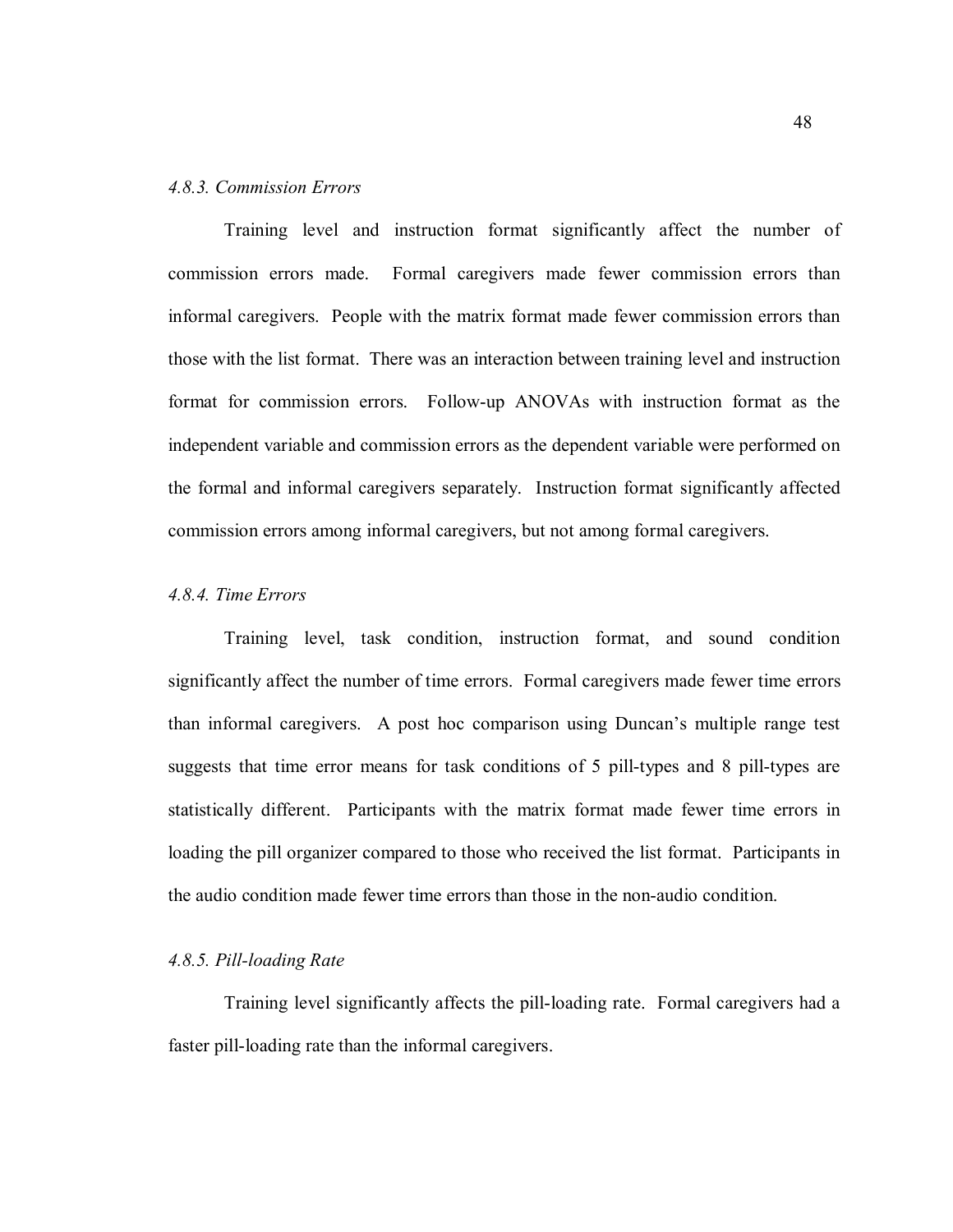*4.8.3. Commission Errors*

Training level and instruction format significantly affect the number of commission errors made. Formal caregivers made fewer commission errors than informal caregivers. People with the matrix format made fewer commission errors than those with the list format. There was an interaction between training level and instruction format for commission errors. Follow-up ANOVAs with instruction format as the independent variable and commission errors as the dependent variable were performed on the formal and informal caregivers separately. Instruction format significantly affected commission errors among informal caregivers, but not among formal caregivers.

*4.8.4. Time Errors*

Training level, task condition, instruction format, and sound condition significantly affect the number of time errors. Formal caregivers made fewer time errors than informal caregivers. A post hoc comparison using Duncan's multiple range test suggests that time error means for task conditions of 5 pill-types and 8 pill-types are statistically different. Participants with the matrix format made fewer time errors in loading the pill organizer compared to those who received the list format. Participants in the audio condition made fewer time errors than those in the non-audio condition.

*4.8.5. Pill-loading Rate*

Training level significantly affects the pill-loading rate. Formal caregivers had a faster pill-loading rate than the informal caregivers.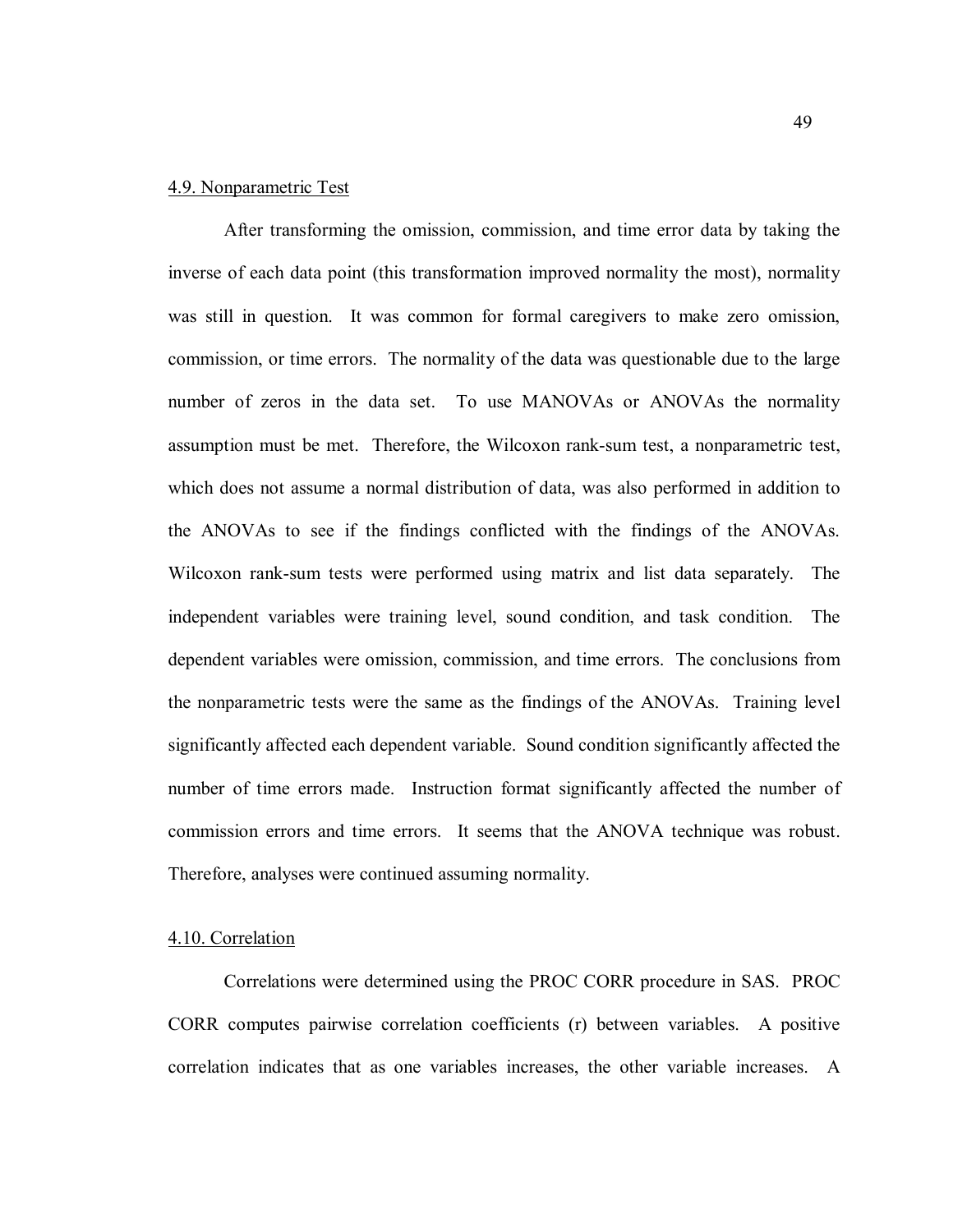### 4.9. Nonparametric Test

After transforming the omission, commission, and time error data by taking the inverse of each data point (this transformation improved normality the most), normality was still in question. It was common for formal caregivers to make zero omission, commission, or time errors. The normality of the data was questionable due to the large number of zeros in the data set. To use MANOVAs or ANOVAs the normality assumption must be met. Therefore, the Wilcoxon rank-sum test, a nonparametric test, which does not assume a normal distribution of data, was also performed in addition to the ANOVAs to see if the findings conflicted with the findings of the ANOVAs. Wilcoxon rank-sum tests were performed using matrix and list data separately. The independent variables were training level, sound condition, and task condition. The dependent variables were omission, commission, and time errors. The conclusions from the nonparametric tests were the same as the findings of the ANOVAs. Training level significantly affected each dependent variable. Sound condition significantly affected the number of time errors made. Instruction format significantly affected the number of commission errors and time errors. It seems that the ANOVA technique was robust. Therefore, analyses were continued assuming normality.

### 4.10. Correlation

Correlations were determined using the PROC CORR procedure in SAS. PROC CORR computes pairwise correlation coefficients (r) between variables. A positive correlation indicates that as one variables increases, the other variable increases. A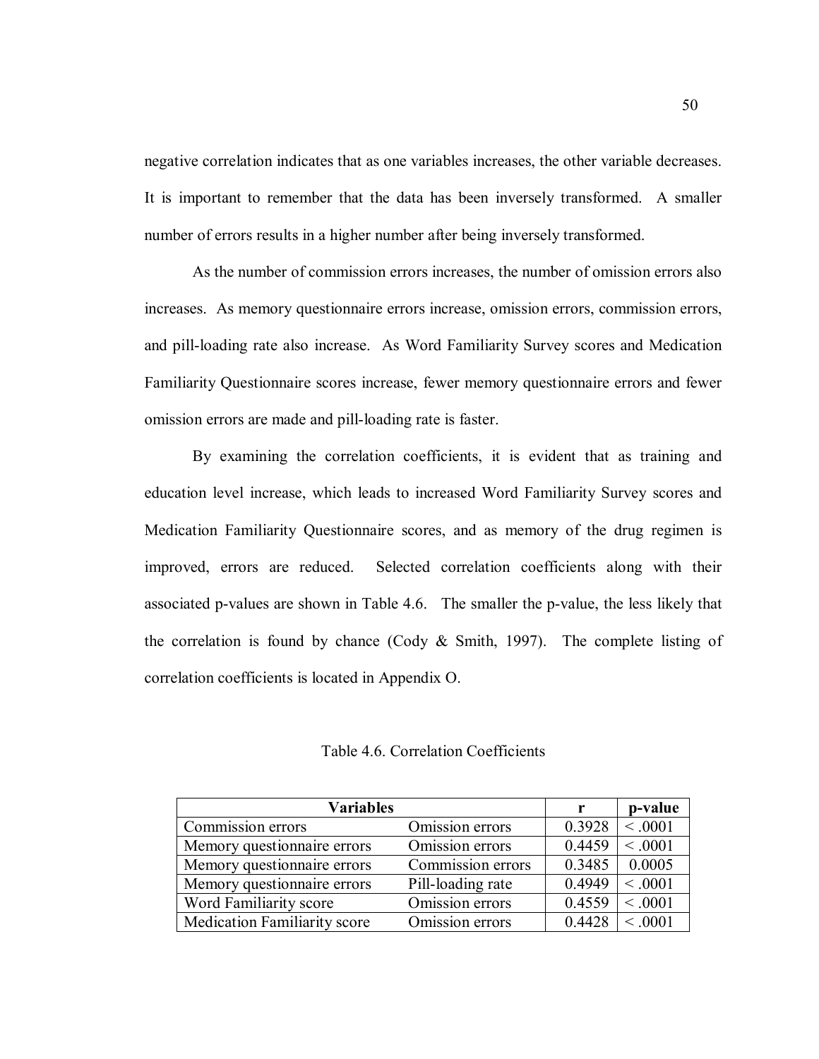negative correlation indicates that as one variables increases, the other variable decreases. It is important to remember that the data has been inversely transformed. A smaller number of errors results in a higher number after being inversely transformed.

As the number of commission errors increases, the number of omission errors also increases. As memory questionnaire errors increase, omission errors, commission errors, and pill-loading rate also increase. As Word Familiarity Survey scores and Medication Familiarity Questionnaire scores increase, fewer memory questionnaire errors and fewer omission errors are made and pill-loading rate is faster.

By examining the correlation coefficients, it is evident that as training and education level increase, which leads to increased Word Familiarity Survey scores and Medication Familiarity Questionnaire scores, and as memory of the drug regimen is improved, errors are reduced. Selected correlation coefficients along with their associated p-values are shown in Table 4.6. The smaller the p-value, the less likely that the correlation is found by chance (Cody & Smith, 1997). The complete listing of correlation coefficients is located in Appendix O.

Table 4.6. Correlation Coefficients

| Variables | | r | p-value |
|---|---|---|---|
| Commission errors | Omission errors | 0.3928 | < .0001 |
| Memory questionnaire errors | Omission errors | 0.4459 | < .0001 |
| Memory questionnaire errors | Commission errors | 0.3485 | 0.0005 |
| Memory questionnaire errors | Pill-loading rate | 0.4949 | < .0001 |
| Word Familiarity score | Omission errors | 0.4559 | < .0001 |
| Medication Familiarity score | Omission errors | 0.4428 | < .0001 |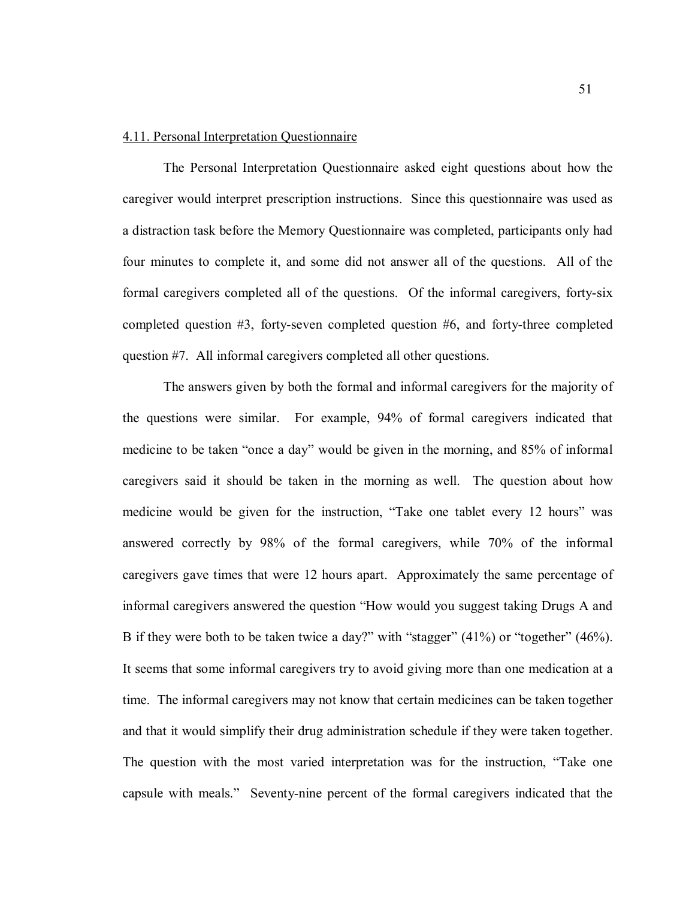### 4.11. Personal Interpretation Questionnaire

The Personal Interpretation Questionnaire asked eight questions about how the caregiver would interpret prescription instructions. Since this questionnaire was used as a distraction task before the Memory Questionnaire was completed, participants only had four minutes to complete it, and some did not answer all of the questions. All of the formal caregivers completed all of the questions. Of the informal caregivers, forty-six completed question #3, forty-seven completed question #6, and forty-three completed question #7. All informal caregivers completed all other questions.

The answers given by both the formal and informal caregivers for the majority of the questions were similar. For example, 94% of formal caregivers indicated that medicine to be taken "once a day" would be given in the morning, and 85% of informal caregivers said it should be taken in the morning as well. The question about how medicine would be given for the instruction, "Take one tablet every 12 hours" was answered correctly by 98% of the formal caregivers, while 70% of the informal caregivers gave times that were 12 hours apart. Approximately the same percentage of informal caregivers answered the question "How would you suggest taking Drugs A and B if they were both to be taken twice a day?" with "stagger" (41%) or "together" (46%). It seems that some informal caregivers try to avoid giving more than one medication at a time. The informal caregivers may not know that certain medicines can be taken together and that it would simplify their drug administration schedule if they were taken together. The question with the most varied interpretation was for the instruction, "Take one capsule with meals." Seventy-nine percent of the formal caregivers indicated that the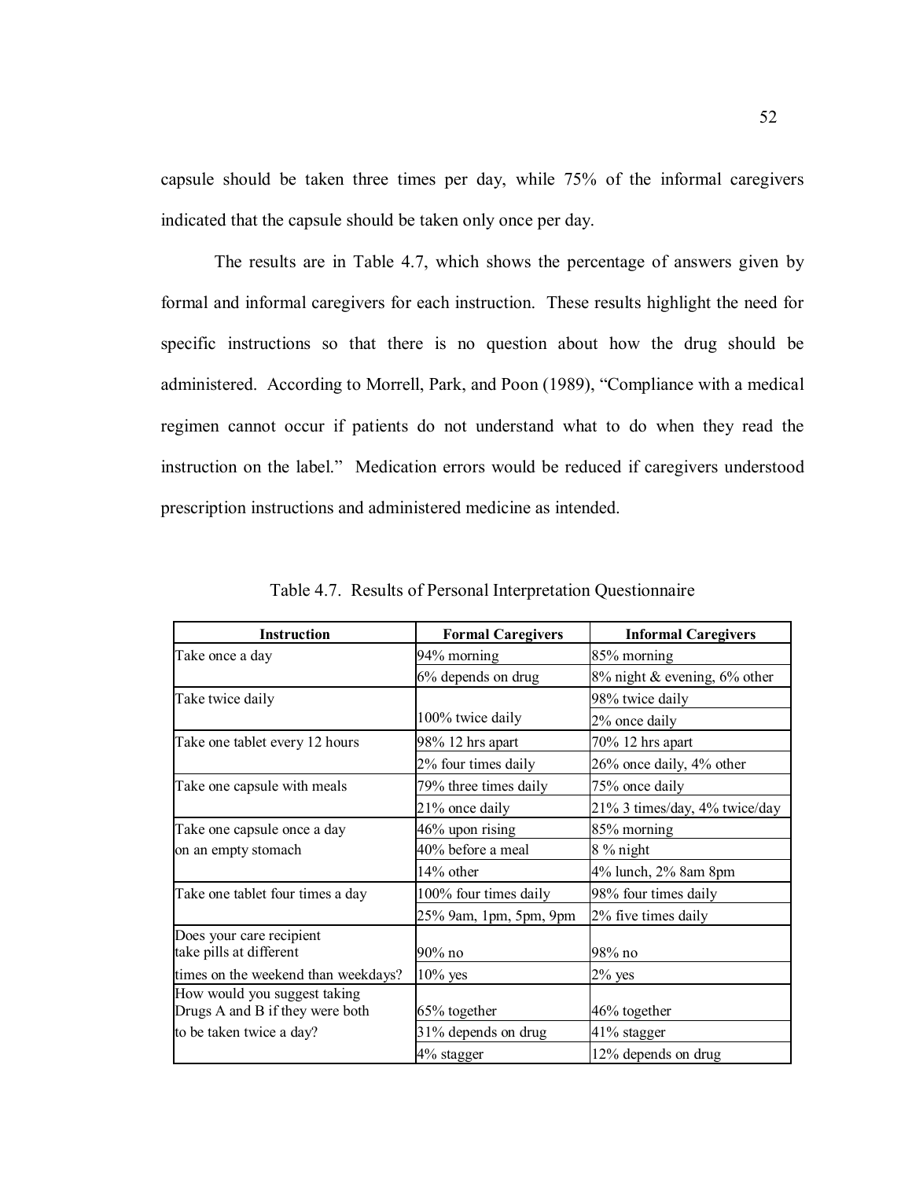capsule should be taken three times per day, while 75% of the informal caregivers indicated that the capsule should be taken only once per day.

The results are in Table 4.7, which shows the percentage of answers given by formal and informal caregivers for each instruction. These results highlight the need for specific instructions so that there is no question about how the drug should be administered. According to Morrell, Park, and Poon (1989), "Compliance with a medical regimen cannot occur if patients do not understand what to do when they read the instruction on the label." Medication errors would be reduced if caregivers understood prescription instructions and administered medicine as intended.

Table 4.7. Results of Personal Interpretation Questionnaire

| Instruction | Formal Caregivers | Informal Caregivers |
|---|---|---|
| Take once a day | 94% morning | 85% morning |
| | 6% depends on drug | 8% night & evening, 6% other |
| Take twice daily | 100% twice daily | 98% twice daily |
| | | 2% once daily |
| Take one tablet every 12 hours | 98% 12 hrs apart | 70% 12 hrs apart |
| | 2% four times daily | 26% once daily, 4% other |
| Take one capsule with meals | 79% three times daily | 75% once daily |
| | 21% once daily | 21% 3 times/day, 4% twice/day |
| Take one capsule once a day on an empty stomach | 46% upon rising | 85% morning |
| | 40% before a meal | 8 % night |
| | 14% other | 4% lunch, 2% 8am 8pm |
| Take one tablet four times a day | 100% four times daily | 98% four times daily |
| | 25% 9am, 1pm, 5pm, 9pm | 2% five times daily |
| Does your care recipient take pills at different times on the weekend than weekdays? | 90% no | 98% no |
| | 10% yes | 2% yes |
| How would you suggest taking Drugs A and B if they were both to be taken twice a day? | 65% together | 46% together |
| | 31% depends on drug | 41% stagger |
| | 4% stagger | 12% depends on drug |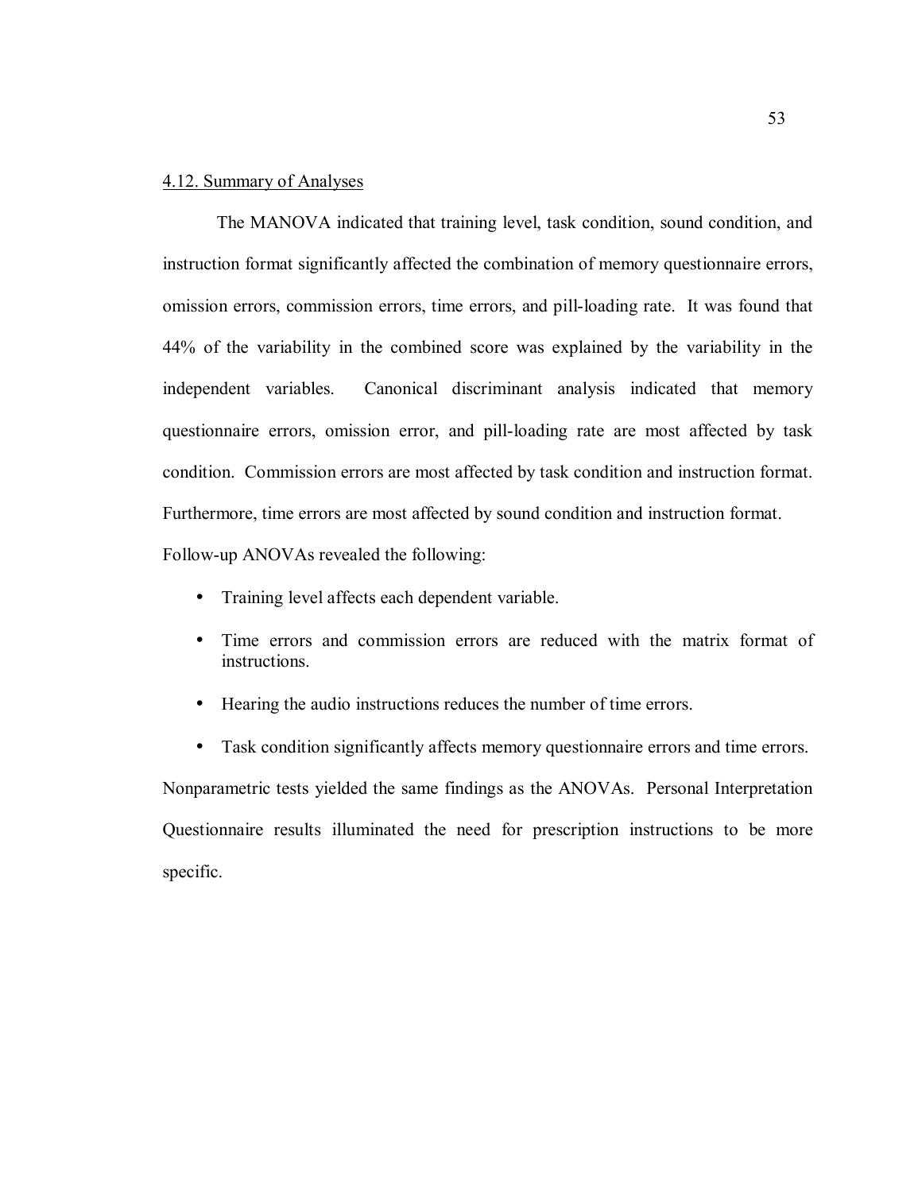## 4.12. Summary of Analyses

The MANOVA indicated that training level, task condition, sound condition, and instruction format significantly affected the combination of memory questionnaire errors, omission errors, commission errors, time errors, and pill-loading rate. It was found that 44% of the variability in the combined score was explained by the variability in the independent variables. Canonical discriminant analysis indicated that memory questionnaire errors, omission error, and pill-loading rate are most affected by task condition. Commission errors are most affected by task condition and instruction format. Furthermore, time errors are most affected by sound condition and instruction format.

Follow-up ANOVAs revealed the following:

- Training level affects each dependent variable.
- Time errors and commission errors are reduced with the matrix format of instructions.
- Hearing the audio instructions reduces the number of time errors.
- Task condition significantly affects memory questionnaire errors and time errors.

Nonparametric tests yielded the same findings as the ANOVAs. Personal Interpretation Questionnaire results illuminated the need for prescription instructions to be more specific.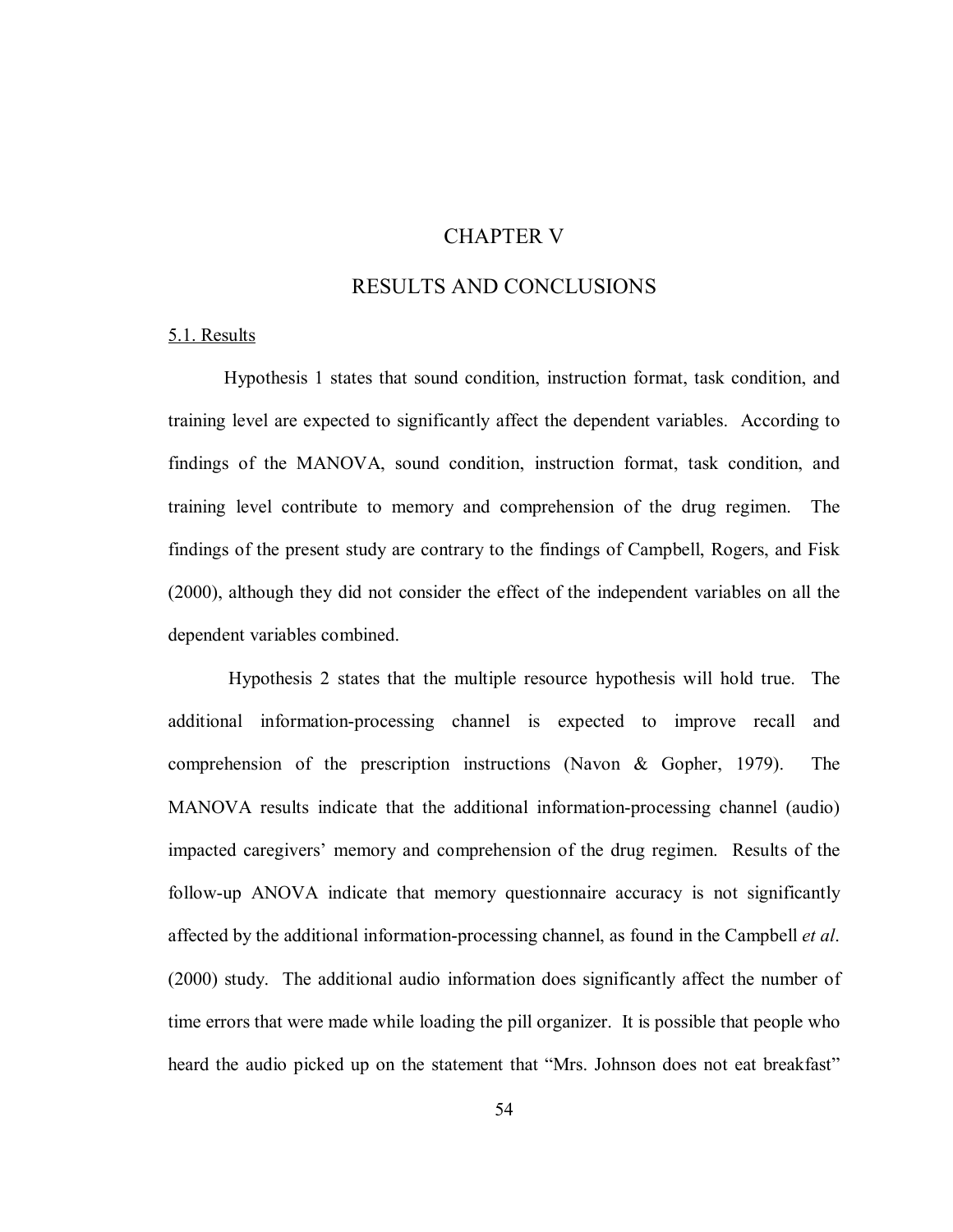# CHAPTER V

# RESULTS AND CONCLUSIONS

## 5.1. Results

Hypothesis 1 states that sound condition, instruction format, task condition, and training level are expected to significantly affect the dependent variables. According to findings of the MANOVA, sound condition, instruction format, task condition, and training level contribute to memory and comprehension of the drug regimen. The findings of the present study are contrary to the findings of Campbell, Rogers, and Fisk (2000), although they did not consider the effect of the independent variables on all the dependent variables combined.

Hypothesis 2 states that the multiple resource hypothesis will hold true. The additional information-processing channel is expected to improve recall and comprehension of the prescription instructions (Navon & Gopher, 1979). The MANOVA results indicate that the additional information-processing channel (audio) impacted caregivers' memory and comprehension of the drug regimen. Results of the follow-up ANOVA indicate that memory questionnaire accuracy is not significantly affected by the additional information-processing channel, as found in the Campbell *et al*. (2000) study. The additional audio information does significantly affect the number of time errors that were made while loading the pill organizer. It is possible that people who heard the audio picked up on the statement that "Mrs. Johnson does not eat breakfast"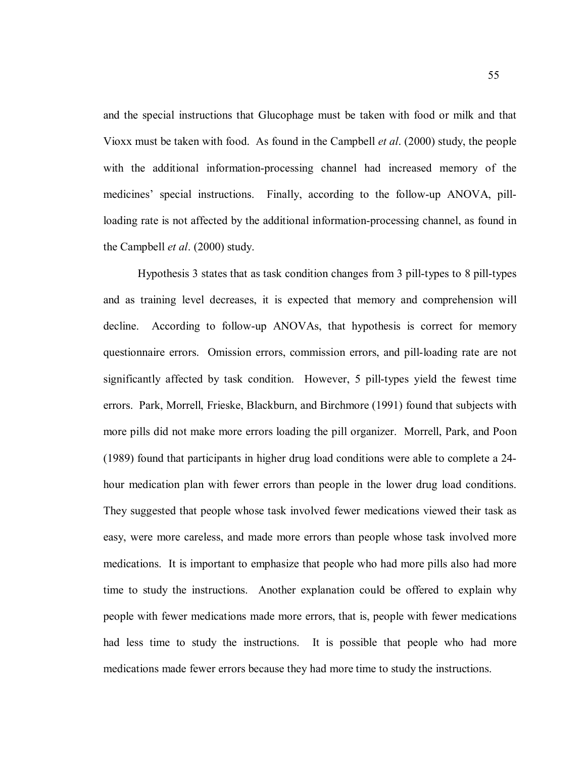and the special instructions that Glucophage must be taken with food or milk and that Vioxx must be taken with food. As found in the Campbell *et al*. (2000) study, the people with the additional information-processing channel had increased memory of the medicines' special instructions. Finally, according to the follow-up ANOVA, pill-loading rate is not affected by the additional information-processing channel, as found in the Campbell *et al*. (2000) study.

Hypothesis 3 states that as task condition changes from 3 pill-types to 8 pill-types and as training level decreases, it is expected that memory and comprehension will decline. According to follow-up ANOVAs, that hypothesis is correct for memory questionnaire errors. Omission errors, commission errors, and pill-loading rate are not significantly affected by task condition. However, 5 pill-types yield the fewest time errors. Park, Morrell, Frieske, Blackburn, and Birchmore (1991) found that subjects with more pills did not make more errors loading the pill organizer. Morrell, Park, and Poon (1989) found that participants in higher drug load conditions were able to complete a 24-hour medication plan with fewer errors than people in the lower drug load conditions. They suggested that people whose task involved fewer medications viewed their task as easy, were more careless, and made more errors than people whose task involved more medications. It is important to emphasize that people who had more pills also had more time to study the instructions. Another explanation could be offered to explain why people with fewer medications made more errors, that is, people with fewer medications had less time to study the instructions. It is possible that people who had more medications made fewer errors because they had more time to study the instructions.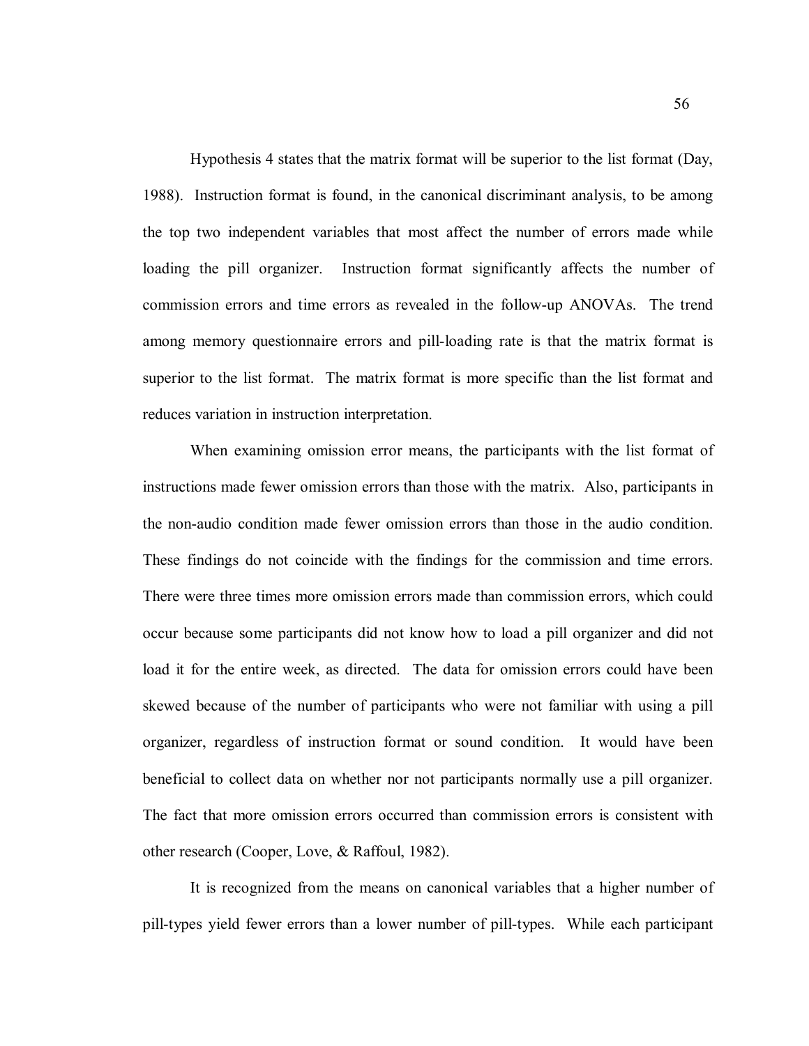Hypothesis 4 states that the matrix format will be superior to the list format (Day, 1988). Instruction format is found, in the canonical discriminant analysis, to be among the top two independent variables that most affect the number of errors made while loading the pill organizer. Instruction format significantly affects the number of commission errors and time errors as revealed in the follow-up ANOVAs. The trend among memory questionnaire errors and pill-loading rate is that the matrix format is superior to the list format. The matrix format is more specific than the list format and reduces variation in instruction interpretation.

When examining omission error means, the participants with the list format of instructions made fewer omission errors than those with the matrix. Also, participants in the non-audio condition made fewer omission errors than those in the audio condition. These findings do not coincide with the findings for the commission and time errors. There were three times more omission errors made than commission errors, which could occur because some participants did not know how to load a pill organizer and did not load it for the entire week, as directed. The data for omission errors could have been skewed because of the number of participants who were not familiar with using a pill organizer, regardless of instruction format or sound condition. It would have been beneficial to collect data on whether nor not participants normally use a pill organizer. The fact that more omission errors occurred than commission errors is consistent with other research (Cooper, Love, & Raffoul, 1982).

It is recognized from the means on canonical variables that a higher number of pill-types yield fewer errors than a lower number of pill-types. While each participant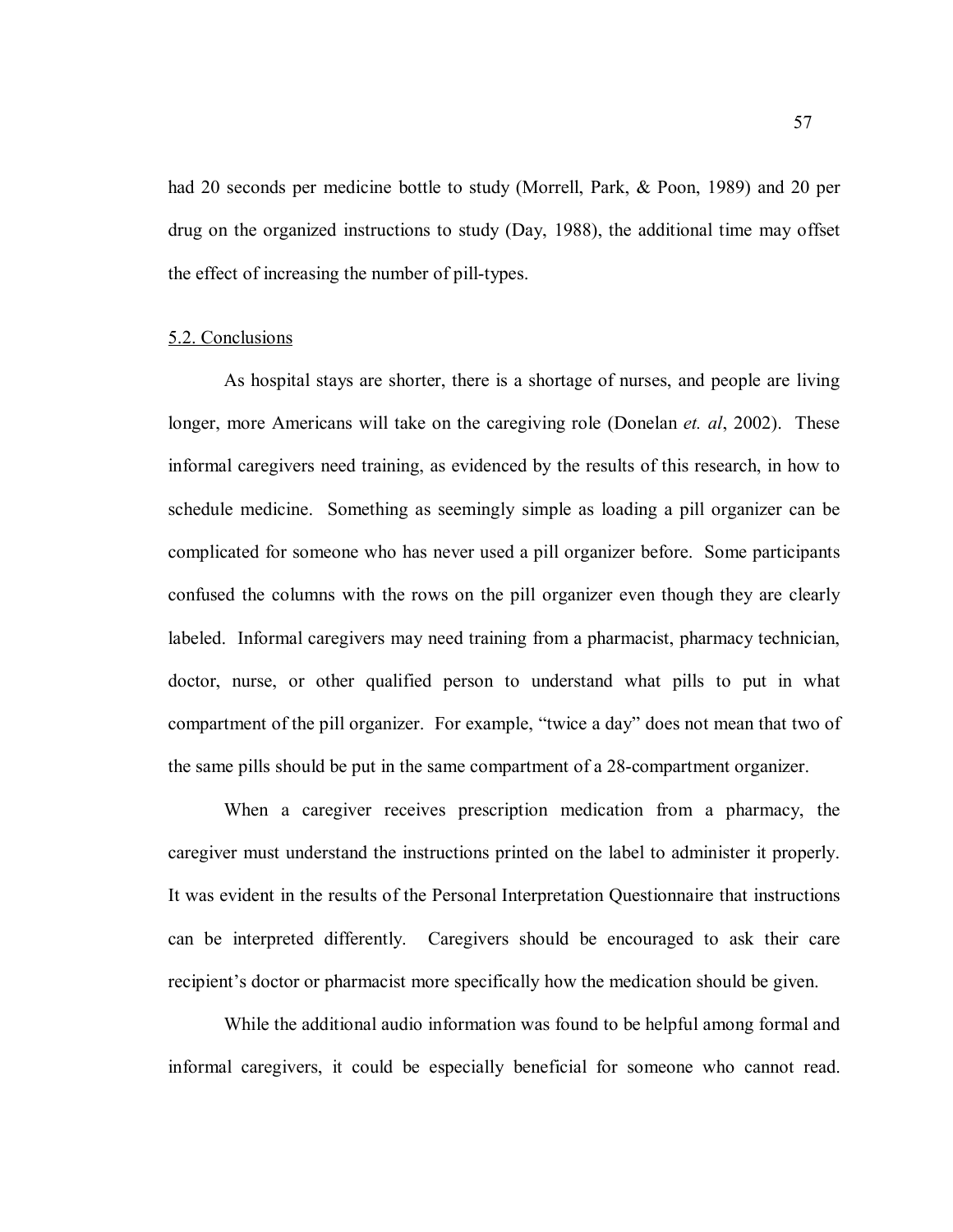had 20 seconds per medicine bottle to study (Morrell, Park, & Poon, 1989) and 20 per drug on the organized instructions to study (Day, 1988), the additional time may offset the effect of increasing the number of pill-types.

## 5.2. Conclusions

As hospital stays are shorter, there is a shortage of nurses, and people are living longer, more Americans will take on the caregiving role (Donelan *et. al*, 2002). These informal caregivers need training, as evidenced by the results of this research, in how to schedule medicine. Something as seemingly simple as loading a pill organizer can be complicated for someone who has never used a pill organizer before. Some participants confused the columns with the rows on the pill organizer even though they are clearly labeled. Informal caregivers may need training from a pharmacist, pharmacy technician, doctor, nurse, or other qualified person to understand what pills to put in what compartment of the pill organizer. For example, "twice a day" does not mean that two of the same pills should be put in the same compartment of a 28-compartment organizer.

When a caregiver receives prescription medication from a pharmacy, the caregiver must understand the instructions printed on the label to administer it properly. It was evident in the results of the Personal Interpretation Questionnaire that instructions can be interpreted differently. Caregivers should be encouraged to ask their care recipient's doctor or pharmacist more specifically how the medication should be given.

While the additional audio information was found to be helpful among formal and informal caregivers, it could be especially beneficial for someone who cannot read.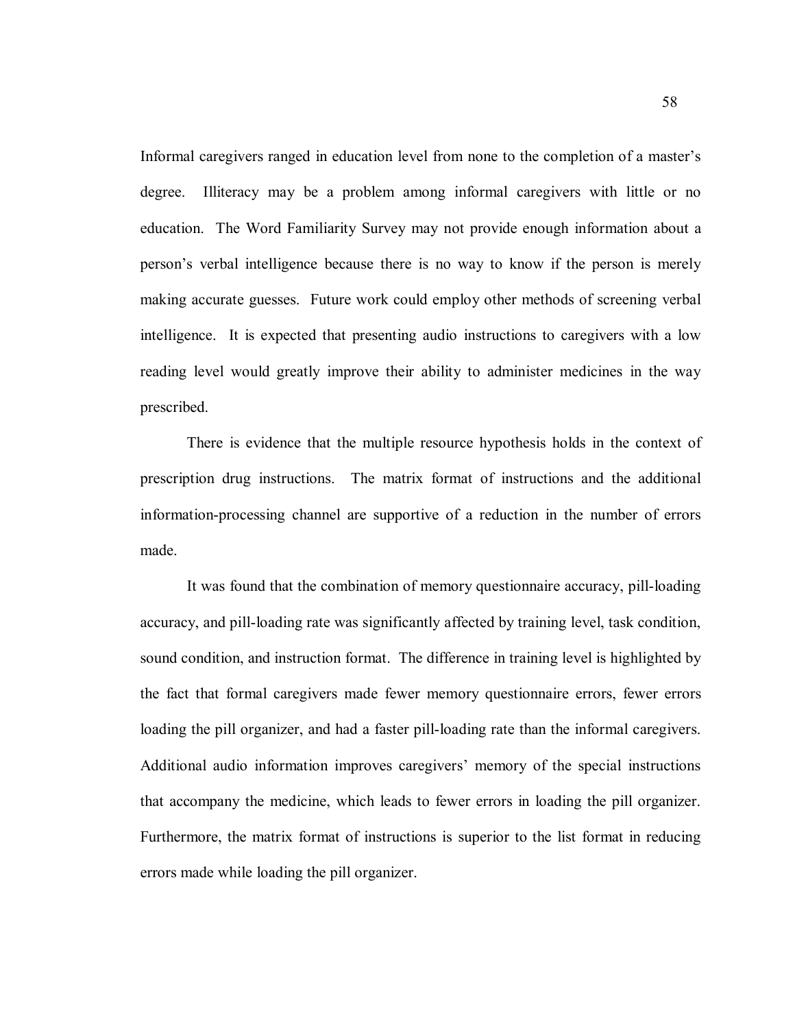Informal caregivers ranged in education level from none to the completion of a master's degree. Illiteracy may be a problem among informal caregivers with little or no education. The Word Familiarity Survey may not provide enough information about a person's verbal intelligence because there is no way to know if the person is merely making accurate guesses. Future work could employ other methods of screening verbal intelligence. It is expected that presenting audio instructions to caregivers with a low reading level would greatly improve their ability to administer medicines in the way prescribed.

There is evidence that the multiple resource hypothesis holds in the context of prescription drug instructions. The matrix format of instructions and the additional information-processing channel are supportive of a reduction in the number of errors made.

It was found that the combination of memory questionnaire accuracy, pill-loading accuracy, and pill-loading rate was significantly affected by training level, task condition, sound condition, and instruction format. The difference in training level is highlighted by the fact that formal caregivers made fewer memory questionnaire errors, fewer errors loading the pill organizer, and had a faster pill-loading rate than the informal caregivers. Additional audio information improves caregivers' memory of the special instructions that accompany the medicine, which leads to fewer errors in loading the pill organizer. Furthermore, the matrix format of instructions is superior to the list format in reducing errors made while loading the pill organizer.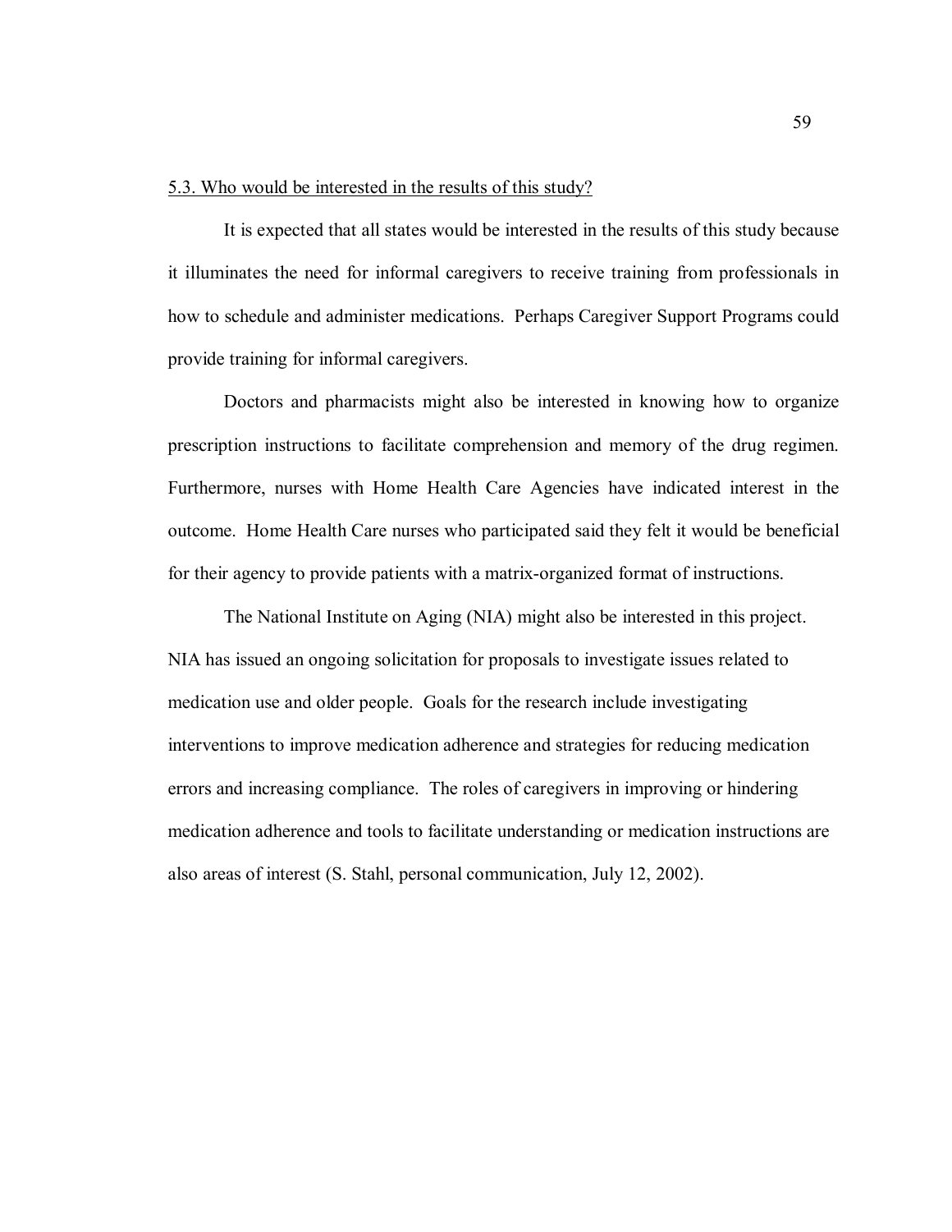### 5.3. Who would be interested in the results of this study?

It is expected that all states would be interested in the results of this study because it illuminates the need for informal caregivers to receive training from professionals in how to schedule and administer medications. Perhaps Caregiver Support Programs could provide training for informal caregivers.

Doctors and pharmacists might also be interested in knowing how to organize prescription instructions to facilitate comprehension and memory of the drug regimen. Furthermore, nurses with Home Health Care Agencies have indicated interest in the outcome. Home Health Care nurses who participated said they felt it would be beneficial for their agency to provide patients with a matrix-organized format of instructions.

The National Institute on Aging (NIA) might also be interested in this project. NIA has issued an ongoing solicitation for proposals to investigate issues related to medication use and older people. Goals for the research include investigating interventions to improve medication adherence and strategies for reducing medication errors and increasing compliance. The roles of caregivers in improving or hindering medication adherence and tools to facilitate understanding or medication instructions are also areas of interest (S. Stahl, personal communication, July 12, 2002).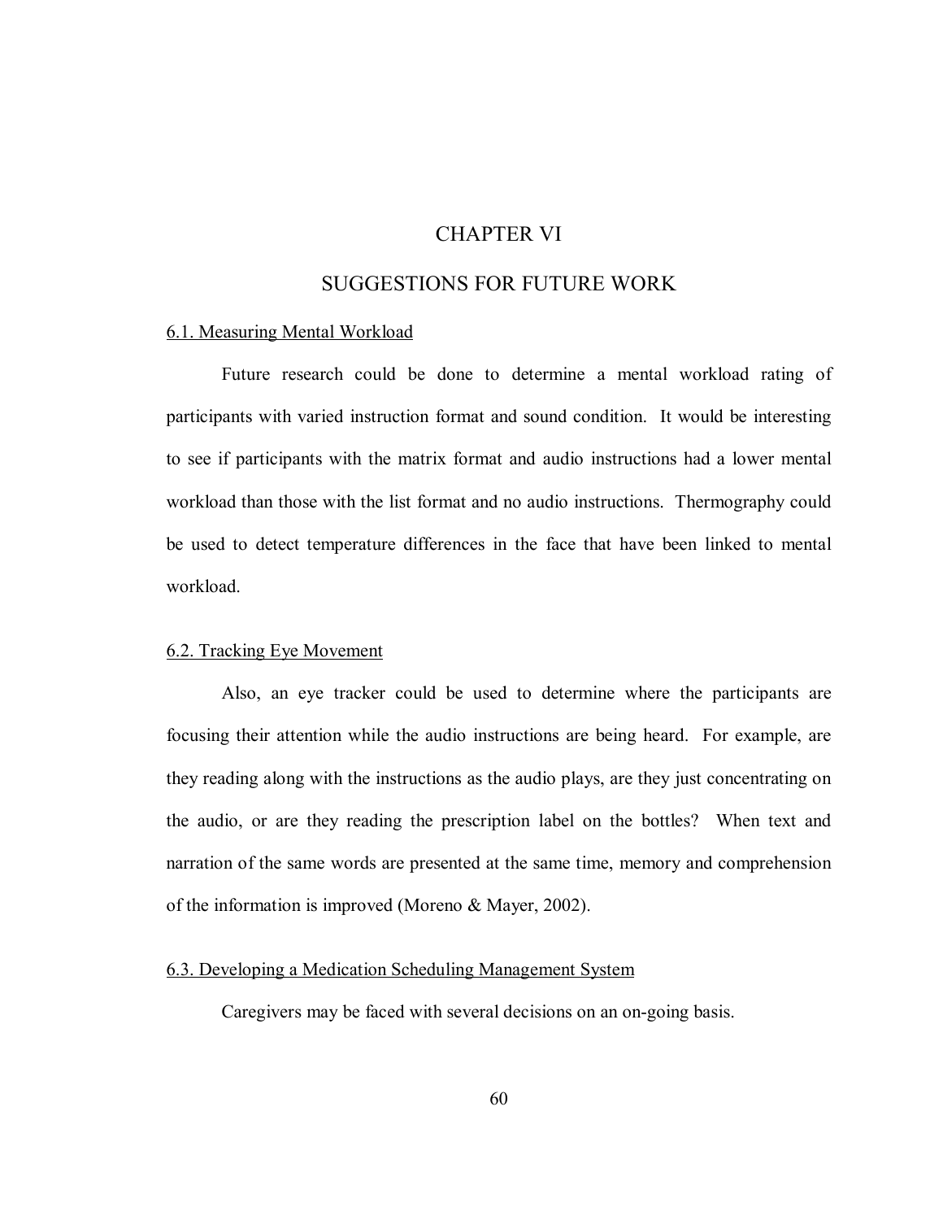# CHAPTER VI

# SUGGESTIONS FOR FUTURE WORK

## 6.1. Measuring Mental Workload

Future research could be done to determine a mental workload rating of participants with varied instruction format and sound condition. It would be interesting to see if participants with the matrix format and audio instructions had a lower mental workload than those with the list format and no audio instructions. Thermography could be used to detect temperature differences in the face that have been linked to mental workload.

## 6.2. Tracking Eye Movement

Also, an eye tracker could be used to determine where the participants are focusing their attention while the audio instructions are being heard. For example, are they reading along with the instructions as the audio plays, are they just concentrating on the audio, or are they reading the prescription label on the bottles? When text and narration of the same words are presented at the same time, memory and comprehension of the information is improved (Moreno & Mayer, 2002).

## 6.3. Developing a Medication Scheduling Management System

Caregivers may be faced with several decisions on an on-going basis.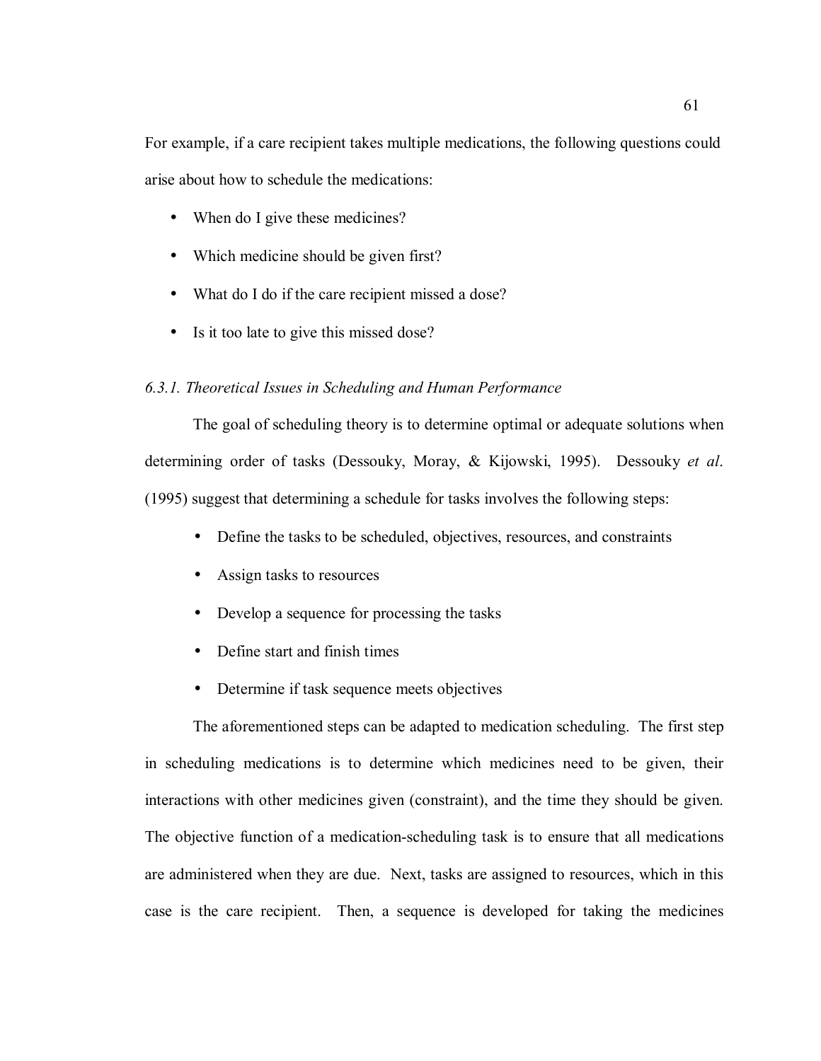For example, if a care recipient takes multiple medications, the following questions could arise about how to schedule the medications:

- When do I give these medicines?
- Which medicine should be given first?
- What do I do if the care recipient missed a dose?
- Is it too late to give this missed dose?

### *6.3.1. Theoretical Issues in Scheduling and Human Performance*

The goal of scheduling theory is to determine optimal or adequate solutions when determining order of tasks (Dessouky, Moray, & Kijowski, 1995). Dessouky *et al*. (1995) suggest that determining a schedule for tasks involves the following steps:

- Define the tasks to be scheduled, objectives, resources, and constraints
- Assign tasks to resources
- Develop a sequence for processing the tasks
- Define start and finish times
- Determine if task sequence meets objectives

The aforementioned steps can be adapted to medication scheduling. The first step in scheduling medications is to determine which medicines need to be given, their interactions with other medicines given (constraint), and the time they should be given. The objective function of a medication-scheduling task is to ensure that all medications are administered when they are due. Next, tasks are assigned to resources, which in this case is the care recipient. Then, a sequence is developed for taking the medicines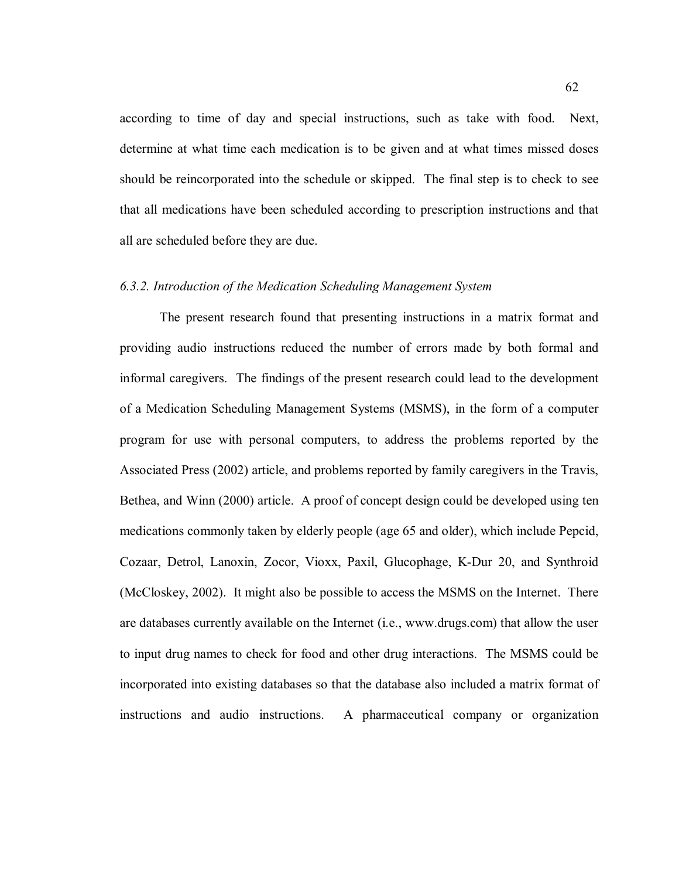according to time of day and special instructions, such as take with food. Next, determine at what time each medication is to be given and at what times missed doses should be reincorporated into the schedule or skipped. The final step is to check to see that all medications have been scheduled according to prescription instructions and that all are scheduled before they are due.

#### *6.3.2. Introduction of the Medication Scheduling Management System*

The present research found that presenting instructions in a matrix format and providing audio instructions reduced the number of errors made by both formal and informal caregivers. The findings of the present research could lead to the development of a Medication Scheduling Management Systems (MSMS), in the form of a computer program for use with personal computers, to address the problems reported by the Associated Press (2002) article, and problems reported by family caregivers in the Travis, Bethea, and Winn (2000) article. A proof of concept design could be developed using ten medications commonly taken by elderly people (age 65 and older), which include Pepcid, Cozaar, Detrol, Lanoxin, Zocor, Vioxx, Paxil, Glucophage, K-Dur 20, and Synthroid (McCloskey, 2002). It might also be possible to access the MSMS on the Internet. There are databases currently available on the Internet (i.e., www.drugs.com) that allow the user to input drug names to check for food and other drug interactions. The MSMS could be incorporated into existing databases so that the database also included a matrix format of instructions and audio instructions. A pharmaceutical company or organization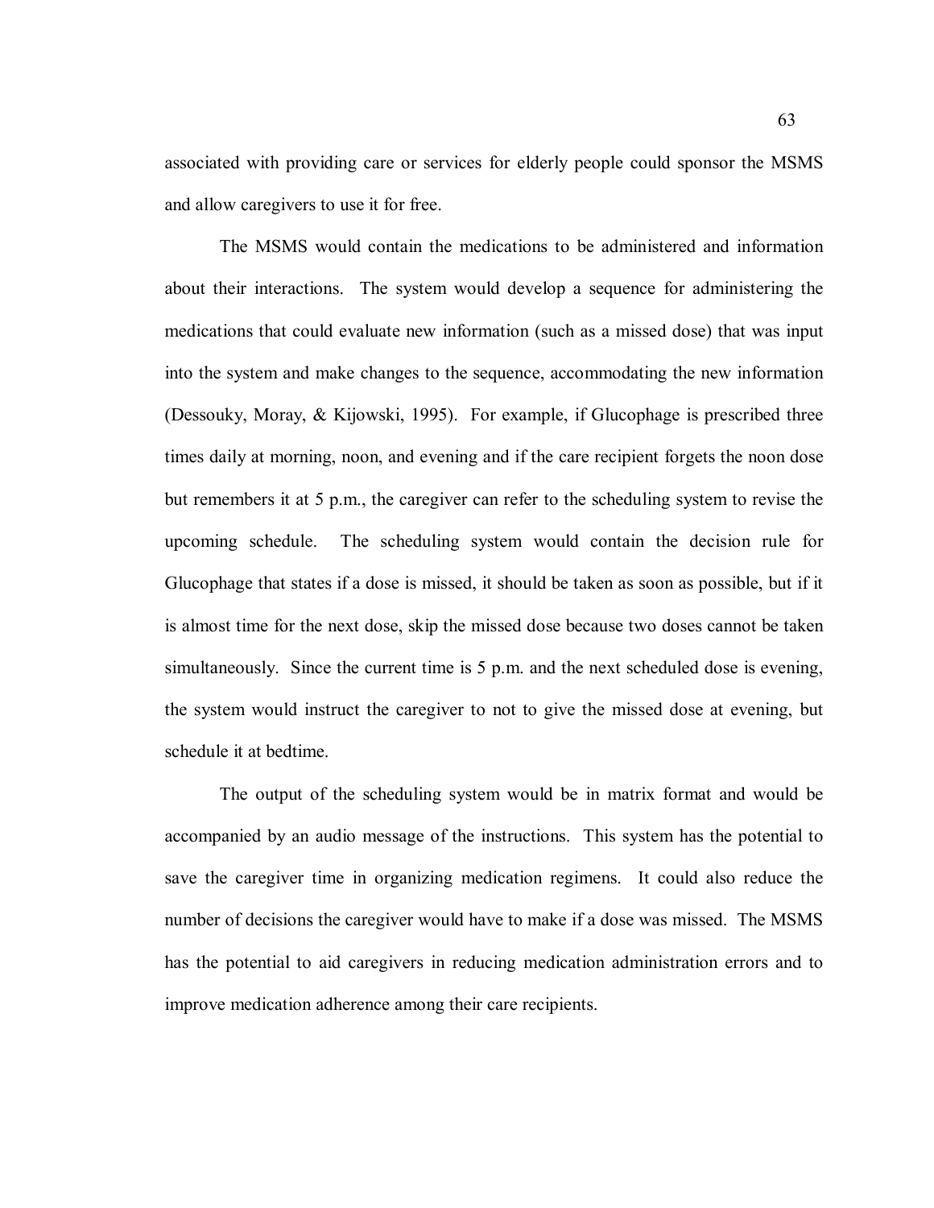associated with providing care or services for elderly people could sponsor the MSMS and allow caregivers to use it for free.

The MSMS would contain the medications to be administered and information about their interactions. The system would develop a sequence for administering the medications that could evaluate new information (such as a missed dose) that was input into the system and make changes to the sequence, accommodating the new information (Dessouky, Moray, & Kijowski, 1995). For example, if Glucophage is prescribed three times daily at morning, noon, and evening and if the care recipient forgets the noon dose but remembers it at 5 p.m., the caregiver can refer to the scheduling system to revise the upcoming schedule. The scheduling system would contain the decision rule for Glucophage that states if a dose is missed, it should be taken as soon as possible, but if it is almost time for the next dose, skip the missed dose because two doses cannot be taken simultaneously. Since the current time is 5 p.m. and the next scheduled dose is evening, the system would instruct the caregiver to not to give the missed dose at evening, but schedule it at bedtime.

The output of the scheduling system would be in matrix format and would be accompanied by an audio message of the instructions. This system has the potential to save the caregiver time in organizing medication regimens. It could also reduce the number of decisions the caregiver would have to make if a dose was missed. The MSMS has the potential to aid caregivers in reducing medication administration errors and to improve medication adherence among their care recipients.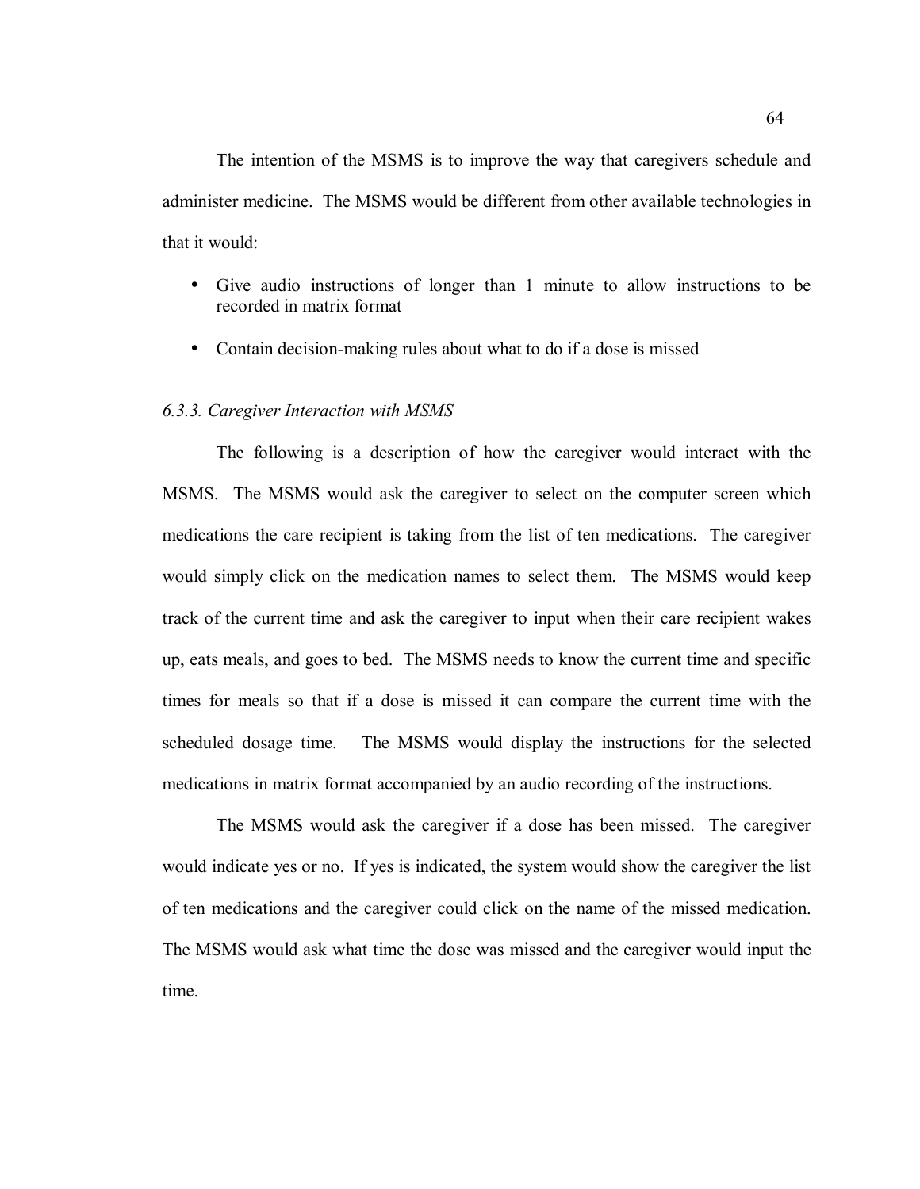The intention of the MSMS is to improve the way that caregivers schedule and administer medicine. The MSMS would be different from other available technologies in that it would:

- Give audio instructions of longer than 1 minute to allow instructions to be recorded in matrix format
- Contain decision-making rules about what to do if a dose is missed

### *6.3.3. Caregiver Interaction with MSMS*

The following is a description of how the caregiver would interact with the MSMS. The MSMS would ask the caregiver to select on the computer screen which medications the care recipient is taking from the list of ten medications. The caregiver would simply click on the medication names to select them. The MSMS would keep track of the current time and ask the caregiver to input when their care recipient wakes up, eats meals, and goes to bed. The MSMS needs to know the current time and specific times for meals so that if a dose is missed it can compare the current time with the scheduled dosage time. The MSMS would display the instructions for the selected medications in matrix format accompanied by an audio recording of the instructions.

The MSMS would ask the caregiver if a dose has been missed. The caregiver would indicate yes or no. If yes is indicated, the system would show the caregiver the list of ten medications and the caregiver could click on the name of the missed medication. The MSMS would ask what time the dose was missed and the caregiver would input the time.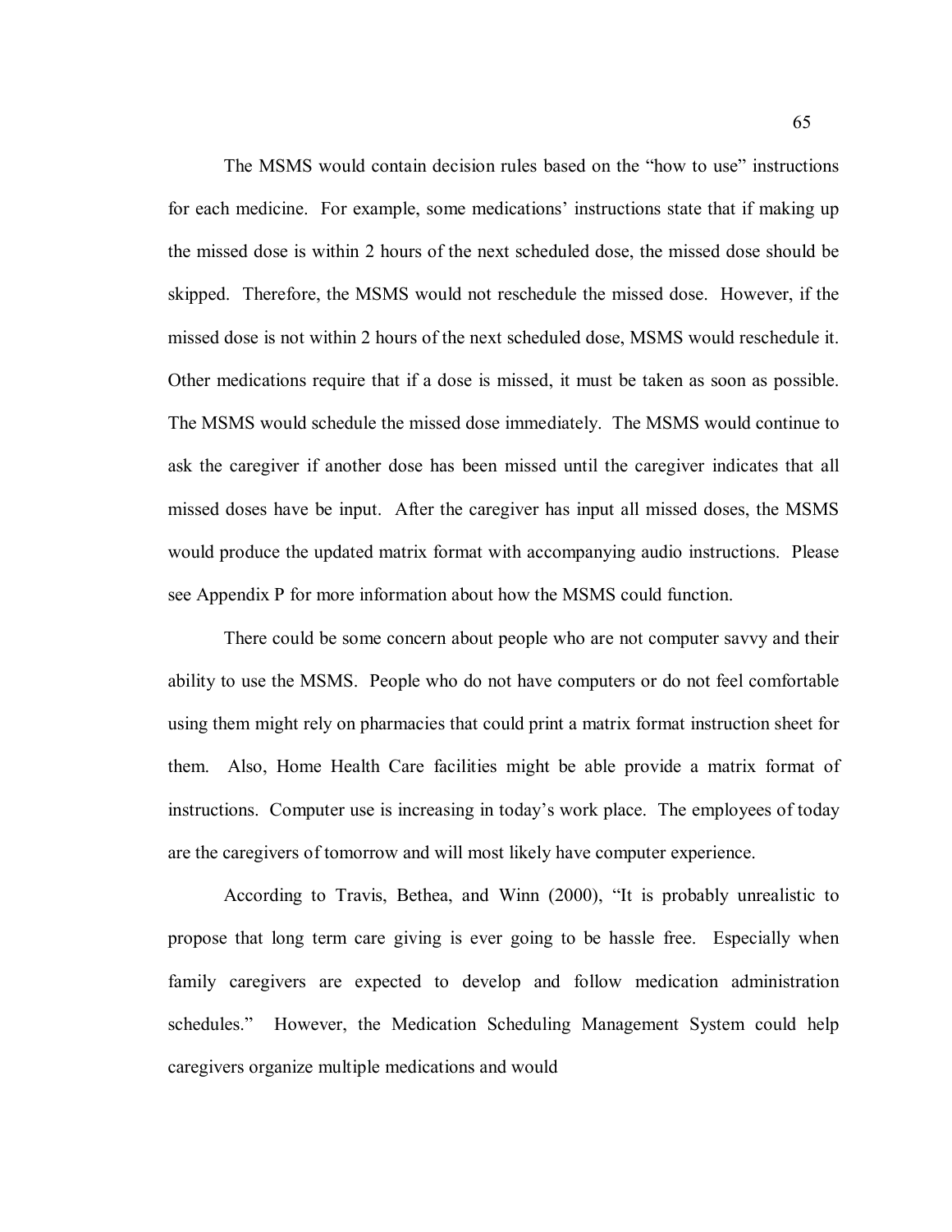The MSMS would contain decision rules based on the "how to use" instructions for each medicine. For example, some medications' instructions state that if making up the missed dose is within 2 hours of the next scheduled dose, the missed dose should be skipped. Therefore, the MSMS would not reschedule the missed dose. However, if the missed dose is not within 2 hours of the next scheduled dose, MSMS would reschedule it. Other medications require that if a dose is missed, it must be taken as soon as possible. The MSMS would schedule the missed dose immediately. The MSMS would continue to ask the caregiver if another dose has been missed until the caregiver indicates that all missed doses have be input. After the caregiver has input all missed doses, the MSMS would produce the updated matrix format with accompanying audio instructions. Please see Appendix P for more information about how the MSMS could function.

There could be some concern about people who are not computer savvy and their ability to use the MSMS. People who do not have computers or do not feel comfortable using them might rely on pharmacies that could print a matrix format instruction sheet for them. Also, Home Health Care facilities might be able provide a matrix format of instructions. Computer use is increasing in today's work place. The employees of today are the caregivers of tomorrow and will most likely have computer experience.

According to Travis, Bethea, and Winn (2000), "It is probably unrealistic to propose that long term care giving is ever going to be hassle free. Especially when family caregivers are expected to develop and follow medication administration schedules." However, the Medication Scheduling Management System could help caregivers organize multiple medications and would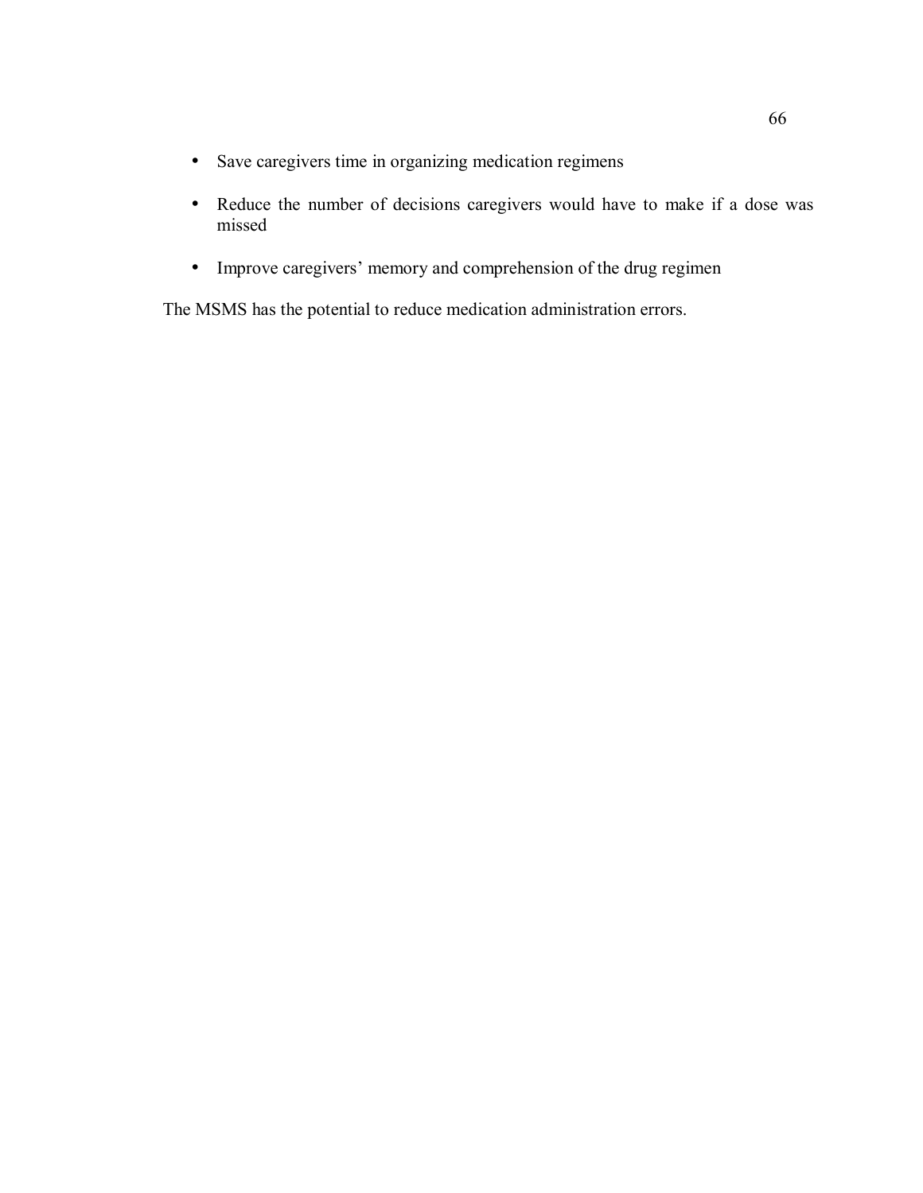- Save caregivers time in organizing medication regimens
- Reduce the number of decisions caregivers would have to make if a dose was missed
- Improve caregivers' memory and comprehension of the drug regimen

The MSMS has the potential to reduce medication administration errors.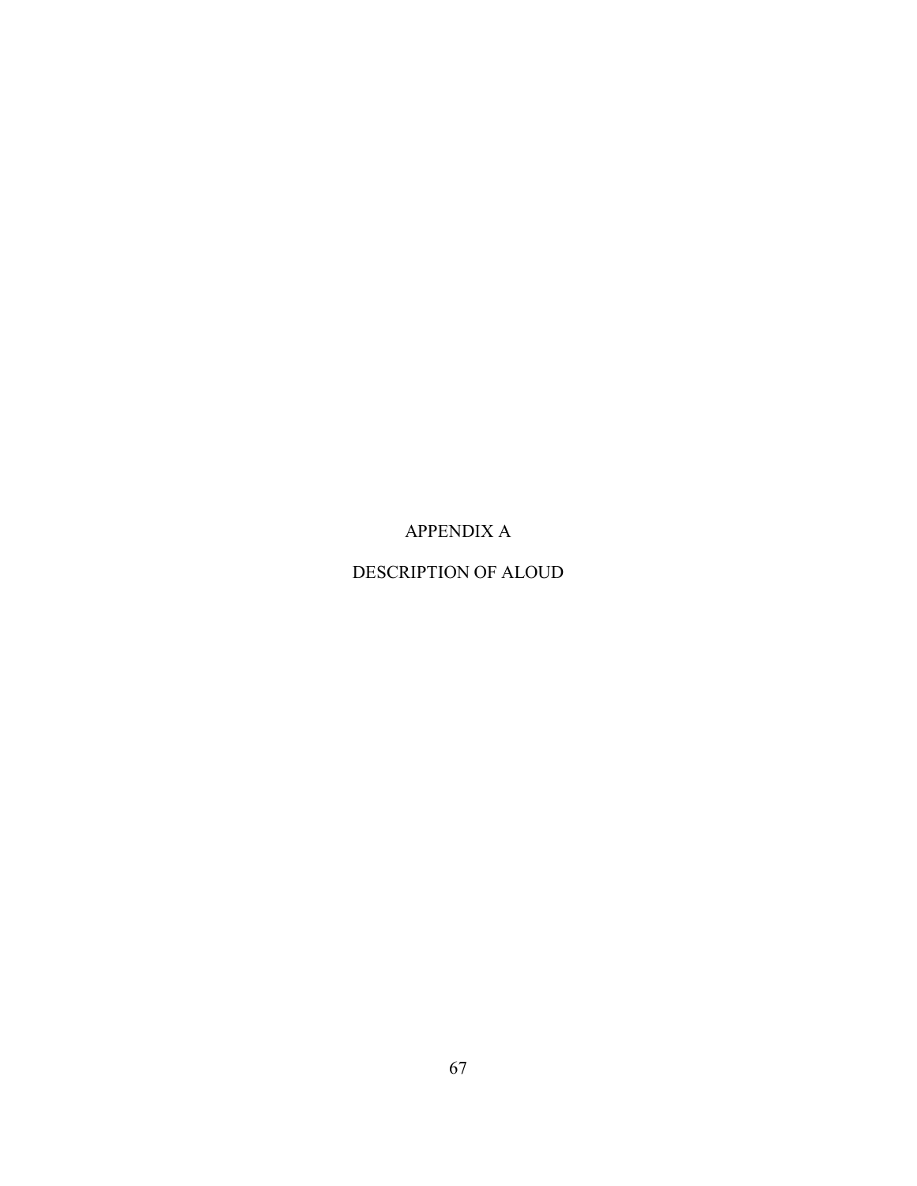# APPENDIX A

# DESCRIPTION OF ALOUD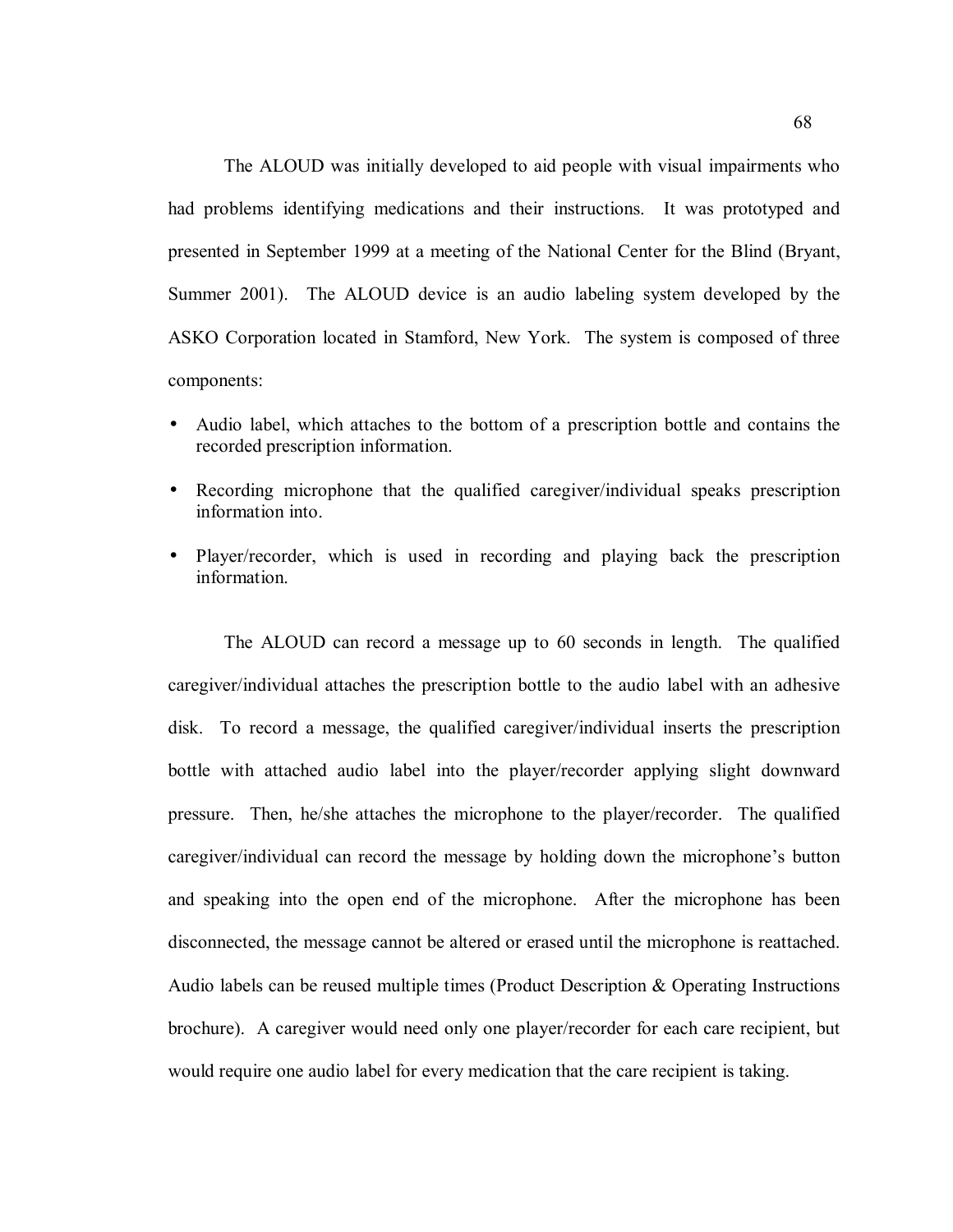The ALOUD was initially developed to aid people with visual impairments who had problems identifying medications and their instructions. It was prototyped and presented in September 1999 at a meeting of the National Center for the Blind (Bryant, Summer 2001). The ALOUD device is an audio labeling system developed by the ASKO Corporation located in Stamford, New York. The system is composed of three components:

- Audio label, which attaches to the bottom of a prescription bottle and contains the recorded prescription information.
- Recording microphone that the qualified caregiver/individual speaks prescription information into.
- Player/recorder, which is used in recording and playing back the prescription information.

The ALOUD can record a message up to 60 seconds in length. The qualified caregiver/individual attaches the prescription bottle to the audio label with an adhesive disk. To record a message, the qualified caregiver/individual inserts the prescription bottle with attached audio label into the player/recorder applying slight downward pressure. Then, he/she attaches the microphone to the player/recorder. The qualified caregiver/individual can record the message by holding down the microphone's button and speaking into the open end of the microphone. After the microphone has been disconnected, the message cannot be altered or erased until the microphone is reattached. Audio labels can be reused multiple times (Product Description & Operating Instructions brochure). A caregiver would need only one player/recorder for each care recipient, but would require one audio label for every medication that the care recipient is taking.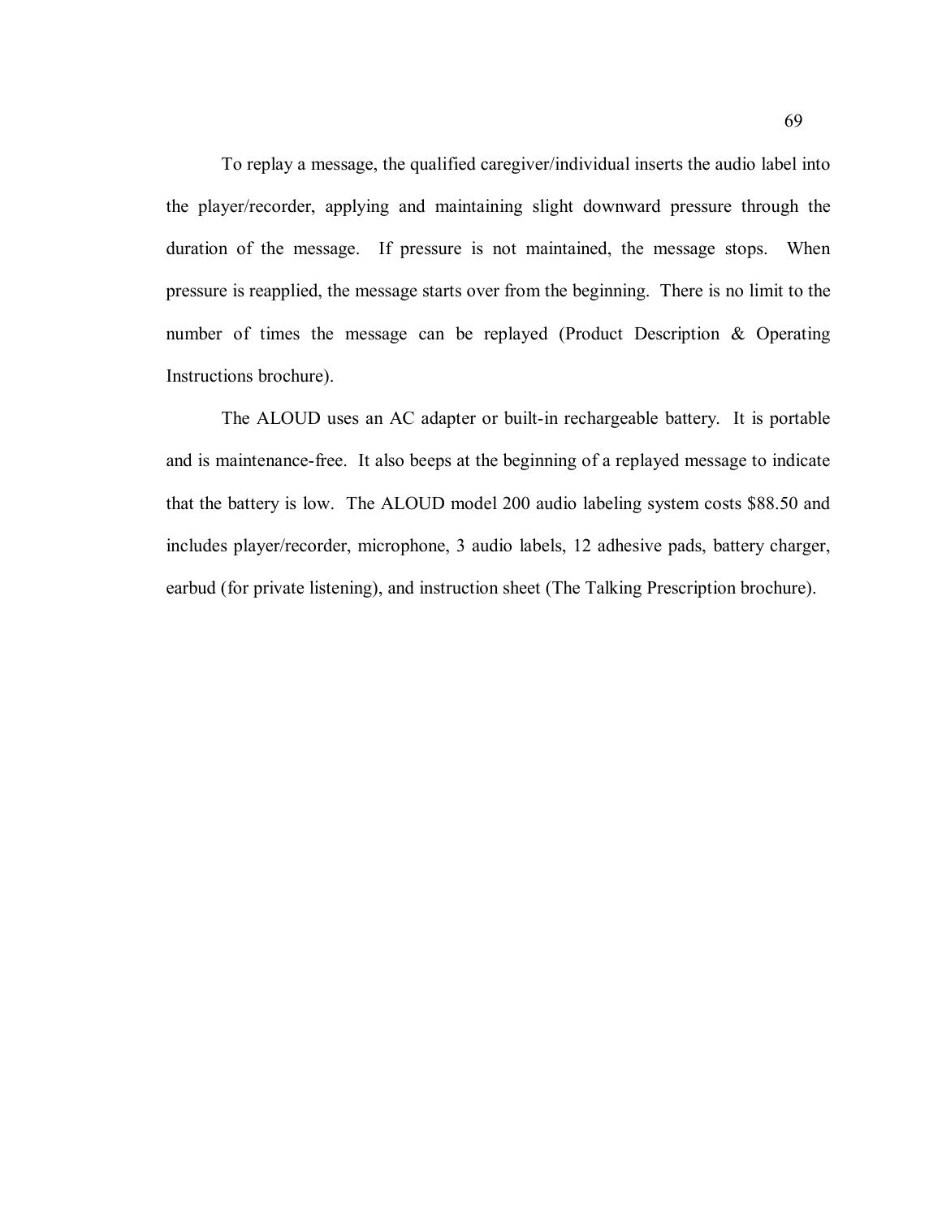To replay a message, the qualified caregiver/individual inserts the audio label into the player/recorder, applying and maintaining slight downward pressure through the duration of the message. If pressure is not maintained, the message stops. When pressure is reapplied, the message starts over from the beginning. There is no limit to the number of times the message can be replayed (Product Description & Operating Instructions brochure).

The ALOUD uses an AC adapter or built-in rechargeable battery. It is portable and is maintenance-free. It also beeps at the beginning of a replayed message to indicate that the battery is low. The ALOUD model 200 audio labeling system costs $88.50 and includes player/recorder, microphone, 3 audio labels, 12 adhesive pads, battery charger, earbud (for private listening), and instruction sheet (The Talking Prescription brochure).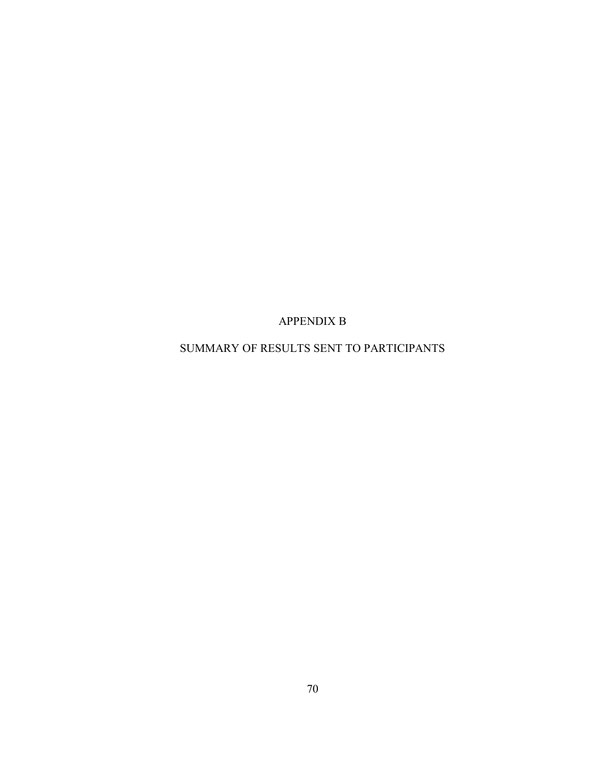# APPENDIX B

# SUMMARY OF RESULTS SENT TO PARTICIPANTS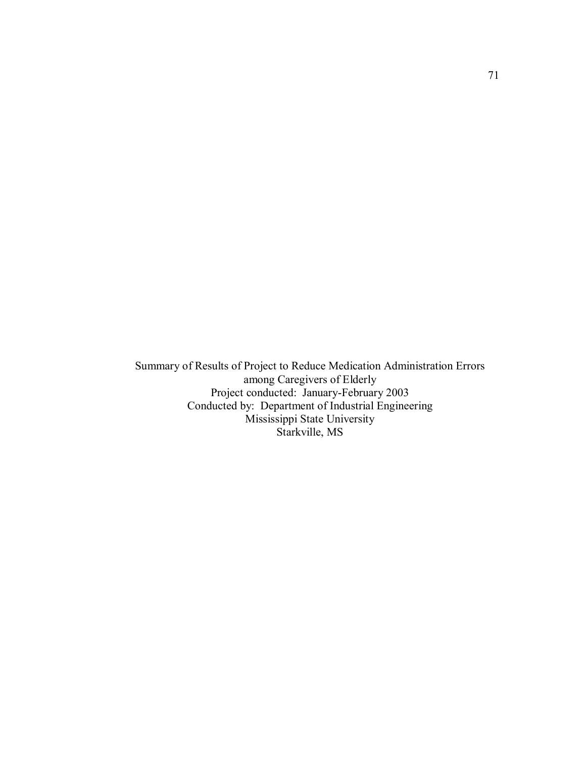Summary of Results of Project to Reduce Medication Administration Errors
among Caregivers of Elderly
Project conducted: January-February 2003
Conducted by: Department of Industrial Engineering
Mississippi State University
Starkville, MS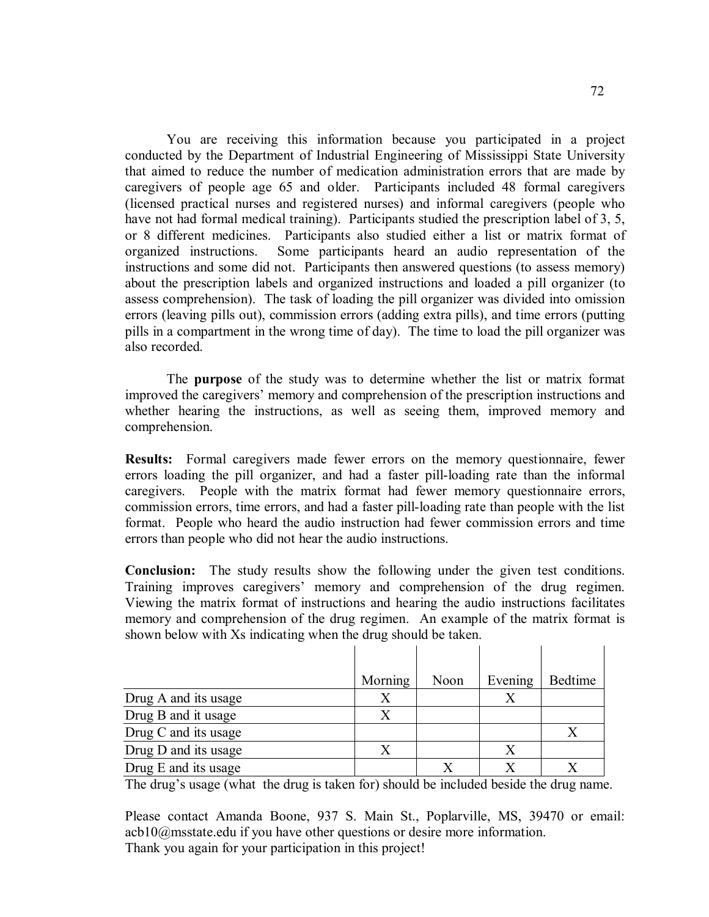You are receiving this information because you participated in a project conducted by the Department of Industrial Engineering of Mississippi State University that aimed to reduce the number of medication administration errors that are made by caregivers of people age 65 and older. Participants included 48 formal caregivers (licensed practical nurses and registered nurses) and informal caregivers (people who have not had formal medical training). Participants studied the prescription label of 3, 5, or 8 different medicines. Participants also studied either a list or matrix format of organized instructions. Some participants heard an audio representation of the instructions and some did not. Participants then answered questions (to assess memory) about the prescription labels and organized instructions and loaded a pill organizer (to assess comprehension). The task of loading the pill organizer was divided into omission errors (leaving pills out), commission errors (adding extra pills), and time errors (putting pills in a compartment in the wrong time of day). The time to load the pill organizer was also recorded.

The **purpose** of the study was to determine whether the list or matrix format improved the caregivers' memory and comprehension of the prescription instructions and whether hearing the instructions, as well as seeing them, improved memory and comprehension.

**Results:** Formal caregivers made fewer errors on the memory questionnaire, fewer errors loading the pill organizer, and had a faster pill-loading rate than the informal caregivers. People with the matrix format had fewer memory questionnaire errors, commission errors, time errors, and had a faster pill-loading rate than people with the list format. People who heard the audio instruction had fewer commission errors and time errors than people who did not hear the audio instructions.

**Conclusion:** The study results show the following under the given test conditions. Training improves caregivers' memory and comprehension of the drug regimen. Viewing the matrix format of instructions and hearing the audio instructions facilitates memory and comprehension of the drug regimen. An example of the matrix format is shown below with Xs indicating when the drug should be taken.

| | Morning | Noon | Evening | Bedtime |
|---|---|---|---|---|
| Drug A and its usage | X | | X | |
| Drug B and it usage | X | | | |
| Drug C and its usage | | | | X |
| Drug D and its usage | X | | X | |
| Drug E and its usage | | X | X | X |

The drug's usage (what the drug is taken for) should be included beside the drug name.

Please contact Amanda Boone, 937 S. Main St., Poplarville, MS, 39470 or email: acb10@msstate.edu if you have other questions or desire more information.
Thank you again for your participation in this project!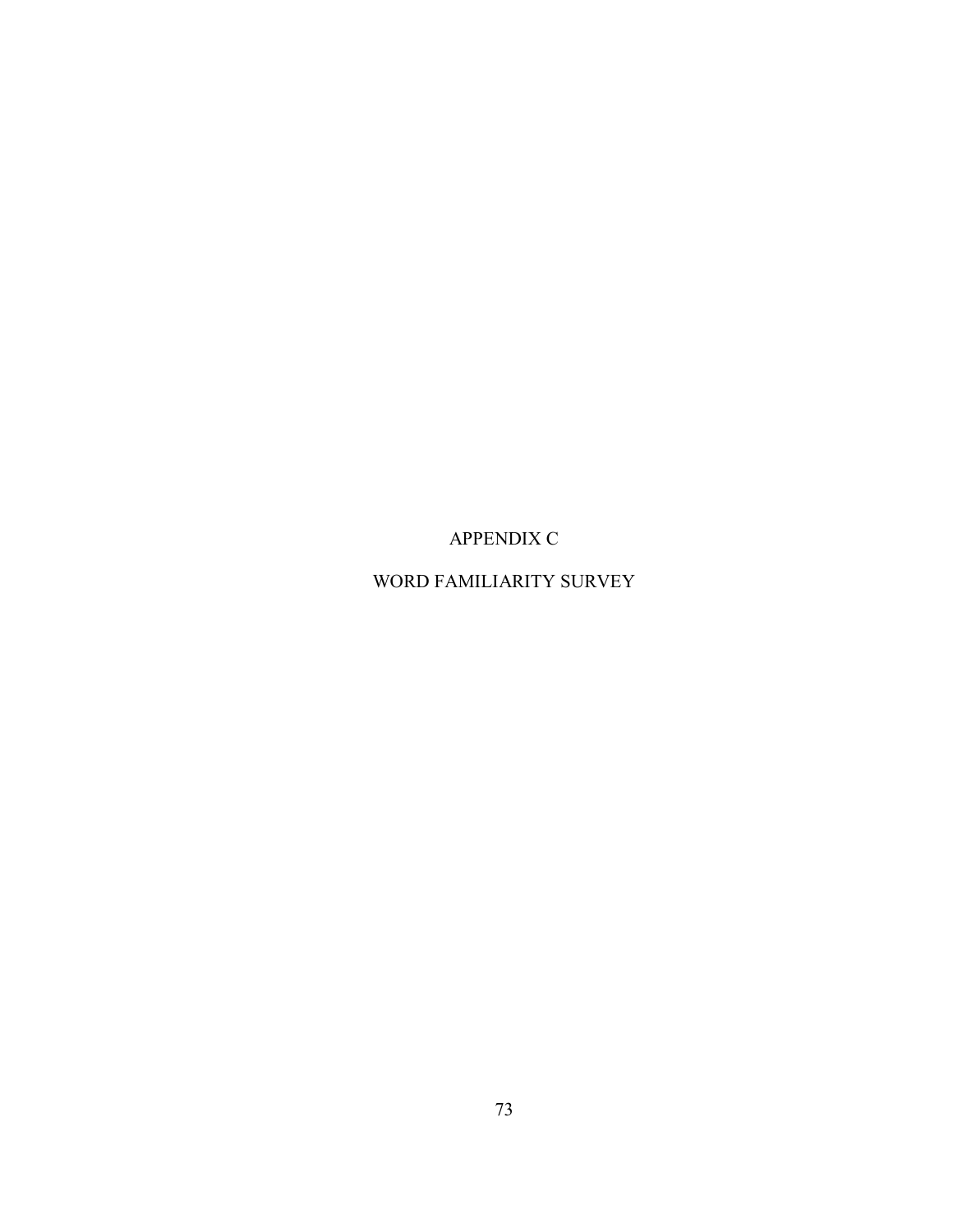# APPENDIX C

# WORD FAMILIARITY SURVEY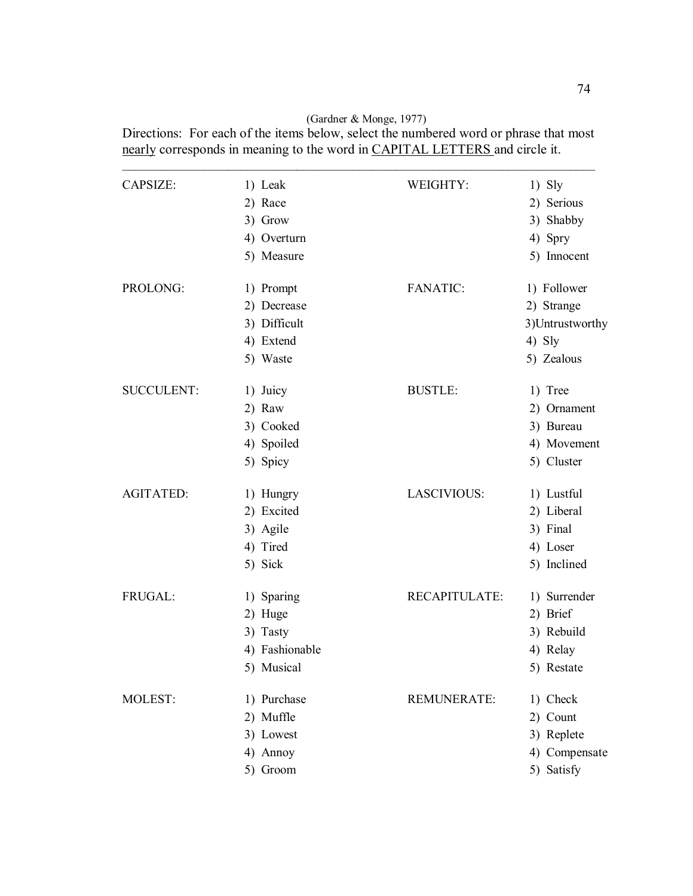(Gardner & Monge, 1977)

Directions: For each of the items below, select the numbered word or phrase that most nearly corresponds in meaning to the word in CAPITAL LETTERS and circle it.

---

CAPSIZE:
1) Leak
2) Race
3) Grow
4) Overturn
5) Measure

PROLONG:
1) Prompt
2) Decrease
3) Difficult
4) Extend
5) Waste

SUCCULENT:
1) Juicy
2) Raw
3) Cooked
4) Spoiled
5) Spicy

AGITATED:
1) Hungry
2) Excited
3) Agile
4) Tired
5) Sick

FRUGAL:
1) Sparing
2) Huge
3) Tasty
4) Fashionable
5) Musical

MOLEST:
1) Purchase
2) Muffle
3) Lowest
4) Annoy
5) Groom

WEIGHTY:
1) Sly
2) Serious
3) Shabby
4) Spry
5) Innocent

FANATIC:
1) Follower
2) Strange
3)Untrustworthy
4) Sly
5) Zealous

BUSTLE:
1) Tree
2) Ornament
3) Bureau
4) Movement
5) Cluster

LASCIVIOUS:
1) Lustful
2) Liberal
3) Final
4) Loser
5) Inclined

RECAPITULATE:
1) Surrender
2) Brief
3) Rebuild
4) Relay
5) Restate

REMUNERATE:
1) Check
2) Count
3) Replete
4) Compensate
5) Satisfy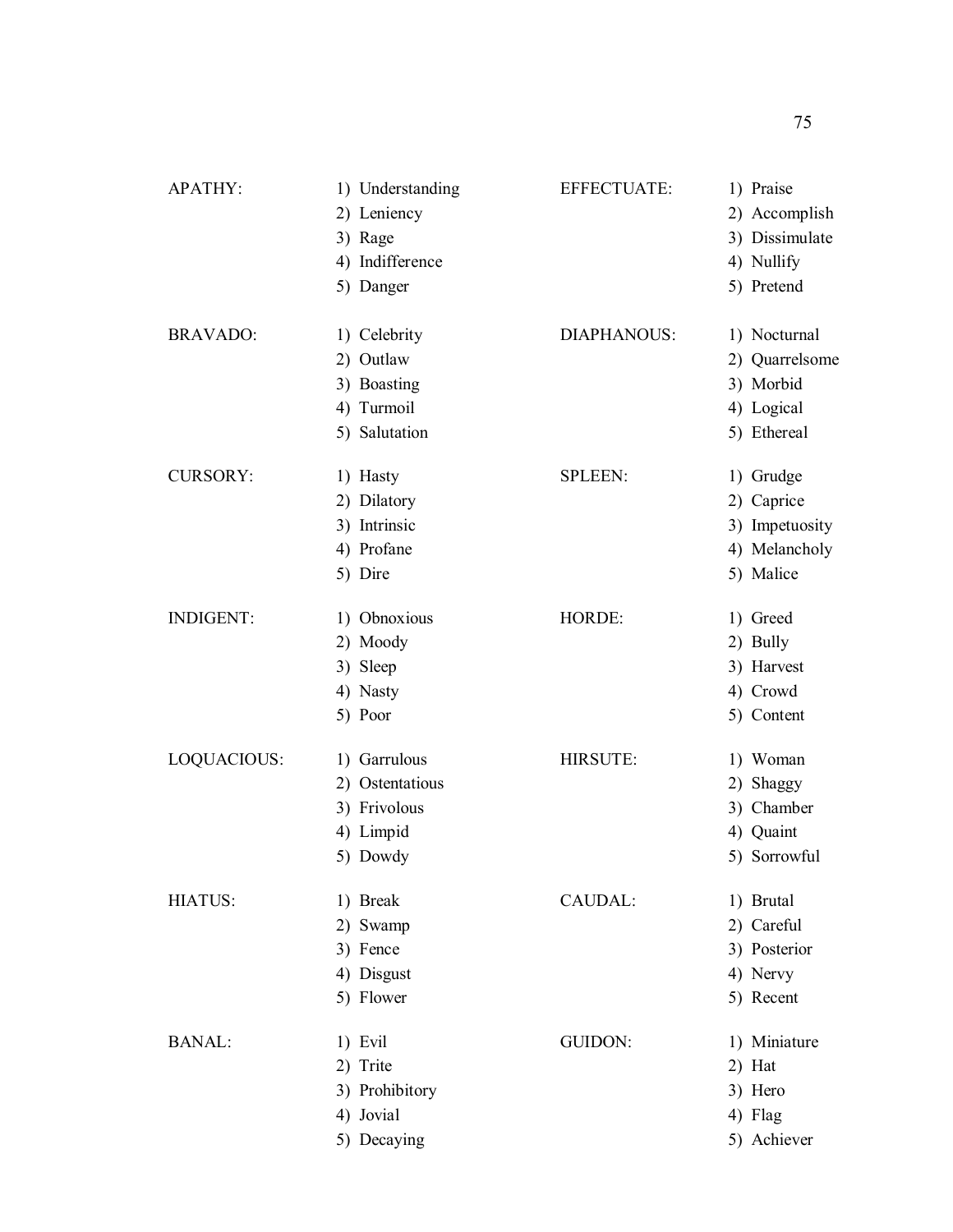APATHY:

1) Understanding
2) Leniency
3) Rage
4) Indifference
5) Danger

BRAVADO:

1) Celebrity
2) Outlaw
3) Boasting
4) Turmoil
5) Salutation

CURSORY:

1) Hasty
2) Dilatory
3) Intrinsic
4) Profane
5) Dire

INDIGENT:

1) Obnoxious
2) Moody
3) Sleep
4) Nasty
5) Poor

LOQUACIOUS:

1) Garrulous
2) Ostentatious
3) Frivolous
4) Limpid
5) Dowdy

HIATUS:

1) Break
2) Swamp
3) Fence
4) Disgust
5) Flower

BANAL:

1) Evil
2) Trite
3) Prohibitory
4) Jovial
5) Decaying

EFFECTUATE:

1) Praise
2) Accomplish
3) Dissimulate
4) Nullify
5) Pretend

DIAPHANOUS:

1) Nocturnal
2) Quarrelsome
3) Morbid
4) Logical
5) Ethereal

SPLEEN:

1) Grudge
2) Caprice
3) Impetuosity
4) Melancholy
5) Malice

HORDE:

1) Greed
2) Bully
3) Harvest
4) Crowd
5) Content

HIRSUTE:

1) Woman
2) Shaggy
3) Chamber
4) Quaint
5) Sorrowful

CAUDAL:

1) Brutal
2) Careful
3) Posterior
4) Nervy
5) Recent

GUIDON:

1) Miniature
2) Hat
3) Hero
4) Flag
5) Achiever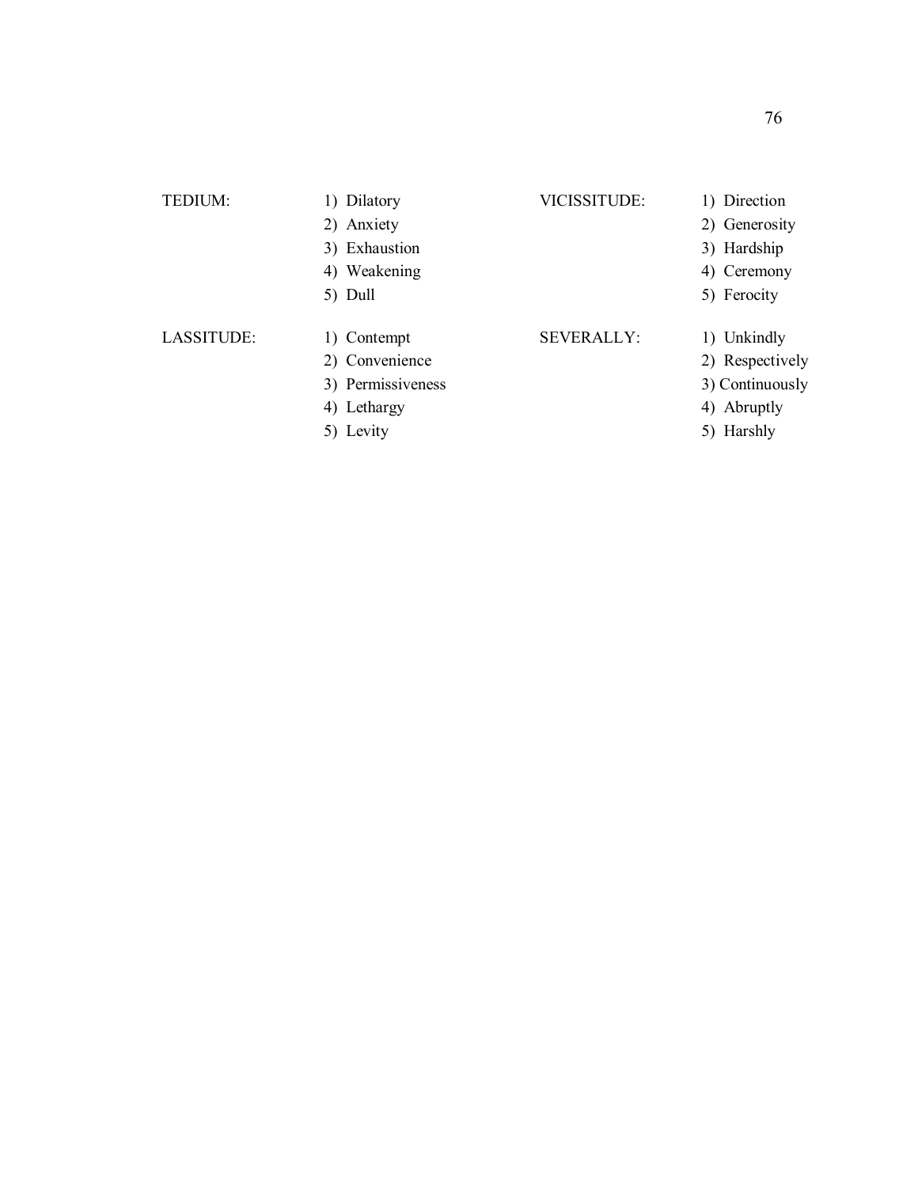TEDIUM:

1) Dilatory
2) Anxiety
3) Exhaustion
4) Weakening
5) Dull

LASSITUDE:

1) Contempt
2) Convenience
3) Permissiveness
4) Lethargy
5) Levity

VICISSITUDE:

1) Direction
2) Generosity
3) Hardship
4) Ceremony
5) Ferocity

SEVERALLY:

1) Unkindly
2) Respectively
3) Continuously
4) Abruptly
5) Harshly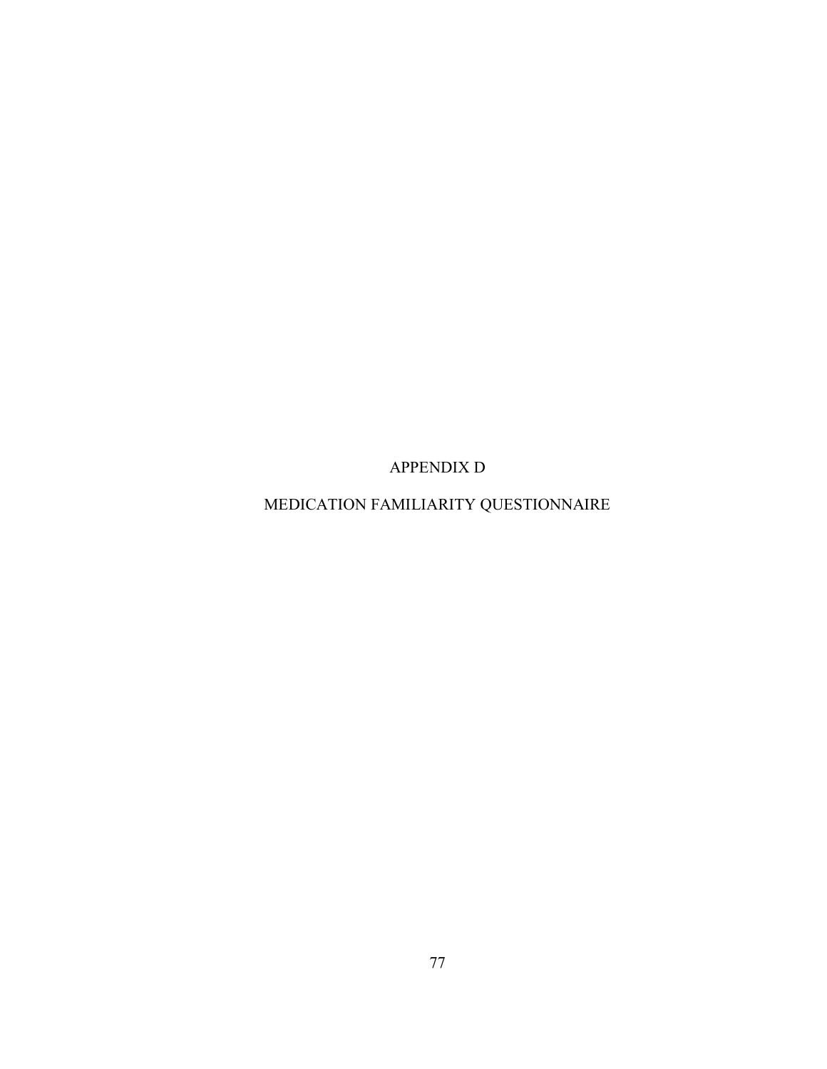# APPENDIX D

# MEDICATION FAMILIARITY QUESTIONNAIRE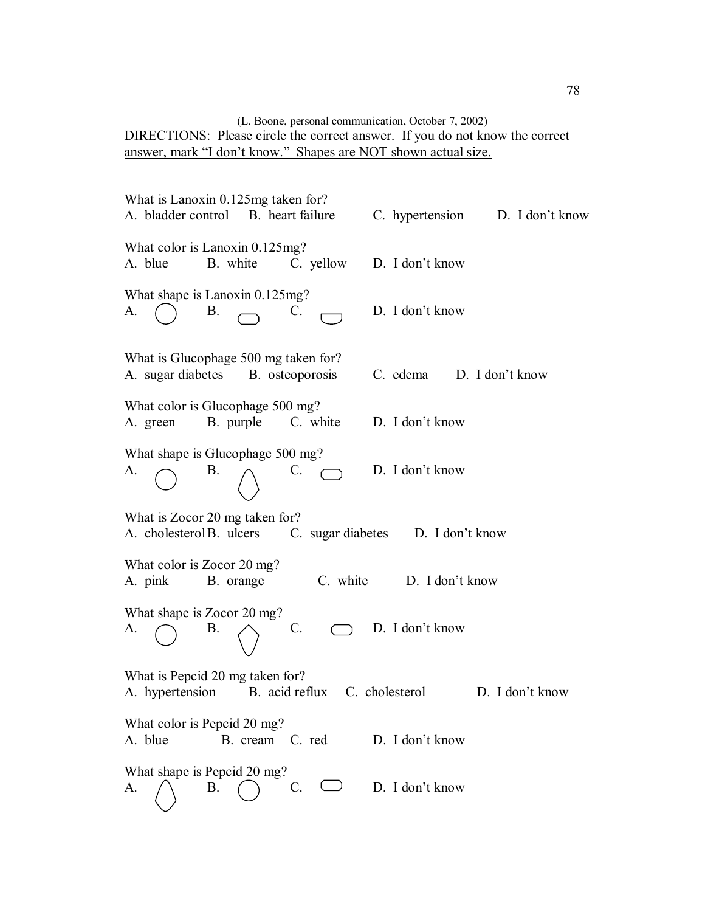(L. Boone, personal communication, October 7, 2002)

<u>DIRECTIONS: Please circle the correct answer. If you do not know the correct answer, mark "I don't know." Shapes are NOT shown actual size.</u>

What is Lanoxin 0.125mg taken for?
A. bladder control B. heart failure C. hypertension D. I don't know

What color is Lanoxin 0.125mg?
A. blue B. white C. yellow D. I don't know

What shape is Lanoxin 0.125mg?
A. ◯ B. ▭ C. ◡ D. I don't know

What is Glucophage 500 mg taken for?
A. sugar diabetes B. osteoporosis C. edema D. I don't know

What color is Glucophage 500 mg?
A. green B. purple C. white D. I don't know

What shape is Glucophage 500 mg?
A. ◯ B. ◇ C. ▭ D. I don't know

What is Zocor 20 mg taken for?
A. cholesterol B. ulcers C. sugar diabetes D. I don't know

What color is Zocor 20 mg?
A. pink B. orange C. white D. I don't know

What shape is Zocor 20 mg?
A. ◯ B. ◇ C. ▭ D. I don't know

What is Pepcid 20 mg taken for?
A. hypertension B. acid reflux C. cholesterol D. I don't know

What color is Pepcid 20 mg?
A. blue B. cream C. red D. I don't know

What shape is Pepcid 20 mg?
A. ◇ B. ◯ C. ▭ D. I don't know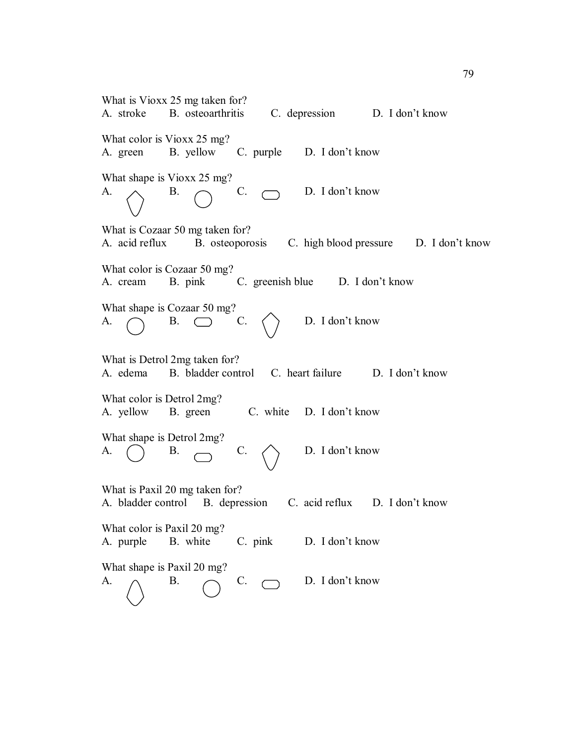What is Vioxx 25 mg taken for?
A. stroke B. osteoarthritis C. depression D. I don't know

What color is Vioxx 25 mg?
A. green B. yellow C. purple D. I don't know

What shape is Vioxx 25 mg?
A. B. C. D. I don't know

What is Cozaar 50 mg taken for?
A. acid reflux B. osteoporosis C. high blood pressure D. I don't know

What color is Cozaar 50 mg?
A. cream B. pink C. greenish blue D. I don't know

What shape is Cozaar 50 mg?
A. B. C. D. I don't know

What is Detrol 2mg taken for?
A. edema B. bladder control C. heart failure D. I don't know

What color is Detrol 2mg?
A. yellow B. green C. white D. I don't know

What shape is Detrol 2mg?
A. B. C. D. I don't know

What is Paxil 20 mg taken for?
A. bladder control B. depression C. acid reflux D. I don't know

What color is Paxil 20 mg?
A. purple B. white C. pink D. I don't know

What shape is Paxil 20 mg?
A. B. C. D. I don't know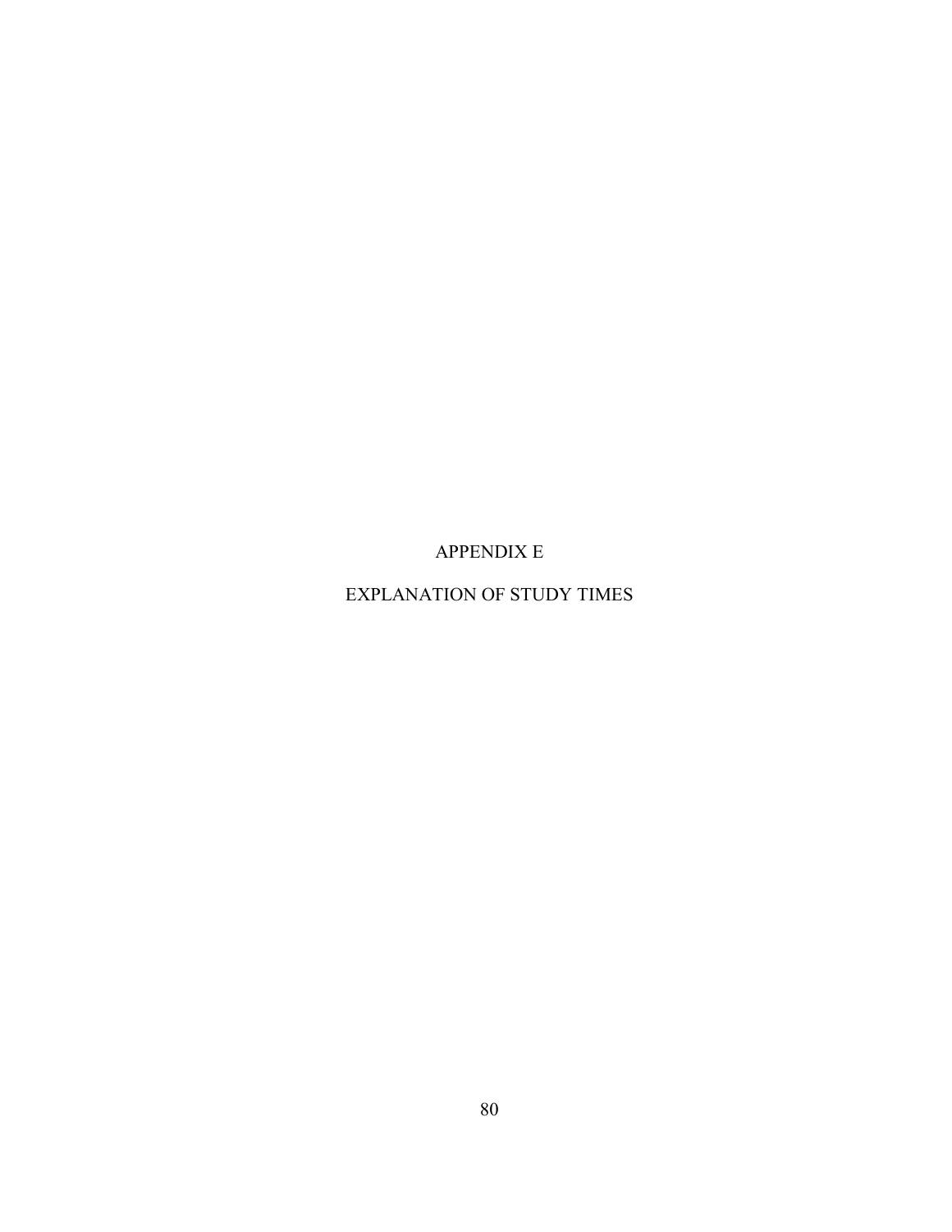# APPENDIX E

# EXPLANATION OF STUDY TIMES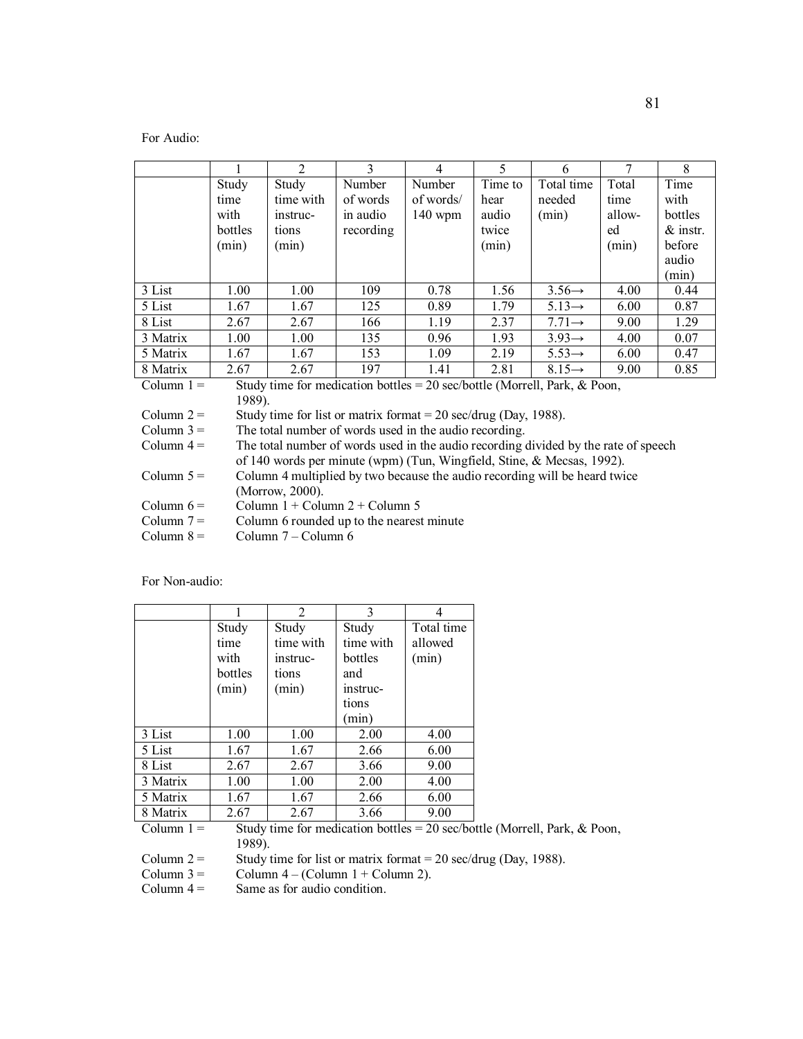For Audio:

| | 1 | 2 | 3 | 4 | 5 | 6 | 7 | 8 |
|---|---|---|---|---|---|---|---|---|
| | Study time with bottles (min) | Study time with instructions (min) | Number of words in audio recording | Number of words/ 140 wpm | Time to hear audio twice (min) | Total time needed (min) | Total time allowed (min) | Time with bottles & instr. before audio (min) |
| 3 List | 1.00 | 1.00 | 109 | 0.78 | 1.56 | 3.56→ | 4.00 | 0.44 |
| 5 List | 1.67 | 1.67 | 125 | 0.89 | 1.79 | 5.13→ | 6.00 | 0.87 |
| 8 List | 2.67 | 2.67 | 166 | 1.19 | 2.37 | 7.71→ | 9.00 | 1.29 |
| 3 Matrix | 1.00 | 1.00 | 135 | 0.96 | 1.93 | 3.93→ | 4.00 | 0.07 |
| 5 Matrix | 1.67 | 1.67 | 153 | 1.09 | 2.19 | 5.53→ | 6.00 | 0.47 |
| 8 Matrix | 2.67 | 2.67 | 197 | 1.41 | 2.81 | 8.15→ | 9.00 | 0.85 |

Column 1 = Study time for medication bottles = 20 sec/bottle (Morrell, Park, & Poon, 1989).

Column 2 = Study time for list or matrix format = 20 sec/drug (Day, 1988).

Column 3 = The total number of words used in the audio recording.

Column 4 = The total number of words used in the audio recording divided by the rate of speech of 140 words per minute (wpm) (Tun, Wingfield, Stine, & Mecsas, 1992).

Column 5 = Column 4 multiplied by two because the audio recording will be heard twice (Morrow, 2000).

Column 6 = Column 1 + Column 2 + Column 5

Column 7 = Column 6 rounded up to the nearest minute

Column 8 = Column 7 – Column 6

For Non-audio:

| | 1 | 2 | 3 | 4 |
|---|---|---|---|---|
| | Study time with bottles (min) | Study time with instructions (min) | Study time with bottles and instructions (min) | Total time allowed (min) |
| 3 List | 1.00 | 1.00 | 2.00 | 4.00 |
| 5 List | 1.67 | 1.67 | 2.66 | 6.00 |
| 8 List | 2.67 | 2.67 | 3.66 | 9.00 |
| 3 Matrix | 1.00 | 1.00 | 2.00 | 4.00 |
| 5 Matrix | 1.67 | 1.67 | 2.66 | 6.00 |
| 8 Matrix | 2.67 | 2.67 | 3.66 | 9.00 |

Column 1 = Study time for medication bottles = 20 sec/bottle (Morrell, Park, & Poon, 1989).

Column 2 = Study time for list or matrix format = 20 sec/drug (Day, 1988).

Column 3 = Column 4 – (Column 1 + Column 2).

Column 4 = Same as for audio condition.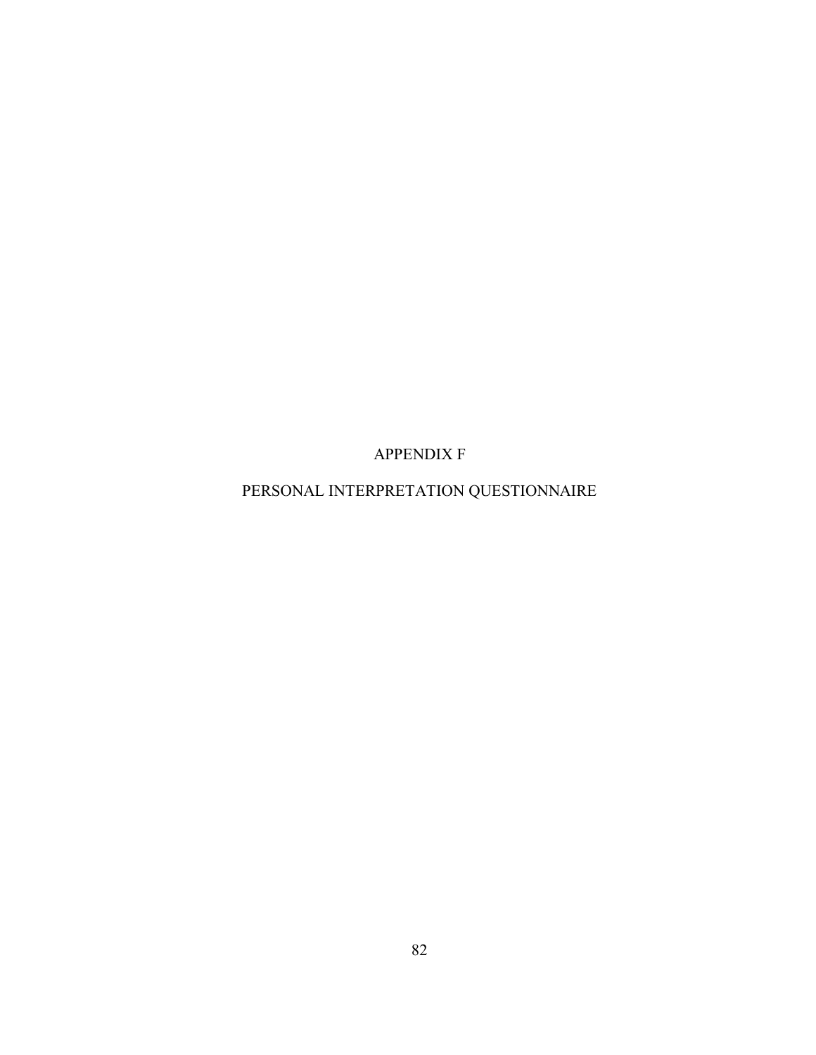# APPENDIX F

# PERSONAL INTERPRETATION QUESTIONNAIRE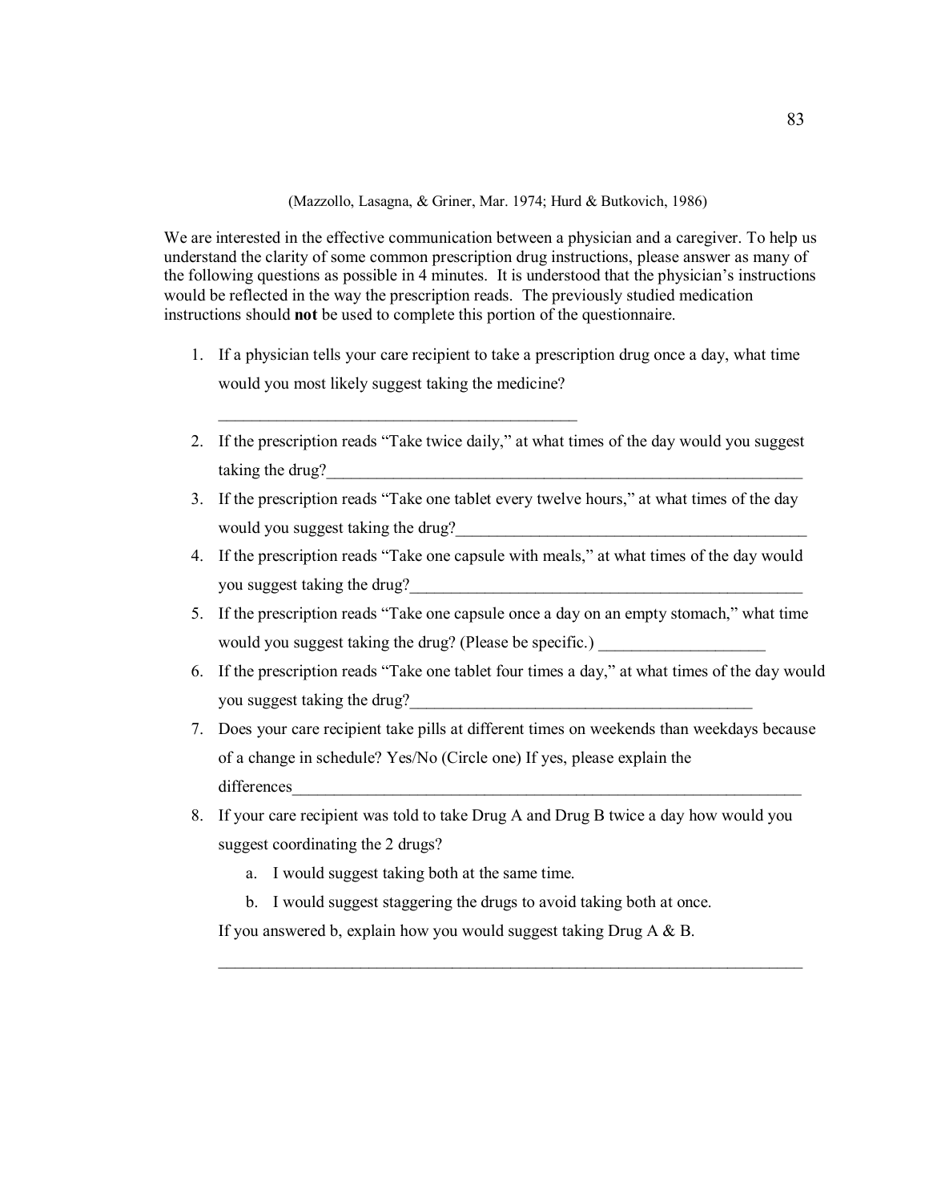(Mazzollo, Lasagna, & Griner, Mar. 1974; Hurd & Butkovich, 1986)

We are interested in the effective communication between a physician and a caregiver. To help us understand the clarity of some common prescription drug instructions, please answer as many of the following questions as possible in 4 minutes. It is understood that the physician's instructions would be reflected in the way the prescription reads. The previously studied medication instructions should **not** be used to complete this portion of the questionnaire.

1. If a physician tells your care recipient to take a prescription drug once a day, what time would you most likely suggest taking the medicine?

   ____________________________________________

2. If the prescription reads "Take twice daily," at what times of the day would you suggest taking the drug?____________________________________________________________
3. If the prescription reads "Take one tablet every twelve hours," at what times of the day would you suggest taking the drug?____________________________________________
4. If the prescription reads "Take one capsule with meals," at what times of the day would you suggest taking the drug?________________________________________________
5. If the prescription reads "Take one capsule once a day on an empty stomach," what time would you suggest taking the drug? (Please be specific.) ____________________
6. If the prescription reads "Take one tablet four times a day," at what times of the day would you suggest taking the drug?__________________________________________
7. Does your care recipient take pills at different times on weekends than weekdays because of a change in schedule? Yes/No (Circle one) If yes, please explain the differences________________________________________________________________
8. If your care recipient was told to take Drug A and Drug B twice a day how would you suggest coordinating the 2 drugs?
   a. I would suggest taking both at the same time.
   b. I would suggest staggering the drugs to avoid taking both at once.

   If you answered b, explain how you would suggest taking Drug A & B.

   __________________________________________________________________________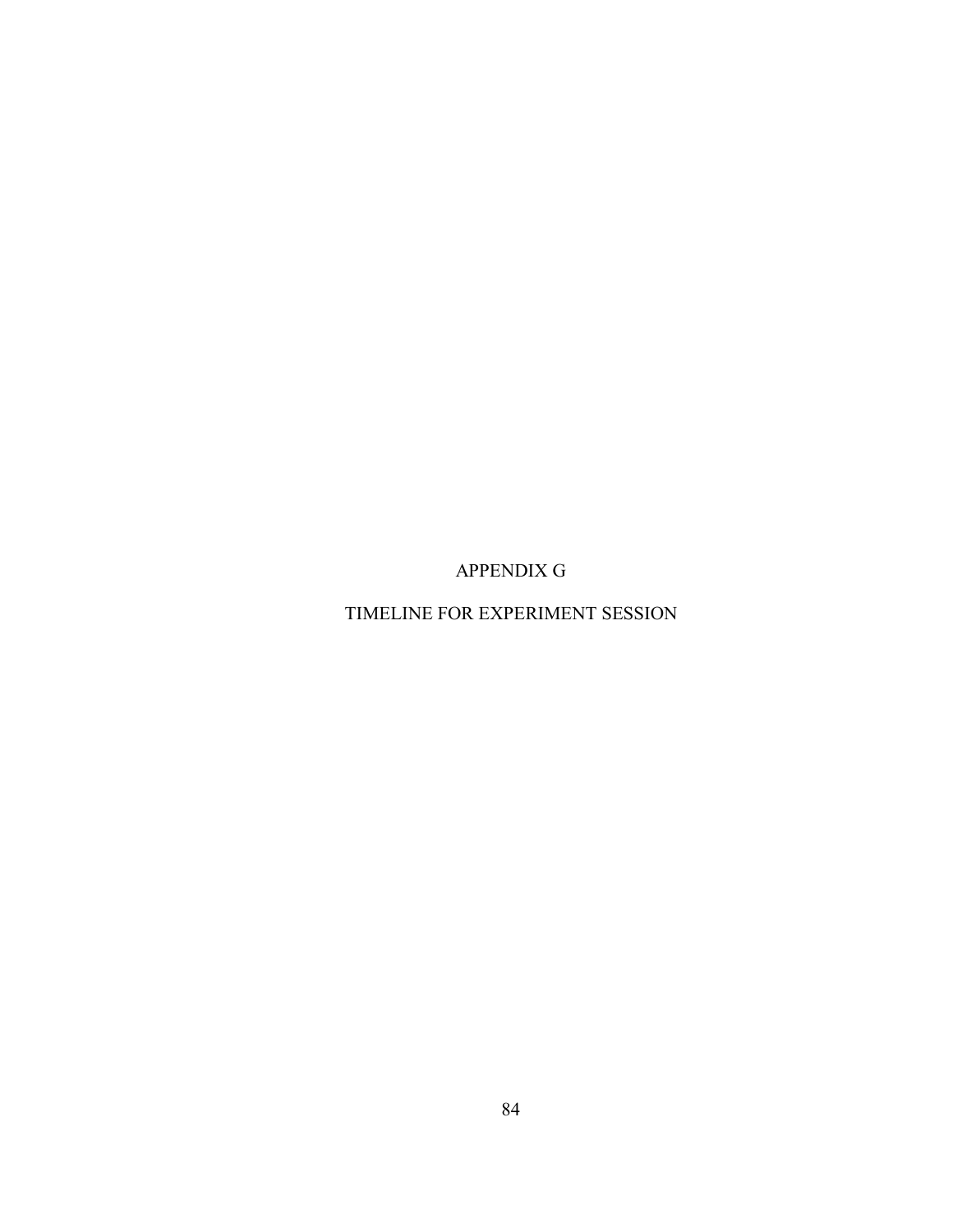# APPENDIX G

# TIMELINE FOR EXPERIMENT SESSION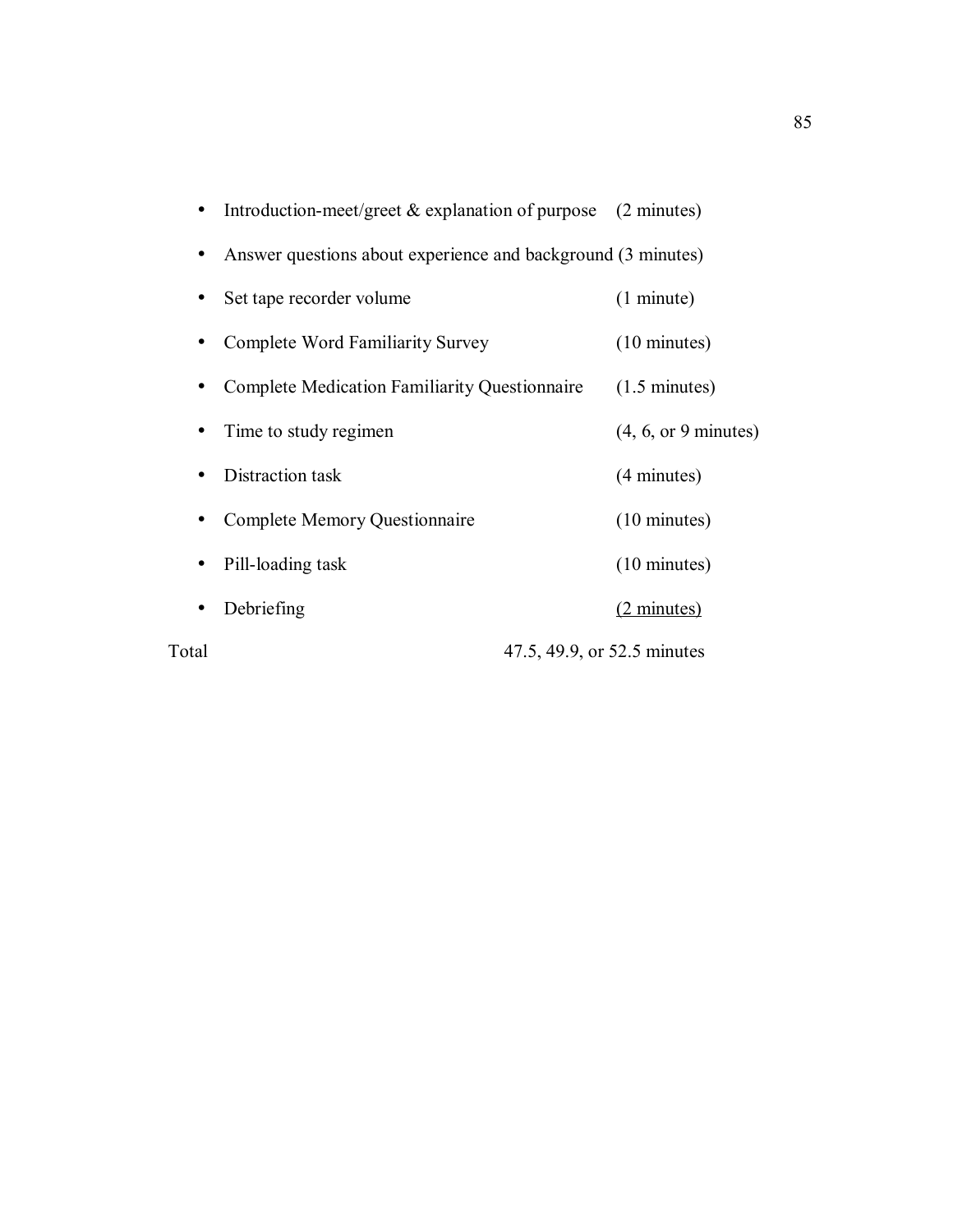- Introduction-meet/greet & explanation of purpose (2 minutes)
- Answer questions about experience and background (3 minutes)
- Set tape recorder volume (1 minute)
- Complete Word Familiarity Survey (10 minutes)
- Complete Medication Familiarity Questionnaire (1.5 minutes)
- Time to study regimen (4, 6, or 9 minutes)
- Distraction task (4 minutes)
- Complete Memory Questionnaire (10 minutes)
- Pill-loading task (10 minutes)
- Debriefing (2 minutes)

Total 47.5, 49.9, or 52.5 minutes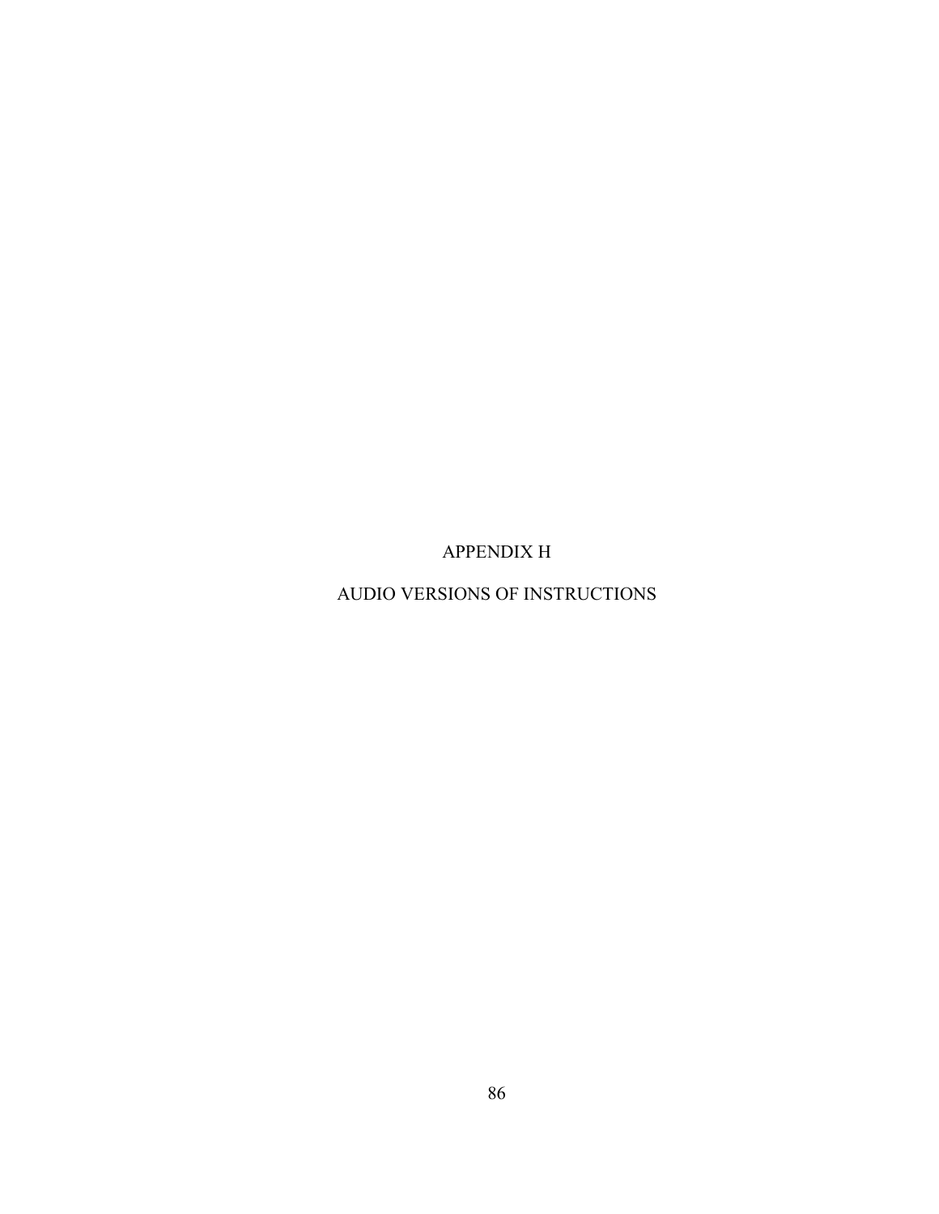# APPENDIX H

# AUDIO VERSIONS OF INSTRUCTIONS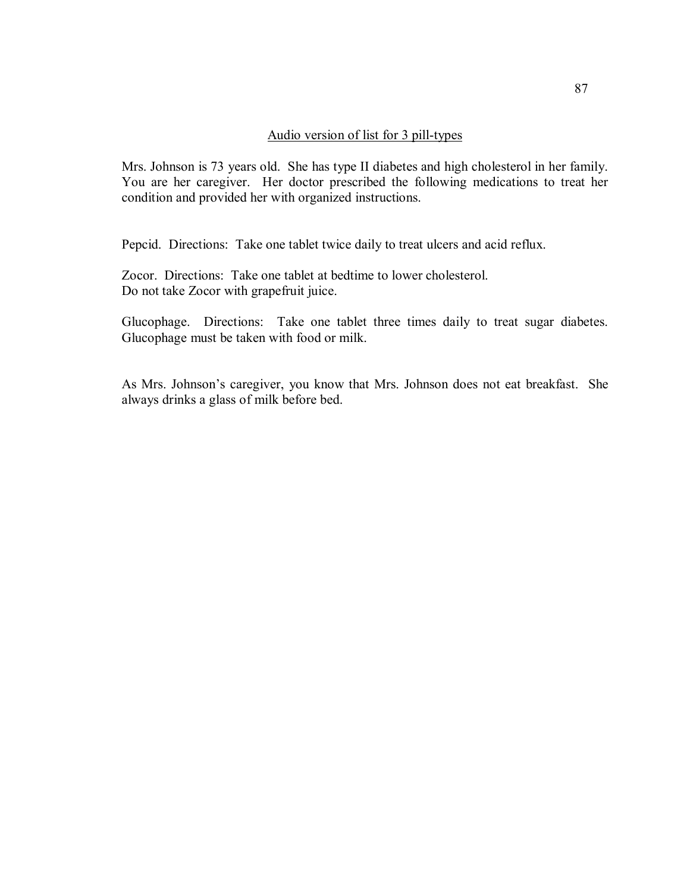## Audio version of list for 3 pill-types

Mrs. Johnson is 73 years old. She has type II diabetes and high cholesterol in her family. You are her caregiver. Her doctor prescribed the following medications to treat her condition and provided her with organized instructions.

Pepcid. Directions: Take one tablet twice daily to treat ulcers and acid reflux.

Zocor. Directions: Take one tablet at bedtime to lower cholesterol.
Do not take Zocor with grapefruit juice.

Glucophage. Directions: Take one tablet three times daily to treat sugar diabetes. Glucophage must be taken with food or milk.

As Mrs. Johnson's caregiver, you know that Mrs. Johnson does not eat breakfast. She always drinks a glass of milk before bed.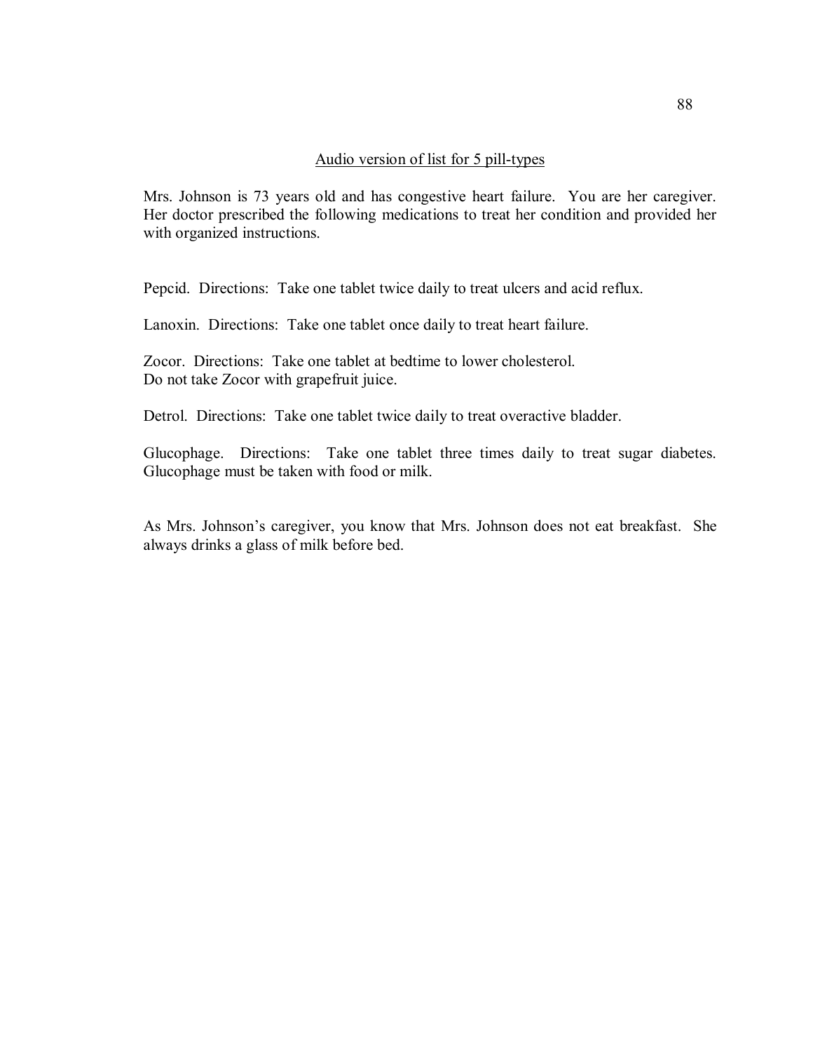Audio version of list for 5 pill-types

Mrs. Johnson is 73 years old and has congestive heart failure. You are her caregiver. Her doctor prescribed the following medications to treat her condition and provided her with organized instructions.

Pepcid. Directions: Take one tablet twice daily to treat ulcers and acid reflux.

Lanoxin. Directions: Take one tablet once daily to treat heart failure.

Zocor. Directions: Take one tablet at bedtime to lower cholesterol.
Do not take Zocor with grapefruit juice.

Detrol. Directions: Take one tablet twice daily to treat overactive bladder.

Glucophage. Directions: Take one tablet three times daily to treat sugar diabetes. Glucophage must be taken with food or milk.

As Mrs. Johnson's caregiver, you know that Mrs. Johnson does not eat breakfast. She always drinks a glass of milk before bed.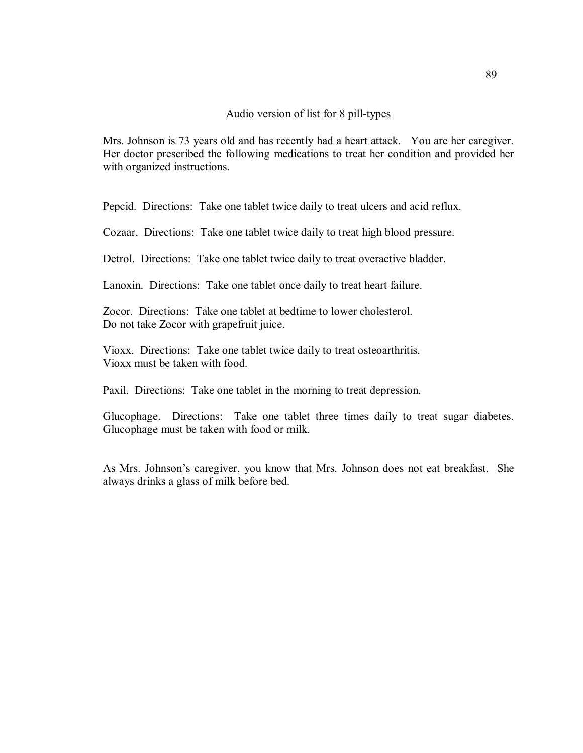Audio version of list for 8 pill-types

Mrs. Johnson is 73 years old and has recently had a heart attack. You are her caregiver. Her doctor prescribed the following medications to treat her condition and provided her with organized instructions.

Pepcid. Directions: Take one tablet twice daily to treat ulcers and acid reflux.

Cozaar. Directions: Take one tablet twice daily to treat high blood pressure.

Detrol. Directions: Take one tablet twice daily to treat overactive bladder.

Lanoxin. Directions: Take one tablet once daily to treat heart failure.

Zocor. Directions: Take one tablet at bedtime to lower cholesterol.
Do not take Zocor with grapefruit juice.

Vioxx. Directions: Take one tablet twice daily to treat osteoarthritis.
Vioxx must be taken with food.

Paxil. Directions: Take one tablet in the morning to treat depression.

Glucophage. Directions: Take one tablet three times daily to treat sugar diabetes. Glucophage must be taken with food or milk.

As Mrs. Johnson's caregiver, you know that Mrs. Johnson does not eat breakfast. She always drinks a glass of milk before bed.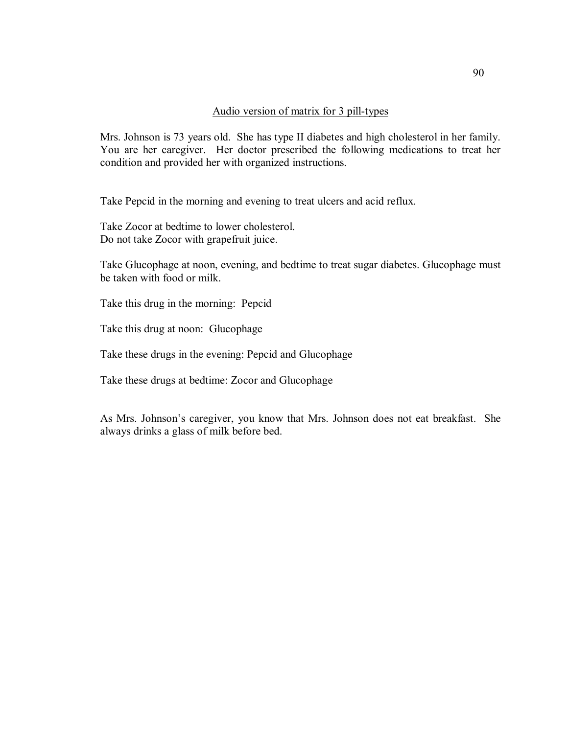## Audio version of matrix for 3 pill-types

Mrs. Johnson is 73 years old. She has type II diabetes and high cholesterol in her family. You are her caregiver. Her doctor prescribed the following medications to treat her condition and provided her with organized instructions.

Take Pepcid in the morning and evening to treat ulcers and acid reflux.

Take Zocor at bedtime to lower cholesterol.
Do not take Zocor with grapefruit juice.

Take Glucophage at noon, evening, and bedtime to treat sugar diabetes. Glucophage must be taken with food or milk.

Take this drug in the morning: Pepcid

Take this drug at noon: Glucophage

Take these drugs in the evening: Pepcid and Glucophage

Take these drugs at bedtime: Zocor and Glucophage

As Mrs. Johnson's caregiver, you know that Mrs. Johnson does not eat breakfast. She always drinks a glass of milk before bed.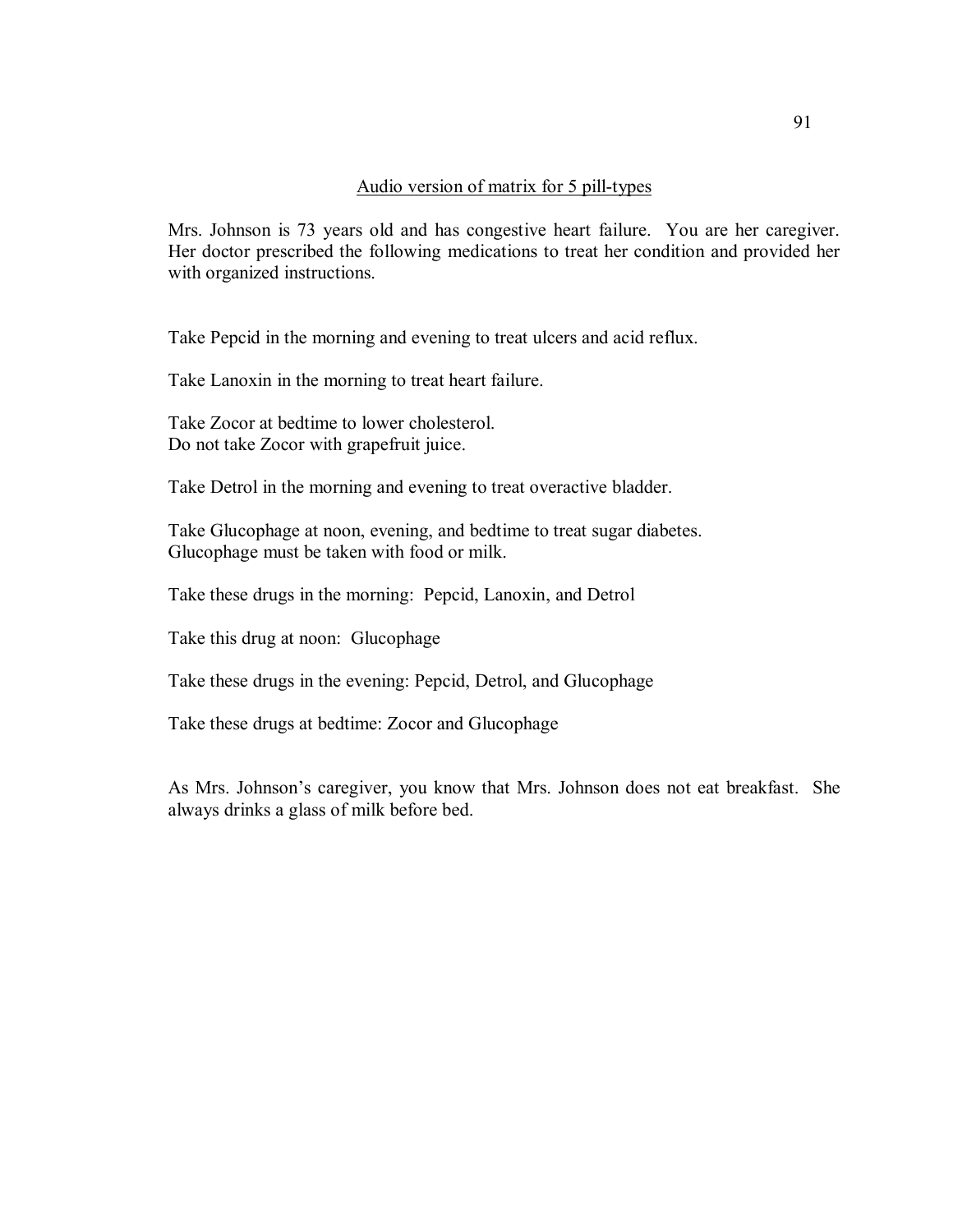<u>Audio version of matrix for 5 pill-types</u>

Mrs. Johnson is 73 years old and has congestive heart failure. You are her caregiver. Her doctor prescribed the following medications to treat her condition and provided her with organized instructions.

Take Pepcid in the morning and evening to treat ulcers and acid reflux.

Take Lanoxin in the morning to treat heart failure.

Take Zocor at bedtime to lower cholesterol.
Do not take Zocor with grapefruit juice.

Take Detrol in the morning and evening to treat overactive bladder.

Take Glucophage at noon, evening, and bedtime to treat sugar diabetes.
Glucophage must be taken with food or milk.

Take these drugs in the morning: Pepcid, Lanoxin, and Detrol

Take this drug at noon: Glucophage

Take these drugs in the evening: Pepcid, Detrol, and Glucophage

Take these drugs at bedtime: Zocor and Glucophage

As Mrs. Johnson's caregiver, you know that Mrs. Johnson does not eat breakfast. She always drinks a glass of milk before bed.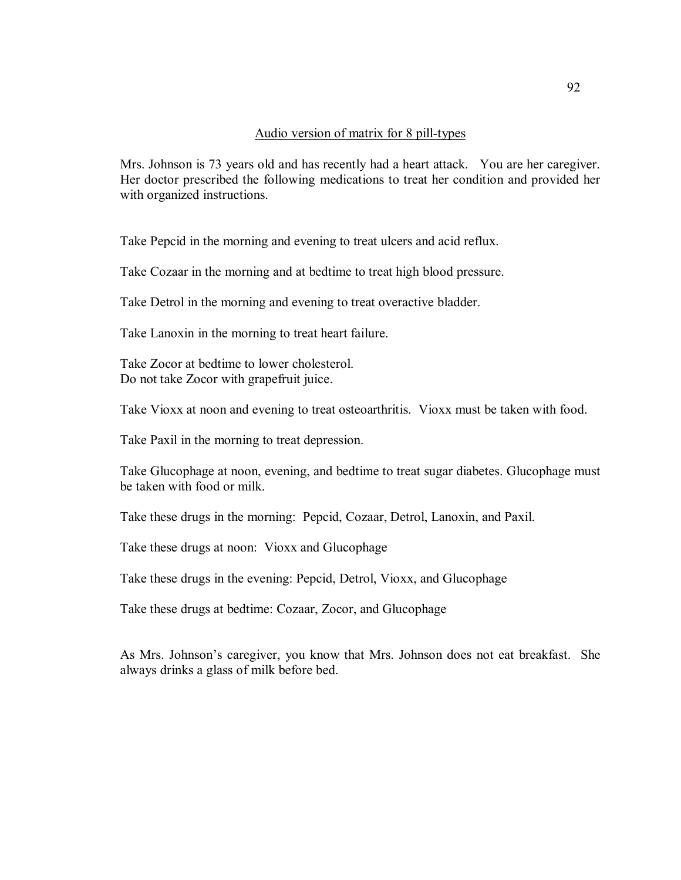Audio version of matrix for 8 pill-types

Mrs. Johnson is 73 years old and has recently had a heart attack. You are her caregiver. Her doctor prescribed the following medications to treat her condition and provided her with organized instructions.

Take Pepcid in the morning and evening to treat ulcers and acid reflux.

Take Cozaar in the morning and at bedtime to treat high blood pressure.

Take Detrol in the morning and evening to treat overactive bladder.

Take Lanoxin in the morning to treat heart failure.

Take Zocor at bedtime to lower cholesterol.
Do not take Zocor with grapefruit juice.

Take Vioxx at noon and evening to treat osteoarthritis. Vioxx must be taken with food.

Take Paxil in the morning to treat depression.

Take Glucophage at noon, evening, and bedtime to treat sugar diabetes. Glucophage must be taken with food or milk.

Take these drugs in the morning: Pepcid, Cozaar, Detrol, Lanoxin, and Paxil.

Take these drugs at noon: Vioxx and Glucophage

Take these drugs in the evening: Pepcid, Detrol, Vioxx, and Glucophage

Take these drugs at bedtime: Cozaar, Zocor, and Glucophage

As Mrs. Johnson's caregiver, you know that Mrs. Johnson does not eat breakfast. She always drinks a glass of milk before bed.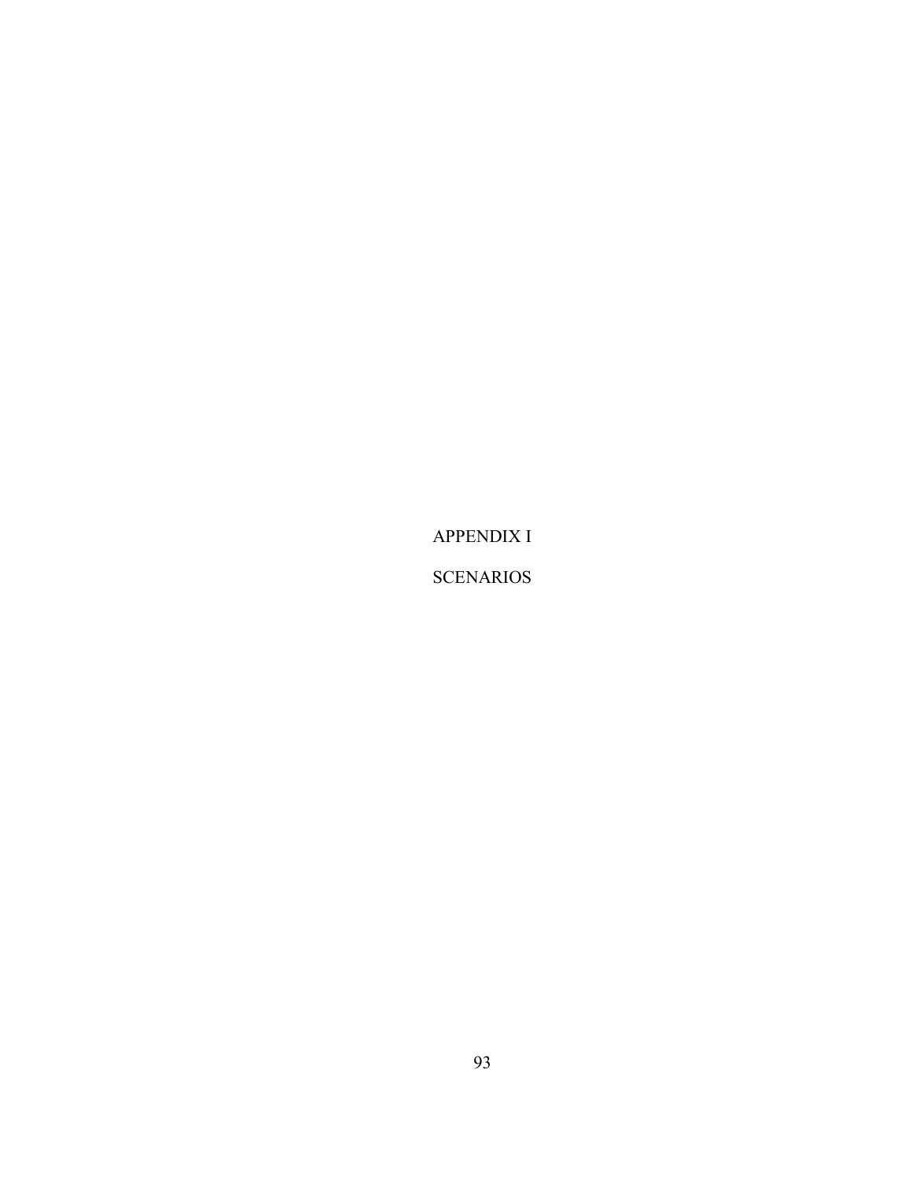# APPENDIX I

# SCENARIOS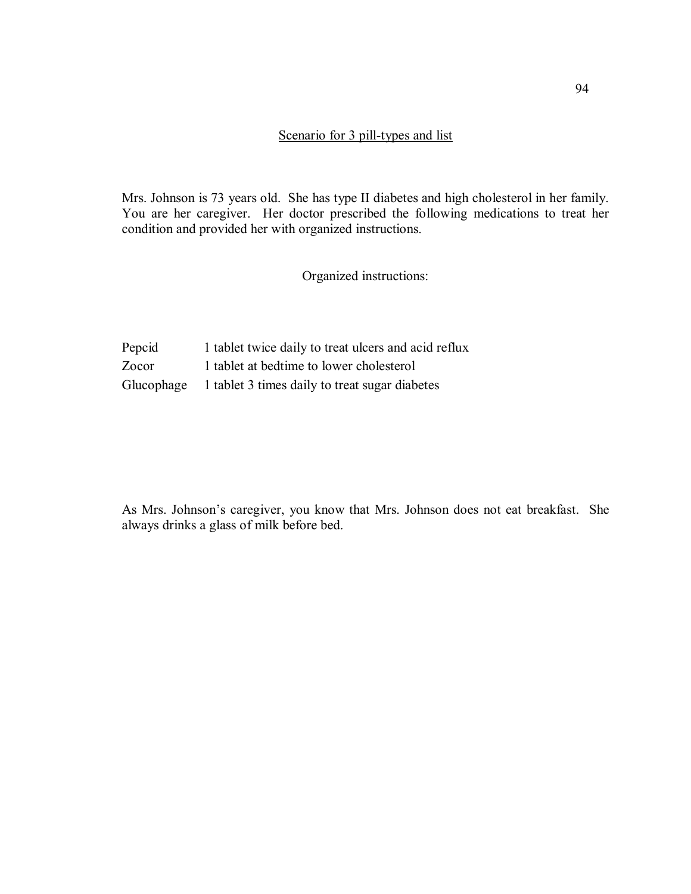## Scenario for 3 pill-types and list

Mrs. Johnson is 73 years old. She has type II diabetes and high cholesterol in her family. You are her caregiver. Her doctor prescribed the following medications to treat her condition and provided her with organized instructions.

Organized instructions:

| | |
|---|---|
| Pepcid | 1 tablet twice daily to treat ulcers and acid reflux |
| Zocor | 1 tablet at bedtime to lower cholesterol |
| Glucophage | 1 tablet 3 times daily to treat sugar diabetes |

As Mrs. Johnson's caregiver, you know that Mrs. Johnson does not eat breakfast. She always drinks a glass of milk before bed.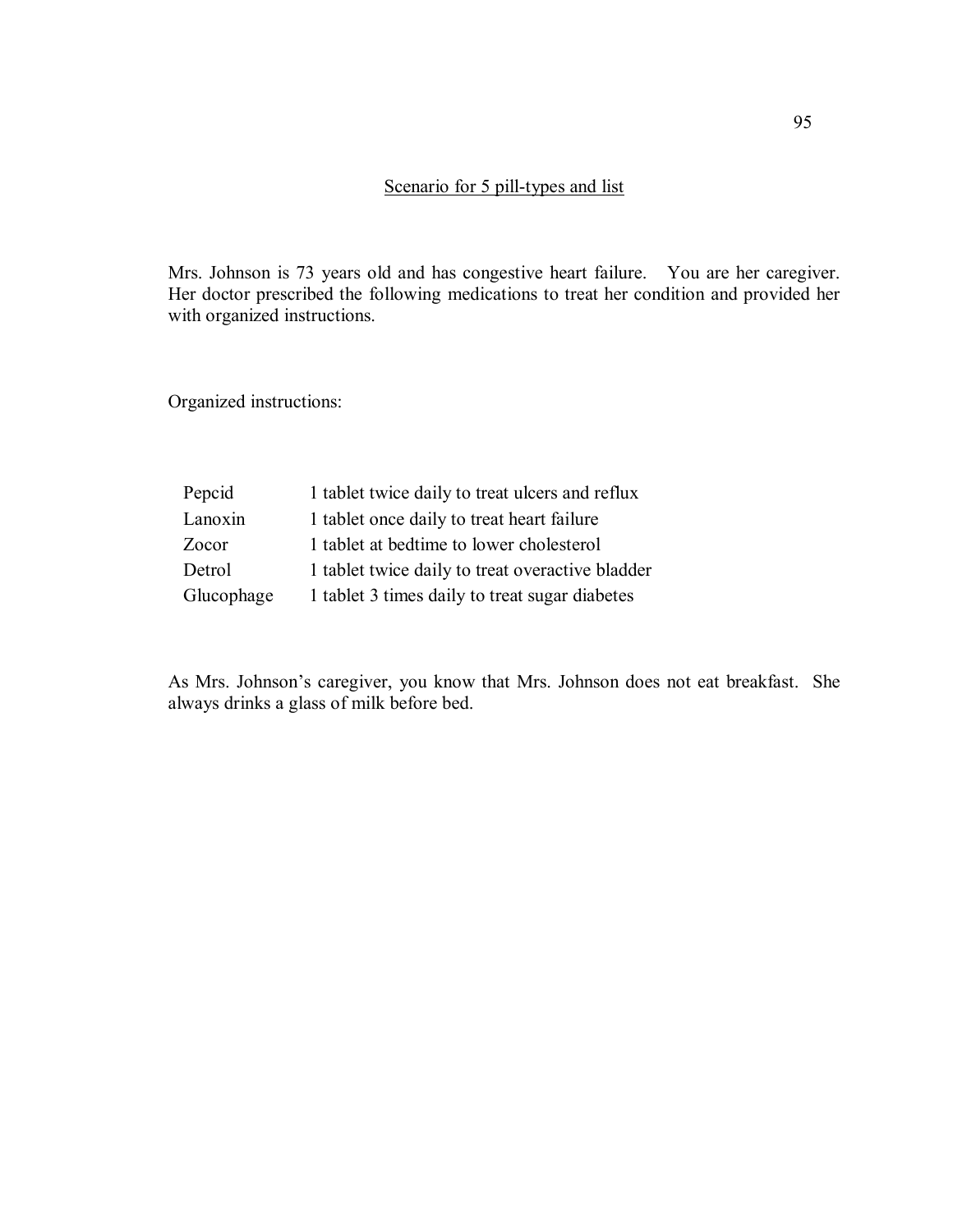## Scenario for 5 pill-types and list

Mrs. Johnson is 73 years old and has congestive heart failure. You are her caregiver. Her doctor prescribed the following medications to treat her condition and provided her with organized instructions.

Organized instructions:

| | |
|---|---|
| Pepcid | 1 tablet twice daily to treat ulcers and reflux |
| Lanoxin | 1 tablet once daily to treat heart failure |
| Zocor | 1 tablet at bedtime to lower cholesterol |
| Detrol | 1 tablet twice daily to treat overactive bladder |
| Glucophage | 1 tablet 3 times daily to treat sugar diabetes |

As Mrs. Johnson's caregiver, you know that Mrs. Johnson does not eat breakfast. She always drinks a glass of milk before bed.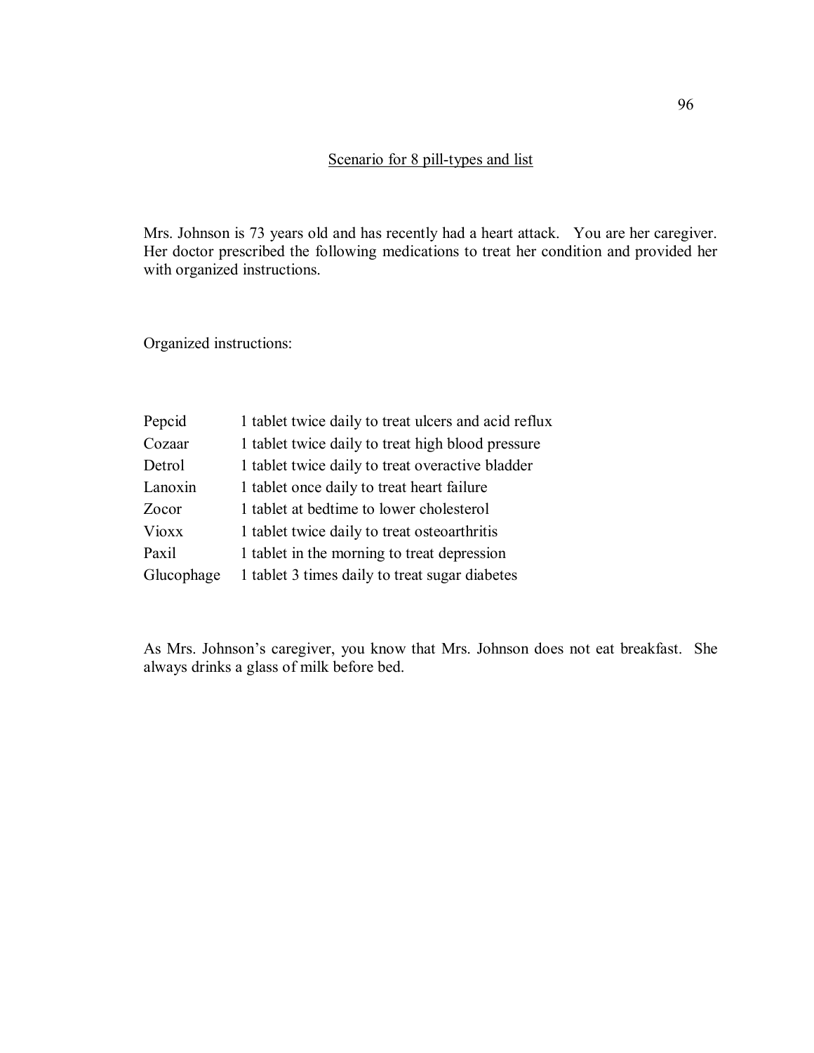## Scenario for 8 pill-types and list

Mrs. Johnson is 73 years old and has recently had a heart attack. You are her caregiver. Her doctor prescribed the following medications to treat her condition and provided her with organized instructions.

Organized instructions:

| | |
|---|---|
| Pepcid | 1 tablet twice daily to treat ulcers and acid reflux |
| Cozaar | 1 tablet twice daily to treat high blood pressure |
| Detrol | 1 tablet twice daily to treat overactive bladder |
| Lanoxin | 1 tablet once daily to treat heart failure |
| Zocor | 1 tablet at bedtime to lower cholesterol |
| Vioxx | 1 tablet twice daily to treat osteoarthritis |
| Paxil | 1 tablet in the morning to treat depression |
| Glucophage | 1 tablet 3 times daily to treat sugar diabetes |

As Mrs. Johnson's caregiver, you know that Mrs. Johnson does not eat breakfast. She always drinks a glass of milk before bed.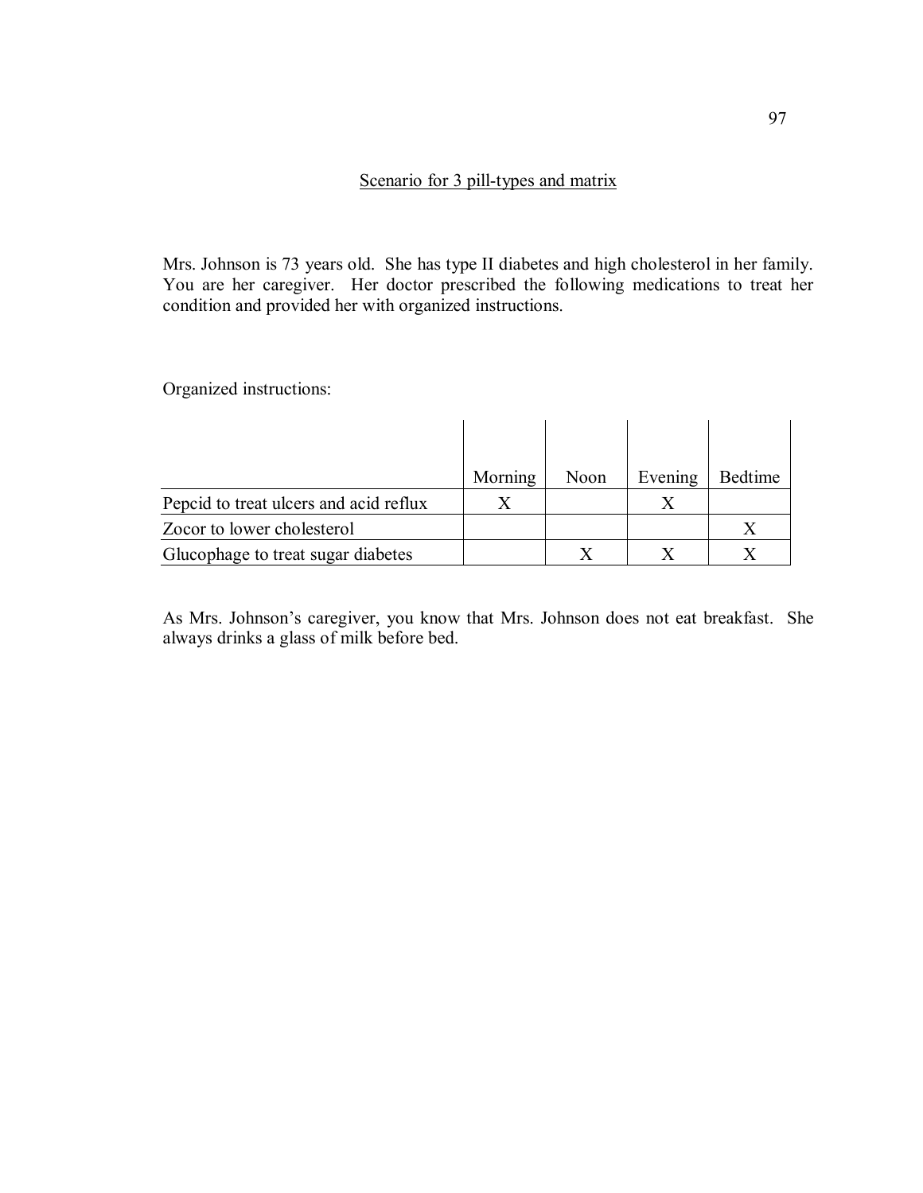Scenario for 3 pill-types and matrix

Mrs. Johnson is 73 years old. She has type II diabetes and high cholesterol in her family. You are her caregiver. Her doctor prescribed the following medications to treat her condition and provided her with organized instructions.

Organized instructions:

| | Morning | Noon | Evening | Bedtime |
|---|---|---|---|---|
| Pepcid to treat ulcers and acid reflux | X | | X | |
| Zocor to lower cholesterol | | | | X |
| Glucophage to treat sugar diabetes | | X | X | X |

As Mrs. Johnson's caregiver, you know that Mrs. Johnson does not eat breakfast. She always drinks a glass of milk before bed.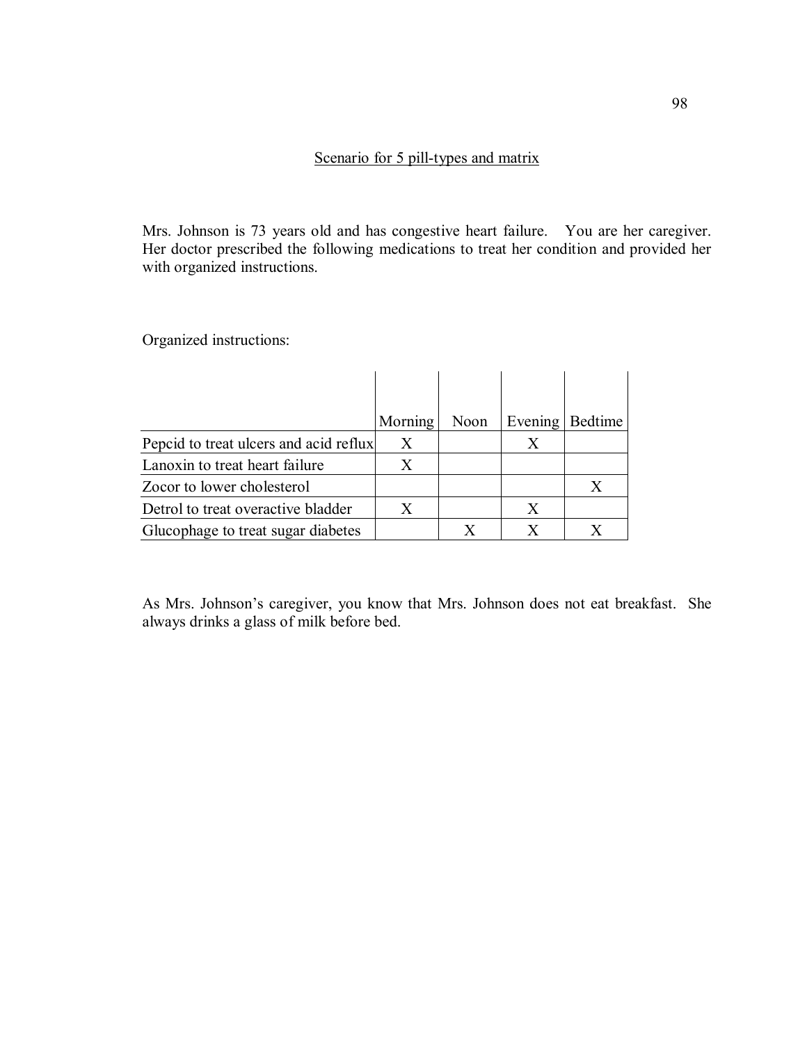## Scenario for 5 pill-types and matrix

Mrs. Johnson is 73 years old and has congestive heart failure. You are her caregiver. Her doctor prescribed the following medications to treat her condition and provided her with organized instructions.

Organized instructions:

| | Morning | Noon | Evening | Bedtime |
|---|---|---|---|---|
| Pepcid to treat ulcers and acid reflux | X | | X | |
| Lanoxin to treat heart failure | X | | | |
| Zocor to lower cholesterol | | | | X |
| Detrol to treat overactive bladder | X | | X | |
| Glucophage to treat sugar diabetes | | X | X | X |

As Mrs. Johnson's caregiver, you know that Mrs. Johnson does not eat breakfast. She always drinks a glass of milk before bed.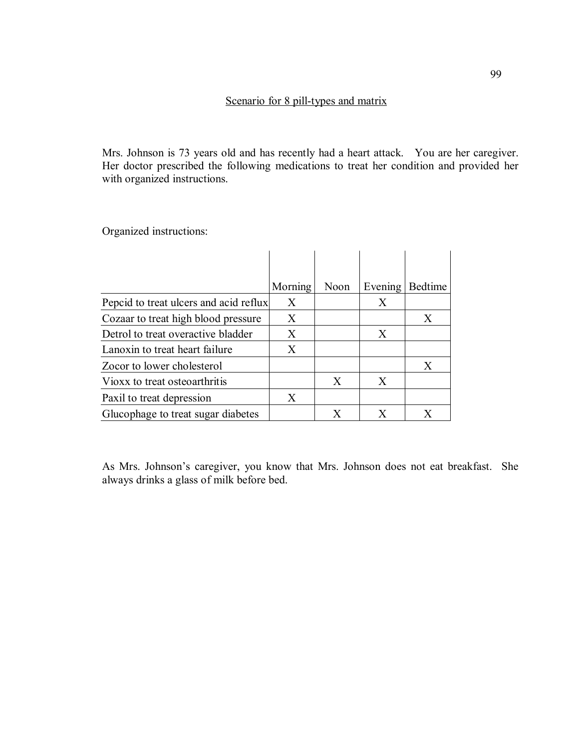## Scenario for 8 pill-types and matrix

Mrs. Johnson is 73 years old and has recently had a heart attack. You are her caregiver. Her doctor prescribed the following medications to treat her condition and provided her with organized instructions.

Organized instructions:

| | Morning | Noon | Evening | Bedtime |
|---|---|---|---|---|
| Pepcid to treat ulcers and acid reflux | X | | X | |
| Cozaar to treat high blood pressure | X | | | X |
| Detrol to treat overactive bladder | X | | X | |
| Lanoxin to treat heart failure | X | | | |
| Zocor to lower cholesterol | | | | X |
| Vioxx to treat osteoarthritis | | X | X | |
| Paxil to treat depression | X | | | |
| Glucophage to treat sugar diabetes | | X | X | X |

As Mrs. Johnson's caregiver, you know that Mrs. Johnson does not eat breakfast. She always drinks a glass of milk before bed.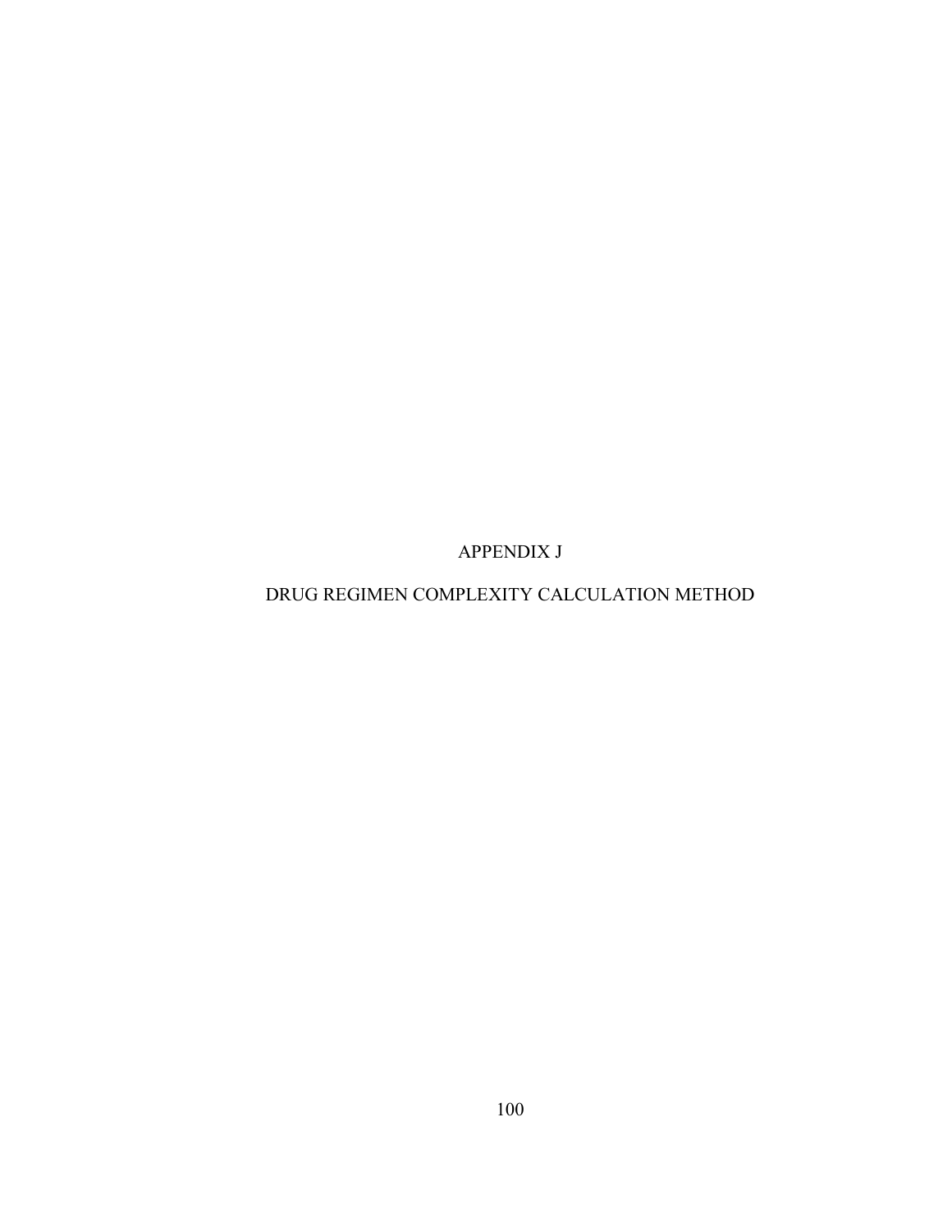# APPENDIX J

# DRUG REGIMEN COMPLEXITY CALCULATION METHOD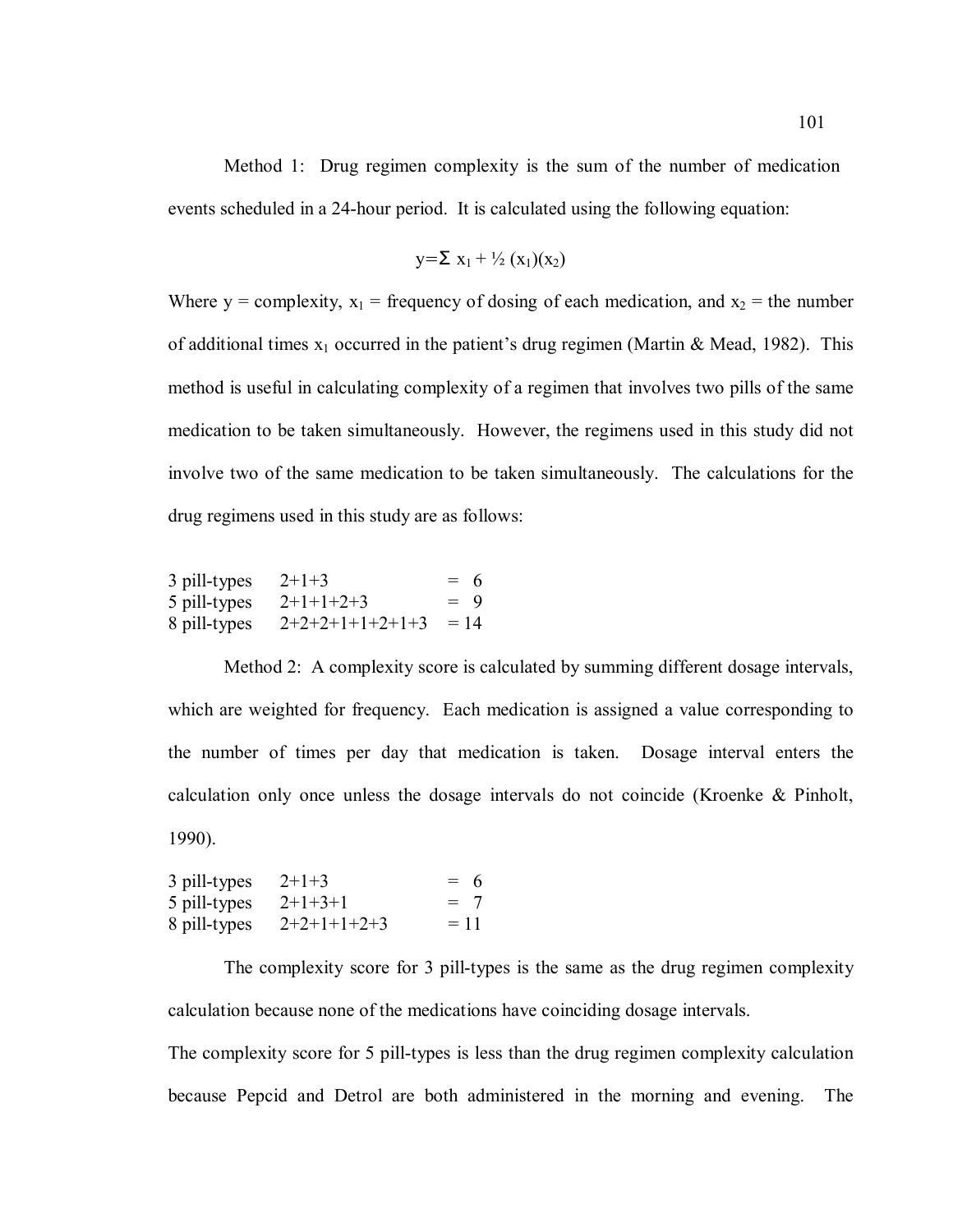Method 1: Drug regimen complexity is the sum of the number of medication events scheduled in a 24-hour period. It is calculated using the following equation:

$$y=\Sigma\ x_1 + \frac{1}{2}(x_1)(x_2)$$

Where y = complexity, $x_1$ = frequency of dosing of each medication, and $x_2$ = the number of additional times $x_1$ occurred in the patient's drug regimen (Martin & Mead, 1982). This method is useful in calculating complexity of a regimen that involves two pills of the same medication to be taken simultaneously. However, the regimens used in this study did not involve two of the same medication to be taken simultaneously. The calculations for the drug regimens used in this study are as follows:

| | | |
|---|---|---|
| 3 pill-types | 2+1+3 | = 6 |
| 5 pill-types | 2+1+1+2+3 | = 9 |
| 8 pill-types | 2+2+2+1+1+2+1+3 | = 14 |

Method 2: A complexity score is calculated by summing different dosage intervals, which are weighted for frequency. Each medication is assigned a value corresponding to the number of times per day that medication is taken. Dosage interval enters the calculation only once unless the dosage intervals do not coincide (Kroenke & Pinholt, 1990).

| | | |
|---|---|---|
| 3 pill-types | 2+1+3 | = 6 |
| 5 pill-types | 2+1+3+1 | = 7 |
| 8 pill-types | 2+2+1+1+2+3 | = 11 |

The complexity score for 3 pill-types is the same as the drug regimen complexity calculation because none of the medications have coinciding dosage intervals.

The complexity score for 5 pill-types is less than the drug regimen complexity calculation because Pepcid and Detrol are both administered in the morning and evening. The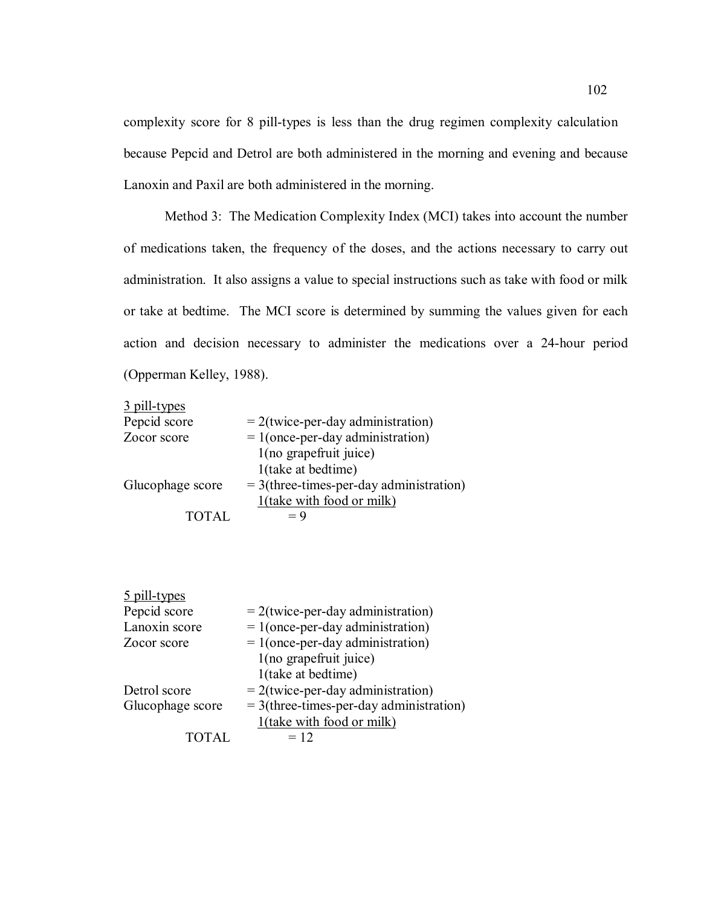complexity score for 8 pill-types is less than the drug regimen complexity calculation because Pepcid and Detrol are both administered in the morning and evening and because Lanoxin and Paxil are both administered in the morning.

Method 3: The Medication Complexity Index (MCI) takes into account the number of medications taken, the frequency of the doses, and the actions necessary to carry out administration. It also assigns a value to special instructions such as take with food or milk or take at bedtime. The MCI score is determined by summing the values given for each action and decision necessary to administer the medications over a 24-hour period (Opperman Kelley, 1988).

<u>3 pill-types</u>

| | |
|---|---|
| Pepcid score | = 2(twice-per-day administration) |
| Zocor score | = 1(once-per-day administration) |
| | 1(no grapefruit juice) |
| | 1(take at bedtime) |
| Glucophage score | = 3(three-times-per-day administration) |
| | <u>1(take with food or milk)</u> |
| TOTAL | = 9 |

<u>5 pill-types</u>

| | |
|---|---|
| Pepcid score | = 2(twice-per-day administration) |
| Lanoxin score | = 1(once-per-day administration) |
| Zocor score | = 1(once-per-day administration) |
| | 1(no grapefruit juice) |
| | 1(take at bedtime) |
| Detrol score | = 2(twice-per-day administration) |
| Glucophage score | = 3(three-times-per-day administration) |
| | <u>1(take with food or milk)</u> |
| TOTAL | = 12 |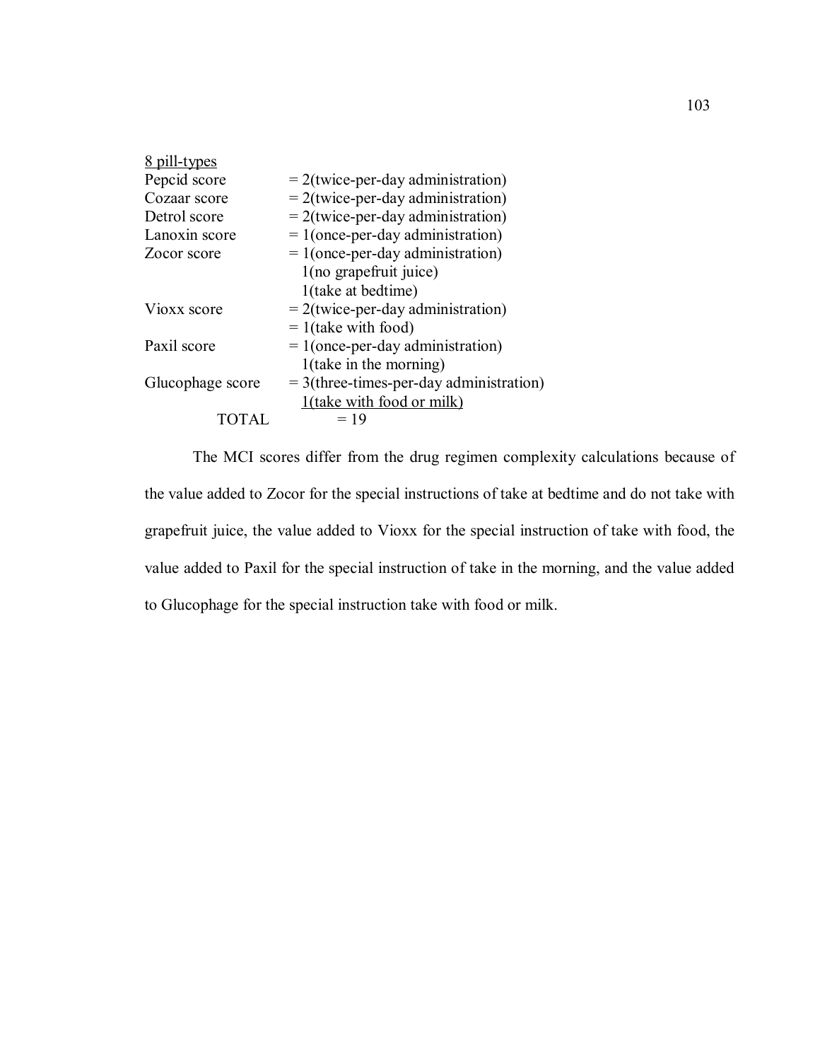8 pill-types

| | |
|---|---|
| Pepcid score | = 2(twice-per-day administration) |
| Cozaar score | = 2(twice-per-day administration) |
| Detrol score | = 2(twice-per-day administration) |
| Lanoxin score | = 1(once-per-day administration) |
| Zocor score | = 1(once-per-day administration) |
| | 1(no grapefruit juice) |
| | 1(take at bedtime) |
| Vioxx score | = 2(twice-per-day administration) |
| | = 1(take with food) |
| Paxil score | = 1(once-per-day administration) |
| | 1(take in the morning) |
| Glucophage score | = 3(three-times-per-day administration) |
| | 1(take with food or milk) |
| TOTAL | = 19 |

The MCI scores differ from the drug regimen complexity calculations because of the value added to Zocor for the special instructions of take at bedtime and do not take with grapefruit juice, the value added to Vioxx for the special instruction of take with food, the value added to Paxil for the special instruction of take in the morning, and the value added to Glucophage for the special instruction take with food or milk.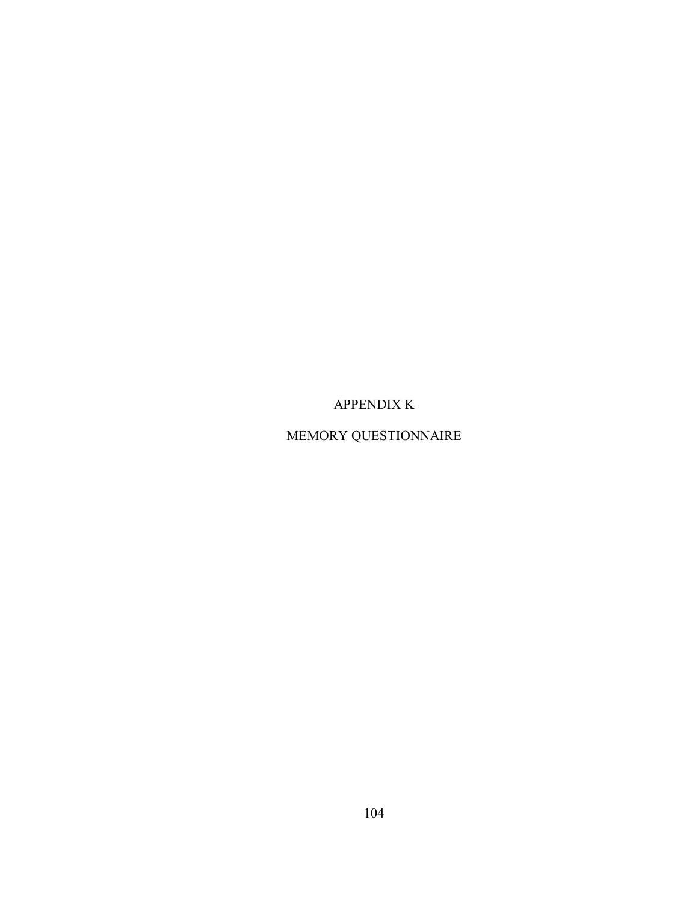# APPENDIX K

# MEMORY QUESTIONNAIRE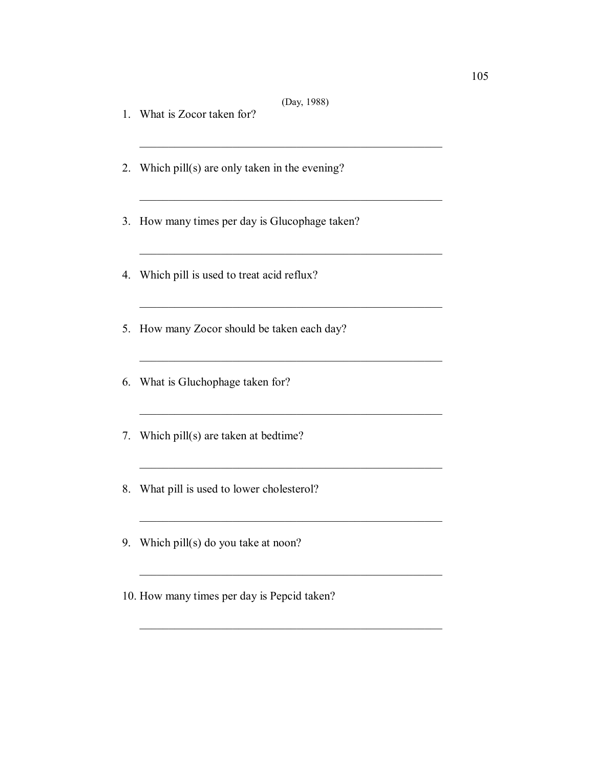(Day, 1988)

1. What is Zocor taken for?

_____________________________________________________

2. Which pill(s) are only taken in the evening?

_____________________________________________________

3. How many times per day is Glucophage taken?

_____________________________________________________

4. Which pill is used to treat acid reflux?

_____________________________________________________

5. How many Zocor should be taken each day?

_____________________________________________________

6. What is Gluchophage taken for?

_____________________________________________________

7. Which pill(s) are taken at bedtime?

_____________________________________________________

8. What pill is used to lower cholesterol?

_____________________________________________________

9. Which pill(s) do you take at noon?

_____________________________________________________

10. How many times per day is Pepcid taken?

_____________________________________________________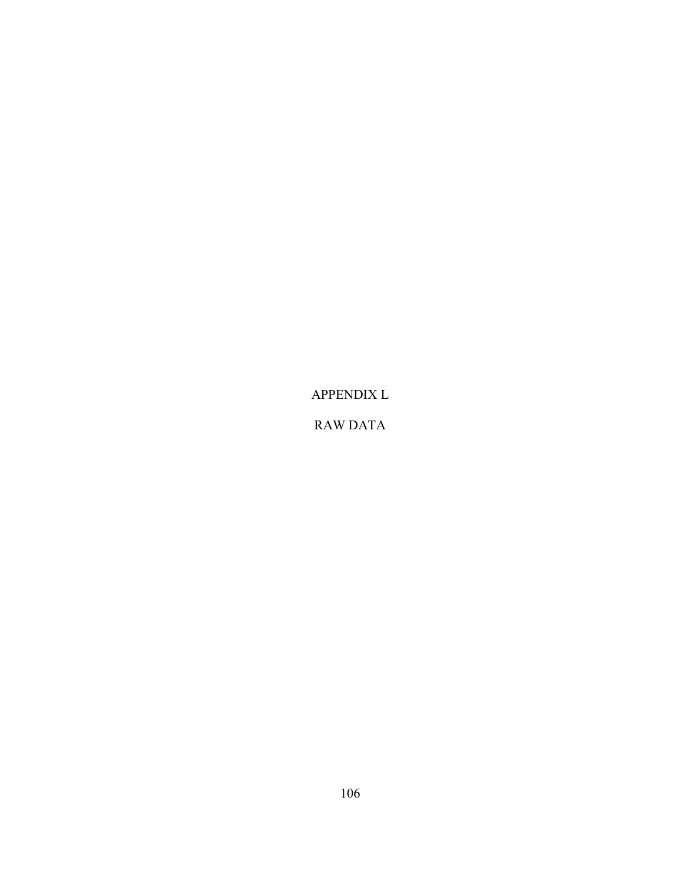# APPENDIX L

# RAW DATA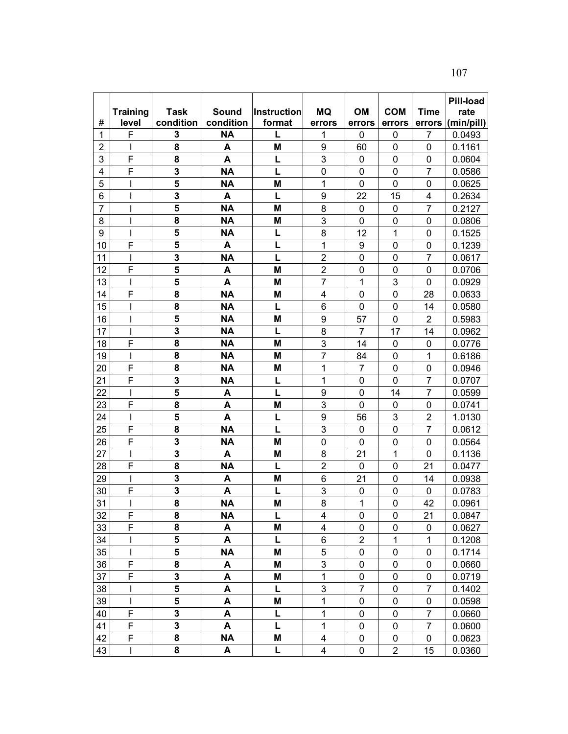| # | Training level | Task condition | Sound condition | Instruction format | MQ errors | OM errors | COM errors | Time errors | Pill-load rate (min/pill) |
|---|---|---|---|---|---|---|---|---|---|
| 1 | F | **3** | **NA** | **L** | 1 | 0 | 0 | 7 | 0.0493 |
| 2 | I | **8** | **A** | **M** | 9 | 60 | 0 | 0 | 0.1161 |
| 3 | F | **8** | **A** | **L** | 3 | 0 | 0 | 0 | 0.0604 |
| 4 | F | **3** | **NA** | **L** | 0 | 0 | 0 | 7 | 0.0586 |
| 5 | I | **5** | **NA** | **M** | 1 | 0 | 0 | 0 | 0.0625 |
| 6 | I | **3** | **A** | **L** | 9 | 22 | 15 | 4 | 0.2634 |
| 7 | I | **5** | **NA** | **M** | 8 | 0 | 0 | 7 | 0.2127 |
| 8 | I | **8** | **NA** | **M** | 3 | 0 | 0 | 0 | 0.0806 |
| 9 | I | **5** | **NA** | **L** | 8 | 12 | 1 | 0 | 0.1525 |
| 10 | F | **5** | **A** | **L** | 1 | 9 | 0 | 0 | 0.1239 |
| 11 | I | **3** | **NA** | **L** | 2 | 0 | 0 | 7 | 0.0617 |
| 12 | F | **5** | **A** | **M** | 2 | 0 | 0 | 0 | 0.0706 |
| 13 | I | **5** | **A** | **M** | 7 | 1 | 3 | 0 | 0.0929 |
| 14 | F | **8** | **NA** | **M** | 4 | 0 | 0 | 28 | 0.0633 |
| 15 | I | **8** | **NA** | **L** | 6 | 0 | 0 | 14 | 0.0580 |
| 16 | I | **5** | **NA** | **M** | 9 | 57 | 0 | 2 | 0.5983 |
| 17 | I | **3** | **NA** | **L** | 8 | 7 | 17 | 14 | 0.0962 |
| 18 | F | **8** | **NA** | **M** | 3 | 14 | 0 | 0 | 0.0776 |
| 19 | I | **8** | **NA** | **M** | 7 | 84 | 0 | 1 | 0.6186 |
| 20 | F | **8** | **NA** | **M** | 1 | 7 | 0 | 0 | 0.0946 |
| 21 | F | **3** | **NA** | **L** | 1 | 0 | 0 | 7 | 0.0707 |
| 22 | I | **5** | **A** | **L** | 9 | 0 | 14 | 7 | 0.0599 |
| 23 | F | **8** | **A** | **M** | 3 | 0 | 0 | 0 | 0.0741 |
| 24 | I | **5** | **A** | **L** | 9 | 56 | 3 | 2 | 1.0130 |
| 25 | F | **8** | **NA** | **L** | 3 | 0 | 0 | 7 | 0.0612 |
| 26 | F | **3** | **NA** | **M** | 0 | 0 | 0 | 0 | 0.0564 |
| 27 | I | **3** | **A** | **M** | 8 | 21 | 1 | 0 | 0.1136 |
| 28 | F | **8** | **NA** | **L** | 2 | 0 | 0 | 21 | 0.0477 |
| 29 | I | **3** | **A** | **M** | 6 | 21 | 0 | 14 | 0.0938 |
| 30 | F | **3** | **A** | **L** | 3 | 0 | 0 | 0 | 0.0783 |
| 31 | I | **8** | **NA** | **M** | 8 | 1 | 0 | 42 | 0.0961 |
| 32 | F | **8** | **NA** | **L** | 4 | 0 | 0 | 21 | 0.0847 |
| 33 | F | **8** | **A** | **M** | 4 | 0 | 0 | 0 | 0.0627 |
| 34 | I | **5** | **A** | **L** | 6 | 2 | 1 | 1 | 0.1208 |
| 35 | I | **5** | **NA** | **M** | 5 | 0 | 0 | 0 | 0.1714 |
| 36 | F | **8** | **A** | **M** | 3 | 0 | 0 | 0 | 0.0660 |
| 37 | F | **3** | **A** | **M** | 1 | 0 | 0 | 0 | 0.0719 |
| 38 | I | **5** | **A** | **L** | 3 | 7 | 0 | 7 | 0.1402 |
| 39 | I | **5** | **A** | **M** | 1 | 0 | 0 | 0 | 0.0598 |
| 40 | F | **3** | **A** | **L** | 1 | 0 | 0 | 7 | 0.0660 |
| 41 | F | **3** | **A** | **L** | 1 | 0 | 0 | 7 | 0.0600 |
| 42 | F | **8** | **NA** | **M** | 4 | 0 | 0 | 0 | 0.0623 |
| 43 | I | **8** | **A** | **L** | 4 | 0 | 2 | 15 | 0.0360 |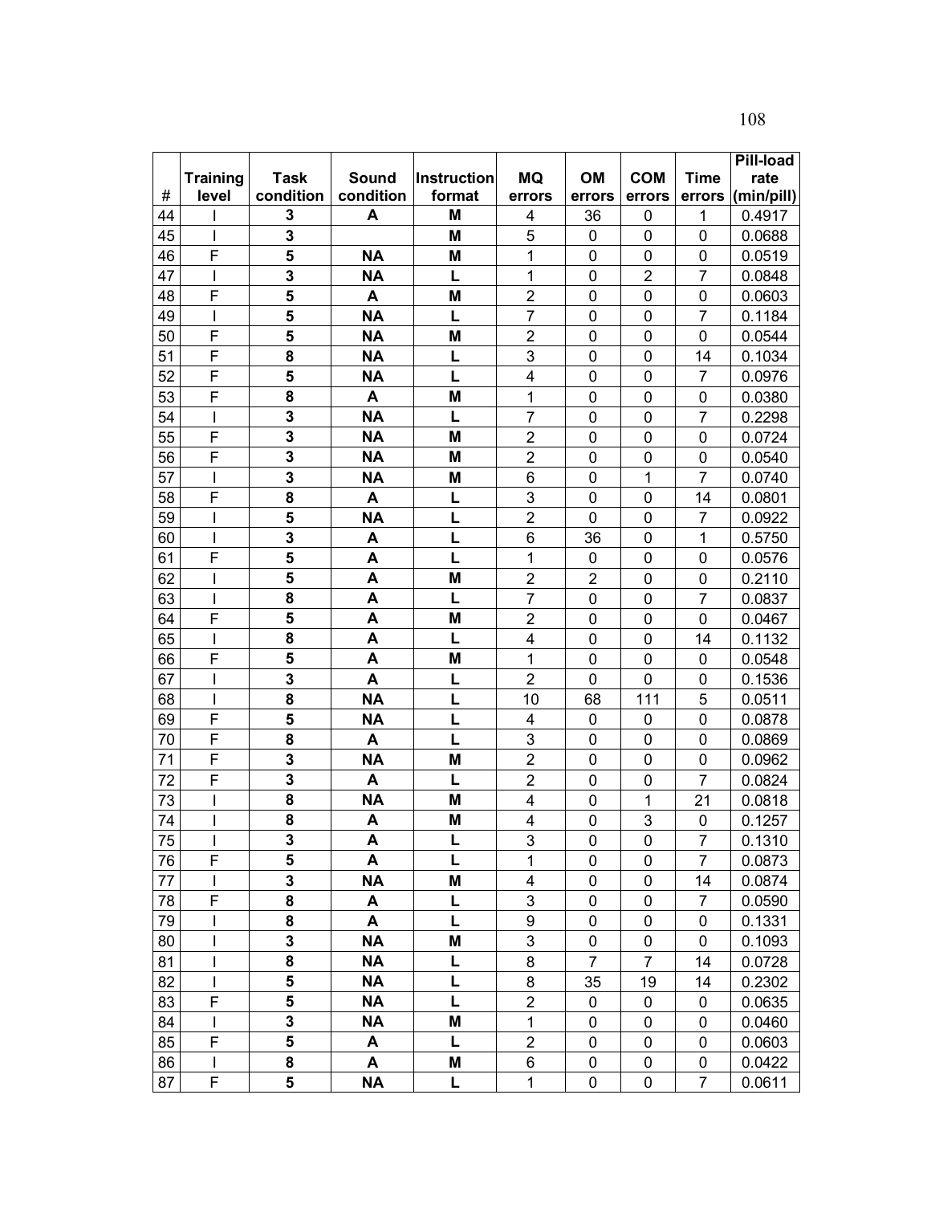| # | Training level | Task condition | Sound condition | Instruction format | MQ errors | OM errors | COM errors | Time errors | Pill-load rate (min/pill) |
|---|---|---|---|---|---|---|---|---|---|
| 44 | I | **3** | **A** | **M** | 4 | 36 | 0 | 1 | 0.4917 |
| 45 | I | **3** | | **M** | 5 | 0 | 0 | 0 | 0.0688 |
| 46 | F | **5** | **NA** | **M** | 1 | 0 | 0 | 0 | 0.0519 |
| 47 | I | **3** | **NA** | **L** | 1 | 0 | 2 | 7 | 0.0848 |
| 48 | F | **5** | **A** | **M** | 2 | 0 | 0 | 0 | 0.0603 |
| 49 | I | **5** | **NA** | **L** | 7 | 0 | 0 | 7 | 0.1184 |
| 50 | F | **5** | **NA** | **M** | 2 | 0 | 0 | 0 | 0.0544 |
| 51 | F | **8** | **NA** | **L** | 3 | 0 | 0 | 14 | 0.1034 |
| 52 | F | **5** | **NA** | **L** | 4 | 0 | 0 | 7 | 0.0976 |
| 53 | F | **8** | **A** | **M** | 1 | 0 | 0 | 0 | 0.0380 |
| 54 | I | **3** | **NA** | **L** | 7 | 0 | 0 | 7 | 0.2298 |
| 55 | F | **3** | **NA** | **M** | 2 | 0 | 0 | 0 | 0.0724 |
| 56 | F | **3** | **NA** | **M** | 2 | 0 | 0 | 0 | 0.0540 |
| 57 | I | **3** | **NA** | **M** | 6 | 0 | 1 | 7 | 0.0740 |
| 58 | F | **8** | **A** | **L** | 3 | 0 | 0 | 14 | 0.0801 |
| 59 | I | **5** | **NA** | **L** | 2 | 0 | 0 | 7 | 0.0922 |
| 60 | I | **3** | **A** | **L** | 6 | 36 | 0 | 1 | 0.5750 |
| 61 | F | **5** | **A** | **L** | 1 | 0 | 0 | 0 | 0.0576 |
| 62 | I | **5** | **A** | **M** | 2 | 2 | 0 | 0 | 0.2110 |
| 63 | I | **8** | **A** | **L** | 7 | 0 | 0 | 7 | 0.0837 |
| 64 | F | **5** | **A** | **M** | 2 | 0 | 0 | 0 | 0.0467 |
| 65 | I | **8** | **A** | **L** | 4 | 0 | 0 | 14 | 0.1132 |
| 66 | F | **5** | **A** | **M** | 1 | 0 | 0 | 0 | 0.0548 |
| 67 | I | **3** | **A** | **L** | 2 | 0 | 0 | 0 | 0.1536 |
| 68 | I | **8** | **NA** | **L** | 10 | 68 | 111 | 5 | 0.0511 |
| 69 | F | **5** | **NA** | **L** | 4 | 0 | 0 | 0 | 0.0878 |
| 70 | F | **8** | **A** | **L** | 3 | 0 | 0 | 0 | 0.0869 |
| 71 | F | **3** | **NA** | **M** | 2 | 0 | 0 | 0 | 0.0962 |
| 72 | F | **3** | **A** | **L** | 2 | 0 | 0 | 7 | 0.0824 |
| 73 | I | **8** | **NA** | **M** | 4 | 0 | 1 | 21 | 0.0818 |
| 74 | I | **8** | **A** | **M** | 4 | 0 | 3 | 0 | 0.1257 |
| 75 | I | **3** | **A** | **L** | 3 | 0 | 0 | 7 | 0.1310 |
| 76 | F | **5** | **A** | **L** | 1 | 0 | 0 | 7 | 0.0873 |
| 77 | I | **3** | **NA** | **M** | 4 | 0 | 0 | 14 | 0.0874 |
| 78 | F | **8** | **A** | **L** | 3 | 0 | 0 | 7 | 0.0590 |
| 79 | I | **8** | **A** | **L** | 9 | 0 | 0 | 0 | 0.1331 |
| 80 | I | **3** | **NA** | **M** | 3 | 0 | 0 | 0 | 0.1093 |
| 81 | I | **8** | **NA** | **L** | 8 | 7 | 7 | 14 | 0.0728 |
| 82 | I | **5** | **NA** | **L** | 8 | 35 | 19 | 14 | 0.2302 |
| 83 | F | **5** | **NA** | **L** | 2 | 0 | 0 | 0 | 0.0635 |
| 84 | I | **3** | **NA** | **M** | 1 | 0 | 0 | 0 | 0.0460 |
| 85 | F | **5** | **A** | **L** | 2 | 0 | 0 | 0 | 0.0603 |
| 86 | I | **8** | **A** | **M** | 6 | 0 | 0 | 0 | 0.0422 |
| 87 | F | **5** | **NA** | **L** | 1 | 0 | 0 | 7 | 0.0611 |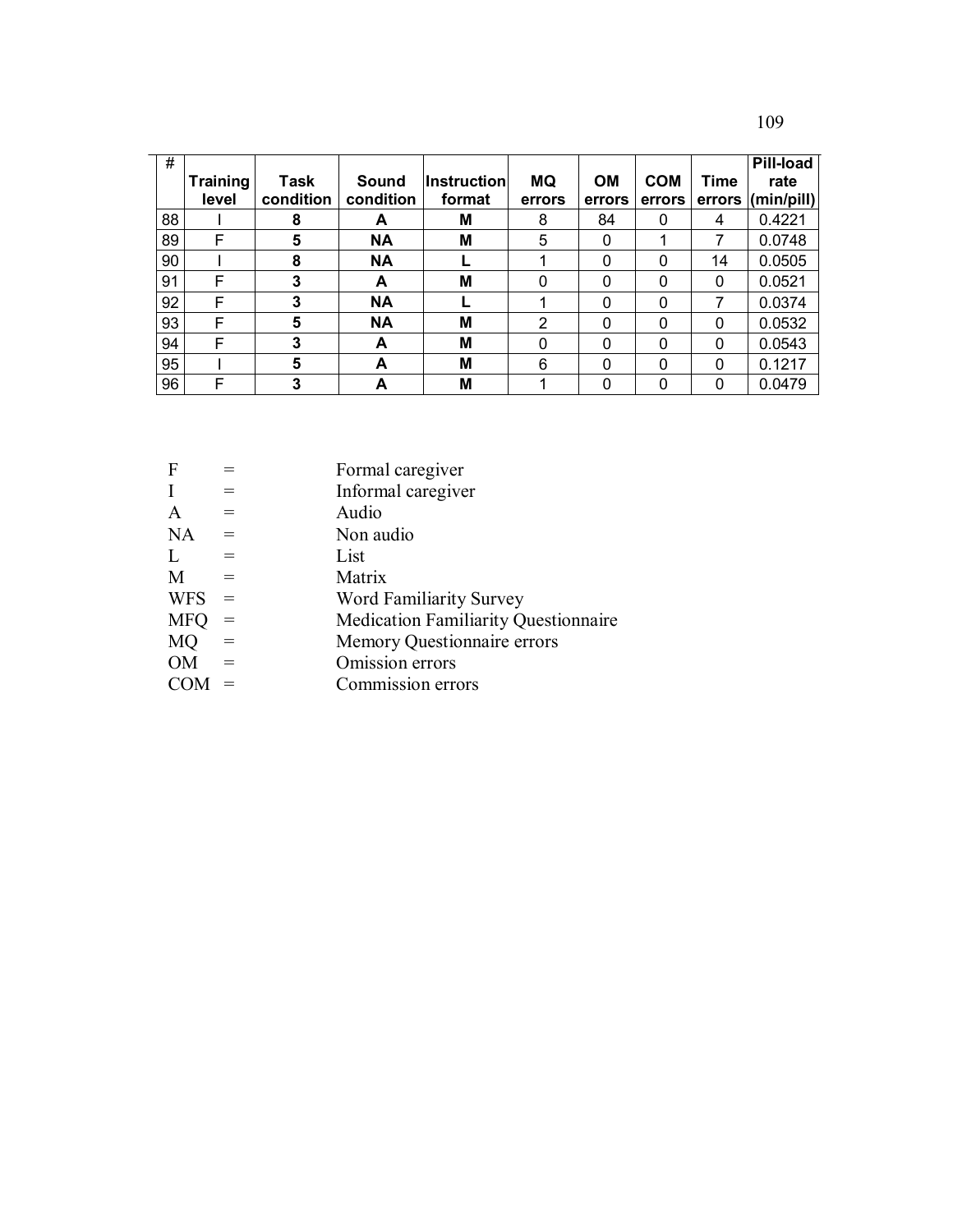| # | Training level | Task condition | Sound condition | Instruction format | MQ errors | OM errors | COM errors | Time errors | Pill-load rate (min/pill) |
|---|---|---|---|---|---|---|---|---|---|
| 88 | I | **8** | **A** | **M** | 8 | 84 | 0 | 4 | 0.4221 |
| 89 | F | **5** | **NA** | **M** | 5 | 0 | 1 | 7 | 0.0748 |
| 90 | I | **8** | **NA** | **L** | 1 | 0 | 0 | 14 | 0.0505 |
| 91 | F | **3** | **A** | **M** | 0 | 0 | 0 | 0 | 0.0521 |
| 92 | F | **3** | **NA** | **L** | 1 | 0 | 0 | 7 | 0.0374 |
| 93 | F | **5** | **NA** | **M** | 2 | 0 | 0 | 0 | 0.0532 |
| 94 | F | **3** | **A** | **M** | 0 | 0 | 0 | 0 | 0.0543 |
| 95 | I | **5** | **A** | **M** | 6 | 0 | 0 | 0 | 0.1217 |
| 96 | F | **3** | **A** | **M** | 1 | 0 | 0 | 0 | 0.0479 |

F = Formal caregiver
I = Informal caregiver
A = Audio
NA = Non audio
L = List
M = Matrix
WFS = Word Familiarity Survey
MFQ = Medication Familiarity Questionnaire
MQ = Memory Questionnaire errors
OM = Omission errors
COM = Commission errors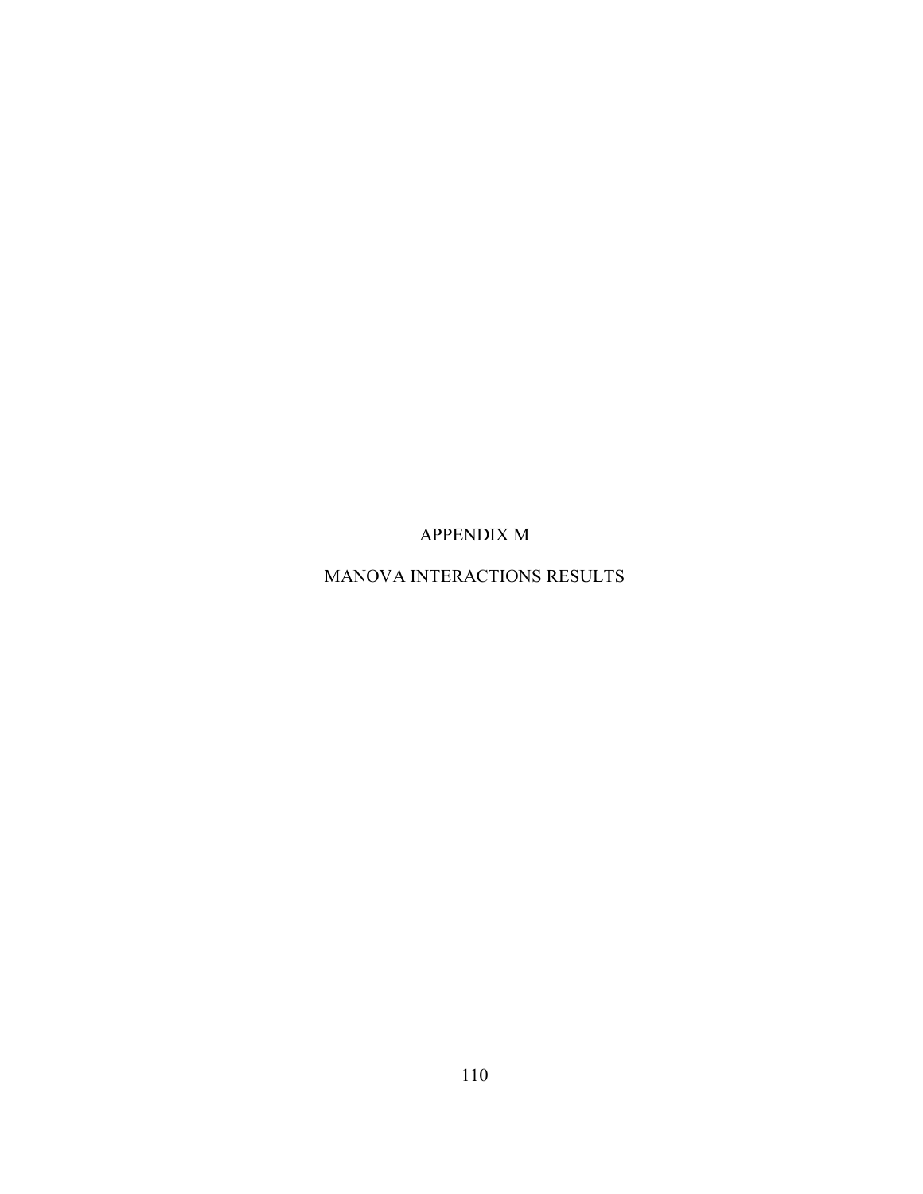# APPENDIX M

# MANOVA INTERACTIONS RESULTS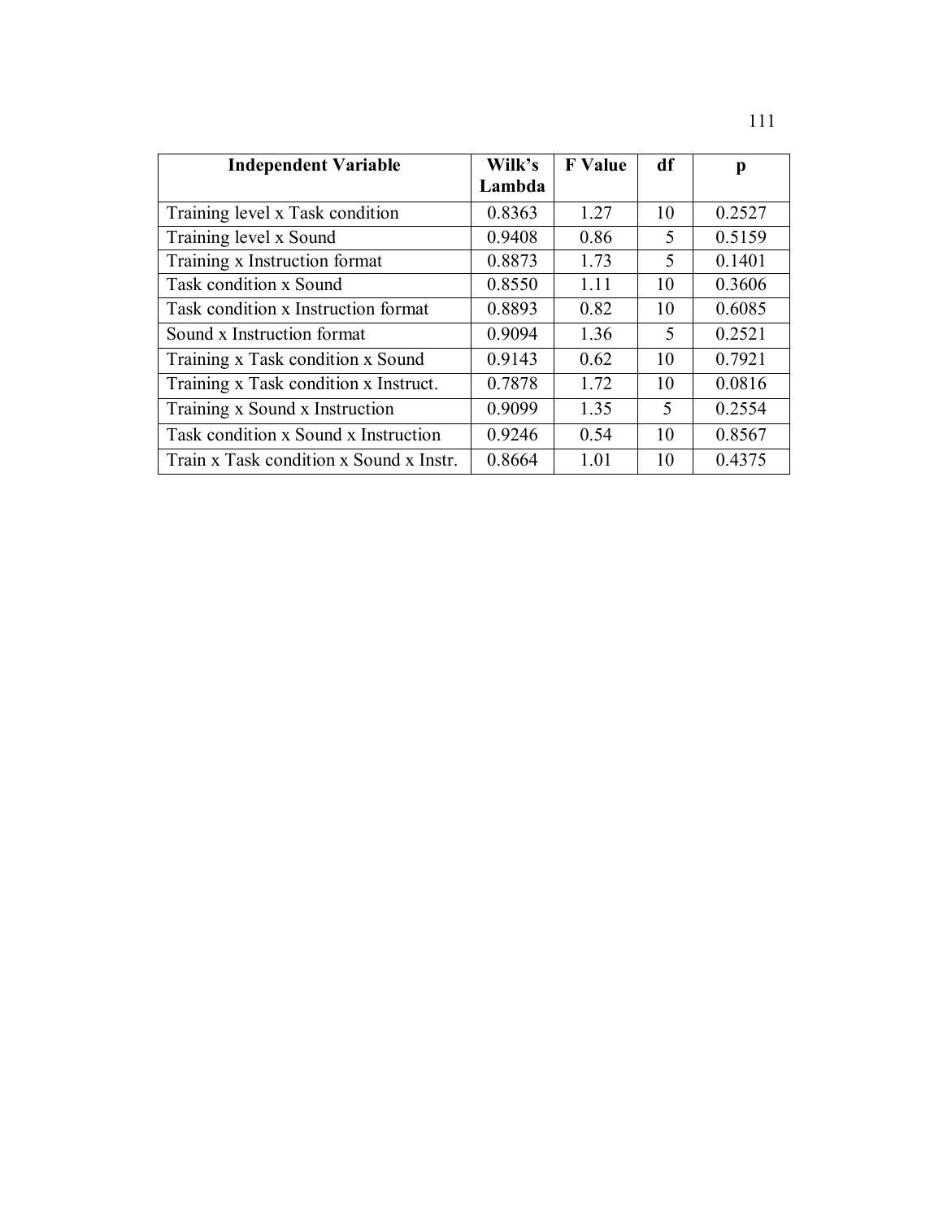| Independent Variable | Wilk's Lambda | F Value | df | p |
|---|---|---|---|---|
| Training level x Task condition | 0.8363 | 1.27 | 10 | 0.2527 |
| Training level x Sound | 0.9408 | 0.86 | 5 | 0.5159 |
| Training x Instruction format | 0.8873 | 1.73 | 5 | 0.1401 |
| Task condition x Sound | 0.8550 | 1.11 | 10 | 0.3606 |
| Task condition x Instruction format | 0.8893 | 0.82 | 10 | 0.6085 |
| Sound x Instruction format | 0.9094 | 1.36 | 5 | 0.2521 |
| Training x Task condition x Sound | 0.9143 | 0.62 | 10 | 0.7921 |
| Training x Task condition x Instruct. | 0.7878 | 1.72 | 10 | 0.0816 |
| Training x Sound x Instruction | 0.9099 | 1.35 | 5 | 0.2554 |
| Task condition x Sound x Instruction | 0.9246 | 0.54 | 10 | 0.8567 |
| Train x Task condition x Sound x Instr. | 0.8664 | 1.01 | 10 | 0.4375 |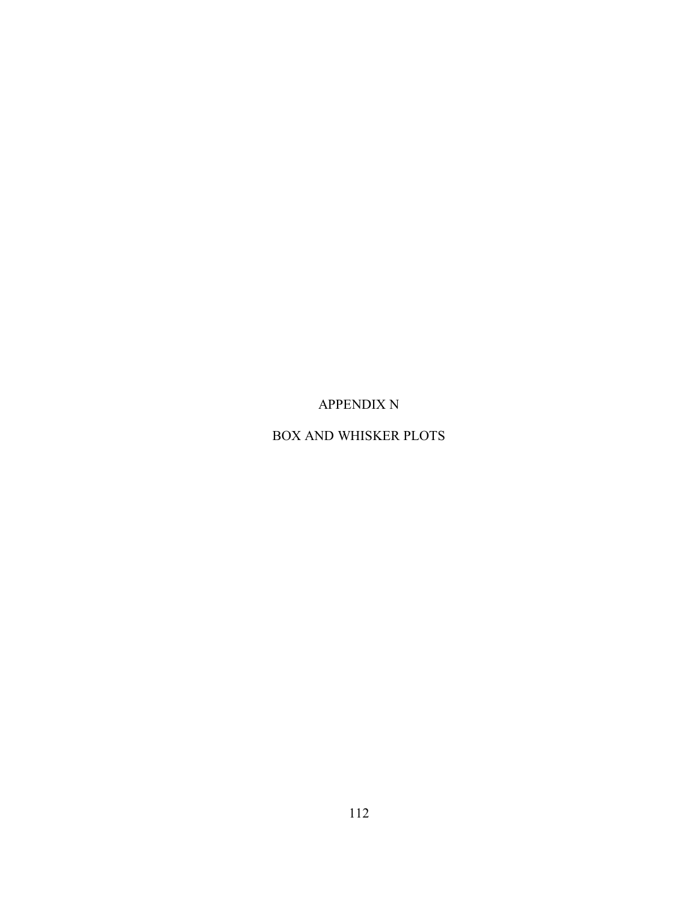# APPENDIX N

# BOX AND WHISKER PLOTS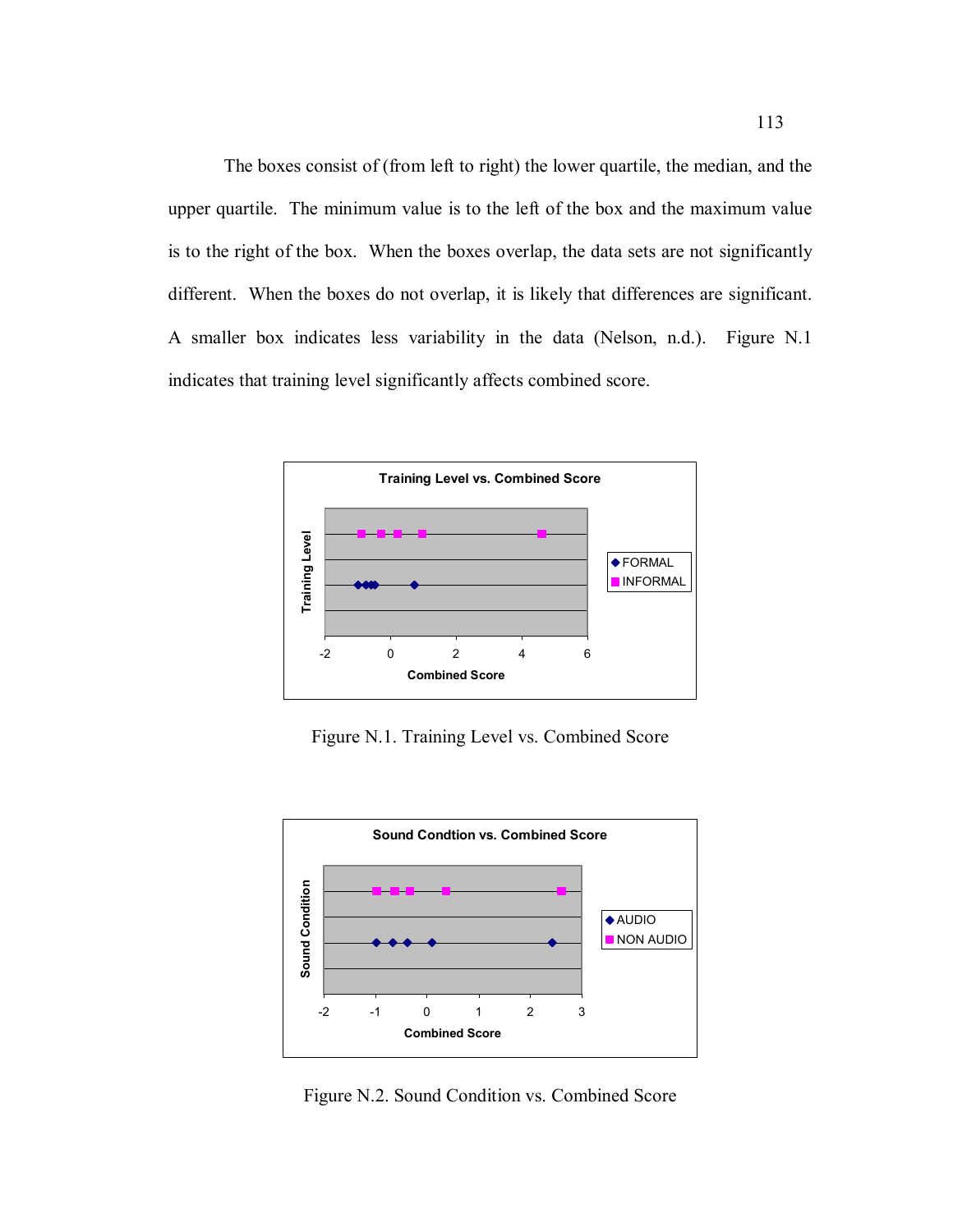The boxes consist of (from left to right) the lower quartile, the median, and the upper quartile. The minimum value is to the left of the box and the maximum value is to the right of the box. When the boxes overlap, the data sets are not significantly different. When the boxes do not overlap, it is likely that differences are significant. A smaller box indicates less variability in the data (Nelson, n.d.). Figure N.1 indicates that training level significantly affects combined score.

Figure N.1. Training Level vs. Combined Score

Figure N.2. Sound Condition vs. Combined Score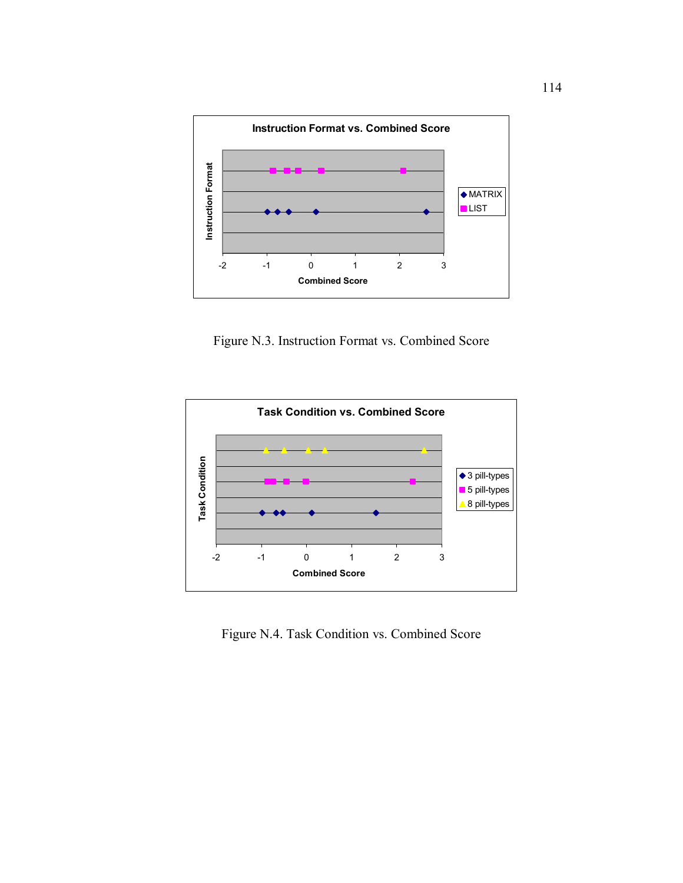Figure N.3. Instruction Format vs. Combined Score

Figure N.4. Task Condition vs. Combined Score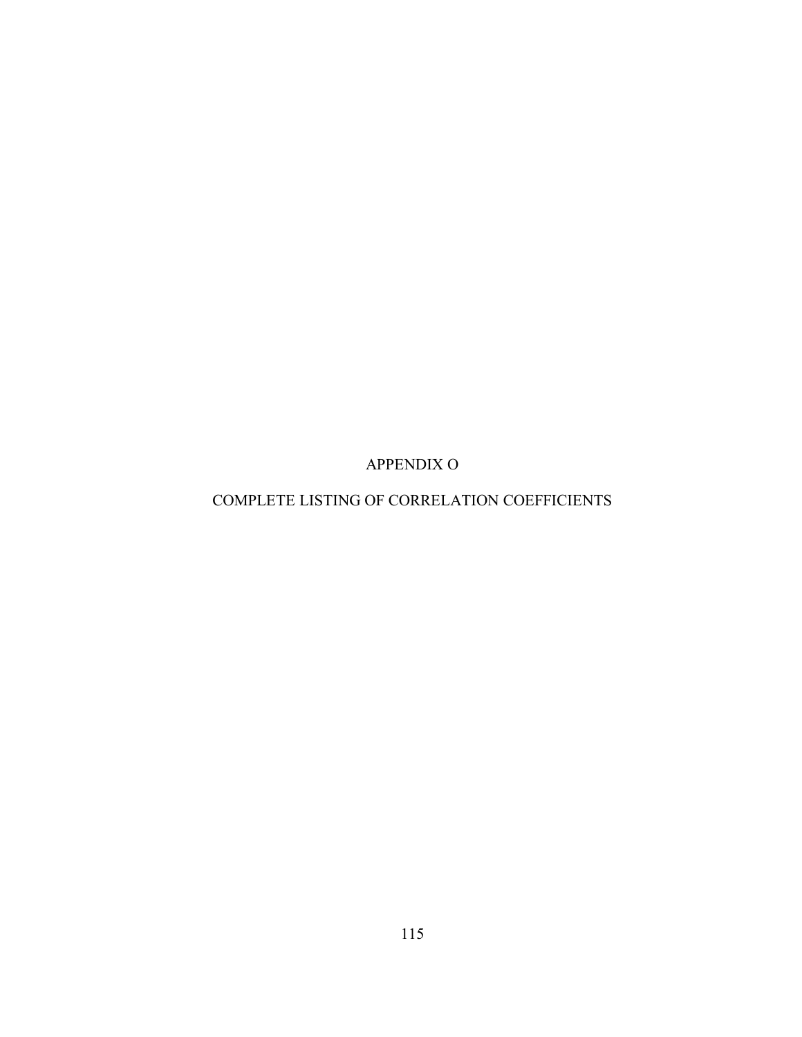# APPENDIX O

# COMPLETE LISTING OF CORRELATION COEFFICIENTS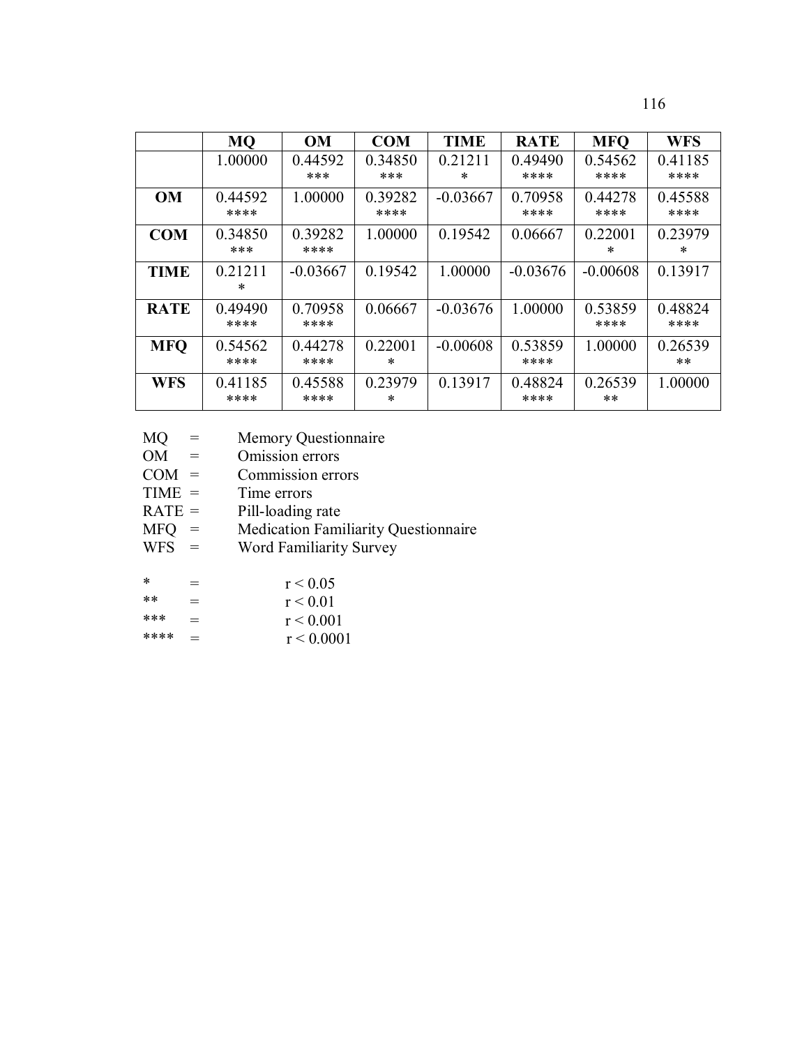| | MQ | OM | COM | TIME | RATE | MFQ | WFS |
|---|---|---|---|---|---|---|---|
| | 1.00000 | 0.44592 *** | 0.34850 *** | 0.21211 * | 0.49490 **** | 0.54562 **** | 0.41185 **** |
| **OM** | 0.44592 **** | 1.00000 | 0.39282 **** | -0.03667 | 0.70958 **** | 0.44278 **** | 0.45588 **** |
| **COM** | 0.34850 *** | 0.39282 **** | 1.00000 | 0.19542 | 0.06667 | 0.22001 * | 0.23979 * |
| **TIME** | 0.21211 * | -0.03667 | 0.19542 | 1.00000 | -0.03676 | -0.00608 | 0.13917 |
| **RATE** | 0.49490 **** | 0.70958 **** | 0.06667 | -0.03676 | 1.00000 | 0.53859 **** | 0.48824 **** |
| **MFQ** | 0.54562 **** | 0.44278 **** | 0.22001 * | -0.00608 | 0.53859 **** | 1.00000 | 0.26539 ** |
| **WFS** | 0.41185 **** | 0.45588 **** | 0.23979 * | 0.13917 | 0.48824 **** | 0.26539 ** | 1.00000 |

MQ = Memory Questionnaire
OM = Omission errors
COM = Commission errors
TIME = Time errors
RATE = Pill-loading rate
MFQ = Medication Familiarity Questionnaire
WFS = Word Familiarity Survey

\* = $r < 0.05$
** = $r < 0.01$
*** = $r < 0.001$
**** = $r < 0.0001$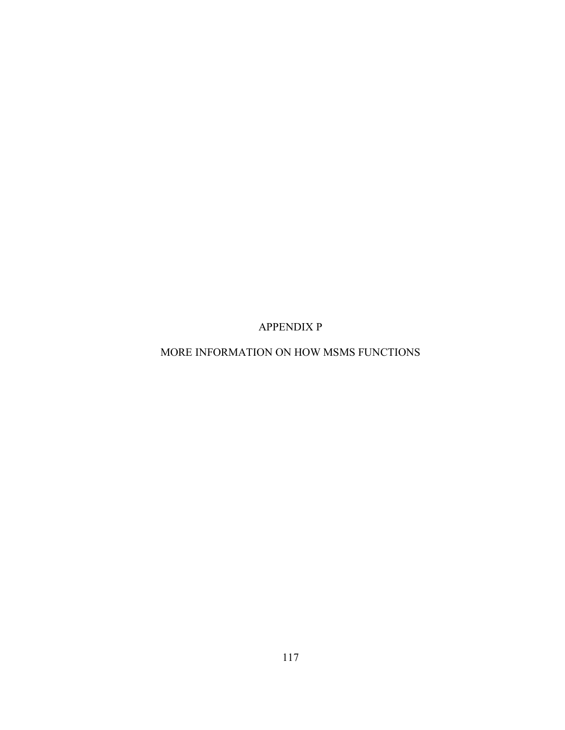# APPENDIX P

## MORE INFORMATION ON HOW MSMS FUNCTIONS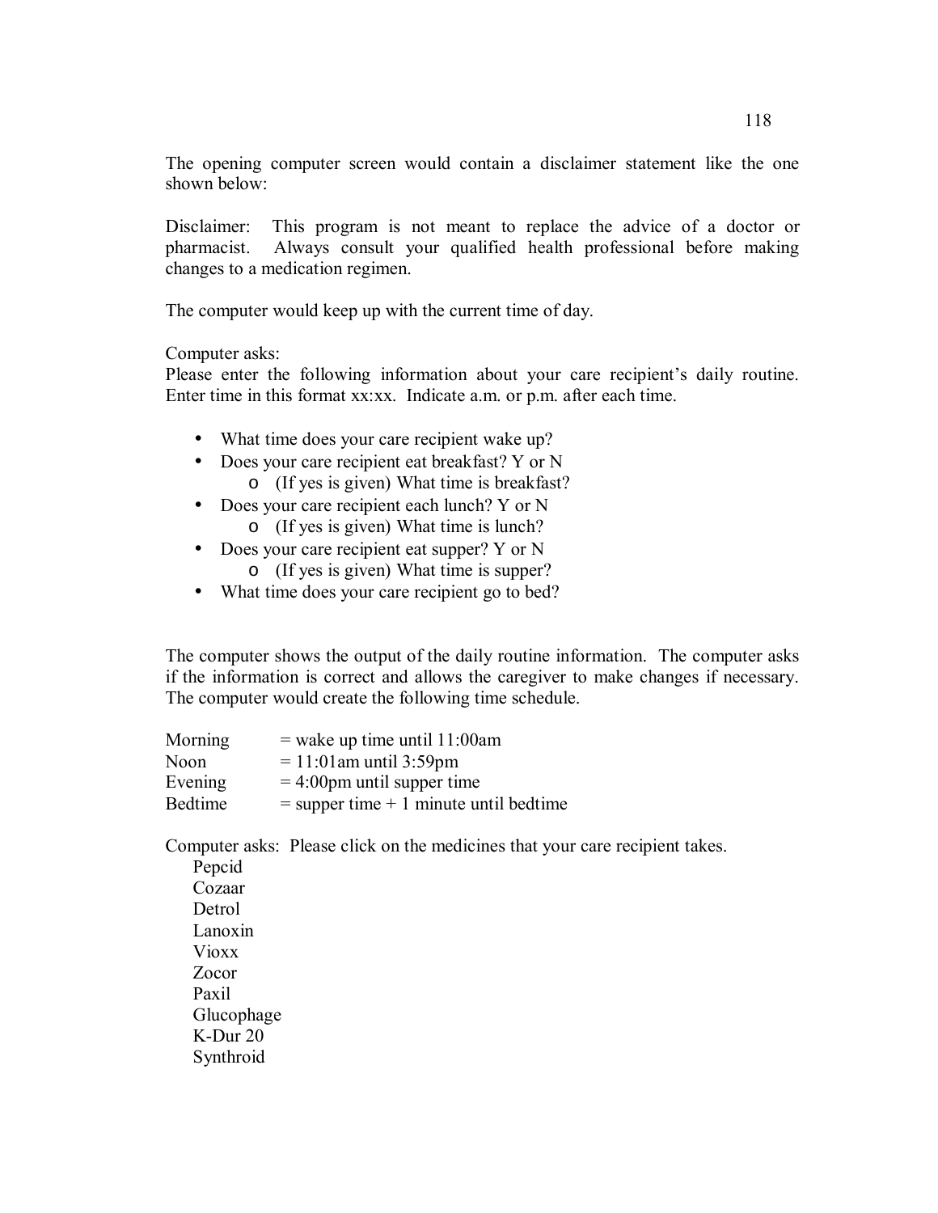The opening computer screen would contain a disclaimer statement like the one shown below:

Disclaimer: This program is not meant to replace the advice of a doctor or pharmacist. Always consult your qualified health professional before making changes to a medication regimen.

The computer would keep up with the current time of day.

Computer asks:
Please enter the following information about your care recipient's daily routine. Enter time in this format xx:xx. Indicate a.m. or p.m. after each time.

- What time does your care recipient wake up?
- Does your care recipient eat breakfast? Y or N
  - (If yes is given) What time is breakfast?
- Does your care recipient each lunch? Y or N
  - (If yes is given) What time is lunch?
- Does your care recipient eat supper? Y or N
  - (If yes is given) What time is supper?
- What time does your care recipient go to bed?

The computer shows the output of the daily routine information. The computer asks if the information is correct and allows the caregiver to make changes if necessary. The computer would create the following time schedule.

| | |
|---|---|
| Morning | = wake up time until 11:00am |
| Noon | = 11:01am until 3:59pm |
| Evening | = 4:00pm until supper time |
| Bedtime | = supper time + 1 minute until bedtime |

Computer asks: Please click on the medicines that your care recipient takes.

Pepcid
Cozaar
Detrol
Lanoxin
Vioxx
Zocor
Paxil
Glucophage
K-Dur 20
Synthroid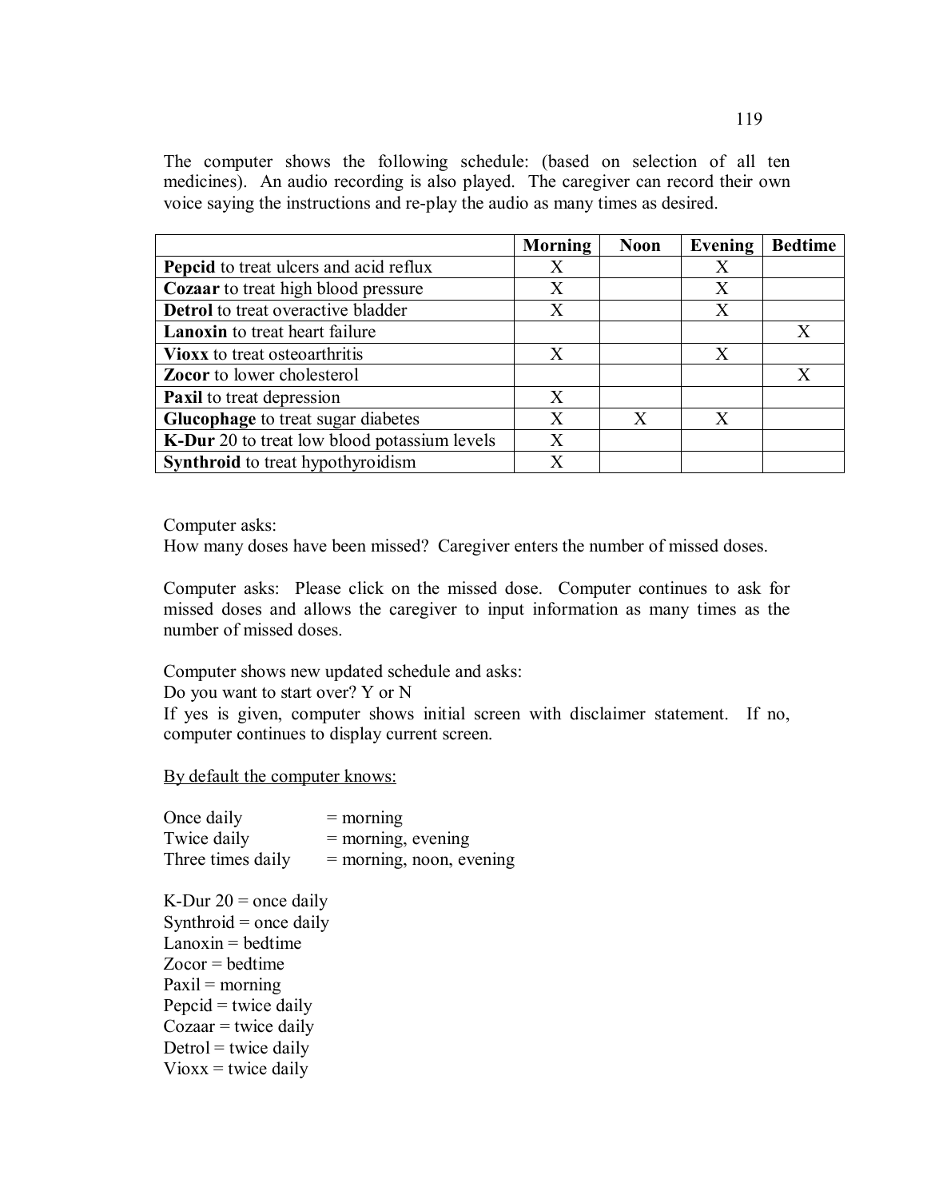The computer shows the following schedule: (based on selection of all ten medicines). An audio recording is also played. The caregiver can record their own voice saying the instructions and re-play the audio as many times as desired.

| | **Morning** | **Noon** | **Evening** | **Bedtime** |
|---|---|---|---|---|
| **Pepcid** to treat ulcers and acid reflux | X | | X | |
| **Cozaar** to treat high blood pressure | X | | X | |
| **Detrol** to treat overactive bladder | X | | X | |
| **Lanoxin** to treat heart failure | | | | X |
| **Vioxx** to treat osteoarthritis | X | | X | |
| **Zocor** to lower cholesterol | | | | X |
| **Paxil** to treat depression | X | | | |
| **Glucophage** to treat sugar diabetes | X | X | X | |
| **K-Dur** 20 to treat low blood potassium levels | X | | | |
| **Synthroid** to treat hypothyroidism | X | | | |

Computer asks:
How many doses have been missed? Caregiver enters the number of missed doses.

Computer asks: Please click on the missed dose. Computer continues to ask for missed doses and allows the caregiver to input information as many times as the number of missed doses.

Computer shows new updated schedule and asks:
Do you want to start over? Y or N
If yes is given, computer shows initial screen with disclaimer statement. If no, computer continues to display current screen.

<u>By default the computer knows:</u>

Once daily = morning
Twice daily = morning, evening
Three times daily = morning, noon, evening

K-Dur 20 = once daily
Synthroid = once daily
Lanoxin = bedtime
Zocor = bedtime
Paxil = morning
Pepcid = twice daily
Cozaar = twice daily
Detrol = twice daily
Vioxx = twice daily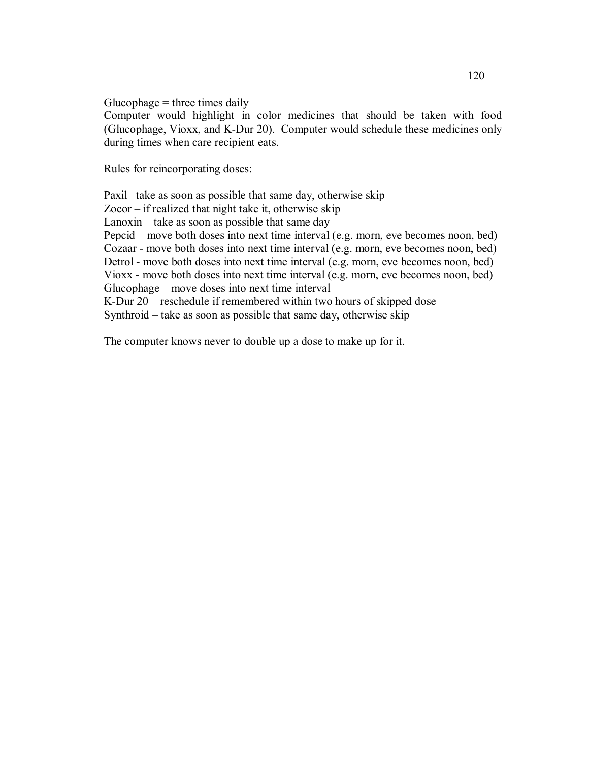Glucophage = three times daily

Computer would highlight in color medicines that should be taken with food (Glucophage, Vioxx, and K-Dur 20). Computer would schedule these medicines only during times when care recipient eats.

Rules for reincorporating doses:

Paxil –take as soon as possible that same day, otherwise skip
Zocor – if realized that night take it, otherwise skip
Lanoxin – take as soon as possible that same day
Pepcid – move both doses into next time interval (e.g. morn, eve becomes noon, bed)
Cozaar - move both doses into next time interval (e.g. morn, eve becomes noon, bed)
Detrol - move both doses into next time interval (e.g. morn, eve becomes noon, bed)
Vioxx - move both doses into next time interval (e.g. morn, eve becomes noon, bed)
Glucophage – move doses into next time interval
K-Dur 20 – reschedule if remembered within two hours of skipped dose
Synthroid – take as soon as possible that same day, otherwise skip

The computer knows never to double up a dose to make up for it.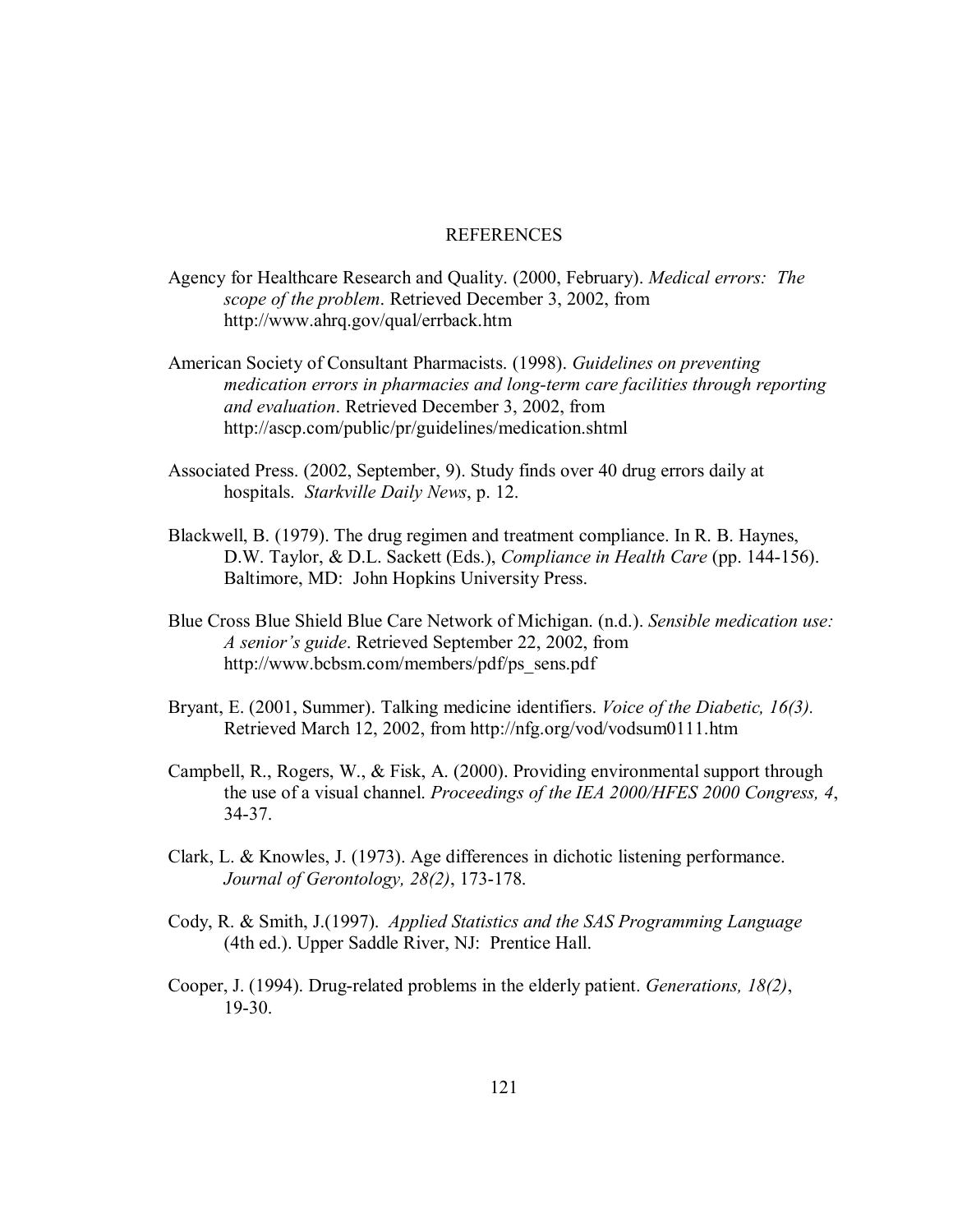# REFERENCES

Agency for Healthcare Research and Quality. (2000, February). *Medical errors: The scope of the problem*. Retrieved December 3, 2002, from http://www.ahrq.gov/qual/errback.htm

American Society of Consultant Pharmacists. (1998). *Guidelines on preventing medication errors in pharmacies and long-term care facilities through reporting and evaluation*. Retrieved December 3, 2002, from http://ascp.com/public/pr/guidelines/medication.shtml

Associated Press. (2002, September, 9). Study finds over 40 drug errors daily at hospitals. *Starkville Daily News*, p. 12.

Blackwell, B. (1979). The drug regimen and treatment compliance. In R. B. Haynes, D.W. Taylor, & D.L. Sackett (Eds.), *Compliance in Health Care* (pp. 144-156). Baltimore, MD: John Hopkins University Press.

Blue Cross Blue Shield Blue Care Network of Michigan. (n.d.). *Sensible medication use: A senior's guide*. Retrieved September 22, 2002, from http://www.bcbsm.com/members/pdf/ps_sens.pdf

Bryant, E. (2001, Summer). Talking medicine identifiers. *Voice of the Diabetic, 16(3).* Retrieved March 12, 2002, from http://nfg.org/vod/vodsum0111.htm

Campbell, R., Rogers, W., & Fisk, A. (2000). Providing environmental support through the use of a visual channel. *Proceedings of the IEA 2000/HFES 2000 Congress, 4*, 34-37.

Clark, L. & Knowles, J. (1973). Age differences in dichotic listening performance. *Journal of Gerontology, 28(2)*, 173-178.

Cody, R. & Smith, J.(1997). *Applied Statistics and the SAS Programming Language* (4th ed.). Upper Saddle River, NJ: Prentice Hall.

Cooper, J. (1994). Drug-related problems in the elderly patient. *Generations, 18(2)*, 19-30.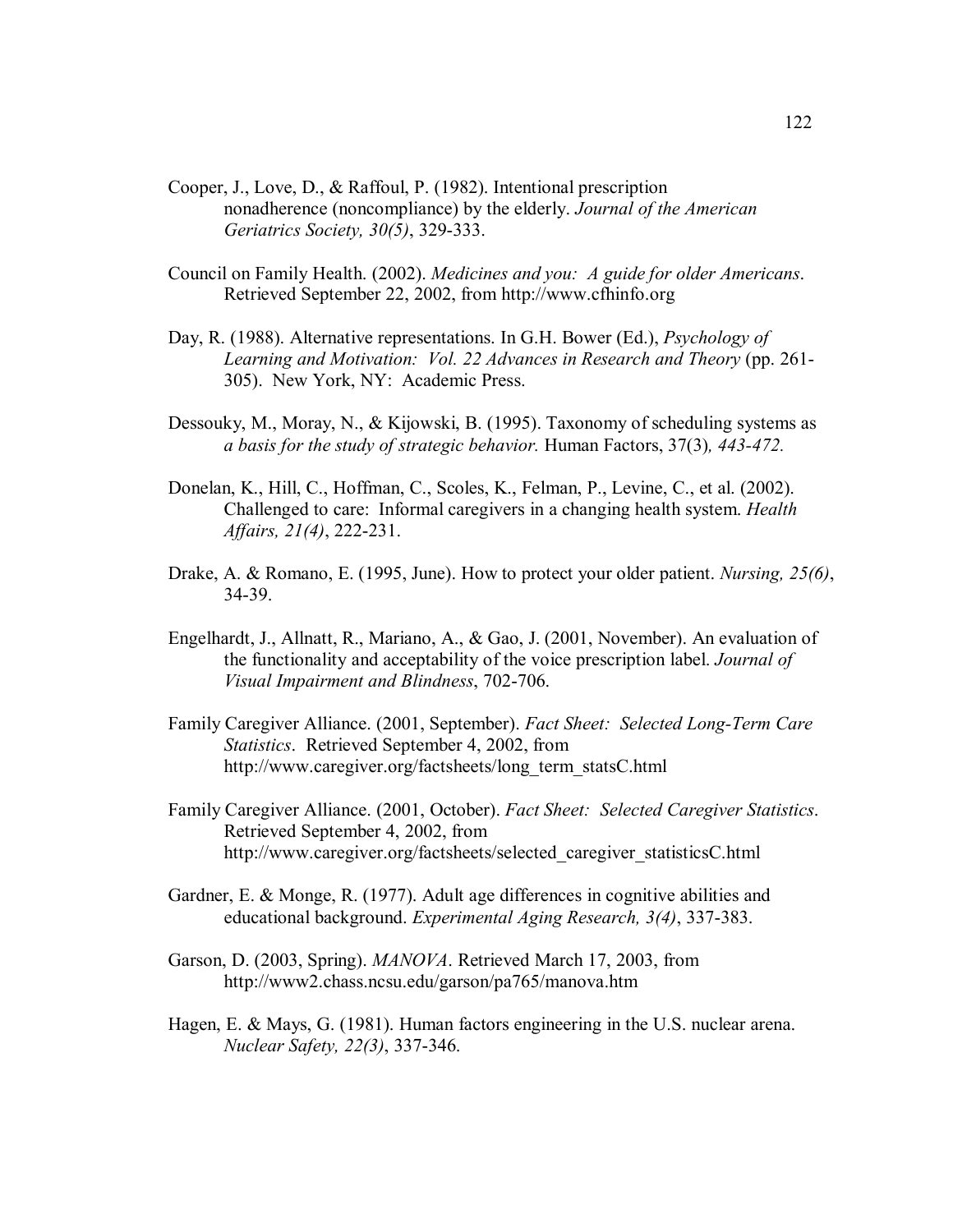Cooper, J., Love, D., & Raffoul, P. (1982). Intentional prescription nonadherence (noncompliance) by the elderly. *Journal of the American Geriatrics Society, 30(5)*, 329-333.

Council on Family Health. (2002). *Medicines and you: A guide for older Americans*. Retrieved September 22, 2002, from http://www.cfhinfo.org

Day, R. (1988). Alternative representations. In G.H. Bower (Ed.), *Psychology of Learning and Motivation: Vol. 22 Advances in Research and Theory* (pp. 261-305). New York, NY: Academic Press.

Dessouky, M., Moray, N., & Kijowski, B. (1995). Taxonomy of scheduling systems as *a basis for the study of strategic behavior.* Human Factors, 37(3)*, 443-472.*

Donelan, K., Hill, C., Hoffman, C., Scoles, K., Felman, P., Levine, C., et al. (2002). Challenged to care: Informal caregivers in a changing health system. *Health Affairs, 21(4)*, 222-231.

Drake, A. & Romano, E. (1995, June). How to protect your older patient. *Nursing, 25(6)*, 34-39.

Engelhardt, J., Allnatt, R., Mariano, A., & Gao, J. (2001, November). An evaluation of the functionality and acceptability of the voice prescription label. *Journal of Visual Impairment and Blindness*, 702-706.

Family Caregiver Alliance. (2001, September). *Fact Sheet: Selected Long-Term Care Statistics*. Retrieved September 4, 2002, from http://www.caregiver.org/factsheets/long_term_statsC.html

Family Caregiver Alliance. (2001, October). *Fact Sheet: Selected Caregiver Statistics*. Retrieved September 4, 2002, from http://www.caregiver.org/factsheets/selected_caregiver_statisticsC.html

Gardner, E. & Monge, R. (1977). Adult age differences in cognitive abilities and educational background. *Experimental Aging Research, 3(4)*, 337-383.

Garson, D. (2003, Spring). *MANOVA*. Retrieved March 17, 2003, from http://www2.chass.ncsu.edu/garson/pa765/manova.htm

Hagen, E. & Mays, G. (1981). Human factors engineering in the U.S. nuclear arena. *Nuclear Safety, 22(3)*, 337-346.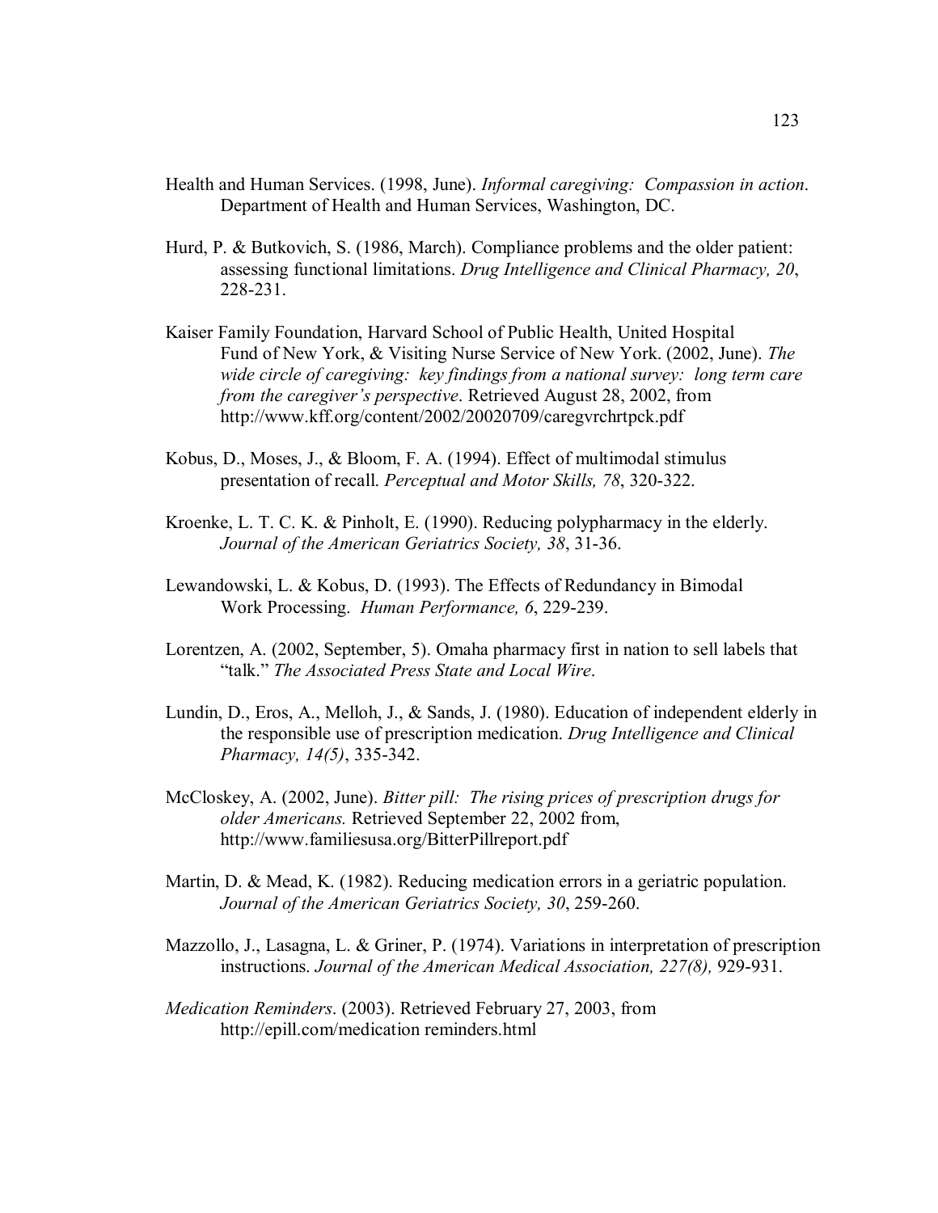Health and Human Services. (1998, June). *Informal caregiving: Compassion in action*. Department of Health and Human Services, Washington, DC.

Hurd, P. & Butkovich, S. (1986, March). Compliance problems and the older patient: assessing functional limitations. *Drug Intelligence and Clinical Pharmacy, 20*, 228-231.

Kaiser Family Foundation, Harvard School of Public Health, United Hospital Fund of New York, & Visiting Nurse Service of New York. (2002, June). *The wide circle of caregiving: key findings from a national survey: long term care from the caregiver's perspective*. Retrieved August 28, 2002, from http://www.kff.org/content/2002/20020709/caregvrchrtpck.pdf

Kobus, D., Moses, J., & Bloom, F. A. (1994). Effect of multimodal stimulus presentation of recall. *Perceptual and Motor Skills, 78*, 320-322.

Kroenke, L. T. C. K. & Pinholt, E. (1990). Reducing polypharmacy in the elderly. *Journal of the American Geriatrics Society, 38*, 31-36.

Lewandowski, L. & Kobus, D. (1993). The Effects of Redundancy in Bimodal Work Processing. *Human Performance, 6*, 229-239.

Lorentzen, A. (2002, September, 5). Omaha pharmacy first in nation to sell labels that "talk." *The Associated Press State and Local Wire*.

Lundin, D., Eros, A., Melloh, J., & Sands, J. (1980). Education of independent elderly in the responsible use of prescription medication. *Drug Intelligence and Clinical Pharmacy, 14(5)*, 335-342.

McCloskey, A. (2002, June). *Bitter pill: The rising prices of prescription drugs for older Americans.* Retrieved September 22, 2002 from, http://www.familiesusa.org/BitterPillreport.pdf

Martin, D. & Mead, K. (1982). Reducing medication errors in a geriatric population. *Journal of the American Geriatrics Society, 30*, 259-260.

Mazzollo, J., Lasagna, L. & Griner, P. (1974). Variations in interpretation of prescription instructions. *Journal of the American Medical Association, 227(8),* 929-931.

*Medication Reminders*. (2003). Retrieved February 27, 2003, from http://epill.com/medication reminders.html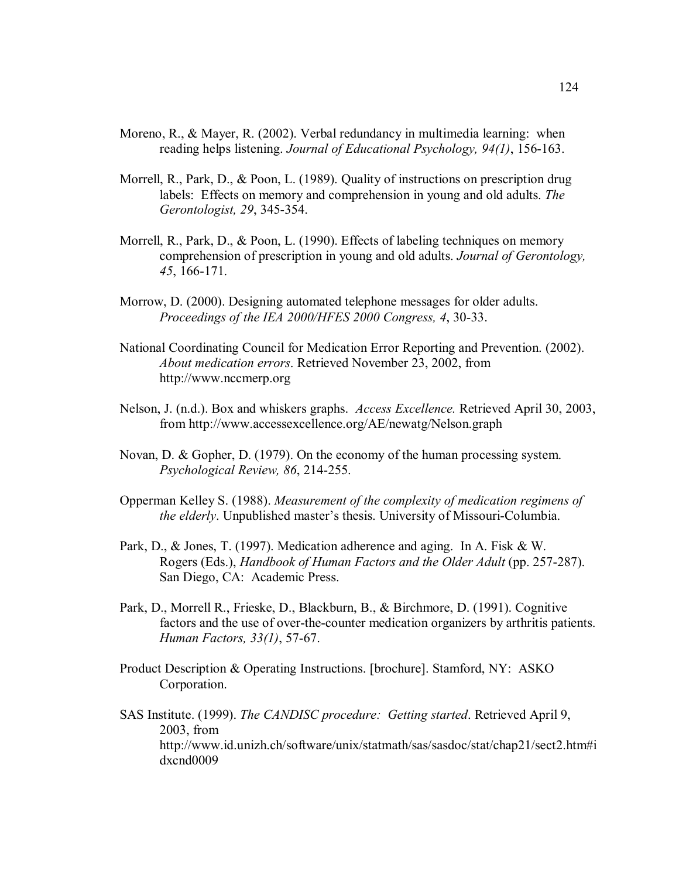Moreno, R., & Mayer, R. (2002). Verbal redundancy in multimedia learning: when reading helps listening. *Journal of Educational Psychology, 94(1)*, 156-163.

Morrell, R., Park, D., & Poon, L. (1989). Quality of instructions on prescription drug labels: Effects on memory and comprehension in young and old adults. *The Gerontologist, 29*, 345-354.

Morrell, R., Park, D., & Poon, L. (1990). Effects of labeling techniques on memory comprehension of prescription in young and old adults. *Journal of Gerontology, 45*, 166-171.

Morrow, D. (2000). Designing automated telephone messages for older adults. *Proceedings of the IEA 2000/HFES 2000 Congress, 4*, 30-33.

National Coordinating Council for Medication Error Reporting and Prevention. (2002). *About medication errors*. Retrieved November 23, 2002, from http://www.nccmerp.org

Nelson, J. (n.d.). Box and whiskers graphs. *Access Excellence.* Retrieved April 30, 2003, from http://www.accessexcellence.org/AE/newatg/Nelson.graph

Novan, D. & Gopher, D. (1979). On the economy of the human processing system. *Psychological Review, 86*, 214-255.

Opperman Kelley S. (1988). *Measurement of the complexity of medication regimens of the elderly*. Unpublished master's thesis. University of Missouri-Columbia.

Park, D., & Jones, T. (1997). Medication adherence and aging. In A. Fisk & W. Rogers (Eds.), *Handbook of Human Factors and the Older Adult* (pp. 257-287). San Diego, CA: Academic Press.

Park, D., Morrell R., Frieske, D., Blackburn, B., & Birchmore, D. (1991). Cognitive factors and the use of over-the-counter medication organizers by arthritis patients. *Human Factors, 33(1)*, 57-67.

Product Description & Operating Instructions. [brochure]. Stamford, NY: ASKO Corporation.

SAS Institute. (1999). *The CANDISC procedure: Getting started*. Retrieved April 9, 2003, from http://www.id.unizh.ch/software/unix/statmath/sas/sasdoc/stat/chap21/sect2.htm#idxcnd0009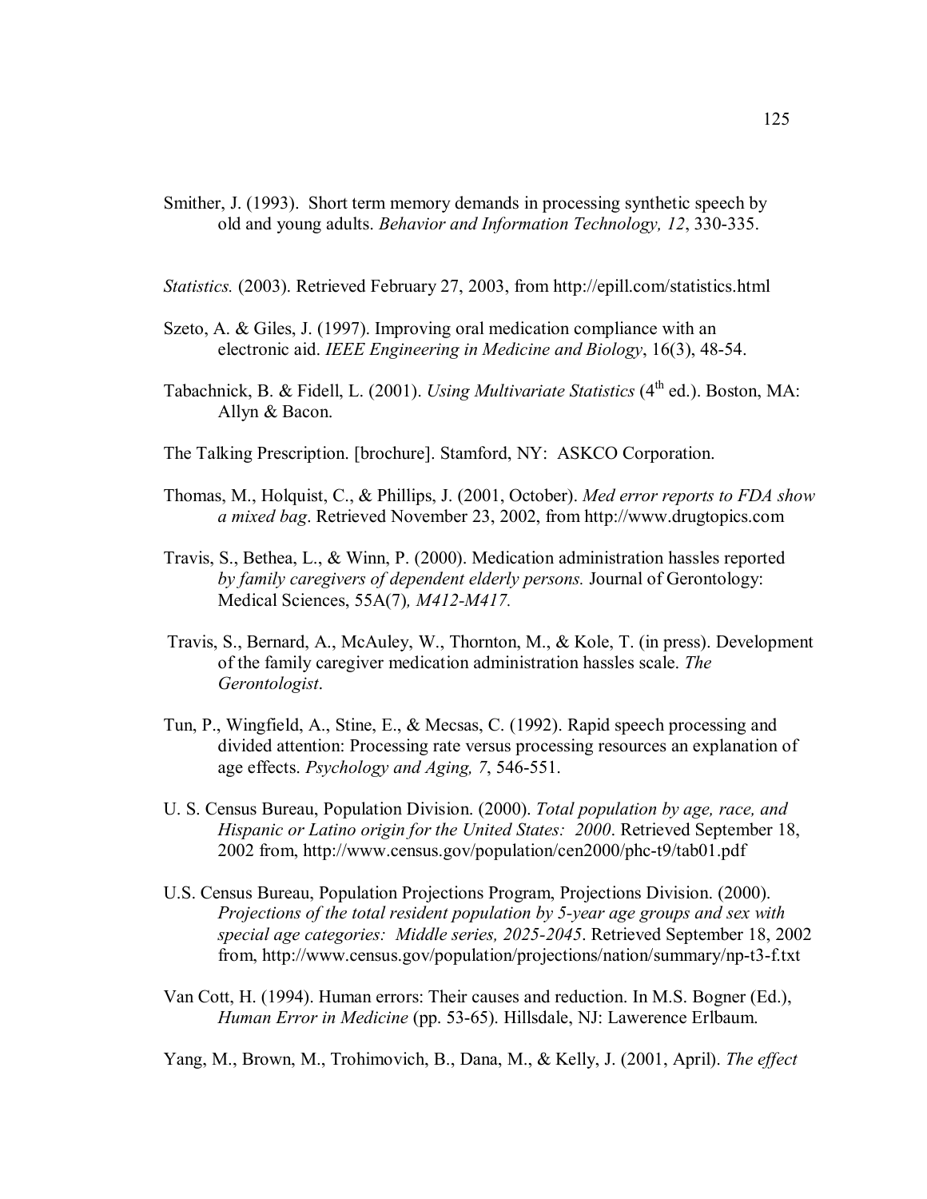Smither, J. (1993). Short term memory demands in processing synthetic speech by old and young adults. *Behavior and Information Technology, 12*, 330-335.

*Statistics.* (2003). Retrieved February 27, 2003, from http://epill.com/statistics.html

Szeto, A. & Giles, J. (1997). Improving oral medication compliance with an electronic aid. *IEEE Engineering in Medicine and Biology*, 16(3), 48-54.

Tabachnick, B. & Fidell, L. (2001). *Using Multivariate Statistics* (4th ed.). Boston, MA: Allyn & Bacon.

The Talking Prescription. [brochure]. Stamford, NY: ASKCO Corporation.

Thomas, M., Holquist, C., & Phillips, J. (2001, October). *Med error reports to FDA show a mixed bag*. Retrieved November 23, 2002, from http://www.drugtopics.com

Travis, S., Bethea, L., & Winn, P. (2000). Medication administration hassles reported *by family caregivers of dependent elderly persons.* Journal of Gerontology: Medical Sciences, 55A(7)*, M412-M417.*

Travis, S., Bernard, A., McAuley, W., Thornton, M., & Kole, T. (in press). Development of the family caregiver medication administration hassles scale. *The Gerontologist*.

Tun, P., Wingfield, A., Stine, E., & Mecsas, C. (1992). Rapid speech processing and divided attention: Processing rate versus processing resources an explanation of age effects. *Psychology and Aging, 7*, 546-551.

U. S. Census Bureau, Population Division. (2000). *Total population by age, race, and Hispanic or Latino origin for the United States: 2000*. Retrieved September 18, 2002 from, http://www.census.gov/population/cen2000/phc-t9/tab01.pdf

U.S. Census Bureau, Population Projections Program, Projections Division. (2000). *Projections of the total resident population by 5-year age groups and sex with special age categories: Middle series, 2025-2045*. Retrieved September 18, 2002 from, http://www.census.gov/population/projections/nation/summary/np-t3-f.txt

Van Cott, H. (1994). Human errors: Their causes and reduction. In M.S. Bogner (Ed.), *Human Error in Medicine* (pp. 53-65). Hillsdale, NJ: Lawerence Erlbaum.

Yang, M., Brown, M., Trohimovich, B., Dana, M., & Kelly, J. (2001, April). *The effect*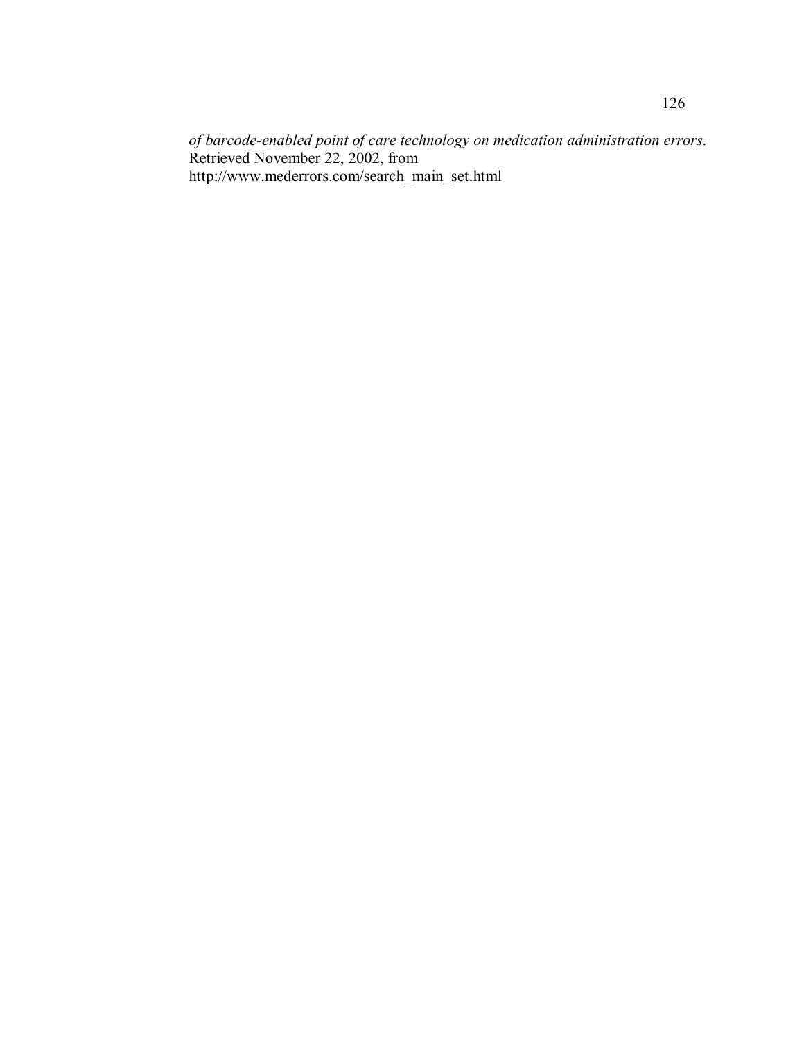*of barcode-enabled point of care technology on medication administration errors*. Retrieved November 22, 2002, from http://www.mederrors.com/search_main_set.html